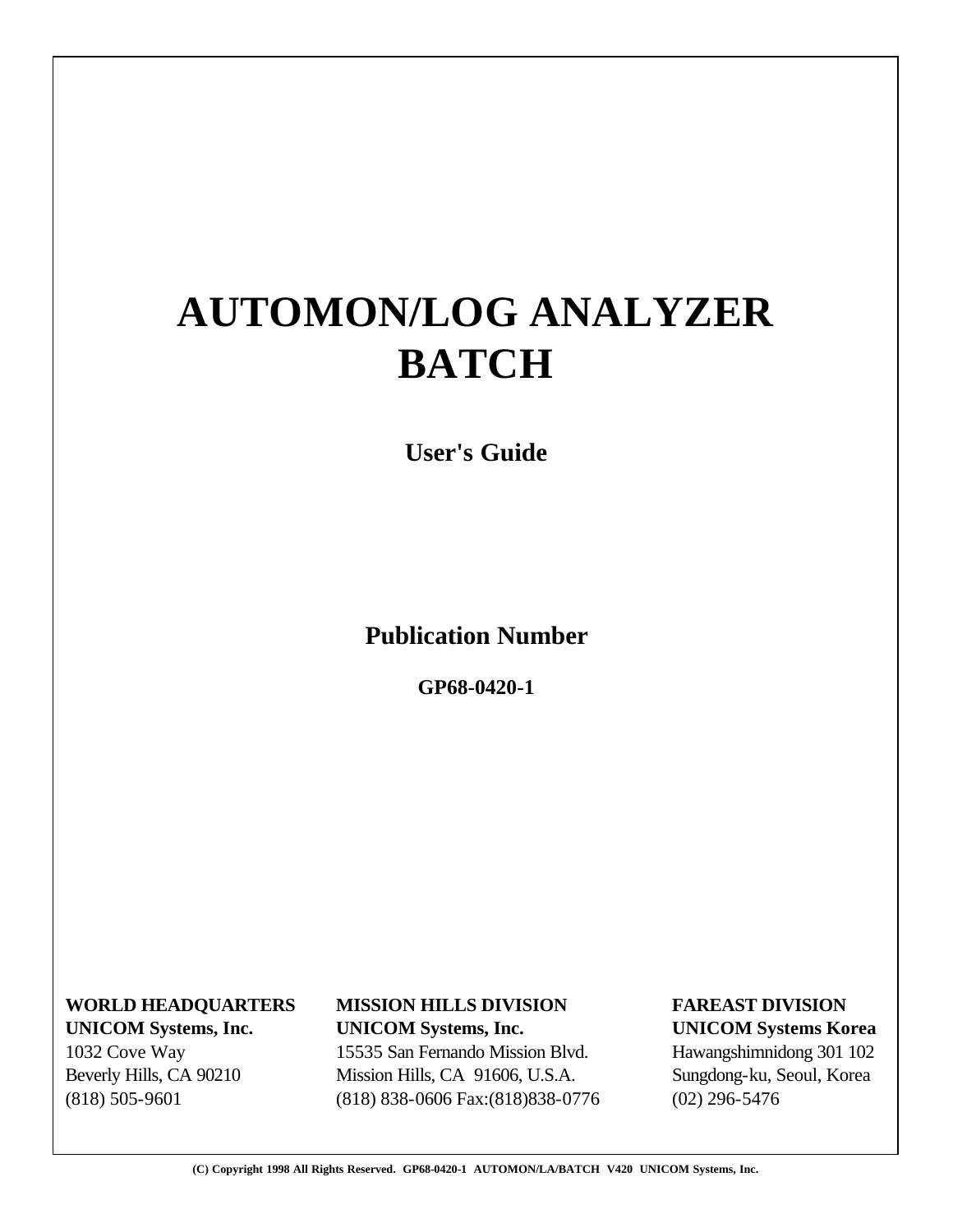# AUTOMON/LOG ANALYZER BATCH

## User's Guide

### Publication Number

**GP68-0420-1**

**WORLD HEADQUARTERS**
**UNICOM Systems, Inc.**
1032 Cove Way
Beverly Hills, CA 90210
(818) 505-9601

**MISSION HILLS DIVISION**
**UNICOM Systems, Inc.**
15535 San Fernando Mission Blvd.
Mission Hills, CA 91606, U.S.A.
(818) 838-0606 Fax:(818)838-0776

**FAREAST DIVISION**
**UNICOM Systems Korea**
Hawangshimnidong 301 102
Sungdong-ku, Seoul, Korea
(02) 296-5476

**(C) Copyright 1998 All Rights Reserved. GP68-0420-1 AUTOMON/LA/BATCH V420 UNICOM Systems, Inc.**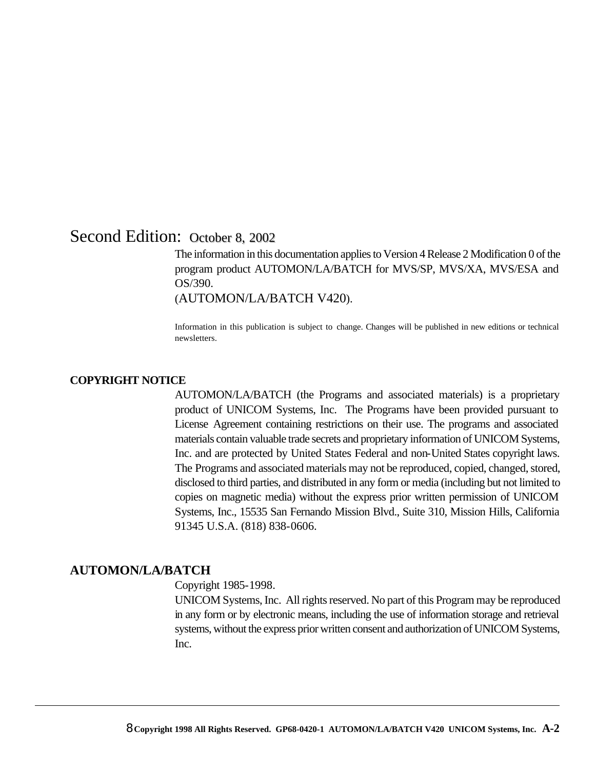Second Edition: October 8, 2002

The information in this documentation applies to Version 4 Release 2 Modification 0 of the program product AUTOMON/LA/BATCH for MVS/SP, MVS/XA, MVS/ESA and OS/390.
(AUTOMON/LA/BATCH V420).

Information in this publication is subject to change. Changes will be published in new editions or technical newsletters.

**COPYRIGHT NOTICE**

AUTOMON/LA/BATCH (the Programs and associated materials) is a proprietary product of UNICOM Systems, Inc. The Programs have been provided pursuant to License Agreement containing restrictions on their use. The programs and associated materials contain valuable trade secrets and proprietary information of UNICOM Systems, Inc. and are protected by United States Federal and non-United States copyright laws. The Programs and associated materials may not be reproduced, copied, changed, stored, disclosed to third parties, and distributed in any form or media (including but not limited to copies on magnetic media) without the express prior written permission of UNICOM Systems, Inc., 15535 San Fernando Mission Blvd., Suite 310, Mission Hills, California 91345 U.S.A. (818) 838-0606.

**AUTOMON/LA/BATCH**

Copyright 1985-1998.
UNICOM Systems, Inc. All rights reserved. No part of this Program may be reproduced in any form or by electronic means, including the use of information storage and retrieval systems, without the express prior written consent and authorization of UNICOM Systems, Inc.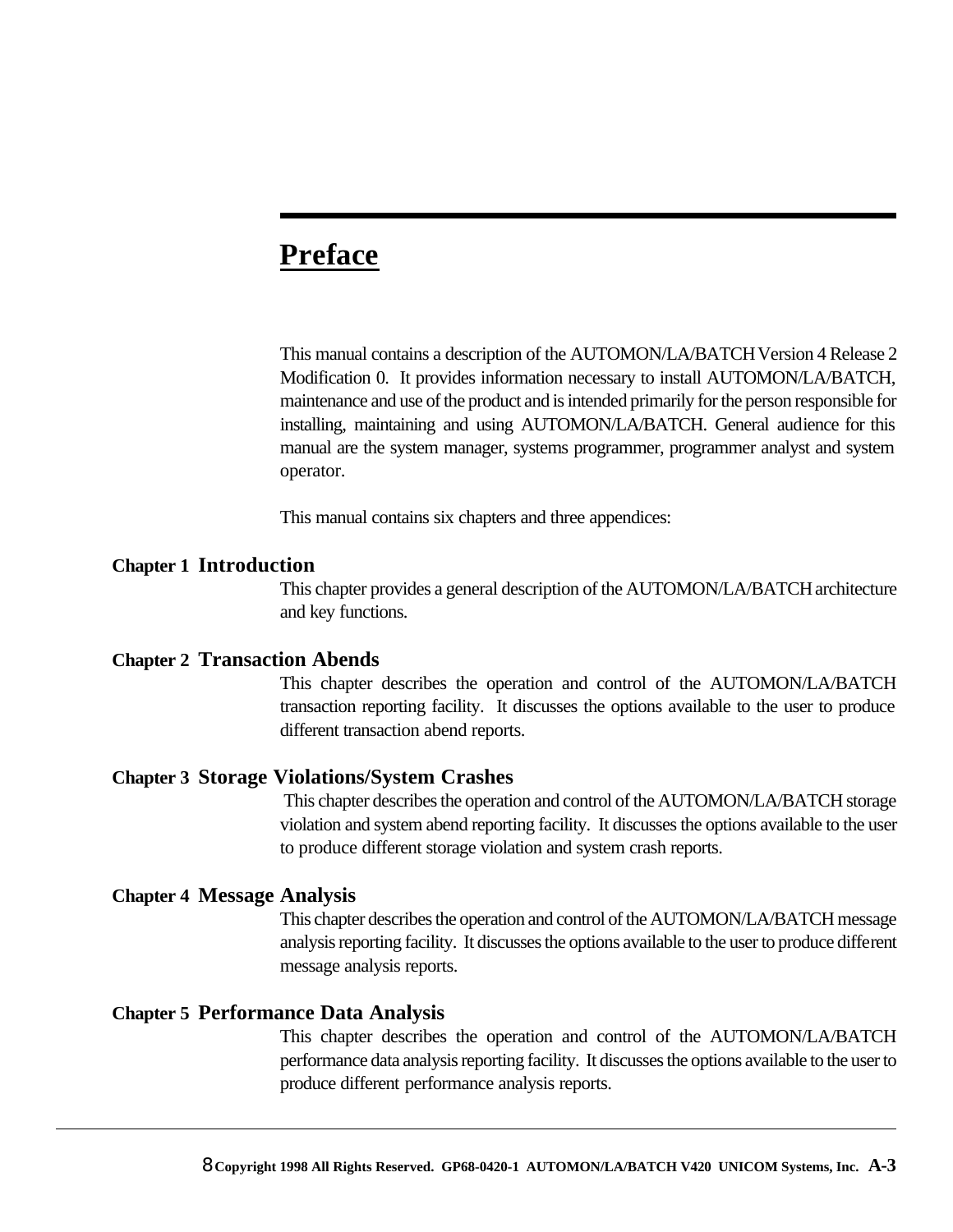# Preface

This manual contains a description of the AUTOMON/LA/BATCH Version 4 Release 2 Modification 0. It provides information necessary to install AUTOMON/LA/BATCH, maintenance and use of the product and is intended primarily for the person responsible for installing, maintaining and using AUTOMON/LA/BATCH. General audience for this manual are the system manager, systems programmer, programmer analyst and system operator.

This manual contains six chapters and three appendices:

**Chapter 1 Introduction**
This chapter provides a general description of the AUTOMON/LA/BATCH architecture and key functions.

**Chapter 2 Transaction Abends**
This chapter describes the operation and control of the AUTOMON/LA/BATCH transaction reporting facility. It discusses the options available to the user to produce different transaction abend reports.

**Chapter 3 Storage Violations/System Crashes**
This chapter describes the operation and control of the AUTOMON/LA/BATCH storage violation and system abend reporting facility. It discusses the options available to the user to produce different storage violation and system crash reports.

**Chapter 4 Message Analysis**
This chapter describes the operation and control of the AUTOMON/LA/BATCH message analysis reporting facility. It discusses the options available to the user to produce different message analysis reports.

**Chapter 5 Performance Data Analysis**
This chapter describes the operation and control of the AUTOMON/LA/BATCH performance data analysis reporting facility. It discusses the options available to the user to produce different performance analysis reports.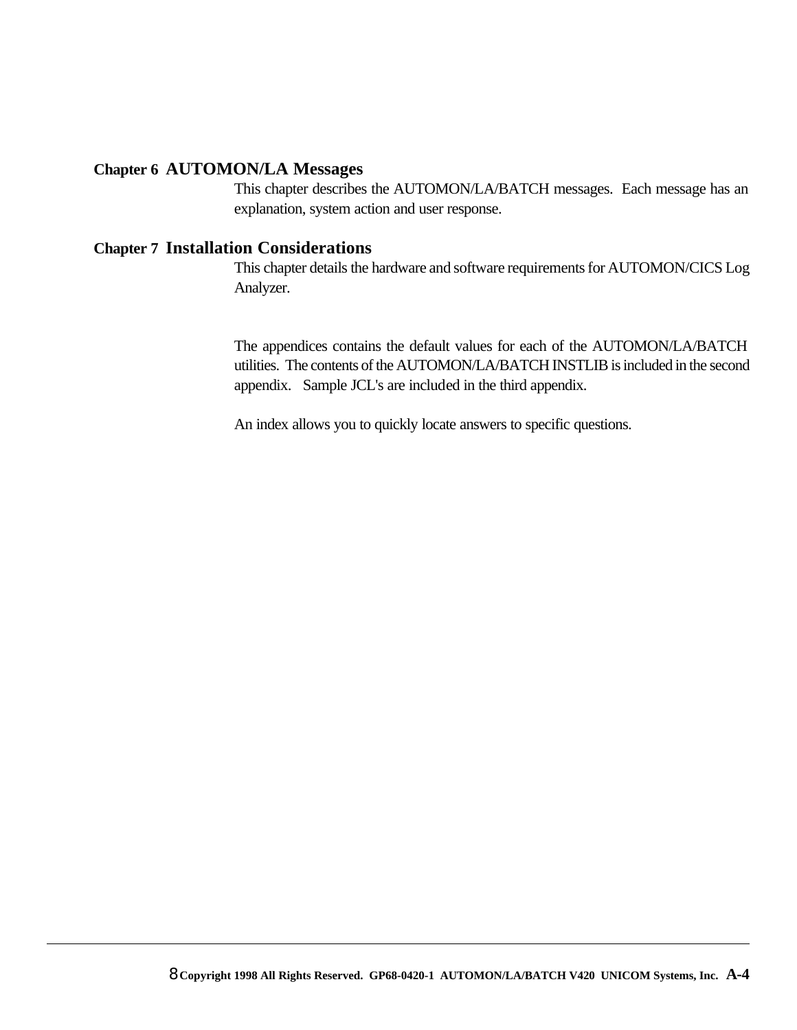**Chapter 6 AUTOMON/LA Messages**

This chapter describes the AUTOMON/LA/BATCH messages. Each message has an explanation, system action and user response.

**Chapter 7 Installation Considerations**

This chapter details the hardware and software requirements for AUTOMON/CICS Log Analyzer.

The appendices contains the default values for each of the AUTOMON/LA/BATCH utilities. The contents of the AUTOMON/LA/BATCH INSTLIB is included in the second appendix. Sample JCL's are included in the third appendix.

An index allows you to quickly locate answers to specific questions.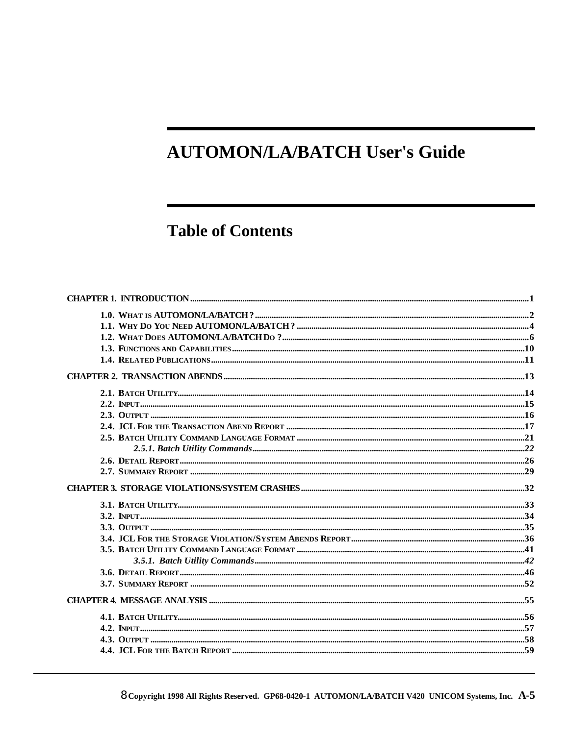# AUTOMON/LA/BATCH User's Guide

## Table of Contents

**CHAPTER 1. INTRODUCTION** ........ 1

- 1.0. WHAT IS AUTOMON/LA/BATCH? ........ 2
- 1.1. WHY DO YOU NEED AUTOMON/LA/BATCH? ........ 4
- 1.2. WHAT DOES AUTOMON/LA/BATCH DO? ........ 6
- 1.3. FUNCTIONS AND CAPABILITIES ........ 10
- 1.4. RELATED PUBLICATIONS ........ 11

**CHAPTER 2. TRANSACTION ABENDS** ........ 13

- 2.1. BATCH UTILITY ........ 14
- 2.2. INPUT ........ 15
- 2.3. OUTPUT ........ 16
- 2.4. JCL FOR THE TRANSACTION ABEND REPORT ........ 17
- 2.5. BATCH UTILITY COMMAND LANGUAGE FORMAT ........ 21
  - *2.5.1. Batch Utility Commands* ........ *22*
- 2.6. DETAIL REPORT ........ 26
- 2.7. SUMMARY REPORT ........ 29

**CHAPTER 3. STORAGE VIOLATIONS/SYSTEM CRASHES** ........ 32

- 3.1. BATCH UTILITY ........ 33
- 3.2. INPUT ........ 34
- 3.3. OUTPUT ........ 35
- 3.4. JCL FOR THE STORAGE VIOLATION/SYSTEM ABENDS REPORT ........ 36
- 3.5. BATCH UTILITY COMMAND LANGUAGE FORMAT ........ 41
  - *3.5.1. Batch Utility Commands* ........ *42*
- 3.6. DETAIL REPORT ........ 46
- 3.7. SUMMARY REPORT ........ 52

**CHAPTER 4. MESSAGE ANALYSIS** ........ 55

- 4.1. BATCH UTILITY ........ 56
- 4.2. INPUT ........ 57
- 4.3. OUTPUT ........ 58
- 4.4. JCL FOR THE BATCH REPORT ........ 59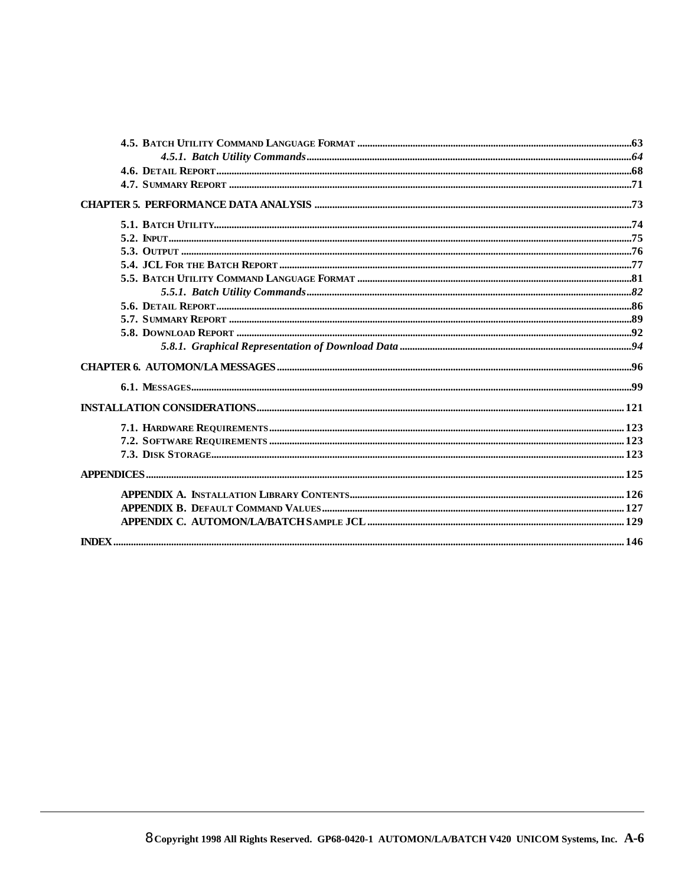**4.5. Batch Utility Command Language Format** .......................................................................63
*4.5.1. Batch Utility Commands*.......................................................................64
**4.6. Detail Report**.......................................................................68
**4.7. Summary Report** .......................................................................71

**CHAPTER 5. PERFORMANCE DATA ANALYSIS** .......................................................................73

**5.1. Batch Utility**.......................................................................74
**5.2. Input**.......................................................................75
**5.3. Output** .......................................................................76
**5.4. JCL For the Batch Report** .......................................................................77
**5.5. Batch Utility Command Language Format** .......................................................................81
*5.5.1. Batch Utility Commands*.......................................................................82
**5.6. Detail Report**.......................................................................86
**5.7. Summary Report** .......................................................................89
**5.8. Download Report** .......................................................................92
*5.8.1. Graphical Representation of Download Data*.......................................................................94

**CHAPTER 6. AUTOMON/LA MESSAGES**.......................................................................96

**6.1. Messages**.......................................................................99

**INSTALLATION CONSIDERATIONS**.......................................................................121

**7.1. Hardware Requirements**.......................................................................123
**7.2. Software Requirements** .......................................................................123
**7.3. Disk Storage**.......................................................................123

**APPENDICES**.......................................................................125

**APPENDIX A. Installation Library Contents**.......................................................................126
**APPENDIX B. Default Command Values**.......................................................................127
**APPENDIX C. AUTOMON/LA/BATCH Sample JCL** .......................................................................129

**INDEX**.......................................................................146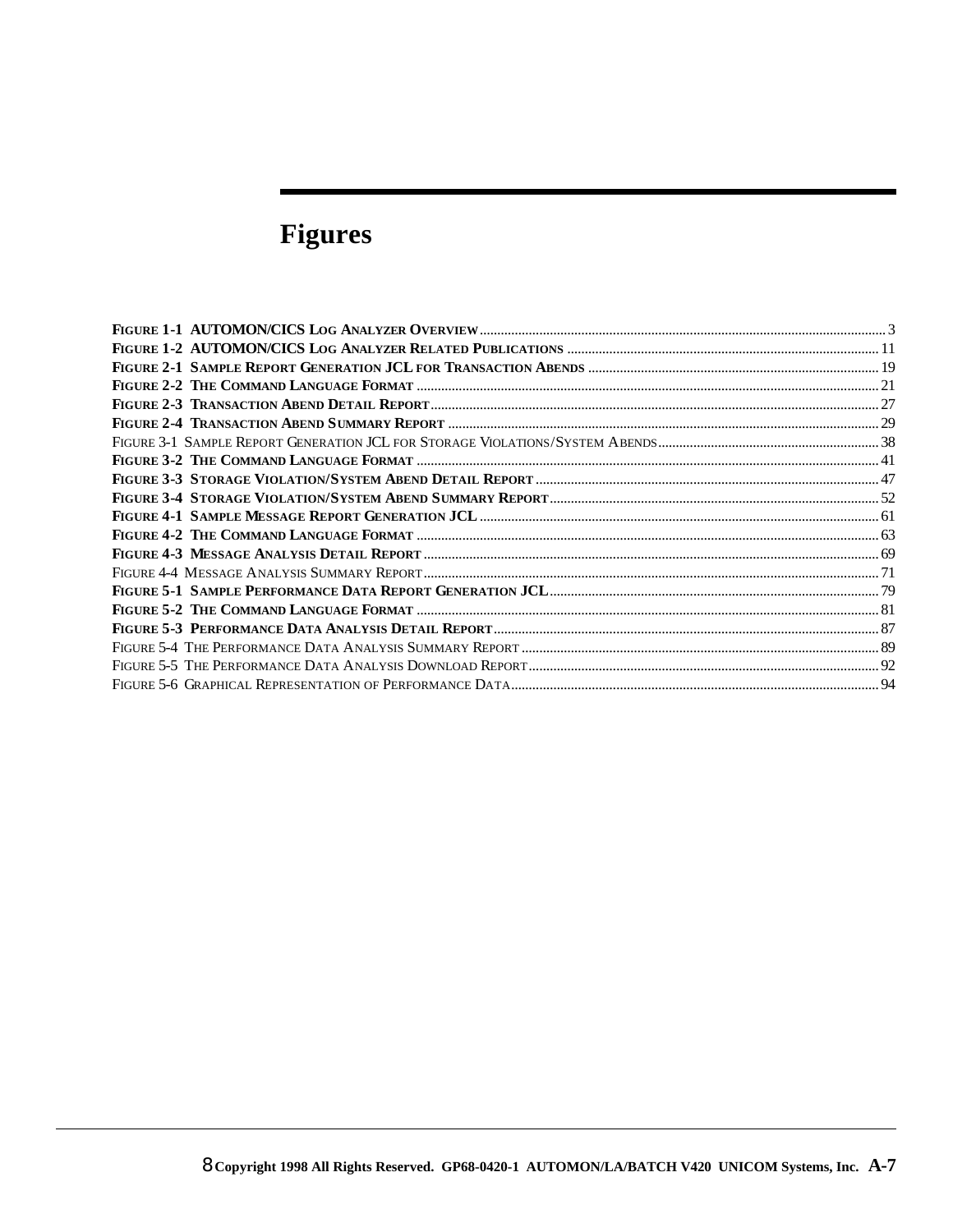# Figures

**Figure 1-1 AUTOMON/CICS Log Analyzer Overview** ........ 3
**Figure 1-2 AUTOMON/CICS Log Analyzer Related Publications** ........ 11
**Figure 2-1 Sample Report Generation JCL for Transaction Abends** ........ 19
**Figure 2-2 The Command Language Format** ........ 21
**Figure 2-3 Transaction Abend Detail Report** ........ 27
**Figure 2-4 Transaction Abend Summary Report** ........ 29
Figure 3-1 Sample Report Generation JCL for Storage Violations/System Abends ........ 38
**Figure 3-2 The Command Language Format** ........ 41
**Figure 3-3 Storage Violation/System Abend Detail Report** ........ 47
**Figure 3-4 Storage Violation/System Abend Summary Report** ........ 52
**Figure 4-1 Sample Message Report Generation JCL** ........ 61
**Figure 4-2 The Command Language Format** ........ 63
**Figure 4-3 Message Analysis Detail Report** ........ 69
Figure 4-4 Message Analysis Summary Report ........ 71
**Figure 5-1 Sample Performance Data Report Generation JCL** ........ 79
**Figure 5-2 The Command Language Format** ........ 81
**Figure 5-3 Performance Data Analysis Detail Report** ........ 87
Figure 5-4 The Performance Data Analysis Summary Report ........ 89
Figure 5-5 The Performance Data Analysis Download Report ........ 92
Figure 5-6 Graphical Representation of Performance Data ........ 94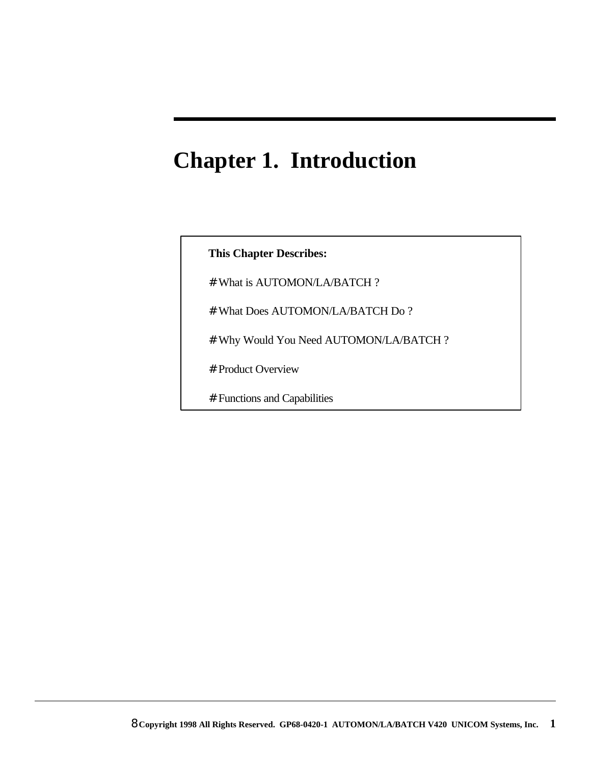# Chapter 1. Introduction

**This Chapter Describes:**

# What is AUTOMON/LA/BATCH ?

# What Does AUTOMON/LA/BATCH Do ?

# Why Would You Need AUTOMON/LA/BATCH ?

# Product Overview

# Functions and Capabilities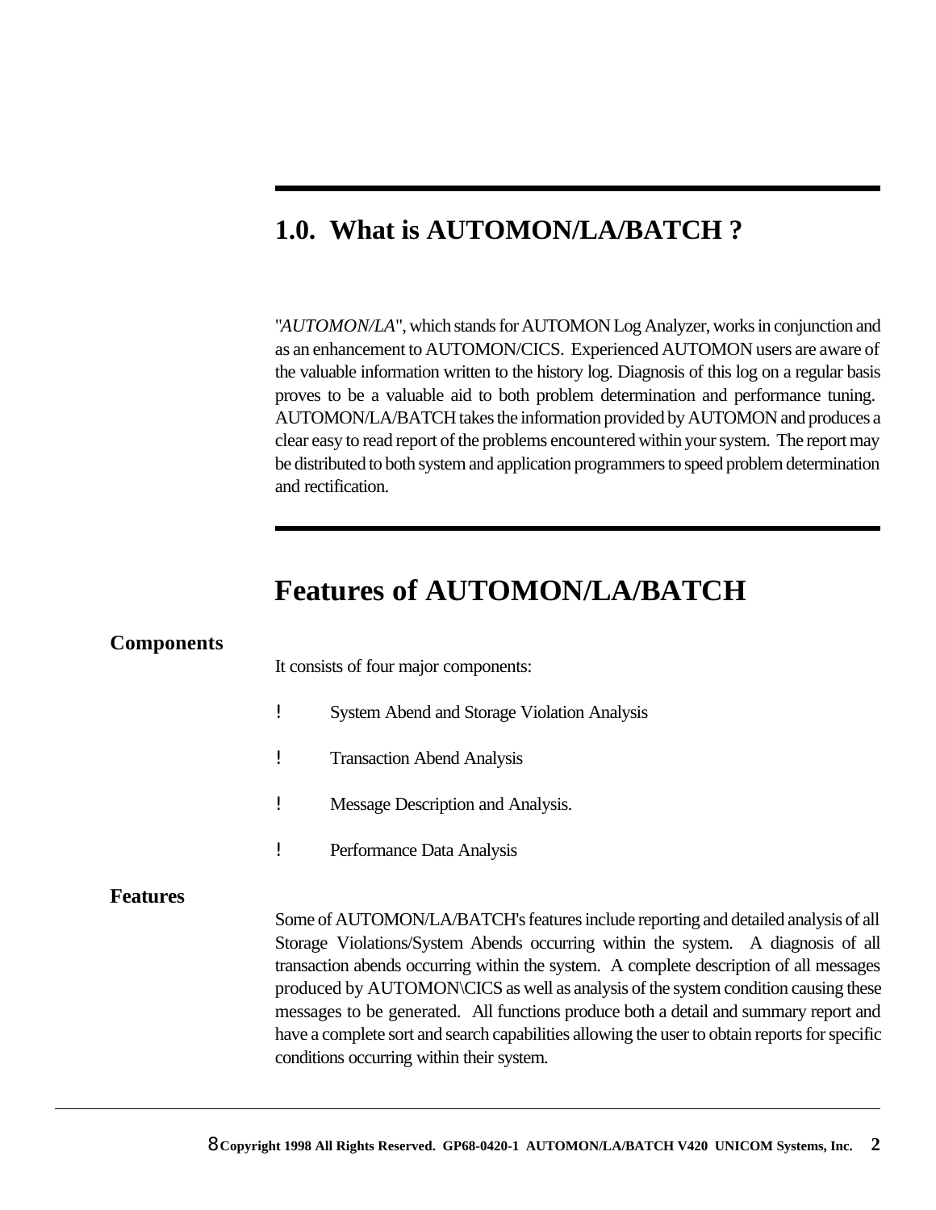## 1.0. What is AUTOMON/LA/BATCH ?

"*AUTOMON/LA*", which stands for AUTOMON Log Analyzer, works in conjunction and as an enhancement to AUTOMON/CICS. Experienced AUTOMON users are aware of the valuable information written to the history log. Diagnosis of this log on a regular basis proves to be a valuable aid to both problem determination and performance tuning. AUTOMON/LA/BATCH takes the information provided by AUTOMON and produces a clear easy to read report of the problems encountered within your system. The report may be distributed to both system and application programmers to speed problem determination and rectification.

## Features of AUTOMON/LA/BATCH

### Components

It consists of four major components:

- System Abend and Storage Violation Analysis
- Transaction Abend Analysis
- Message Description and Analysis.
- Performance Data Analysis

### Features

Some of AUTOMON/LA/BATCH's features include reporting and detailed analysis of all Storage Violations/System Abends occurring within the system. A diagnosis of all transaction abends occurring within the system. A complete description of all messages produced by AUTOMON\CICS as well as analysis of the system condition causing these messages to be generated. All functions produce both a detail and summary report and have a complete sort and search capabilities allowing the user to obtain reports for specific conditions occurring within their system.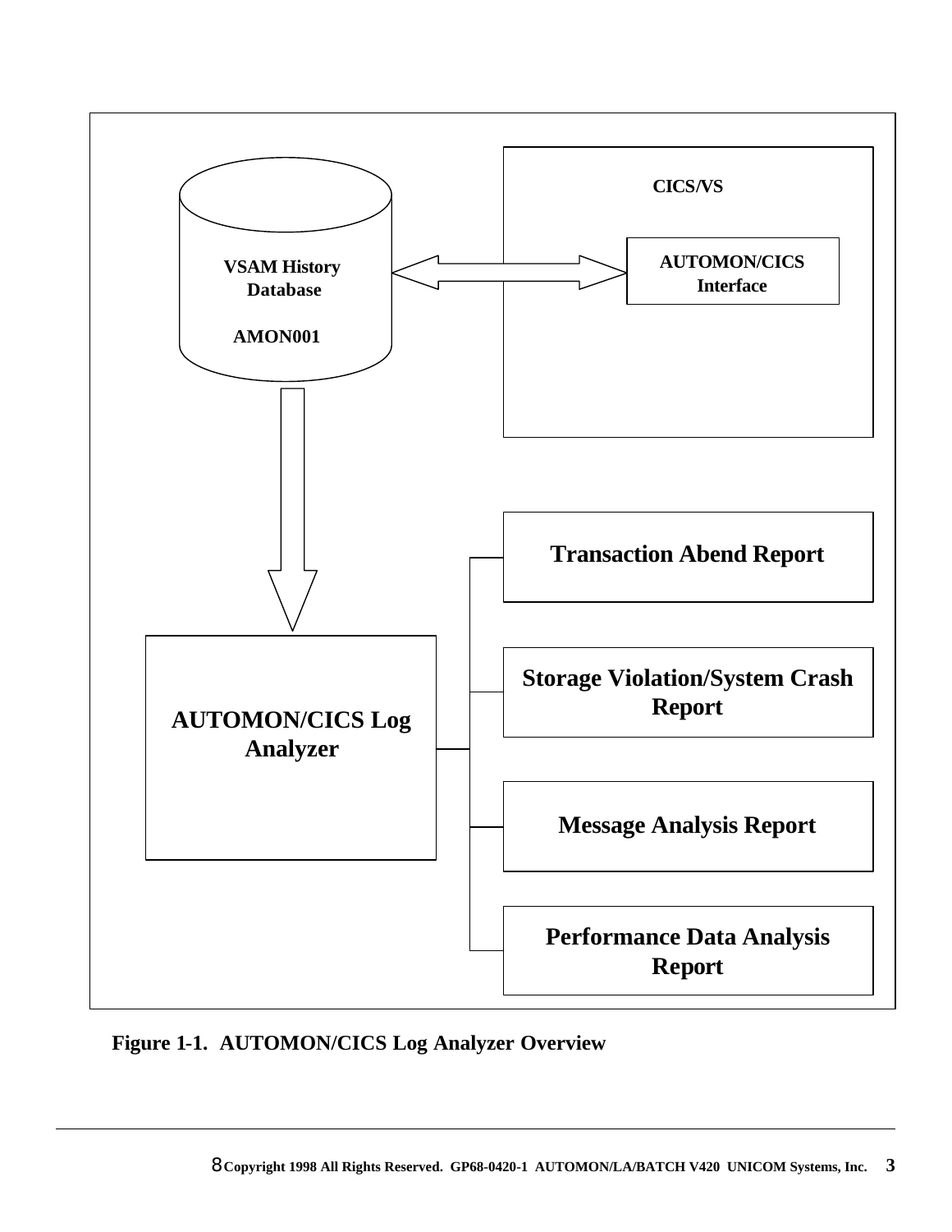VSAM History Database

AMON001

CICS/VS

AUTOMON/CICS Interface

AUTOMON/CICS Log Analyzer

Transaction Abend Report

Storage Violation/System Crash Report

Message Analysis Report

Performance Data Analysis Report

**Figure 1-1. AUTOMON/CICS Log Analyzer Overview**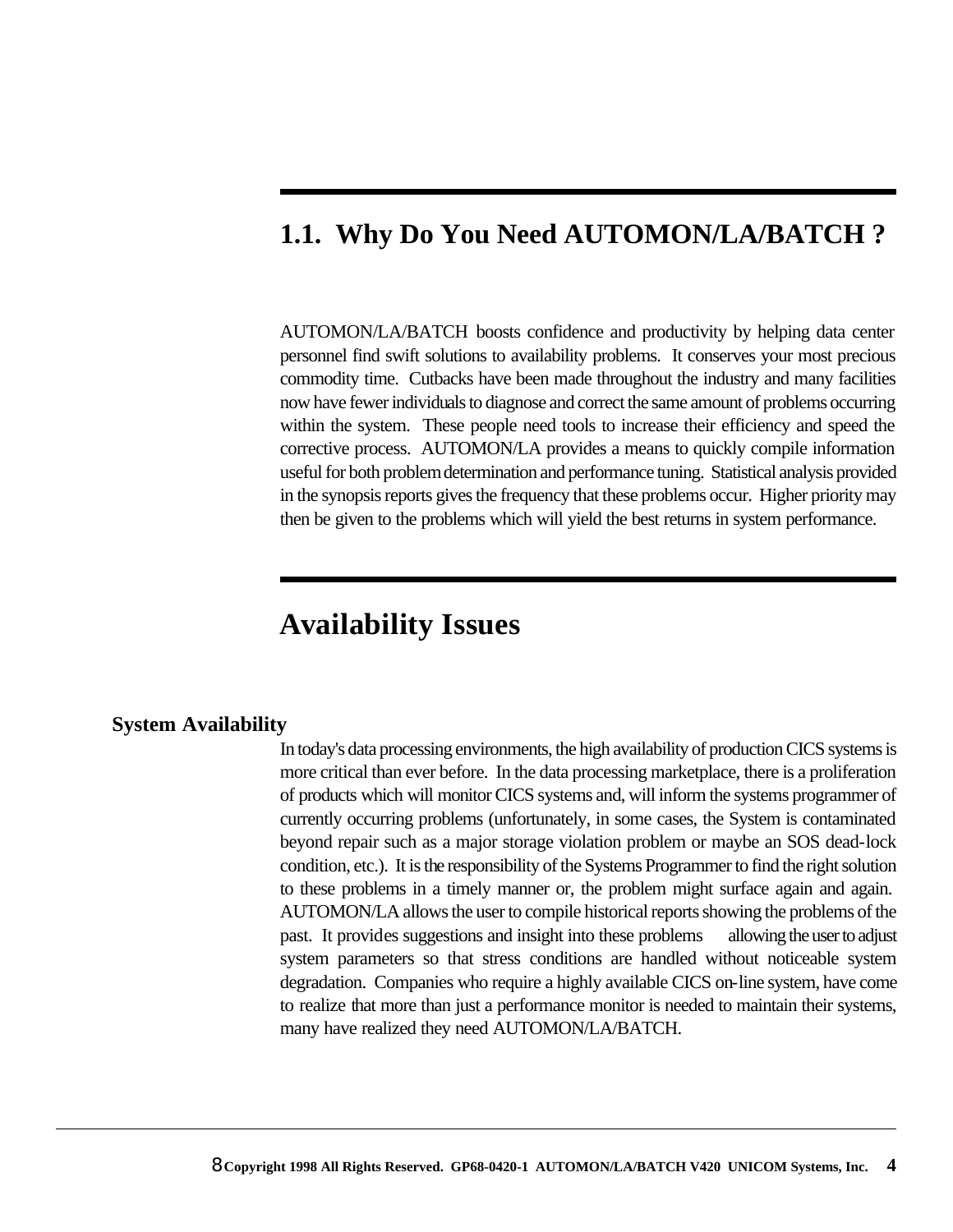## 1.1. Why Do You Need AUTOMON/LA/BATCH ?

AUTOMON/LA/BATCH boosts confidence and productivity by helping data center personnel find swift solutions to availability problems. It conserves your most precious commodity time. Cutbacks have been made throughout the industry and many facilities now have fewer individuals to diagnose and correct the same amount of problems occurring within the system. These people need tools to increase their efficiency and speed the corrective process. AUTOMON/LA provides a means to quickly compile information useful for both problem determination and performance tuning. Statistical analysis provided in the synopsis reports gives the frequency that these problems occur. Higher priority may then be given to the problems which will yield the best returns in system performance.

# Availability Issues

**System Availability**

In today's data processing environments, the high availability of production CICS systems is more critical than ever before. In the data processing marketplace, there is a proliferation of products which will monitor CICS systems and, will inform the systems programmer of currently occurring problems (unfortunately, in some cases, the System is contaminated beyond repair such as a major storage violation problem or maybe an SOS dead-lock condition, etc.). It is the responsibility of the Systems Programmer to find the right solution to these problems in a timely manner or, the problem might surface again and again. AUTOMON/LA allows the user to compile historical reports showing the problems of the past. It provides suggestions and insight into these problems allowing the user to adjust system parameters so that stress conditions are handled without noticeable system degradation. Companies who require a highly available CICS on-line system, have come to realize that more than just a performance monitor is needed to maintain their systems, many have realized they need AUTOMON/LA/BATCH.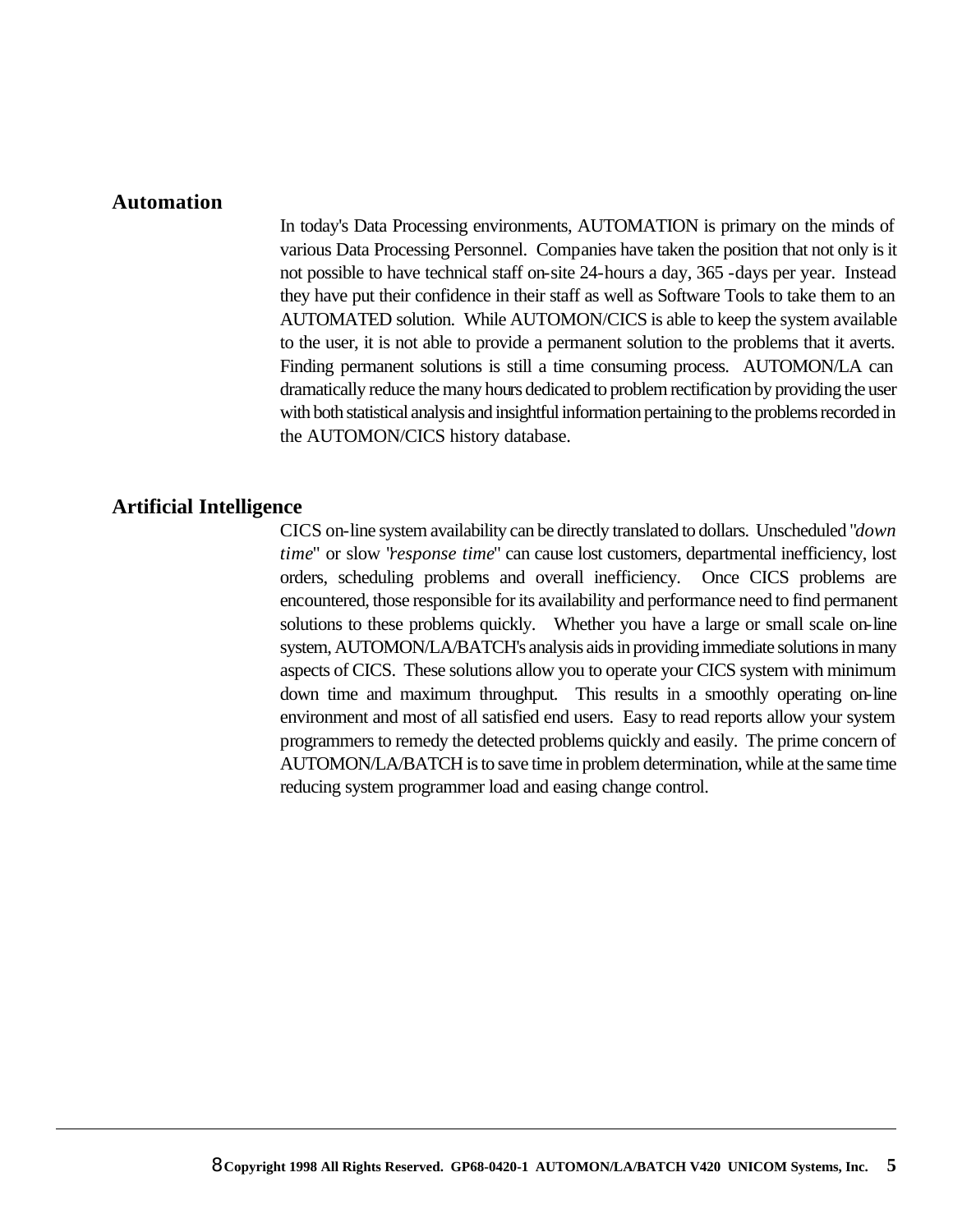## Automation

In today's Data Processing environments, AUTOMATION is primary on the minds of various Data Processing Personnel. Companies have taken the position that not only is it not possible to have technical staff on-site 24-hours a day, 365 -days per year. Instead they have put their confidence in their staff as well as Software Tools to take them to an AUTOMATED solution. While AUTOMON/CICS is able to keep the system available to the user, it is not able to provide a permanent solution to the problems that it averts. Finding permanent solutions is still a time consuming process. AUTOMON/LA can dramatically reduce the many hours dedicated to problem rectification by providing the user with both statistical analysis and insightful information pertaining to the problems recorded in the AUTOMON/CICS history database.

## Artificial Intelligence

CICS on-line system availability can be directly translated to dollars. Unscheduled "*down time*" or slow "*response time*" can cause lost customers, departmental inefficiency, lost orders, scheduling problems and overall inefficiency. Once CICS problems are encountered, those responsible for its availability and performance need to find permanent solutions to these problems quickly. Whether you have a large or small scale on-line system, AUTOMON/LA/BATCH's analysis aids in providing immediate solutions in many aspects of CICS. These solutions allow you to operate your CICS system with minimum down time and maximum throughput. This results in a smoothly operating on-line environment and most of all satisfied end users. Easy to read reports allow your system programmers to remedy the detected problems quickly and easily. The prime concern of AUTOMON/LA/BATCH is to save time in problem determination, while at the same time reducing system programmer load and easing change control.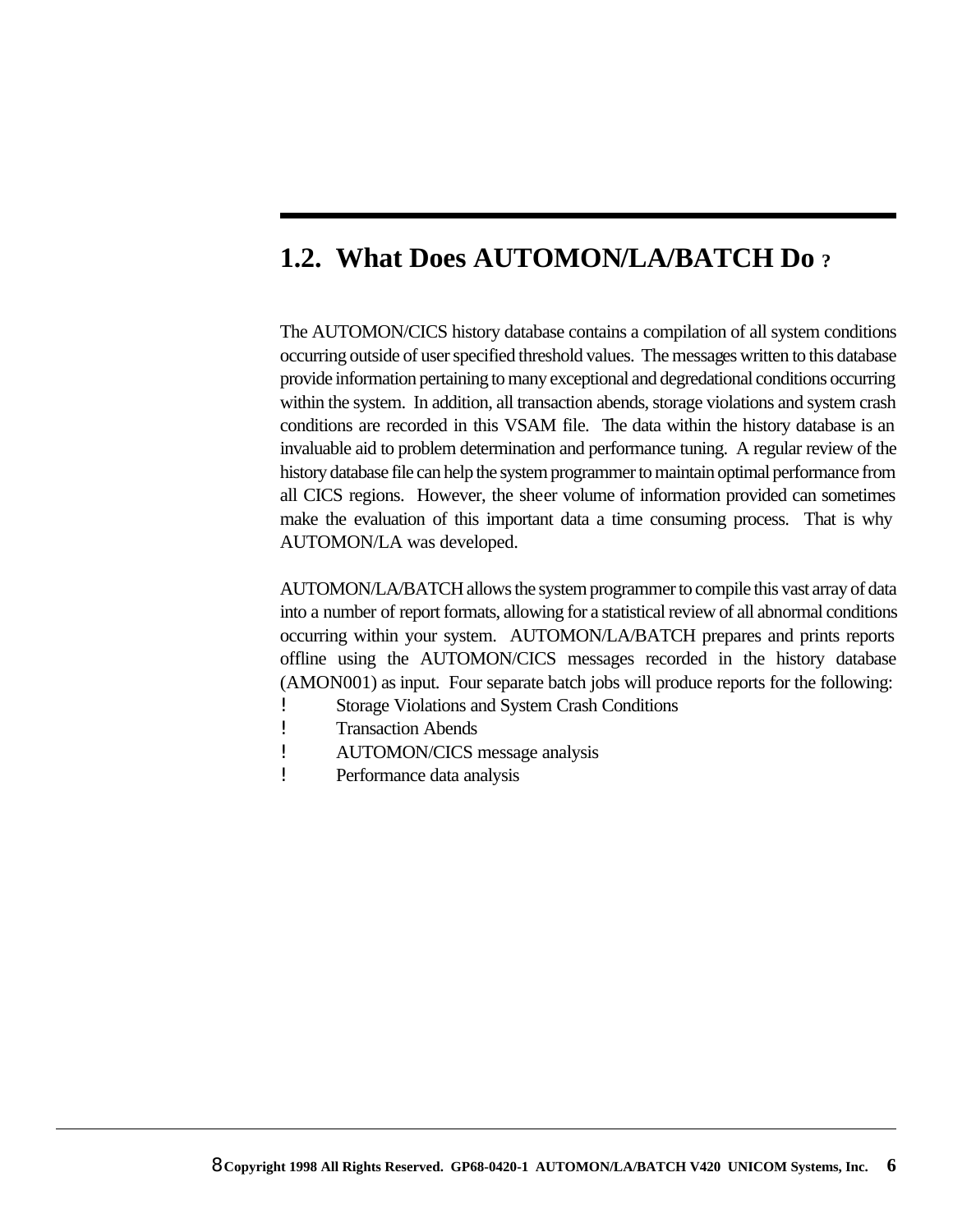## 1.2. What Does AUTOMON/LA/BATCH Do ?

The AUTOMON/CICS history database contains a compilation of all system conditions occurring outside of user specified threshold values. The messages written to this database provide information pertaining to many exceptional and degredational conditions occurring within the system. In addition, all transaction abends, storage violations and system crash conditions are recorded in this VSAM file. The data within the history database is an invaluable aid to problem determination and performance tuning. A regular review of the history database file can help the system programmer to maintain optimal performance from all CICS regions. However, the sheer volume of information provided can sometimes make the evaluation of this important data a time consuming process. That is why AUTOMON/LA was developed.

AUTOMON/LA/BATCH allows the system programmer to compile this vast array of data into a number of report formats, allowing for a statistical review of all abnormal conditions occurring within your system. AUTOMON/LA/BATCH prepares and prints reports offline using the AUTOMON/CICS messages recorded in the history database (AMON001) as input. Four separate batch jobs will produce reports for the following:

- Storage Violations and System Crash Conditions
- Transaction Abends
- AUTOMON/CICS message analysis
- Performance data analysis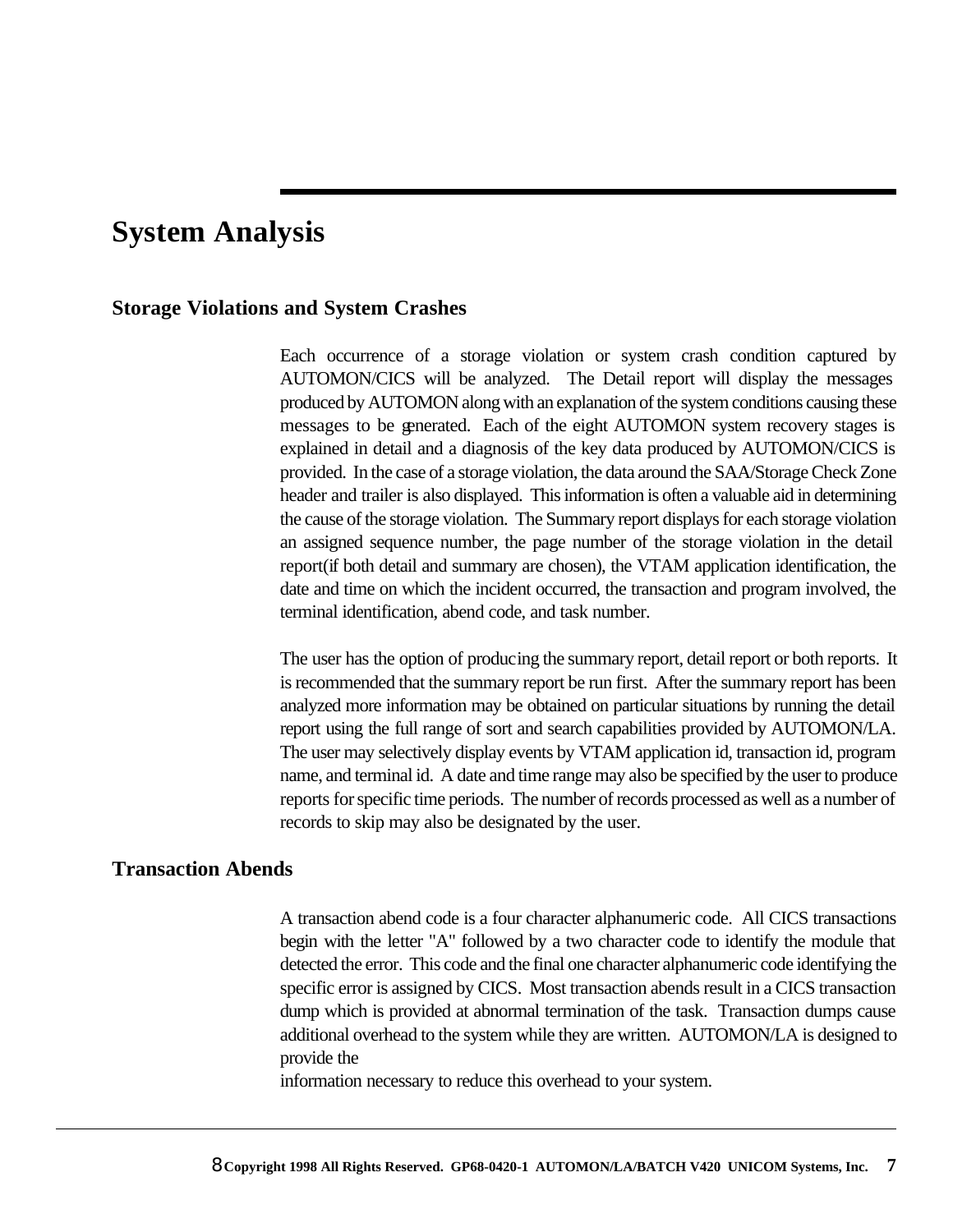# System Analysis

## Storage Violations and System Crashes

Each occurrence of a storage violation or system crash condition captured by AUTOMON/CICS will be analyzed. The Detail report will display the messages produced by AUTOMON along with an explanation of the system conditions causing these messages to be generated. Each of the eight AUTOMON system recovery stages is explained in detail and a diagnosis of the key data produced by AUTOMON/CICS is provided. In the case of a storage violation, the data around the SAA/Storage Check Zone header and trailer is also displayed. This information is often a valuable aid in determining the cause of the storage violation. The Summary report displays for each storage violation an assigned sequence number, the page number of the storage violation in the detail report(if both detail and summary are chosen), the VTAM application identification, the date and time on which the incident occurred, the transaction and program involved, the terminal identification, abend code, and task number.

The user has the option of producing the summary report, detail report or both reports. It is recommended that the summary report be run first. After the summary report has been analyzed more information may be obtained on particular situations by running the detail report using the full range of sort and search capabilities provided by AUTOMON/LA. The user may selectively display events by VTAM application id, transaction id, program name, and terminal id. A date and time range may also be specified by the user to produce reports for specific time periods. The number of records processed as well as a number of records to skip may also be designated by the user.

## Transaction Abends

A transaction abend code is a four character alphanumeric code. All CICS transactions begin with the letter "A" followed by a two character code to identify the module that detected the error. This code and the final one character alphanumeric code identifying the specific error is assigned by CICS. Most transaction abends result in a CICS transaction dump which is provided at abnormal termination of the task. Transaction dumps cause additional overhead to the system while they are written. AUTOMON/LA is designed to provide the
information necessary to reduce this overhead to your system.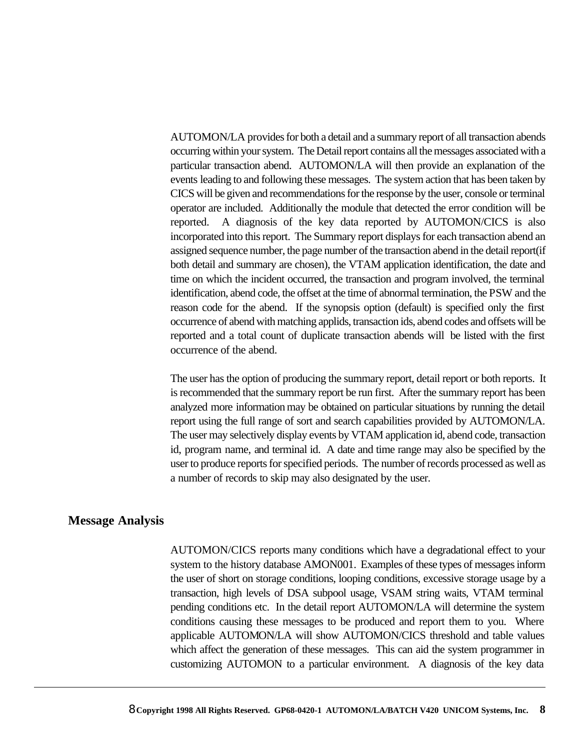AUTOMON/LA provides for both a detail and a summary report of all transaction abends occurring within your system. The Detail report contains all the messages associated with a particular transaction abend. AUTOMON/LA will then provide an explanation of the events leading to and following these messages. The system action that has been taken by CICS will be given and recommendations for the response by the user, console or terminal operator are included. Additionally the module that detected the error condition will be reported. A diagnosis of the key data reported by AUTOMON/CICS is also incorporated into this report. The Summary report displays for each transaction abend an assigned sequence number, the page number of the transaction abend in the detail report(if both detail and summary are chosen), the VTAM application identification, the date and time on which the incident occurred, the transaction and program involved, the terminal identification, abend code, the offset at the time of abnormal termination, the PSW and the reason code for the abend. If the synopsis option (default) is specified only the first occurrence of abend with matching applids, transaction ids, abend codes and offsets will be reported and a total count of duplicate transaction abends will be listed with the first occurrence of the abend.

The user has the option of producing the summary report, detail report or both reports. It is recommended that the summary report be run first. After the summary report has been analyzed more information may be obtained on particular situations by running the detail report using the full range of sort and search capabilities provided by AUTOMON/LA. The user may selectively display events by VTAM application id, abend code, transaction id, program name, and terminal id. A date and time range may also be specified by the user to produce reports for specified periods. The number of records processed as well as a number of records to skip may also designated by the user.

## Message Analysis

AUTOMON/CICS reports many conditions which have a degradational effect to your system to the history database AMON001. Examples of these types of messages inform the user of short on storage conditions, looping conditions, excessive storage usage by a transaction, high levels of DSA subpool usage, VSAM string waits, VTAM terminal pending conditions etc. In the detail report AUTOMON/LA will determine the system conditions causing these messages to be produced and report them to you. Where applicable AUTOMON/LA will show AUTOMON/CICS threshold and table values which affect the generation of these messages. This can aid the system programmer in customizing AUTOMON to a particular environment. A diagnosis of the key data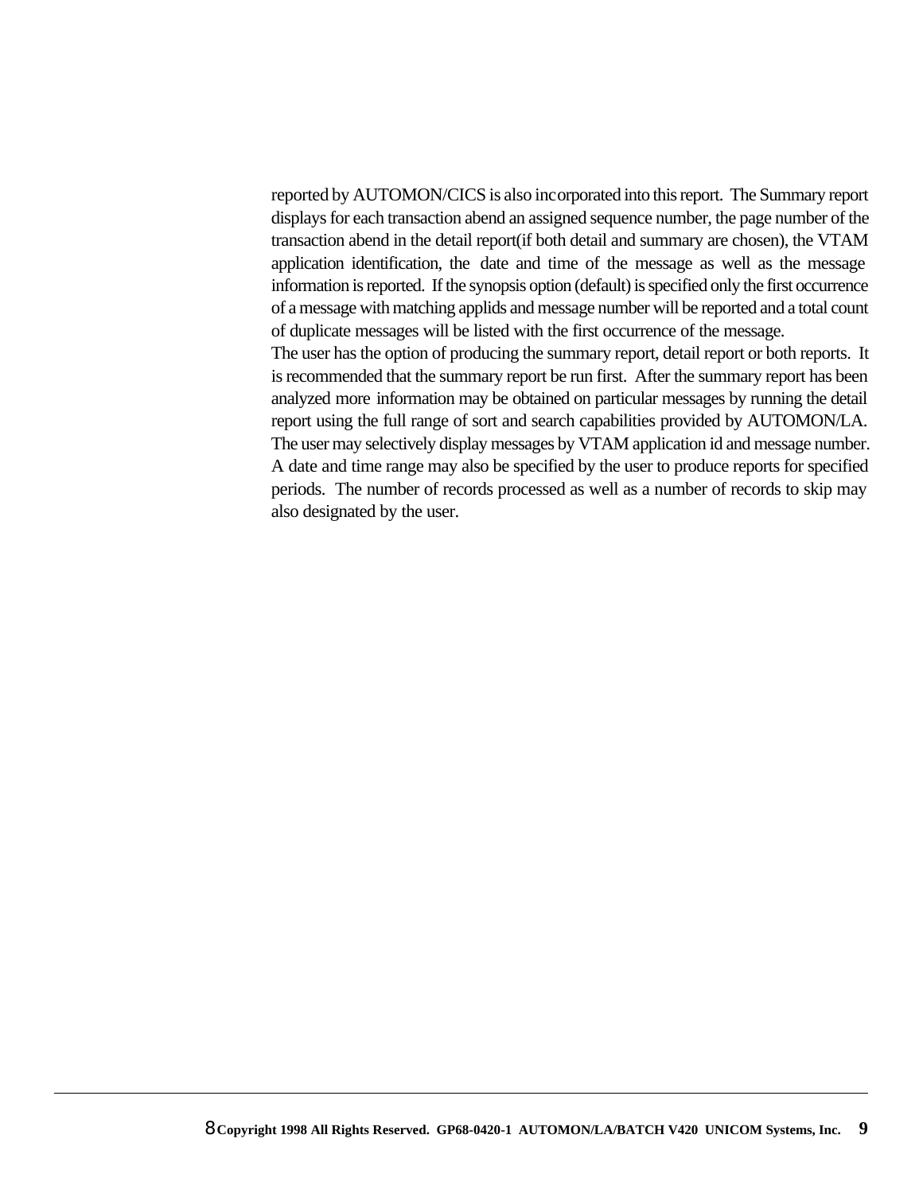reported by AUTOMON/CICS is also incorporated into this report. The Summary report displays for each transaction abend an assigned sequence number, the page number of the transaction abend in the detail report(if both detail and summary are chosen), the VTAM application identification, the date and time of the message as well as the message information is reported. If the synopsis option (default) is specified only the first occurrence of a message with matching applids and message number will be reported and a total count of duplicate messages will be listed with the first occurrence of the message.

The user has the option of producing the summary report, detail report or both reports. It is recommended that the summary report be run first. After the summary report has been analyzed more information may be obtained on particular messages by running the detail report using the full range of sort and search capabilities provided by AUTOMON/LA. The user may selectively display messages by VTAM application id and message number. A date and time range may also be specified by the user to produce reports for specified periods. The number of records processed as well as a number of records to skip may also designated by the user.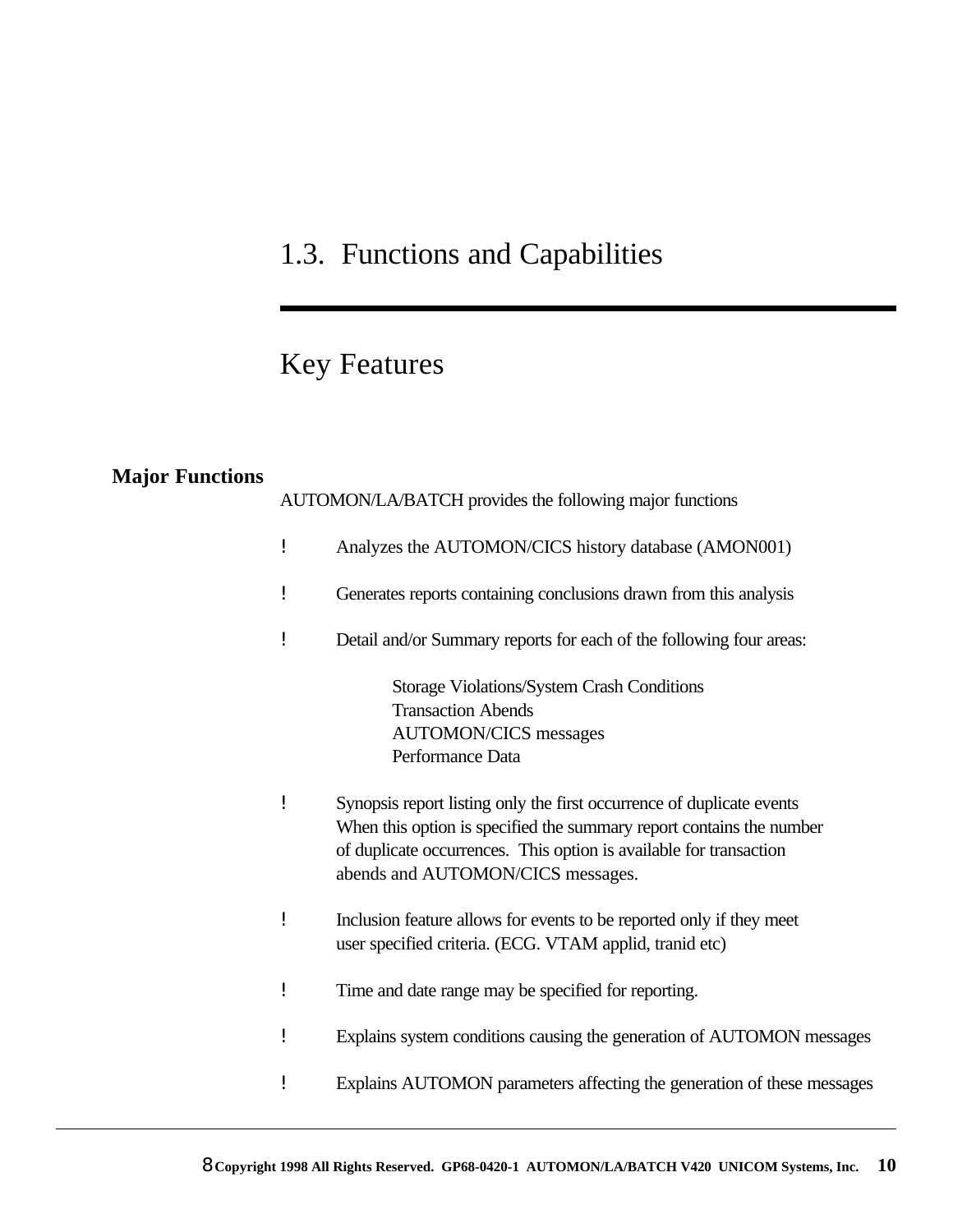## 1.3. Functions and Capabilities

## Key Features

**Major Functions**

AUTOMON/LA/BATCH provides the following major functions

- Analyzes the AUTOMON/CICS history database (AMON001)
- Generates reports containing conclusions drawn from this analysis
- Detail and/or Summary reports for each of the following four areas:

  Storage Violations/System Crash Conditions
  Transaction Abends
  AUTOMON/CICS messages
  Performance Data

- Synopsis report listing only the first occurrence of duplicate events When this option is specified the summary report contains the number of duplicate occurrences. This option is available for transaction abends and AUTOMON/CICS messages.
- Inclusion feature allows for events to be reported only if they meet user specified criteria. (ECG. VTAM applid, tranid etc)
- Time and date range may be specified for reporting.
- Explains system conditions causing the generation of AUTOMON messages
- Explains AUTOMON parameters affecting the generation of these messages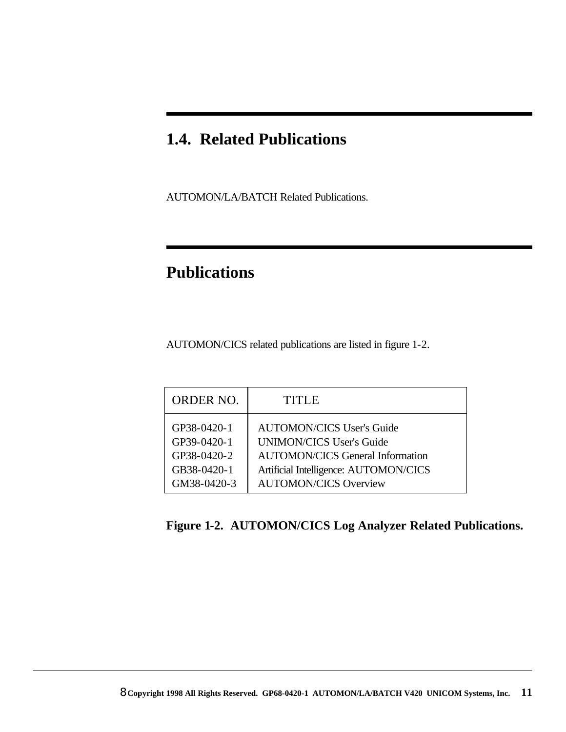## 1.4. Related Publications

AUTOMON/LA/BATCH Related Publications.

## Publications

AUTOMON/CICS related publications are listed in figure 1-2.

| ORDER NO. | TITLE |
|---|---|
| GP38-0420-1 | AUTOMON/CICS User's Guide |
| GP39-0420-1 | UNIMON/CICS User's Guide |
| GP38-0420-2 | AUTOMON/CICS General Information |
| GB38-0420-1 | Artificial Intelligence: AUTOMON/CICS |
| GM38-0420-3 | AUTOMON/CICS Overview |

**Figure 1-2. AUTOMON/CICS Log Analyzer Related Publications.**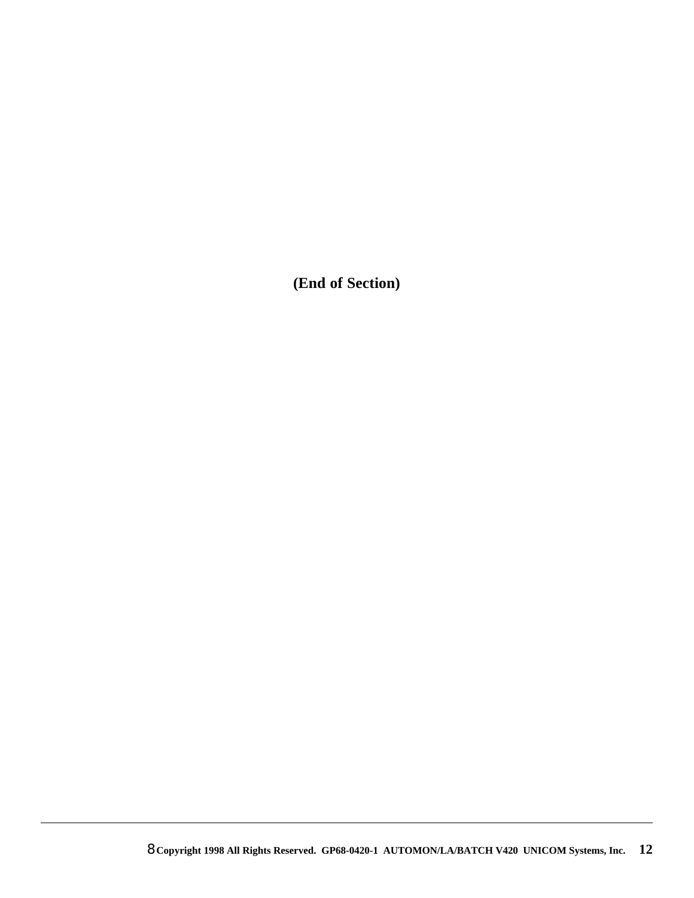**(End of Section)**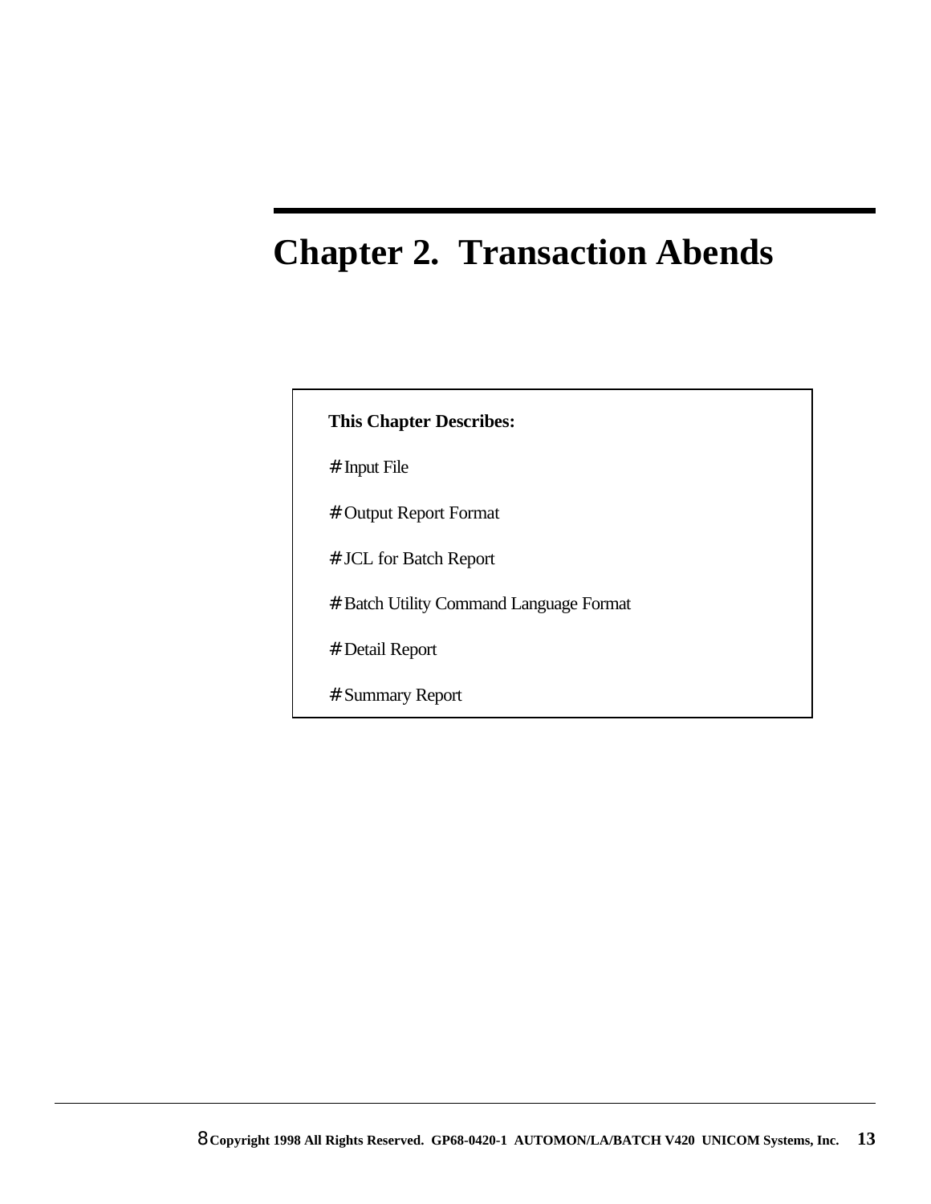# Chapter 2. Transaction Abends

**This Chapter Describes:**

- Input File
- Output Report Format
- JCL for Batch Report
- Batch Utility Command Language Format
- Detail Report
- Summary Report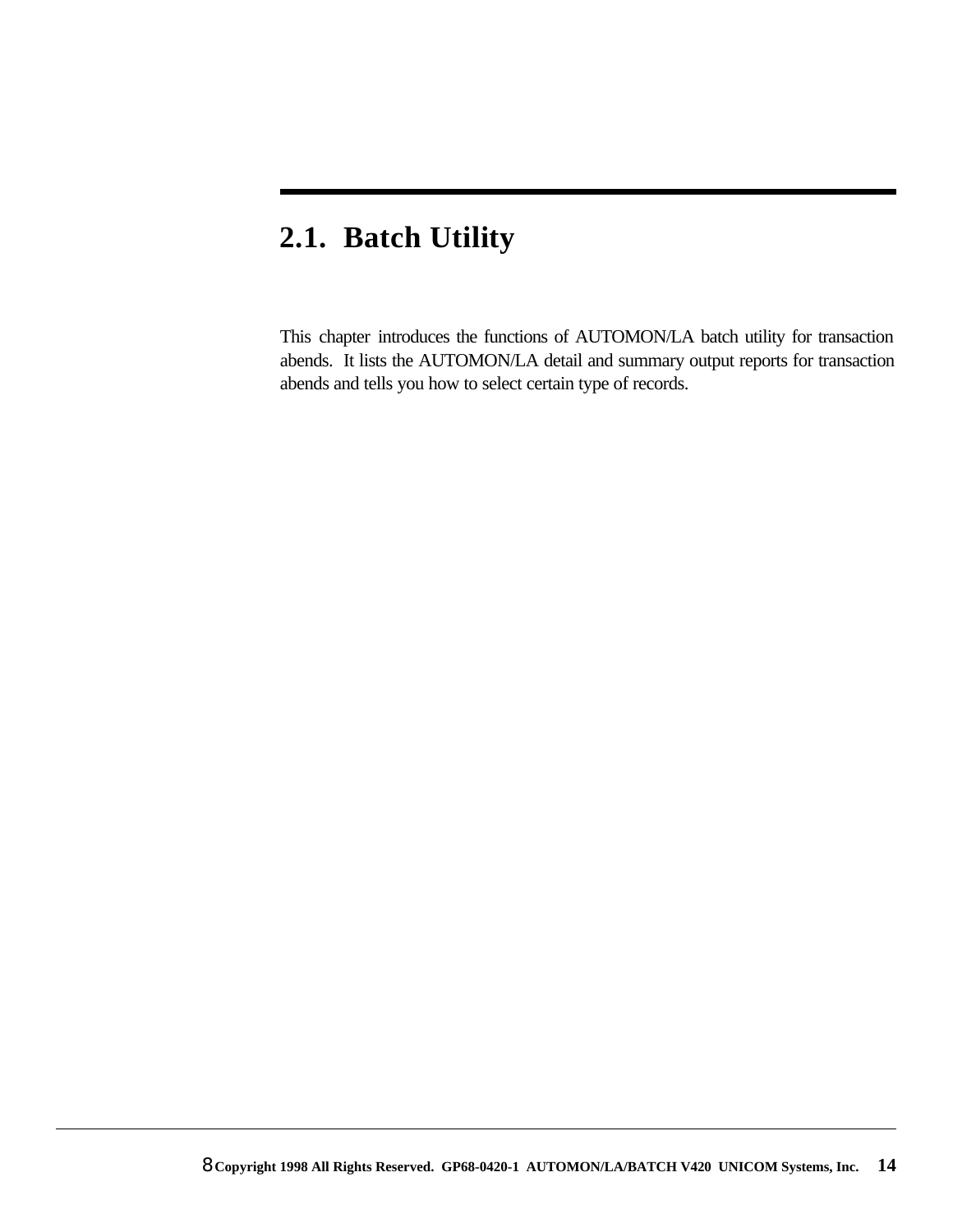## 2.1. Batch Utility

This chapter introduces the functions of AUTOMON/LA batch utility for transaction abends. It lists the AUTOMON/LA detail and summary output reports for transaction abends and tells you how to select certain type of records.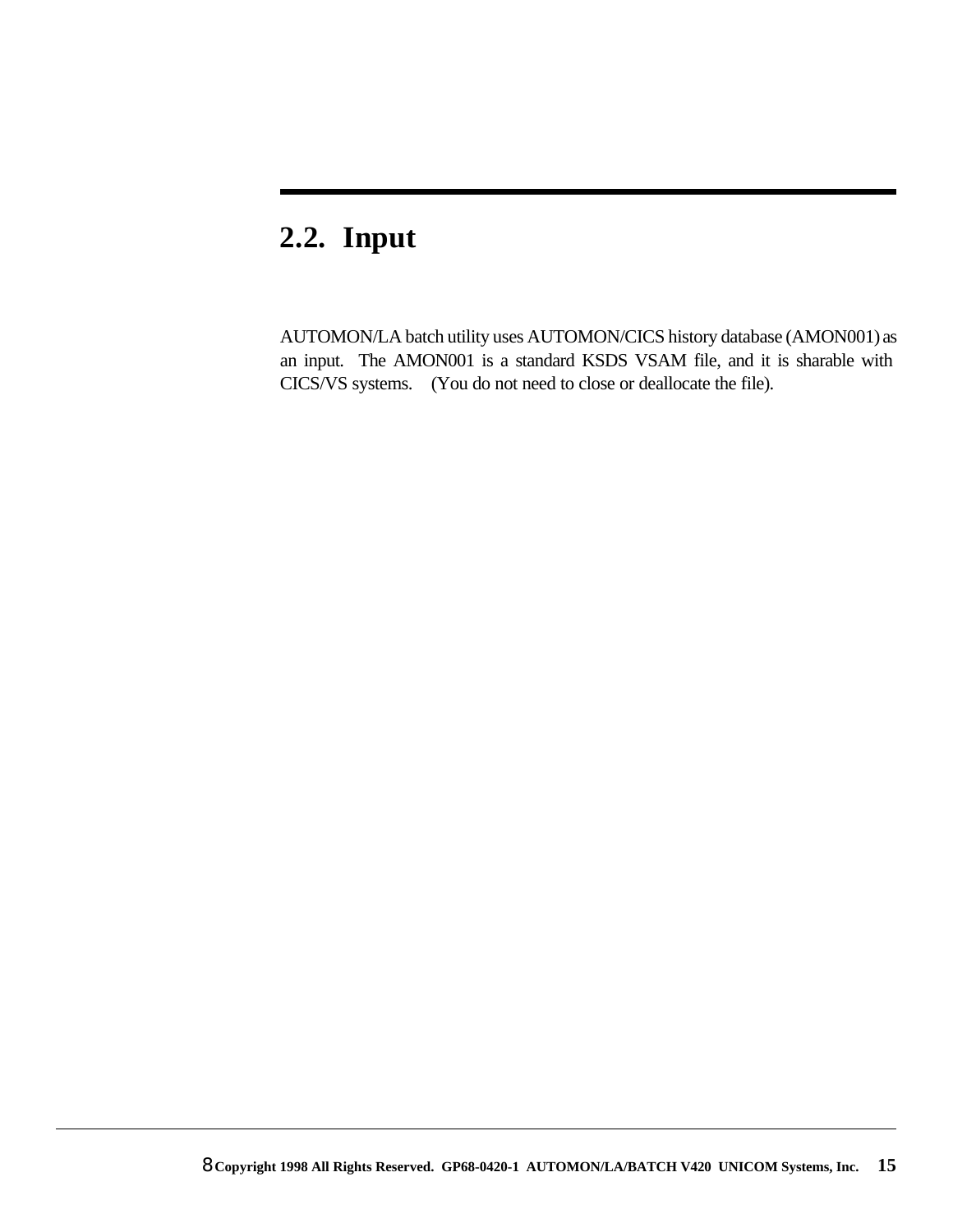## 2.2. Input

AUTOMON/LA batch utility uses AUTOMON/CICS history database (AMON001) as an input. The AMON001 is a standard KSDS VSAM file, and it is sharable with CICS/VS systems. (You do not need to close or deallocate the file).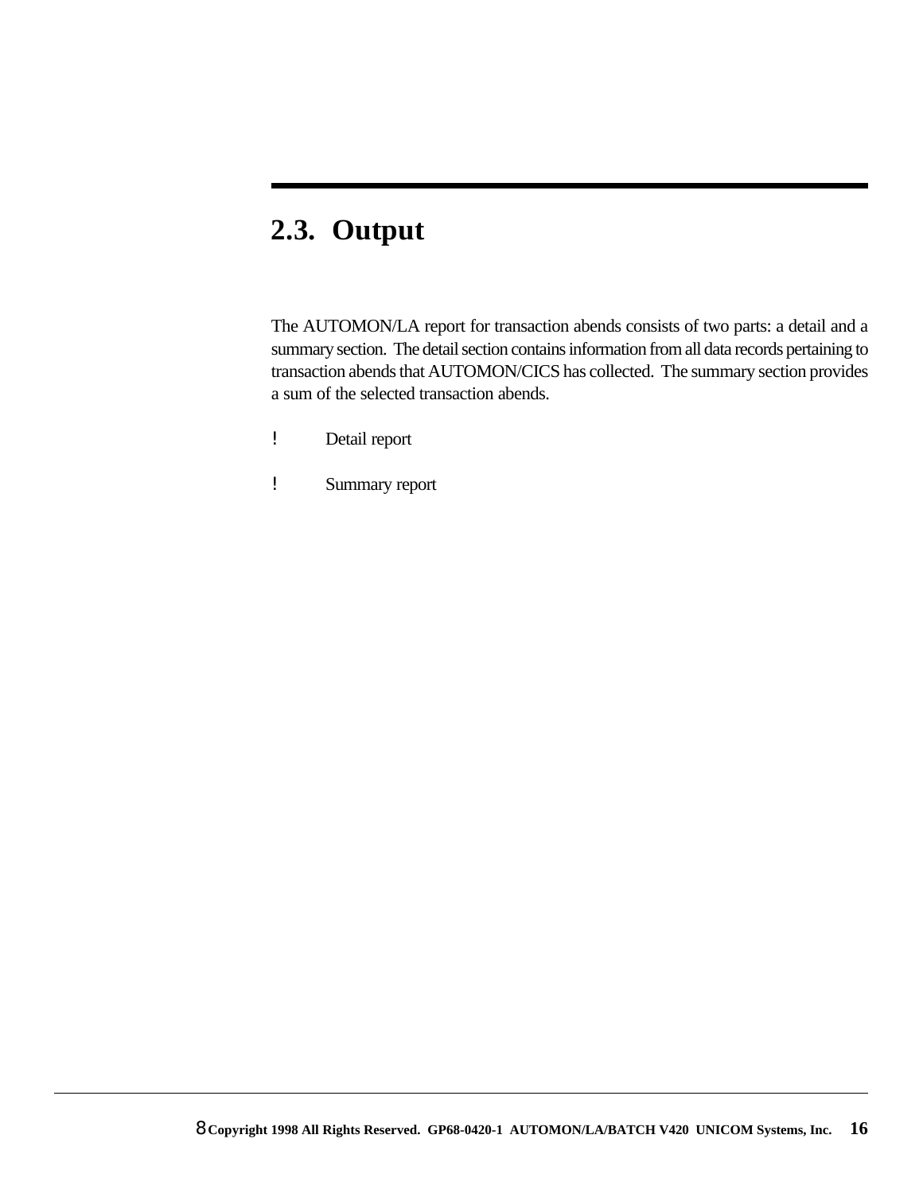## 2.3. Output

The AUTOMON/LA report for transaction abends consists of two parts: a detail and a summary section. The detail section contains information from all data records pertaining to transaction abends that AUTOMON/CICS has collected. The summary section provides a sum of the selected transaction abends.

- Detail report
- Summary report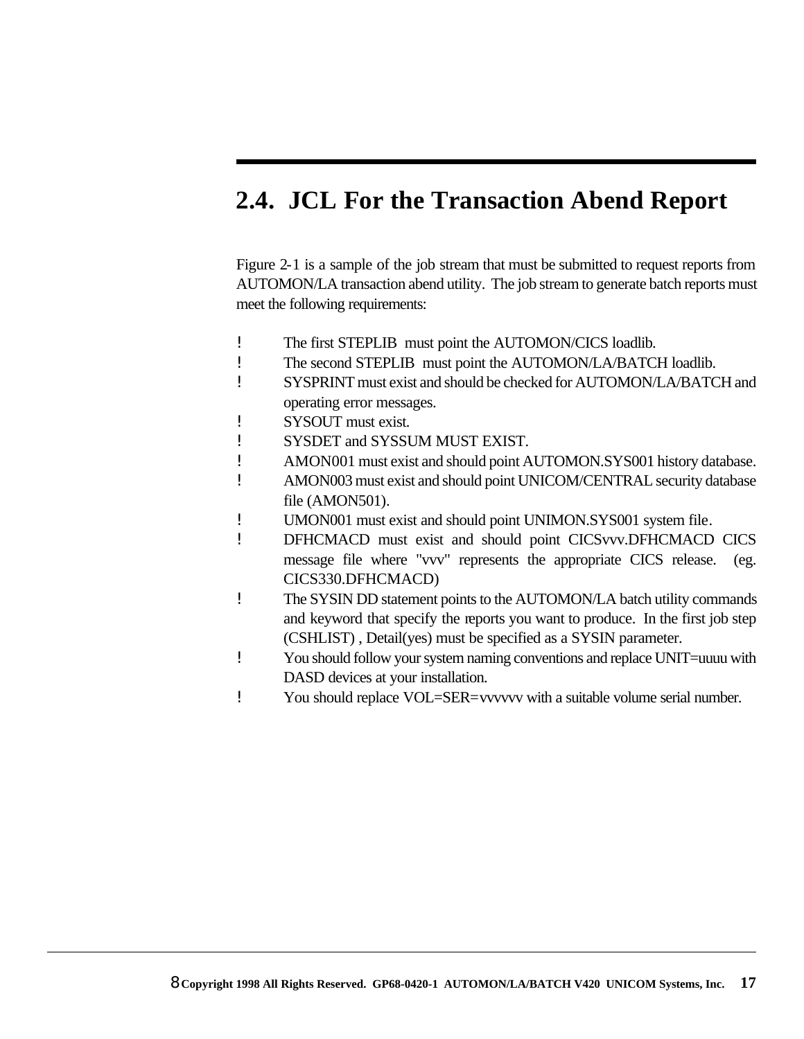## 2.4. JCL For the Transaction Abend Report

Figure 2-1 is a sample of the job stream that must be submitted to request reports from AUTOMON/LA transaction abend utility. The job stream to generate batch reports must meet the following requirements:

- The first STEPLIB must point the AUTOMON/CICS loadlib.
- The second STEPLIB must point the AUTOMON/LA/BATCH loadlib.
- SYSPRINT must exist and should be checked for AUTOMON/LA/BATCH and operating error messages.
- SYSOUT must exist.
- SYSDET and SYSSUM MUST EXIST.
- AMON001 must exist and should point AUTOMON.SYS001 history database.
- AMON003 must exist and should point UNICOM/CENTRAL security database file (AMON501).
- UMON001 must exist and should point UNIMON.SYS001 system file.
- DFHCMACD must exist and should point CICSvvv.DFHCMACD CICS message file where "vvv" represents the appropriate CICS release. (eg. CICS330.DFHCMACD)
- The SYSIN DD statement points to the AUTOMON/LA batch utility commands and keyword that specify the reports you want to produce. In the first job step (CSHLIST) , Detail(yes) must be specified as a SYSIN parameter.
- You should follow your system naming conventions and replace UNIT=uuuu with DASD devices at your installation.
- You should replace VOL=SER=vvvvvv with a suitable volume serial number.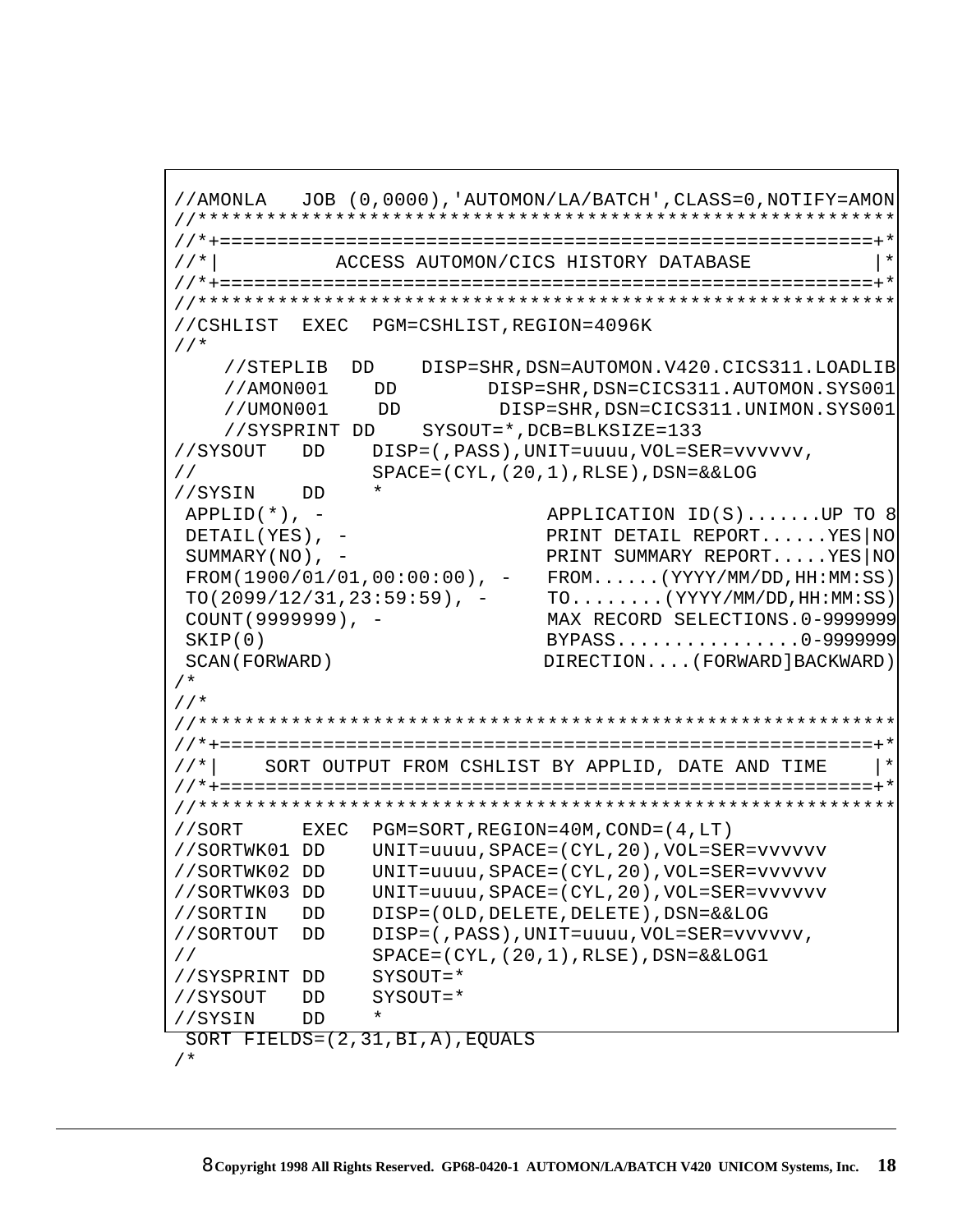```
//AMONLA   JOB (0,0000),'AUTOMON/LA/BATCH',CLASS=0,NOTIFY=AMON
//*************************************************************
//*+=========================================================+*
//*|          ACCESS AUTOMON/CICS HISTORY DATABASE           |*
//*+=========================================================+*
//*************************************************************
//CSHLIST  EXEC  PGM=CSHLIST,REGION=4096K
//*
    //STEPLIB  DD    DISP=SHR,DSN=AUTOMON.V420.CICS311.LOADLIB
    //AMON001    DD       DISP=SHR,DSN=CICS311.AUTOMON.SYS001
    //UMON001    DD        DISP=SHR,DSN=CICS311.UNIMON.SYS001
    //SYSPRINT DD    SYSOUT=*,DCB=BLKSIZE=133
//SYSOUT   DD    DISP=(,PASS),UNIT=uuuu,VOL=SER=vvvvvv,
//               SPACE=(CYL,(20,1),RLSE),DSN=&&LOG
//SYSIN    DD    *
 APPLID(*), -                    APPLICATION ID(S).......UP TO 8
 DETAIL(YES), -                  PRINT DETAIL REPORT......YES|NO
 SUMMARY(NO), -                  PRINT SUMMARY REPORT.....YES|NO
 FROM(1900/01/01,00:00:00), -    FROM......(YYYY/MM/DD,HH:MM:SS)
 TO(2099/12/31,23:59:59), -      TO........(YYYY/MM/DD,HH:MM:SS)
 COUNT(9999999), -               MAX RECORD SELECTIONS.0-9999999
 SKIP(0)                         BYPASS................0-9999999
 SCAN(FORWARD)                  DIRECTION....(FORWARD]BACKWARD)
/*
//*
//*************************************************************
//*+=========================================================+*
//*|    SORT OUTPUT FROM CSHLIST BY APPLID, DATE AND TIME    |*
//*+=========================================================+*
//*************************************************************
//SORT     EXEC  PGM=SORT,REGION=40M,COND=(4,LT)
//SORTWK01 DD    UNIT=uuuu,SPACE=(CYL,20),VOL=SER=vvvvvv
//SORTWK02 DD    UNIT=uuuu,SPACE=(CYL,20),VOL=SER=vvvvvv
//SORTWK03 DD    UNIT=uuuu,SPACE=(CYL,20),VOL=SER=vvvvvv
//SORTIN   DD    DISP=(OLD,DELETE,DELETE),DSN=&&LOG
//SORTOUT  DD    DISP=(,PASS),UNIT=uuuu,VOL=SER=vvvvvv,
//               SPACE=(CYL,(20,1),RLSE),DSN=&&LOG1
//SYSPRINT DD    SYSOUT=*
//SYSOUT   DD    SYSOUT=*
//SYSIN    DD    *
 SORT FIELDS=(2,31,BI,A),EQUALS
/*
```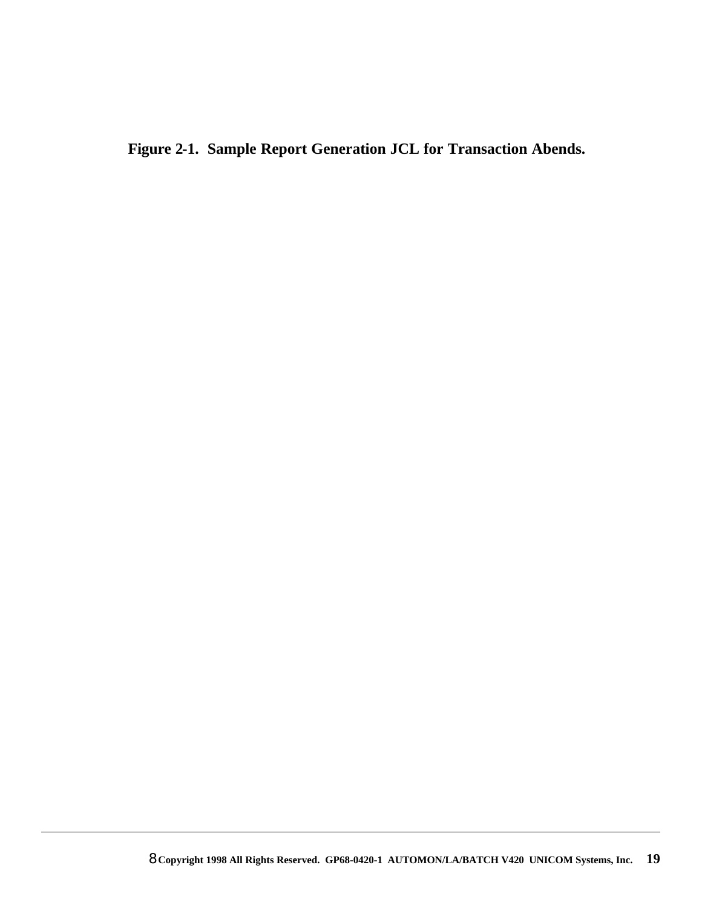**Figure 2-1. Sample Report Generation JCL for Transaction Abends.**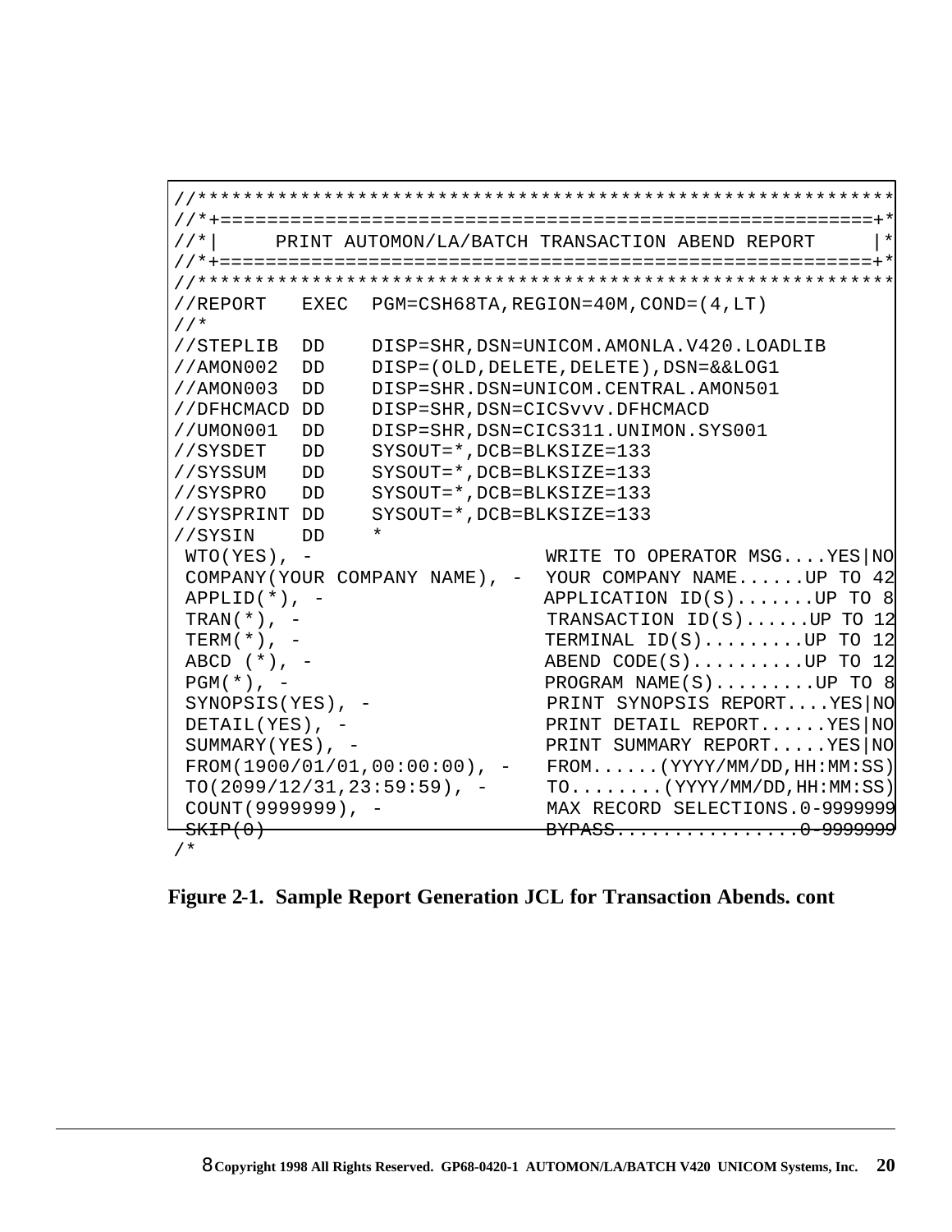```
//***********************************************************
//*+========================================================+*
//*|      PRINT AUTOMON/LA/BATCH TRANSACTION ABEND REPORT    |*
//*+========================================================+*
//***********************************************************
//REPORT   EXEC  PGM=CSH68TA,REGION=40M,COND=(4,LT)
//*
//STEPLIB  DD    DISP=SHR,DSN=UNICOM.AMONLA.V420.LOADLIB
//AMON002  DD    DISP=(OLD,DELETE,DELETE),DSN=&&LOG1
//AMON003  DD    DISP=SHR.DSN=UNICOM.CENTRAL.AMON501
//DFHCMACD DD    DISP=SHR,DSN=CICSvvv.DFHCMACD
//UMON001  DD    DISP=SHR,DSN=CICS311.UNIMON.SYS001
//SYSDET   DD    SYSOUT=*,DCB=BLKSIZE=133
//SYSSUM   DD    SYSOUT=*,DCB=BLKSIZE=133
//SYSPRO   DD    SYSOUT=*,DCB=BLKSIZE=133
//SYSPRINT DD    SYSOUT=*,DCB=BLKSIZE=133
//SYSIN    DD    *
 WTO(YES), -                    WRITE TO OPERATOR MSG....YES|NO
 COMPANY(YOUR COMPANY NAME), -  YOUR COMPANY NAME......UP TO 42
 APPLID(*), -                   APPLICATION ID(S).......UP TO 8
 TRAN(*), -                     TRANSACTION ID(S)......UP TO 12
 TERM(*), -                     TERMINAL ID(S).........UP TO 12
 ABCD (*), -                    ABEND CODE(S)..........UP TO 12
 PGM(*), -                      PROGRAM NAME(S).........UP TO 8
 SYNOPSIS(YES), -               PRINT SYNOPSIS REPORT....YES|NO
 DETAIL(YES), -                 PRINT DETAIL REPORT......YES|NO
 SUMMARY(YES), -                PRINT SUMMARY REPORT.....YES|NO
 FROM(1900/01/01,00:00:00), -   FROM......(YYYY/MM/DD,HH:MM:SS)
 TO(2099/12/31,23:59:59), -     TO........(YYYY/MM/DD,HH:MM:SS)
 COUNT(9999999), -              MAX RECORD SELECTIONS.0-9999999
 SKIP(0)                        BYPASS................0-9999999
/*
```

**Figure 2-1. Sample Report Generation JCL for Transaction Abends. cont**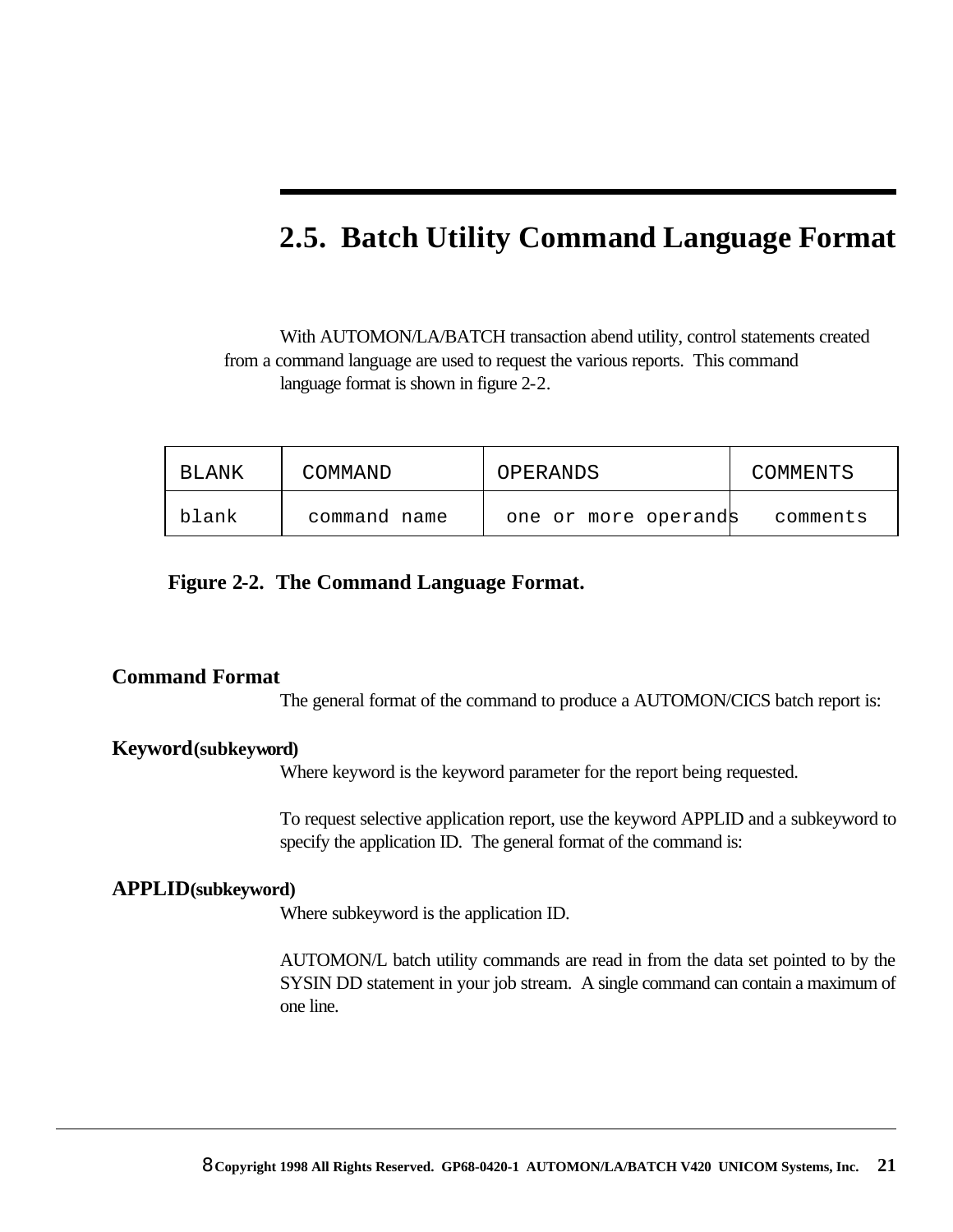## 2.5. Batch Utility Command Language Format

With AUTOMON/LA/BATCH transaction abend utility, control statements created from a command language are used to request the various reports. This command language format is shown in figure 2-2.

| BLANK | COMMAND | OPERANDS | COMMENTS |
|---|---|---|---|
| blank | command name | one or more operands | comments |

**Figure 2-2. The Command Language Format.**

**Command Format**

The general format of the command to produce a AUTOMON/CICS batch report is:

**Keyword(subkeyword)**

Where keyword is the keyword parameter for the report being requested.

To request selective application report, use the keyword APPLID and a subkeyword to specify the application ID. The general format of the command is:

**APPLID(subkeyword)**

Where subkeyword is the application ID.

AUTOMON/L batch utility commands are read in from the data set pointed to by the SYSIN DD statement in your job stream. A single command can contain a maximum of one line.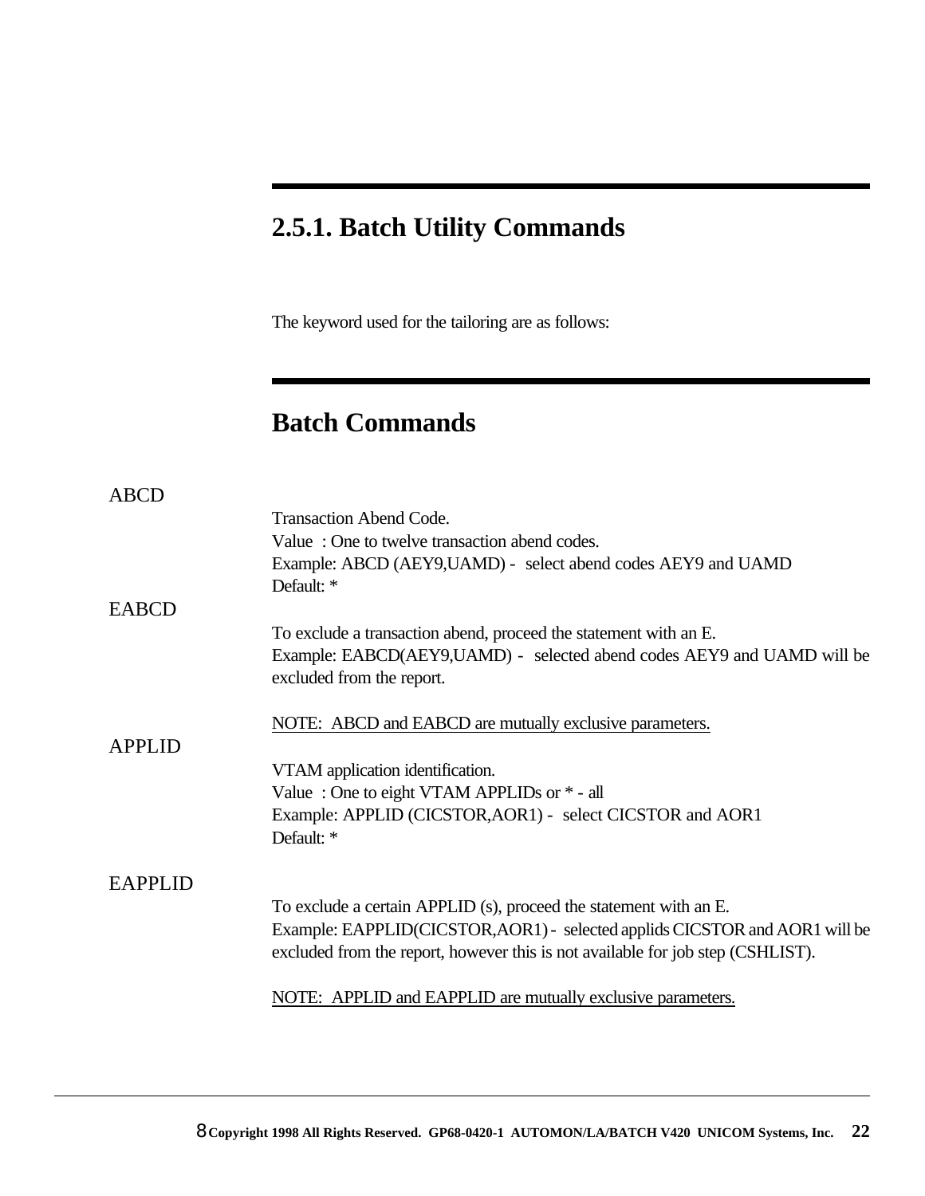## 2.5.1. Batch Utility Commands

The keyword used for the tailoring are as follows:

## Batch Commands

ABCD

Transaction Abend Code.
Value : One to twelve transaction abend codes.
Example: ABCD (AEY9,UAMD) - select abend codes AEY9 and UAMD
Default: *

EABCD

To exclude a transaction abend, proceed the statement with an E.
Example: EABCD(AEY9,UAMD) - selected abend codes AEY9 and UAMD will be excluded from the report.

<u>NOTE: ABCD and EABCD are mutually exclusive parameters.</u>

APPLID

VTAM application identification.
Value : One to eight VTAM APPLIDs or * - all
Example: APPLID (CICSTOR,AOR1) - select CICSTOR and AOR1
Default: *

EAPPLID

To exclude a certain APPLID (s), proceed the statement with an E.
Example: EAPPLID(CICSTOR,AOR1) - selected applids CICSTOR and AOR1 will be excluded from the report, however this is not available for job step (CSHLIST).

<u>NOTE: APPLID and EAPPLID are mutually exclusive parameters.</u>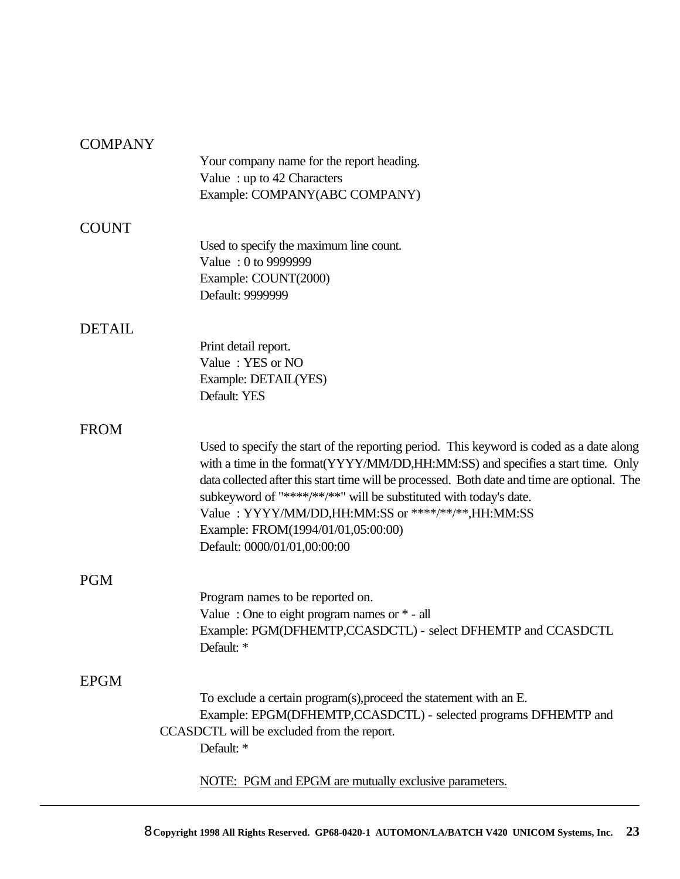COMPANY

Your company name for the report heading.
Value : up to 42 Characters
Example: COMPANY(ABC COMPANY)

COUNT

Used to specify the maximum line count.
Value : 0 to 9999999
Example: COUNT(2000)
Default: 9999999

DETAIL

Print detail report.
Value : YES or NO
Example: DETAIL(YES)
Default: YES

FROM

Used to specify the start of the reporting period. This keyword is coded as a date along with a time in the format(YYYY/MM/DD,HH:MM:SS) and specifies a start time. Only data collected after this start time will be processed. Both date and time are optional. The subkeyword of "****/**/**" will be substituted with today's date.
Value : YYYY/MM/DD,HH:MM:SS or ****/**/**,HH:MM:SS
Example: FROM(1994/01/01,05:00:00)
Default: 0000/01/01,00:00:00

PGM

Program names to be reported on.
Value : One to eight program names or * - all
Example: PGM(DFHEMTP,CCASDCTL) - select DFHEMTP and CCASDCTL
Default: *

EPGM

To exclude a certain program(s),proceed the statement with an E.
Example: EPGM(DFHEMTP,CCASDCTL) - selected programs DFHEMTP and CCASDCTL will be excluded from the report.
Default: *

NOTE: PGM and EPGM are mutually exclusive parameters.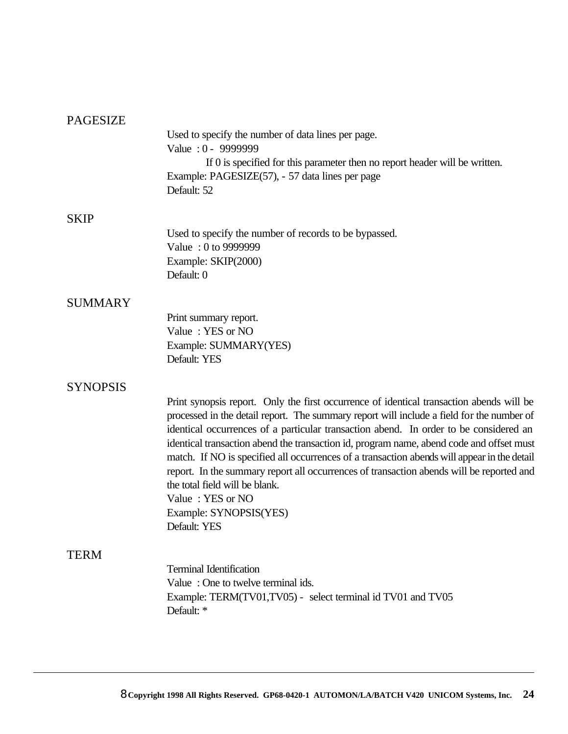## PAGESIZE

Used to specify the number of data lines per page.
Value : 0 - 9999999
If 0 is specified for this parameter then no report header will be written.
Example: PAGESIZE(57), - 57 data lines per page
Default: 52

## SKIP

Used to specify the number of records to be bypassed.
Value : 0 to 9999999
Example: SKIP(2000)
Default: 0

## SUMMARY

Print summary report.
Value : YES or NO
Example: SUMMARY(YES)
Default: YES

## SYNOPSIS

Print synopsis report. Only the first occurrence of identical transaction abends will be processed in the detail report. The summary report will include a field for the number of identical occurrences of a particular transaction abend. In order to be considered an identical transaction abend the transaction id, program name, abend code and offset must match. If NO is specified all occurrences of a transaction abends will appear in the detail report. In the summary report all occurrences of transaction abends will be reported and the total field will be blank.
Value : YES or NO
Example: SYNOPSIS(YES)
Default: YES

## TERM

Terminal Identification
Value : One to twelve terminal ids.
Example: TERM(TV01,TV05) - select terminal id TV01 and TV05
Default: *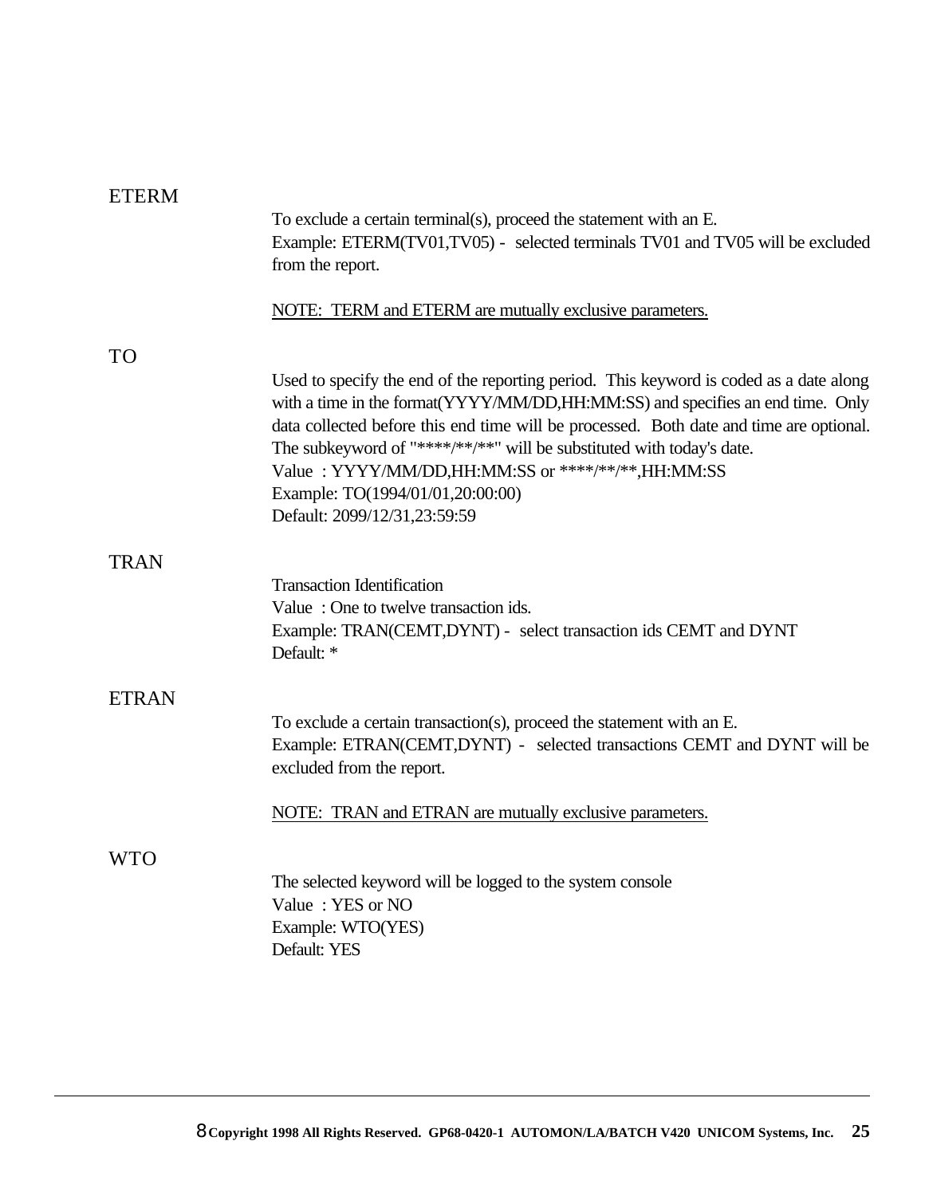## ETERM

To exclude a certain terminal(s), proceed the statement with an E.
Example: ETERM(TV01,TV05) - selected terminals TV01 and TV05 will be excluded from the report.

<u>NOTE: TERM and ETERM are mutually exclusive parameters.</u>

## TO

Used to specify the end of the reporting period. This keyword is coded as a date along with a time in the format(YYYY/MM/DD,HH:MM:SS) and specifies an end time. Only data collected before this end time will be processed. Both date and time are optional. The subkeyword of "****/**/**" will be substituted with today's date.
Value : YYYY/MM/DD,HH:MM:SS or ****/**/**,HH:MM:SS
Example: TO(1994/01/01,20:00:00)
Default: 2099/12/31,23:59:59

## TRAN

Transaction Identification
Value : One to twelve transaction ids.
Example: TRAN(CEMT,DYNT) - select transaction ids CEMT and DYNT
Default: *

## ETRAN

To exclude a certain transaction(s), proceed the statement with an E.
Example: ETRAN(CEMT,DYNT) - selected transactions CEMT and DYNT will be excluded from the report.

<u>NOTE: TRAN and ETRAN are mutually exclusive parameters.</u>

## WTO

The selected keyword will be logged to the system console
Value : YES or NO
Example: WTO(YES)
Default: YES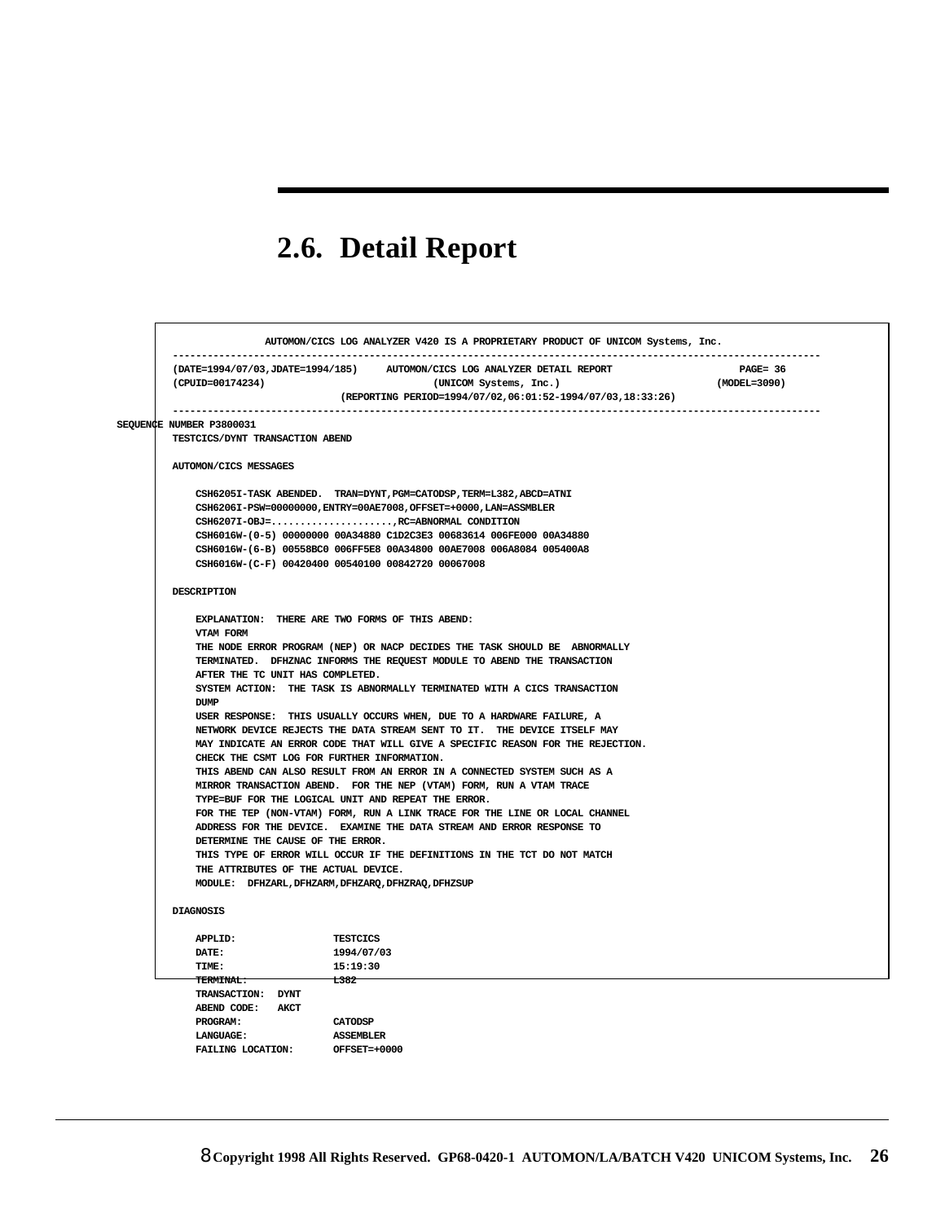## 2.6. Detail Report

```
               AUTOMON/CICS LOG ANALYZER V420 IS A PROPRIETARY PRODUCT OF UNICOM Systems, Inc.
-------------------------------------------------------------------------------------------------------------------
(DATE=1994/07/03,JDATE=1994/185)     AUTOMON/CICS LOG ANALYZER DETAIL REPORT                         PAGE= 36
(CPUID=00174234)                              (UNICOM Systems, Inc.)                               (MODEL=3090)
                             (REPORTING PERIOD=1994/07/02,06:01:52-1994/07/03,18:33:26)
-------------------------------------------------------------------------------------------------------------------
SEQUENCE NUMBER P3800031
TESTCICS/DYNT TRANSACTION ABEND

AUTOMON/CICS MESSAGES

    CSH6205I-TASK ABENDED.  TRAN=DYNT,PGM=CATODSP,TERM=L382,ABCD=ATNI
    CSH6206I-PSW=00000000,ENTRY=00AE7008,OFFSET=+0000,LAN=ASSMBLER
    CSH6207I-OBJ=.....................,RC=ABNORMAL CONDITION
    CSH6016W-(0-5) 00000000 00A34880 C1D2C3E3 00683614 006FE000 00A34880
    CSH6016W-(6-B) 00558BC0 006FF5E8 00A34800 00AE7008 006A8084 005400A8
    CSH6016W-(C-F) 00420400 00540100 00842720 00067008

DESCRIPTION

    EXPLANATION:  THERE ARE TWO FORMS OF THIS ABEND:
    VTAM FORM
    THE NODE ERROR PROGRAM (NEP) OR NACP DECIDES THE TASK SHOULD BE  ABNORMALLY
    TERMINATED.  DFHZNAC INFORMS THE REQUEST MODULE TO ABEND THE TRANSACTION
    AFTER THE TC UNIT HAS COMPLETED.
    SYSTEM ACTION:  THE TASK IS ABNORMALLY TERMINATED WITH A CICS TRANSACTION
    DUMP
    USER RESPONSE:  THIS USUALLY OCCURS WHEN, DUE TO A HARDWARE FAILURE, A
    NETWORK DEVICE REJECTS THE DATA STREAM SENT TO IT.  THE DEVICE ITSELF MAY
    MAY INDICATE AN ERROR CODE THAT WILL GIVE A SPECIFIC REASON FOR THE REJECTION.
    CHECK THE CSMT LOG FOR FURTHER INFORMATION.
    THIS ABEND CAN ALSO RESULT FROM AN ERROR IN A CONNECTED SYSTEM SUCH AS A
    MIRROR TRANSACTION ABEND.  FOR THE NEP (VTAM) FORM, RUN A VTAM TRACE
    TYPE=BUF FOR THE LOGICAL UNIT AND REPEAT THE ERROR.
    FOR THE TEP (NON-VTAM) FORM, RUN A LINK TRACE FOR THE LINE OR LOCAL CHANNEL
    ADDRESS FOR THE DEVICE.  EXAMINE THE DATA STREAM AND ERROR RESPONSE TO
    DETERMINE THE CAUSE OF THE ERROR.
    THIS TYPE OF ERROR WILL OCCUR IF THE DEFINITIONS IN THE TCT DO NOT MATCH
    THE ATTRIBUTES OF THE ACTUAL DEVICE.
    MODULE:  DFHZARL,DFHZARM,DFHZARQ,DFHZRAQ,DFHZSUP

DIAGNOSIS

    APPLID:                 TESTCICS
    DATE:                   1994/07/03
    TIME:                   15:19:30
    TERMINAL:               L382
    TRANSACTION:   DYNT
    ABEND CODE:    AKCT
    PROGRAM:                CATODSP
    LANGUAGE:               ASSEMBLER
    FAILING LOCATION:       OFFSET=+0000
```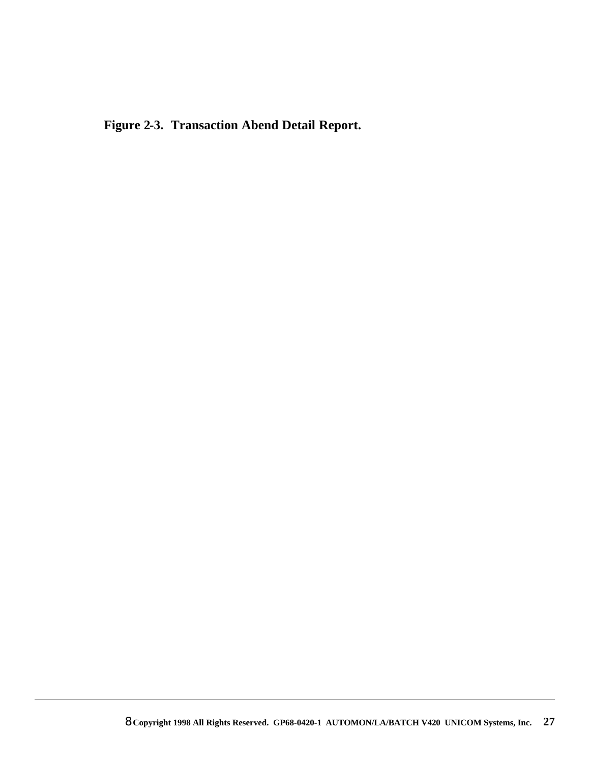**Figure 2-3. Transaction Abend Detail Report.**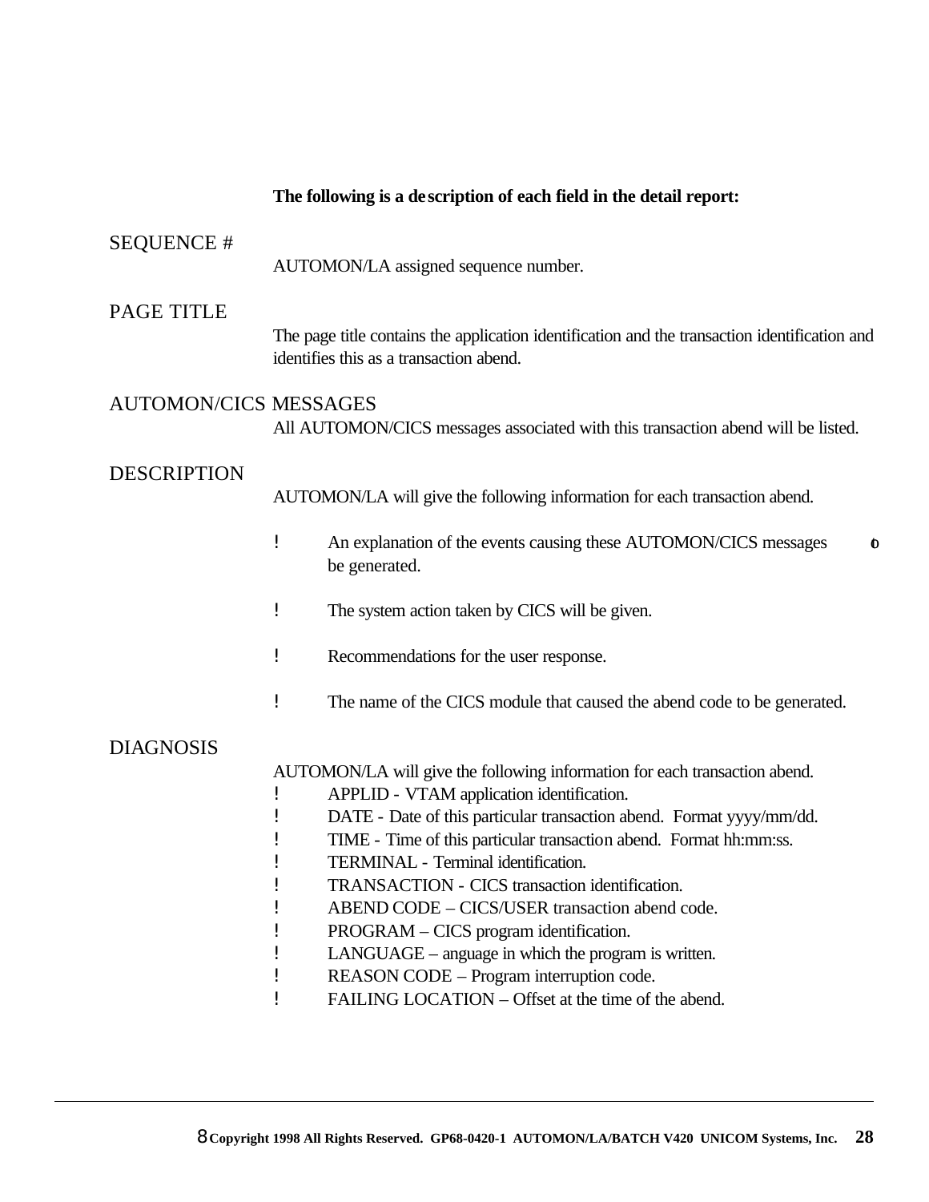**The following is a description of each field in the detail report:**

SEQUENCE #

AUTOMON/LA assigned sequence number.

PAGE TITLE

The page title contains the application identification and the transaction identification and identifies this as a transaction abend.

AUTOMON/CICS MESSAGES

All AUTOMON/CICS messages associated with this transaction abend will be listed.

DESCRIPTION

AUTOMON/LA will give the following information for each transaction abend.

- An explanation of the events causing these AUTOMON/CICS messages to be generated.
- The system action taken by CICS will be given.
- Recommendations for the user response.
- The name of the CICS module that caused the abend code to be generated.

DIAGNOSIS

AUTOMON/LA will give the following information for each transaction abend.

- APPLID - VTAM application identification.
- DATE - Date of this particular transaction abend. Format yyyy/mm/dd.
- TIME - Time of this particular transaction abend. Format hh:mm:ss.
- TERMINAL - Terminal identification.
- TRANSACTION - CICS transaction identification.
- ABEND CODE – CICS/USER transaction abend code.
- PROGRAM – CICS program identification.
- LANGUAGE – anguage in which the program is written.
- REASON CODE – Program interruption code.
- FAILING LOCATION – Offset at the time of the abend.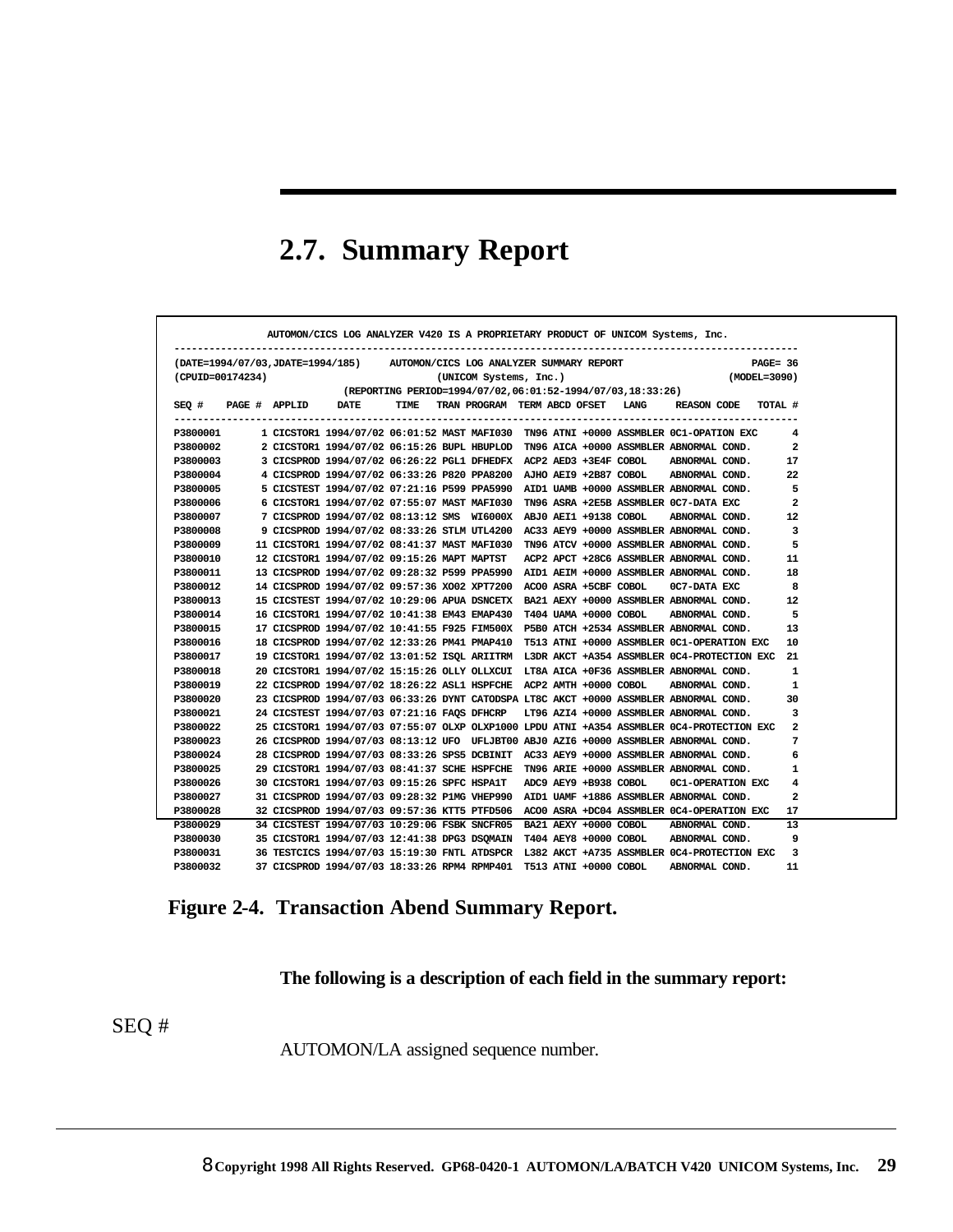## 2.7. Summary Report

```
              AUTOMON/CICS LOG ANALYZER V420 IS A PROPRIETARY PRODUCT OF UNICOM Systems, Inc.
-----------------------------------------------------------------------------------------------------
(DATE=1994/07/03,JDATE=1994/185)     AUTOMON/CICS LOG ANALYZER SUMMARY REPORT                PAGE= 36
(CPUID=00174234)                           (UNICOM Systems, Inc.)                          (MODEL=3090)
                          (REPORTING PERIOD=1994/07/02,06:01:52-1994/07/03,18:33:26)
SEQ #    PAGE #  APPLID     DATE      TIME   TRAN PROGRAM  TERM ABCD OFSET   LANG     REASON CODE   TOTAL #
-----------------------------------------------------------------------------------------------------
P3800001       1 CICSTOR1 1994/07/02 06:01:52 MAST MAFI030  TN96 ATNI +0000 ASSMBLER 0C1-OPATION EXC     4
P3800002       2 CICSTOR1 1994/07/02 06:15:26 BUPL HBUPLOD  TN96 AICA +0000 ASSMBLER ABNORMAL COND.      2
P3800003       3 CICSPROD 1994/07/02 06:26:22 PGL1 DFHEDFX  ACP2 AED3 +3E4F COBOL    ABNORMAL COND.     17
P3800004       4 CICSPROD 1994/07/02 06:33:26 P820 PPA8200  AJHO AEI9 +2B87 COBOL    ABNORMAL COND.     22
P3800005       5 CICSTEST 1994/07/02 07:21:16 P599 PPA5990  AID1 UAMB +0000 ASSMBLER ABNORMAL COND.      5
P3800006       6 CICSTOR1 1994/07/02 07:55:07 MAST MAFI030  TN96 ASRA +2E5B ASSMBLER 0C7-DATA EXC       2
P3800007       7 CICSPROD 1994/07/02 08:13:12 SMS  WI6000X  ABJ0 AEI1 +9138 COBOL    ABNORMAL COND.     12
P3800008       9 CICSPROD 1994/07/02 08:33:26 STLM UTL4200  AC33 AEY9 +0000 ASSMBLER ABNORMAL COND.      3
P3800009      11 CICSTOR1 1994/07/02 08:41:37 MAST MAFI030  TN96 ATCV +0000 ASSMBLER ABNORMAL COND.      5
P3800010      12 CICSTOR1 1994/07/02 09:15:26 MAPT MAPTST   ACP2 APCT +28C6 ASSMBLER ABNORMAL COND.     11
P3800011      13 CICSPROD 1994/07/02 09:28:32 P599 PPA5990  AID1 AEIM +0000 ASSMBLER ABNORMAL COND.     18
P3800012      14 CICSPROD 1994/07/02 09:57:36 XO02 XPT7200  ACO0 ASRA +5CBF COBOL    0C7-DATA EXC        8
P3800013      15 CICSTEST 1994/07/02 10:29:06 APUA DSNCETX  BA21 AEXY +0000 ASSMBLER ABNORMAL COND.     12
P3800014      16 CICSTOR1 1994/07/02 10:41:38 EM43 EMAP430  T404 UAMA +0000 COBOL    ABNORMAL COND.      5
P3800015      17 CICSPROD 1994/07/02 10:41:55 F925 FIM500X  P5B0 ATCH +2534 ASSMBLER ABNORMAL COND.     13
P3800016      18 CICSPROD 1994/07/02 12:33:26 PM41 PMAP410  T513 ATNI +0000 ASSMBLER 0C1-OPERATION EXC  10
P3800017      19 CICSTOR1 1994/07/02 13:01:52 ISQL ARIITRM  L3DR AKCT +A354 ASSMBLER 0C4-PROTECTION EXC 21
P3800018      20 CICSTOR1 1994/07/02 15:15:26 OLLY OLLXCUI  LT8A AICA +0F36 ASSMBLER ABNORMAL COND.      1
P3800019      22 CICSPROD 1994/07/02 18:26:22 ASL1 HSPFCHE  ACP2 AMTH +0000 COBOL    ABNORMAL COND.      1
P3800020      23 CICSPROD 1994/07/03 06:33:26 DYNT CATODSPA LT8C AKCT +0000 ASSMBLER ABNORMAL COND.     30
P3800021      24 CICSTEST 1994/07/03 07:21:16 FAQS DFHCRP   LT96 AZI4 +0000 ASSMBLER ABNORMAL COND.      3
P3800022      25 CICSTOR1 1994/07/03 07:55:07 OLXP OLXP1000 LPDU ATNI +A354 ASSMBLER 0C4-PROTECTION EXC  2
P3800023      26 CICSPROD 1994/07/03 08:13:12 UFO  UFLJBT00 ABJ0 AZI6 +0000 ASSMBLER ABNORMAL COND.      7
P3800024      28 CICSPROD 1994/07/03 08:33:26 SPS5 DCBINIT  AC33 AEY9 +0000 ASSMBLER ABNORMAL COND.      6
P3800025      29 CICSTOR1 1994/07/03 08:41:37 SCHE HSPFCHE  TN96 ARIE +0000 ASSMBLER ABNORMAL COND.      1
P3800026      30 CICSTOR1 1994/07/03 09:15:26 SPFC HSPA1T   ADC9 AEY9 +B938 COBOL    0C1-OPERATION EXC   4
P3800027      31 CICSPROD 1994/07/03 09:28:32 P1MG VHEP990  AID1 UAMF +1886 ASSMBLER ABNORMAL COND.      2
P3800028      32 CICSPROD 1994/07/03 09:57:36 KTT5 PTFD506  ACO0 ASRA +DC04 ASSMBLER 0C4-OPERATION EXC  17
P3800029      34 CICSTEST 1994/07/03 10:29:06 FSBK SNCFR05  BA21 AEXY +0000 COBOL    ABNORMAL COND.     13
P3800030      35 CICSTOR1 1994/07/03 12:41:38 DPG3 DSQMAIN  T404 AEY8 +0000 COBOL    ABNORMAL COND.      9
P3800031      36 TESTCICS 1994/07/03 15:19:30 FNTL ATDSPCR  L382 AKCT +A735 ASSMBLER 0C4-PROTECTION EXC  3
P3800032      37 CICSPROD 1994/07/03 18:33:26 RPM4 RPMP401  T513 ATNI +0000 COBOL    ABNORMAL COND.     11
```

**Figure 2-4. Transaction Abend Summary Report.**

**The following is a description of each field in the summary report:**

SEQ #

AUTOMON/LA assigned sequence number.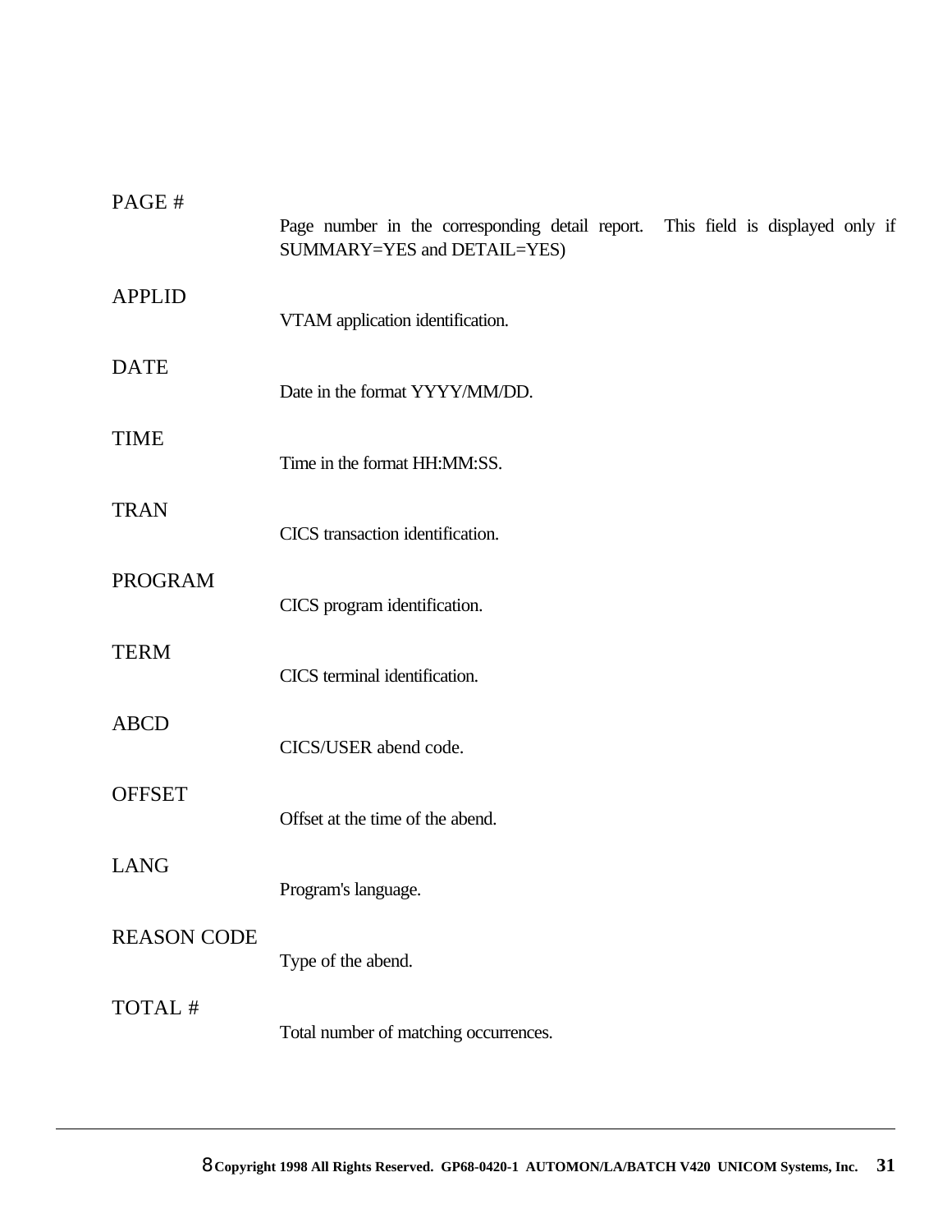PAGE #

Page number in the corresponding detail report. This field is displayed only if SUMMARY=YES and DETAIL=YES)

APPLID

VTAM application identification.

DATE

Date in the format YYYY/MM/DD.

TIME

Time in the format HH:MM:SS.

TRAN

CICS transaction identification.

PROGRAM

CICS program identification.

TERM

CICS terminal identification.

ABCD

CICS/USER abend code.

OFFSET

Offset at the time of the abend.

LANG

Program's language.

REASON CODE

Type of the abend.

TOTAL #

Total number of matching occurrences.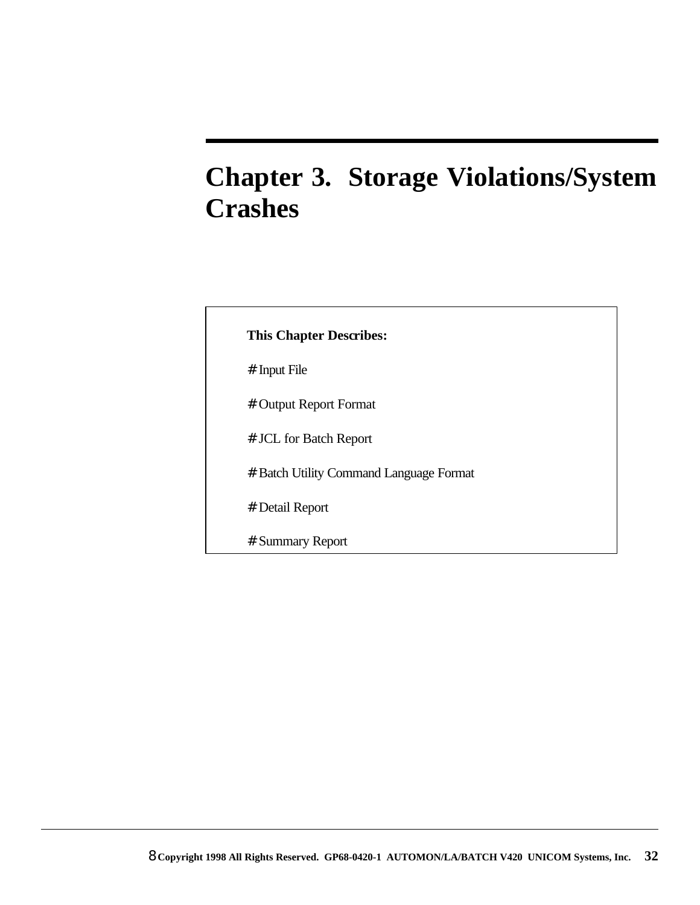# Chapter 3. Storage Violations/System Crashes

**This Chapter Describes:**

- Input File
- Output Report Format
- JCL for Batch Report
- Batch Utility Command Language Format
- Detail Report
- Summary Report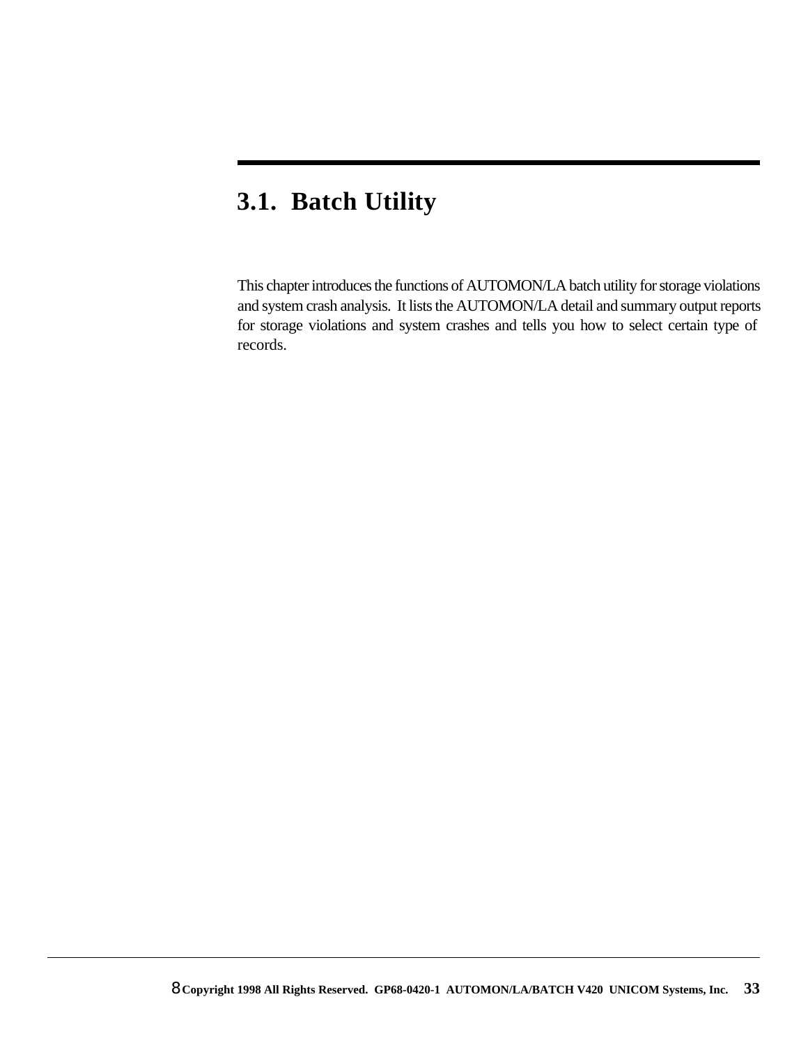# 3.1. Batch Utility

This chapter introduces the functions of AUTOMON/LA batch utility for storage violations and system crash analysis. It lists the AUTOMON/LA detail and summary output reports for storage violations and system crashes and tells you how to select certain type of records.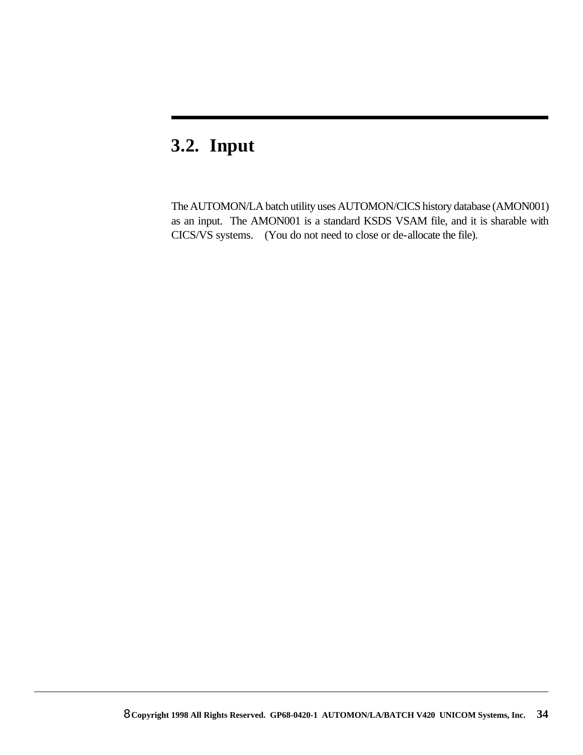## 3.2. Input

The AUTOMON/LA batch utility uses AUTOMON/CICS history database (AMON001) as an input. The AMON001 is a standard KSDS VSAM file, and it is sharable with CICS/VS systems. (You do not need to close or de-allocate the file).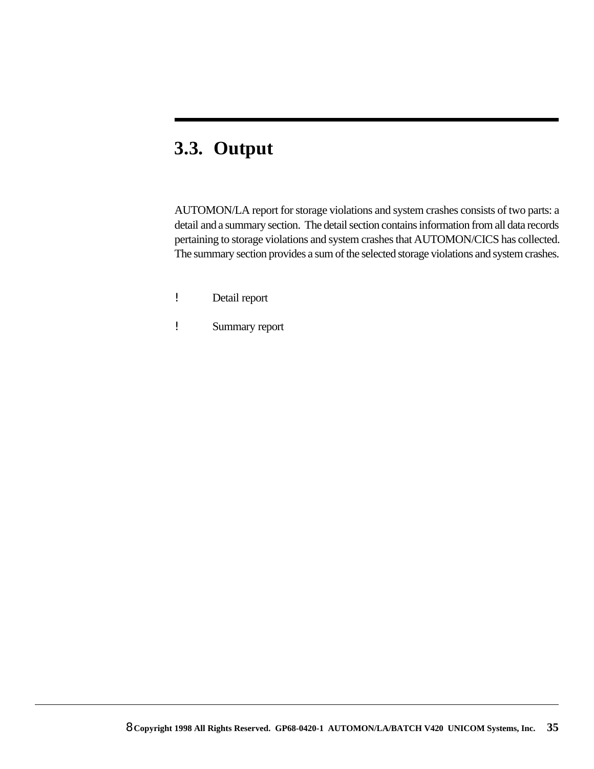## 3.3. Output

AUTOMON/LA report for storage violations and system crashes consists of two parts: a detail and a summary section. The detail section contains information from all data records pertaining to storage violations and system crashes that AUTOMON/CICS has collected. The summary section provides a sum of the selected storage violations and system crashes.

- Detail report
- Summary report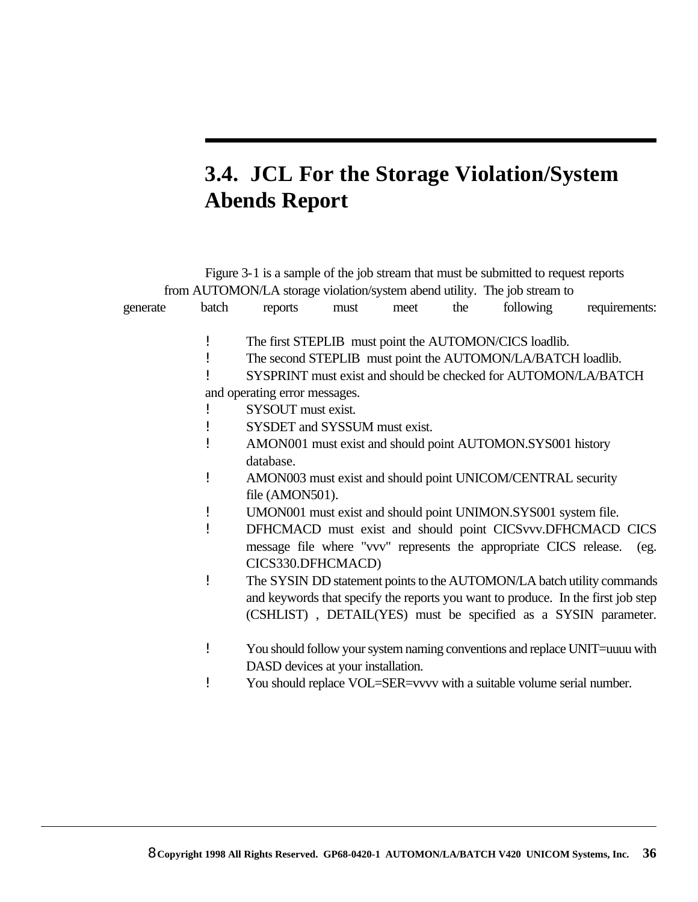## 3.4. JCL For the Storage Violation/System Abends Report

Figure 3-1 is a sample of the job stream that must be submitted to request reports from AUTOMON/LA storage violation/system abend utility. The job stream to generate batch reports must meet the following requirements:

- The first STEPLIB must point the AUTOMON/CICS loadlib.
- The second STEPLIB must point the AUTOMON/LA/BATCH loadlib.
- SYSPRINT must exist and should be checked for AUTOMON/LA/BATCH and operating error messages.
- SYSOUT must exist.
- SYSDET and SYSSUM must exist.
- AMON001 must exist and should point AUTOMON.SYS001 history database.
- AMON003 must exist and should point UNICOM/CENTRAL security file (AMON501).
- UMON001 must exist and should point UNIMON.SYS001 system file.
- DFHCMACD must exist and should point CICSvvv.DFHCMACD CICS message file where "vvv" represents the appropriate CICS release. (eg. CICS330.DFHCMACD)
- The SYSIN DD statement points to the AUTOMON/LA batch utility commands and keywords that specify the reports you want to produce. In the first job step (CSHLIST) , DETAIL(YES) must be specified as a SYSIN parameter.
- You should follow your system naming conventions and replace UNIT=uuuu with DASD devices at your installation.
- You should replace VOL=SER=vvvv with a suitable volume serial number.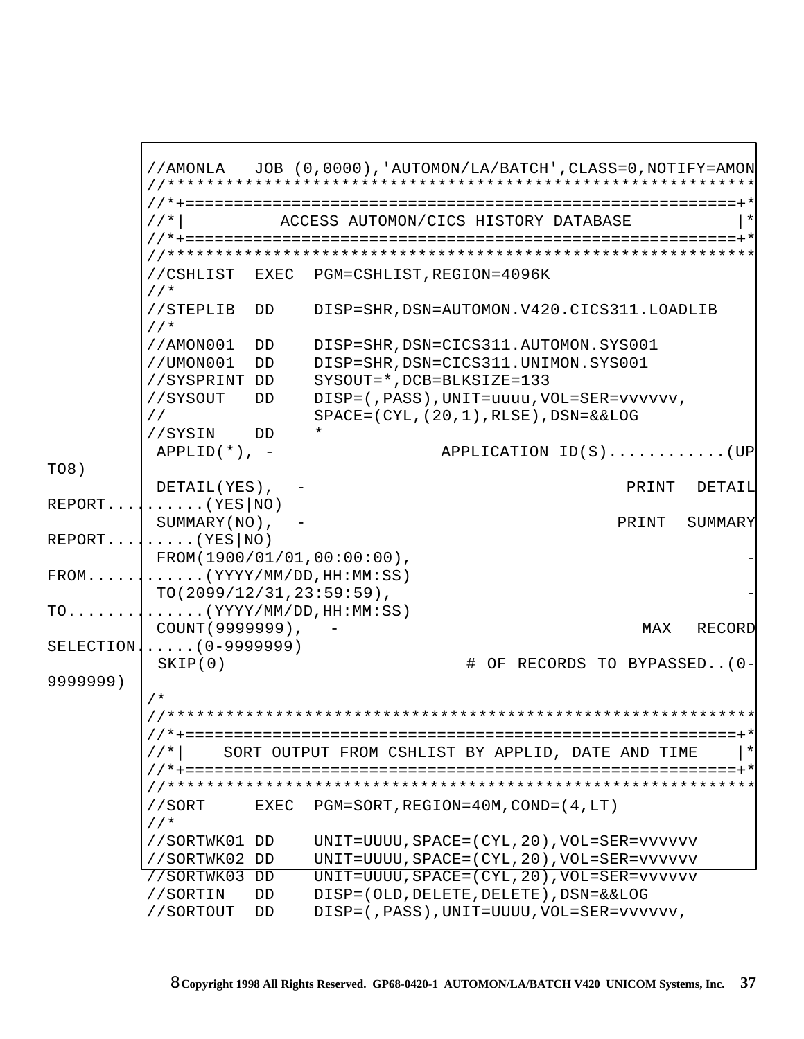```
//AMONLA   JOB (0,0000),'AUTOMON/LA/BATCH',CLASS=0,NOTIFY=AMON
//**********************************************************
//*+========================================================+*
//*|          ACCESS AUTOMON/CICS HISTORY DATABASE          |*
//*+========================================================+*
//**********************************************************
//CSHLIST  EXEC  PGM=CSHLIST,REGION=4096K
//*
//STEPLIB  DD    DISP=SHR,DSN=AUTOMON.V420.CICS311.LOADLIB
//*
//AMON001  DD    DISP=SHR,DSN=CICS311.AUTOMON.SYS001
//UMON001  DD    DISP=SHR,DSN=CICS311.UNIMON.SYS001
//SYSPRINT DD    SYSOUT=*,DCB=BLKSIZE=133
//SYSOUT   DD    DISP=(,PASS),UNIT=uuuu,VOL=SER=vvvvvv,
//               SPACE=(CYL,(20,1),RLSE),DSN=&&LOG
//SYSIN    DD    *
 APPLID(*), -                APPLICATION ID(S)............(UP
TO8)
 DETAIL(YES),  -                                 PRINT  DETAIL
REPORT..........(YES|NO)
 SUMMARY(NO),  -                                 PRINT  SUMMARY
REPORT.........(YES|NO)
 FROM(1900/01/01,00:00:00),                                    -
FROM............(YYYY/MM/DD,HH:MM:SS)
 TO(2099/12/31,23:59:59),                                      -
TO..............(YYYY/MM/DD,HH:MM:SS)
 COUNT(9999999),  -                                MAX   RECORD
SELECTION......(0-9999999)
 SKIP(0)                     # OF RECORDS TO BYPASSED..(0-
9999999)
/*
//**********************************************************
//*+========================================================+*
//*|    SORT OUTPUT FROM CSHLIST BY APPLID, DATE AND TIME    |*
//*+========================================================+*
//**********************************************************
//SORT     EXEC  PGM=SORT,REGION=40M,COND=(4,LT)
//*
//SORTWK01 DD    UNIT=UUUU,SPACE=(CYL,20),VOL=SER=vvvvvv
//SORTWK02 DD    UNIT=UUUU,SPACE=(CYL,20),VOL=SER=vvvvvv
//SORTWK03 DD    UNIT=UUUU,SPACE=(CYL,20),VOL=SER=vvvvvv
//SORTIN   DD    DISP=(OLD,DELETE,DELETE),DSN=&&LOG
//SORTOUT  DD    DISP=(,PASS),UNIT=UUUU,VOL=SER=vvvvvv,
```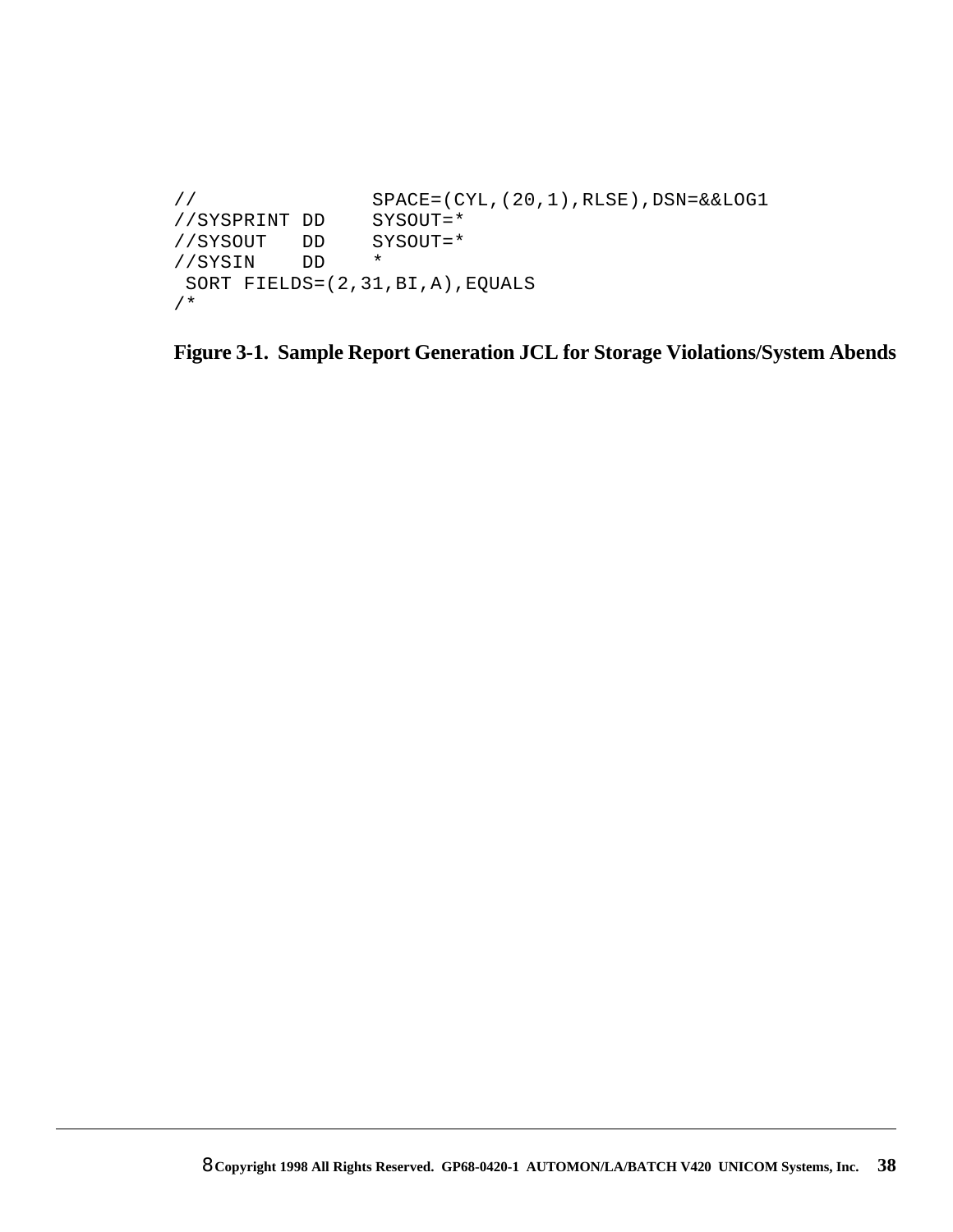```
//                 SPACE=(CYL,(20,1),RLSE),DSN=&&LOG1
//SYSPRINT DD    SYSOUT=*
//SYSOUT   DD    SYSOUT=*
//SYSIN    DD    *
 SORT FIELDS=(2,31,BI,A),EQUALS
/*
```

**Figure 3-1. Sample Report Generation JCL for Storage Violations/System Abends**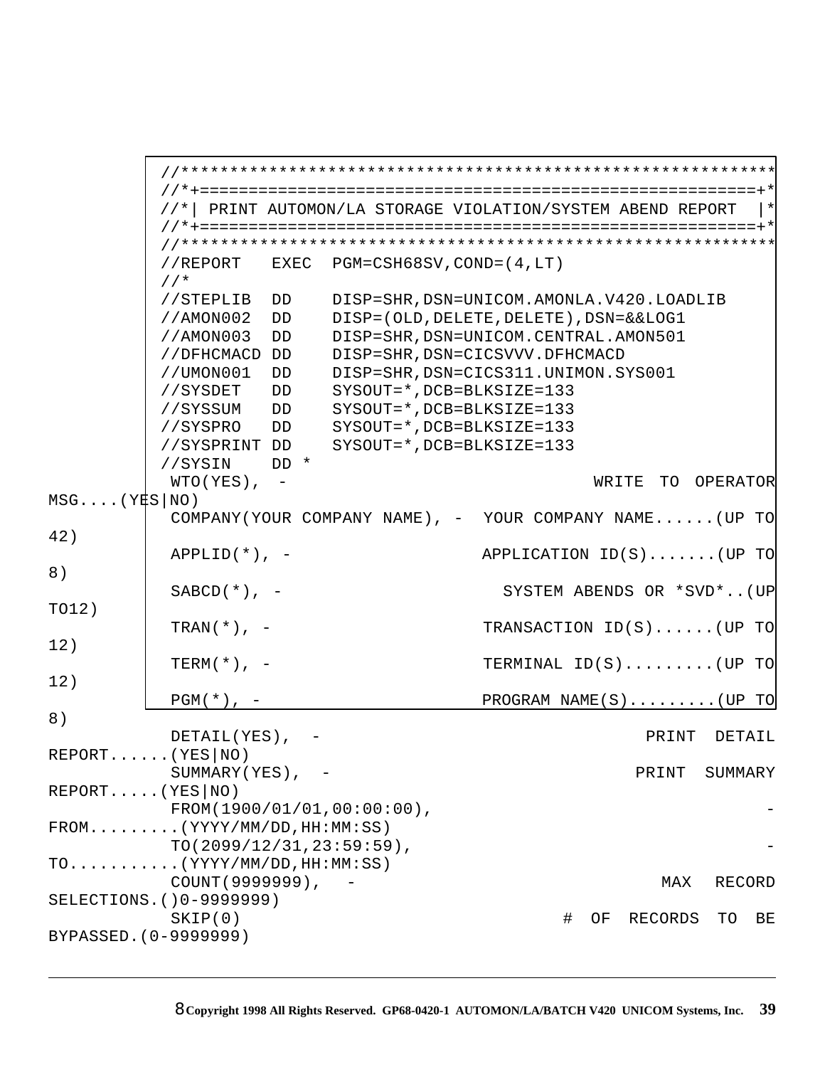```
//*************************************************************
//*+=========================================================+*
//*| PRINT AUTOMON/LA STORAGE VIOLATION/SYSTEM ABEND REPORT  |*
//*+=========================================================+*
//*************************************************************
//REPORT   EXEC  PGM=CSH68SV,COND=(4,LT)
//*
//STEPLIB  DD    DISP=SHR,DSN=UNICOM.AMONLA.V420.LOADLIB
//AMON002  DD    DISP=(OLD,DELETE,DELETE),DSN=&&LOG1
//AMON003  DD    DISP=SHR,DSN=UNICOM.CENTRAL.AMON501
//DFHCMACD DD    DISP=SHR,DSN=CICSVVV.DFHCMACD
//UMON001  DD    DISP=SHR,DSN=CICS311.UNIMON.SYS001
//SYSDET   DD    SYSOUT=*,DCB=BLKSIZE=133
//SYSSUM   DD    SYSOUT=*,DCB=BLKSIZE=133
//SYSPRO   DD    SYSOUT=*,DCB=BLKSIZE=133
//SYSPRINT DD    SYSOUT=*,DCB=BLKSIZE=133
//SYSIN    DD *
 WTO(YES), -                                 WRITE TO OPERATOR
MSG....(YES|NO)
 COMPANY(YOUR COMPANY NAME), -  YOUR COMPANY NAME......(UP TO
42)
 APPLID(*), -                   APPLICATION ID(S).......(UP TO
8)
 SABCD(*), -                      SYSTEM ABENDS OR *SVD*..(UP
TO12)
 TRAN(*), -                     TRANSACTION ID(S)......(UP TO
12)
 TERM(*), -                     TERMINAL ID(S).........(UP TO
12)
 PGM(*), -                      PROGRAM NAME(S).........(UP TO
8)
 DETAIL(YES),  -                                  PRINT  DETAIL
REPORT......(YES|NO)
 SUMMARY(YES),  -                                 PRINT  SUMMARY
REPORT.....(YES|NO)
 FROM(1900/01/01,00:00:00),                                    -
FROM.........(YYYY/MM/DD,HH:MM:SS)
 TO(2099/12/31,23:59:59),                                      -
TO...........(YYYY/MM/DD,HH:MM:SS)
 COUNT(9999999),   -                                 MAX  RECORD
SELECTIONS.()0-9999999)
 SKIP(0)                               #  OF  RECORDS  TO  BE
BYPASSED.(0-9999999)
```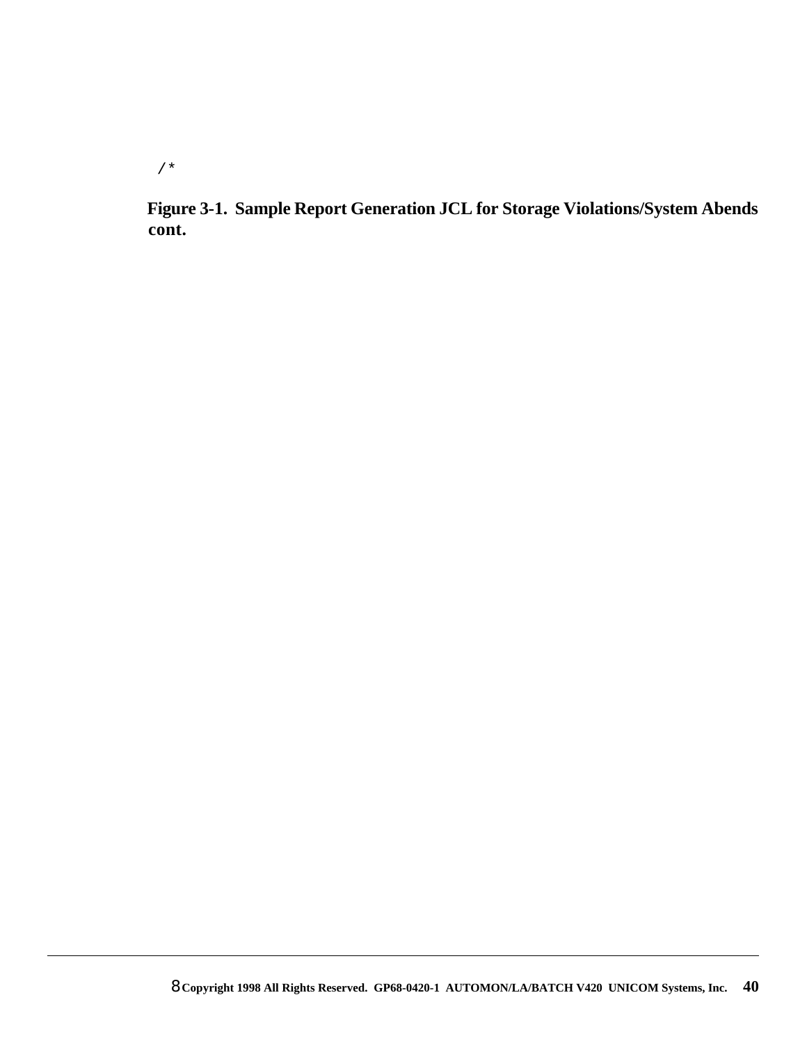```
/*
```

**Figure 3-1. Sample Report Generation JCL for Storage Violations/System Abends cont.**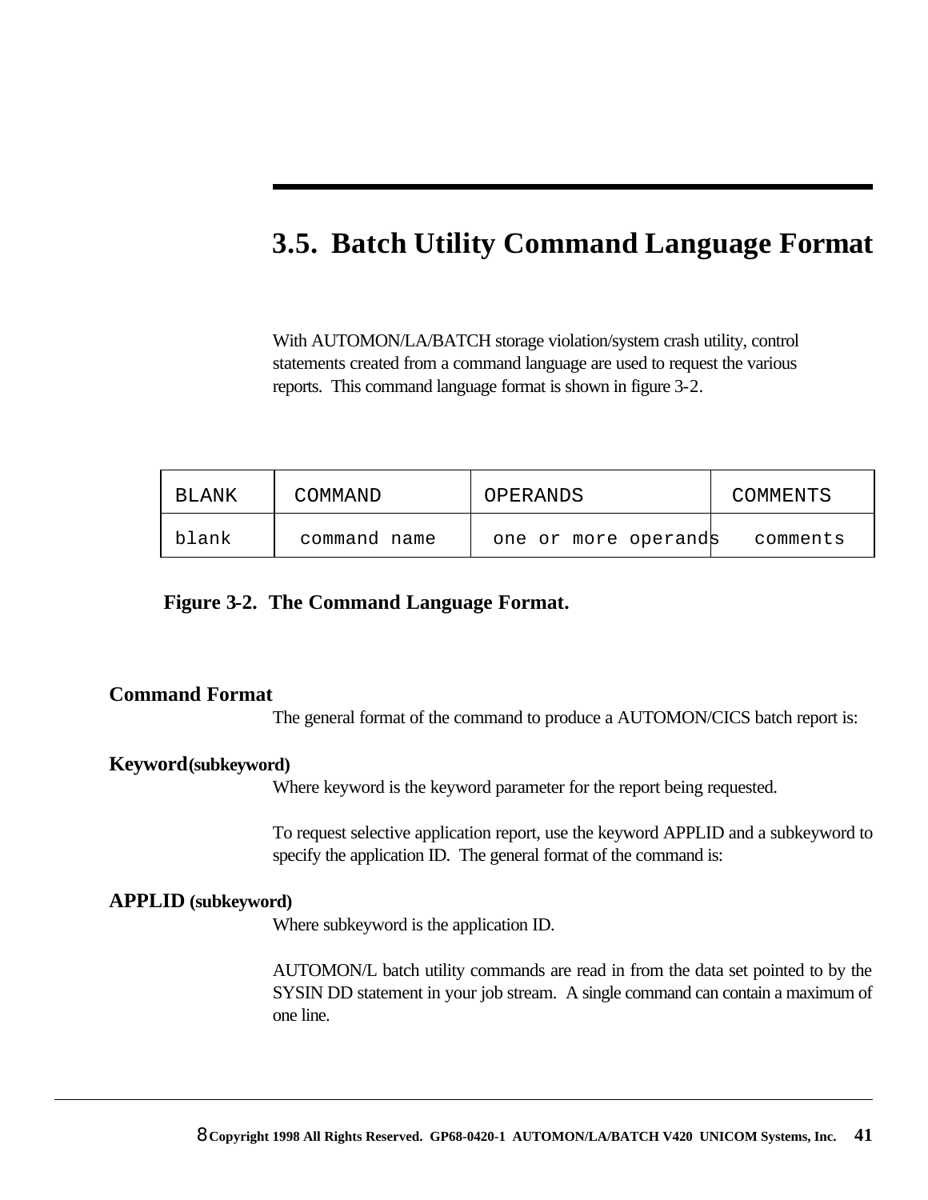## 3.5. Batch Utility Command Language Format

With AUTOMON/LA/BATCH storage violation/system crash utility, control statements created from a command language are used to request the various reports. This command language format is shown in figure 3-2.

| BLANK | COMMAND | OPERANDS | COMMENTS |
|---|---|---|---|
| blank | command name | one or more operands | comments |

**Figure 3-2. The Command Language Format.**

**Command Format**

The general format of the command to produce a AUTOMON/CICS batch report is:

**Keyword(subkeyword)**

Where keyword is the keyword parameter for the report being requested.

To request selective application report, use the keyword APPLID and a subkeyword to specify the application ID. The general format of the command is:

**APPLID (subkeyword)**

Where subkeyword is the application ID.

AUTOMON/L batch utility commands are read in from the data set pointed to by the SYSIN DD statement in your job stream. A single command can contain a maximum of one line.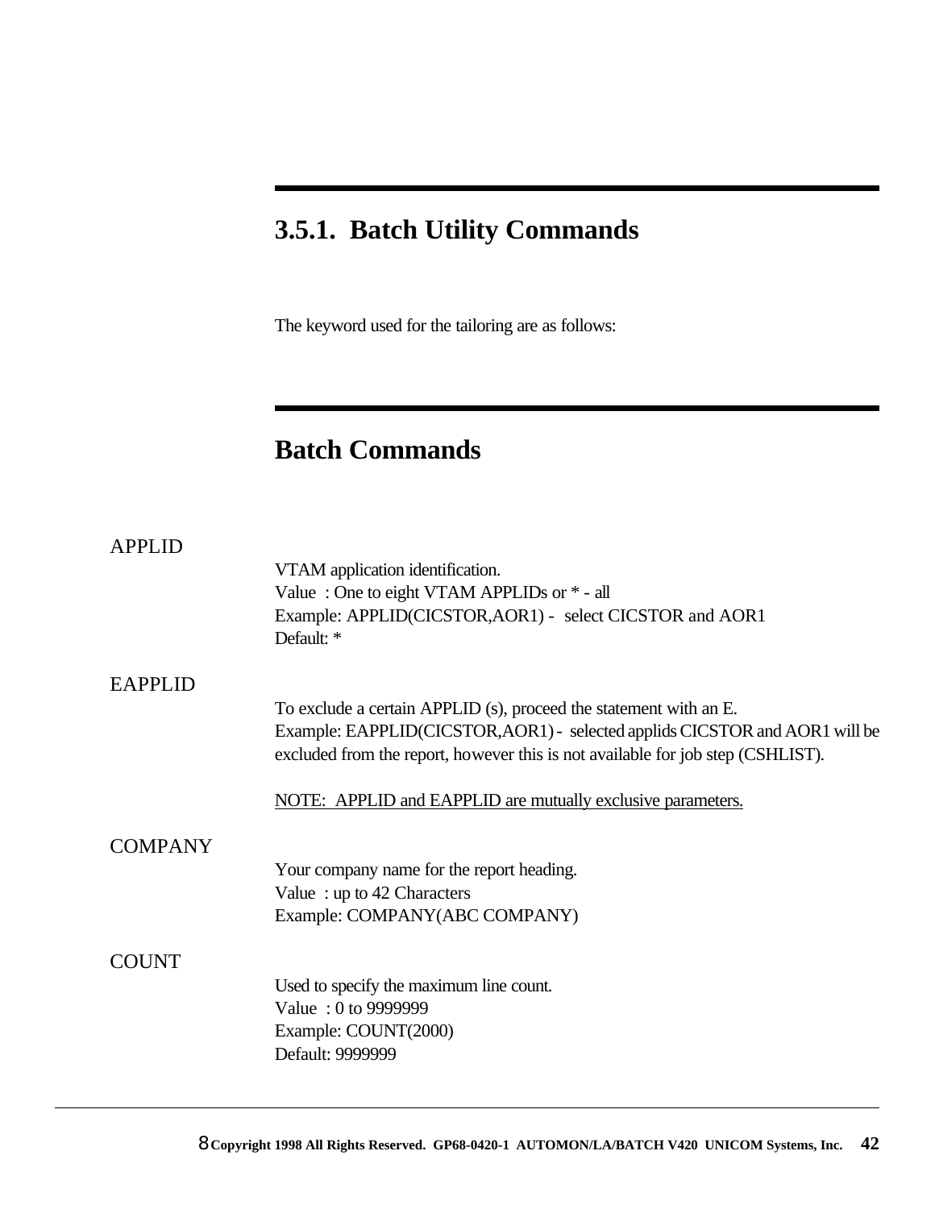## 3.5.1. Batch Utility Commands

The keyword used for the tailoring are as follows:

## Batch Commands

APPLID

VTAM application identification.
Value : One to eight VTAM APPLIDs or * - all
Example: APPLID(CICSTOR,AOR1) - select CICSTOR and AOR1
Default: *

EAPPLID

To exclude a certain APPLID (s), proceed the statement with an E.
Example: EAPPLID(CICSTOR,AOR1) - selected applids CICSTOR and AOR1 will be excluded from the report, however this is not available for job step (CSHLIST).

<u>NOTE: APPLID and EAPPLID are mutually exclusive parameters.</u>

COMPANY

Your company name for the report heading.
Value : up to 42 Characters
Example: COMPANY(ABC COMPANY)

COUNT

Used to specify the maximum line count.
Value : 0 to 9999999
Example: COUNT(2000)
Default: 9999999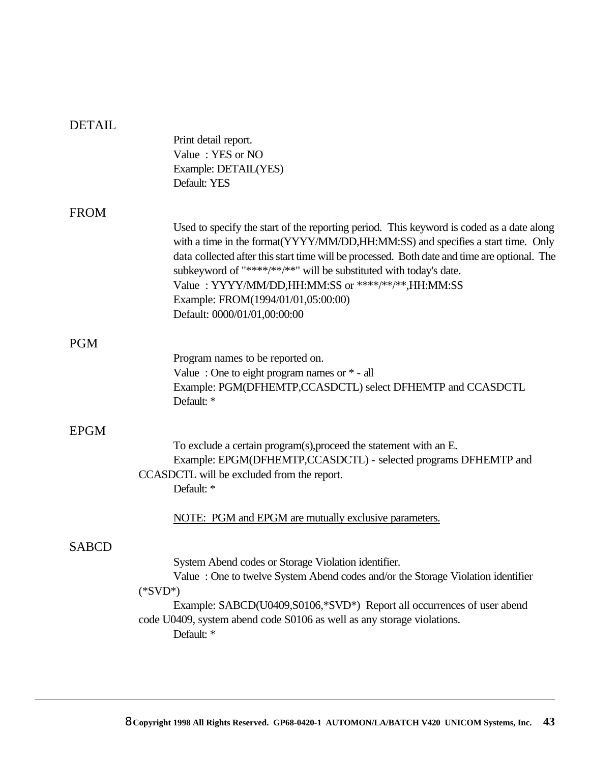DETAIL

Print detail report.
Value : YES or NO
Example: DETAIL(YES)
Default: YES

FROM

Used to specify the start of the reporting period. This keyword is coded as a date along with a time in the format(YYYY/MM/DD,HH:MM:SS) and specifies a start time. Only data collected after this start time will be processed. Both date and time are optional. The subkeyword of "****/**/**" will be substituted with today's date.
Value : YYYY/MM/DD,HH:MM:SS or ****/**/**,HH:MM:SS
Example: FROM(1994/01/01,05:00:00)
Default: 0000/01/01,00:00:00

PGM

Program names to be reported on.
Value : One to eight program names or * - all
Example: PGM(DFHEMTP,CCASDCTL) select DFHEMTP and CCASDCTL
Default: *

EPGM

To exclude a certain program(s),proceed the statement with an E.
Example: EPGM(DFHEMTP,CCASDCTL) - selected programs DFHEMTP and CCASDCTL will be excluded from the report.
Default: *

<u>NOTE: PGM and EPGM are mutually exclusive parameters.</u>

SABCD

System Abend codes or Storage Violation identifier.
Value : One to twelve System Abend codes and/or the Storage Violation identifier (*SVD*)
Example: SABCD(U0409,S0106,*SVD*) Report all occurrences of user abend code U0409, system abend code S0106 as well as any storage violations.
Default: *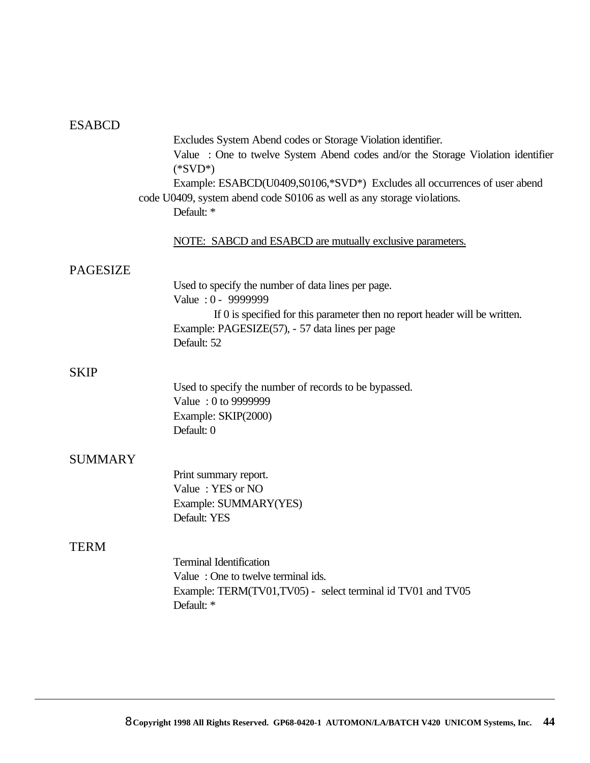ESABCD

Excludes System Abend codes or Storage Violation identifier.

Value : One to twelve System Abend codes and/or the Storage Violation identifier (*SVD*)

Example: ESABCD(U0409,S0106,*SVD*) Excludes all occurrences of user abend code U0409, system abend code S0106 as well as any storage violations.

Default: *

NOTE: SABCD and ESABCD are mutually exclusive parameters.

PAGESIZE

Used to specify the number of data lines per page.

Value : 0 - 9999999

If 0 is specified for this parameter then no report header will be written.

Example: PAGESIZE(57), - 57 data lines per page

Default: 52

SKIP

Used to specify the number of records to be bypassed.

Value : 0 to 9999999

Example: SKIP(2000)

Default: 0

SUMMARY

Print summary report.

Value : YES or NO

Example: SUMMARY(YES)

Default: YES

TERM

Terminal Identification

Value : One to twelve terminal ids.

Example: TERM(TV01,TV05) - select terminal id TV01 and TV05

Default: *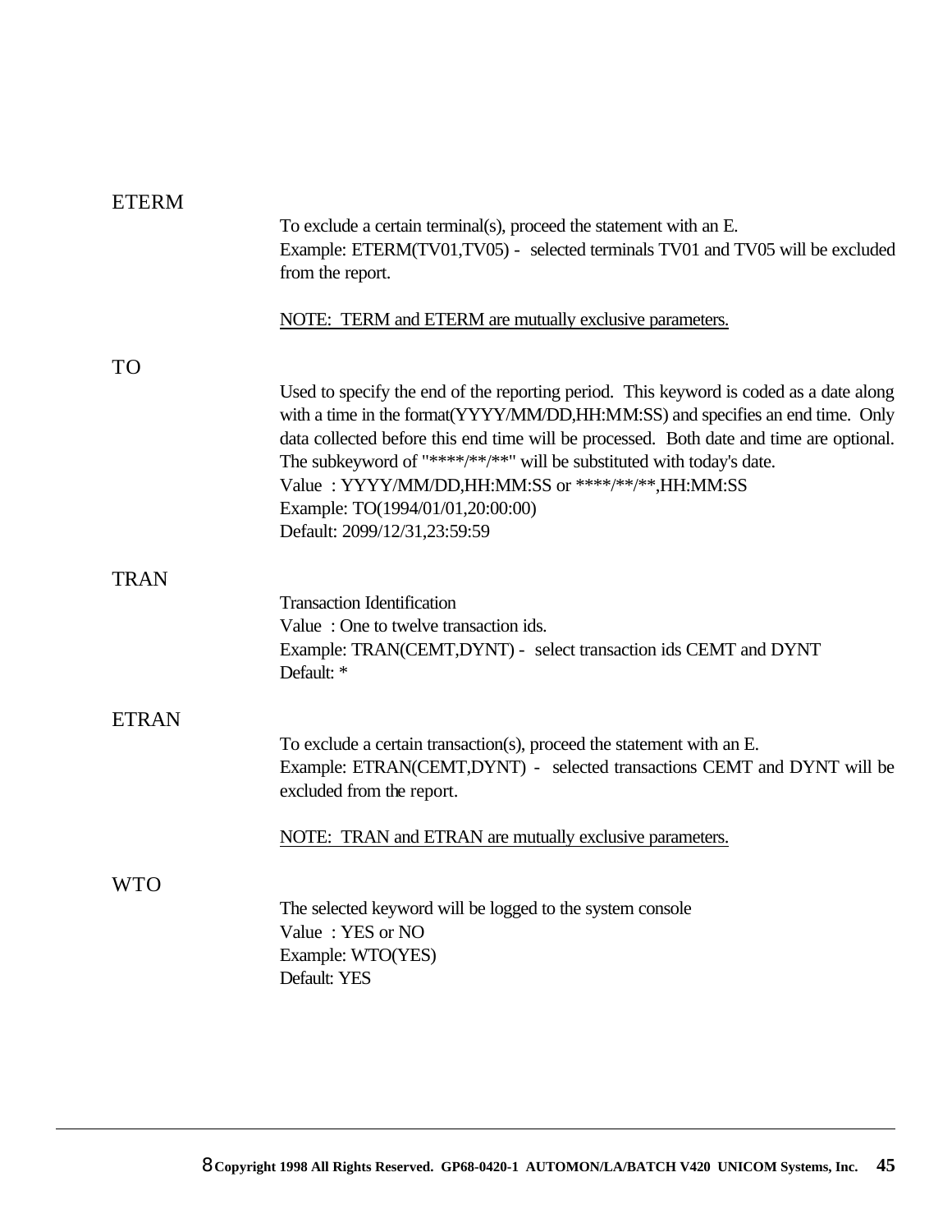## ETERM

To exclude a certain terminal(s), proceed the statement with an E.
Example: ETERM(TV01,TV05) - selected terminals TV01 and TV05 will be excluded from the report.

<u>NOTE: TERM and ETERM are mutually exclusive parameters.</u>

## TO

Used to specify the end of the reporting period. This keyword is coded as a date along with a time in the format(YYYY/MM/DD,HH:MM:SS) and specifies an end time. Only data collected before this end time will be processed. Both date and time are optional. The subkeyword of "****/**/**" will be substituted with today's date.
Value : YYYY/MM/DD,HH:MM:SS or ****/**/**,HH:MM:SS
Example: TO(1994/01/01,20:00:00)
Default: 2099/12/31,23:59:59

## TRAN

Transaction Identification
Value : One to twelve transaction ids.
Example: TRAN(CEMT,DYNT) - select transaction ids CEMT and DYNT
Default: *

## ETRAN

To exclude a certain transaction(s), proceed the statement with an E.
Example: ETRAN(CEMT,DYNT) - selected transactions CEMT and DYNT will be excluded from the report.

<u>NOTE: TRAN and ETRAN are mutually exclusive parameters.</u>

## WTO

The selected keyword will be logged to the system console
Value : YES or NO
Example: WTO(YES)
Default: YES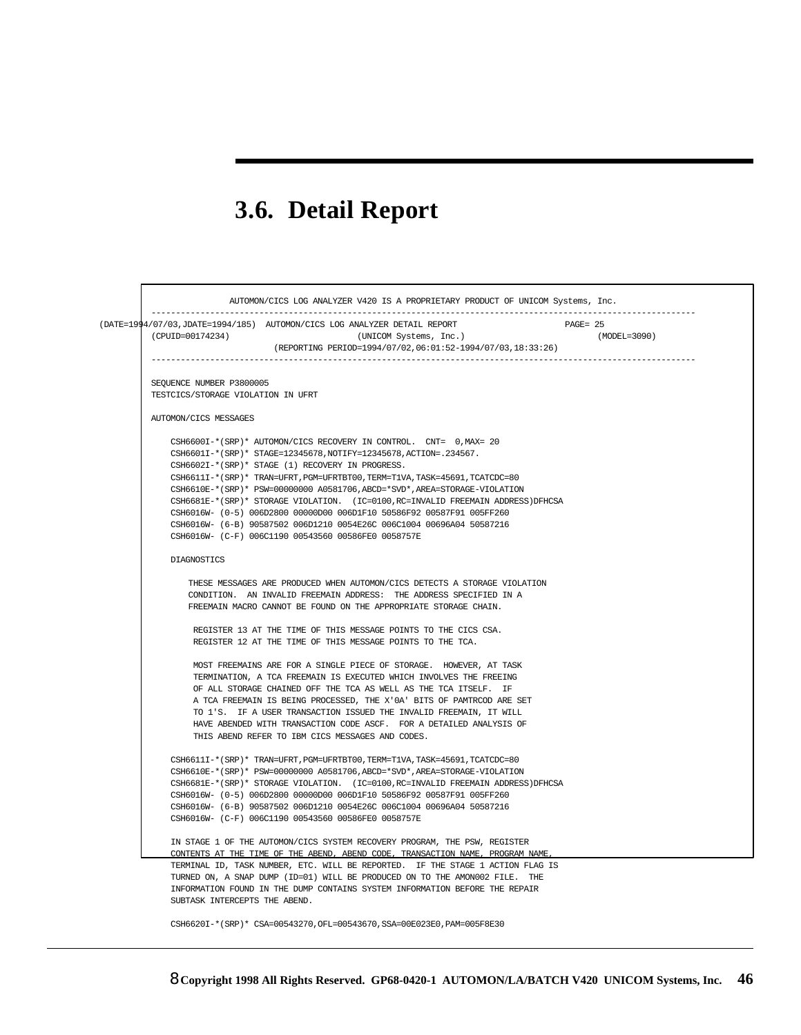## 3.6. Detail Report

```
               AUTOMON/CICS LOG ANALYZER V420 IS A PROPRIETARY PRODUCT OF UNICOM Systems, Inc.
---------------------------------------------------------------------------------------------------------
(DATE=1994/07/03,JDATE=1994/185)  AUTOMON/CICS LOG ANALYZER DETAIL REPORT                    PAGE= 25
(CPUID=00174234)                          (UNICOM Systems, Inc.)                              (MODEL=3090)
                        (REPORTING PERIOD=1994/07/02,06:01:52-1994/07/03,18:33:26)
---------------------------------------------------------------------------------------------------------

SEQUENCE NUMBER P3800005
TESTCICS/STORAGE VIOLATION IN UFRT

AUTOMON/CICS MESSAGES

    CSH6600I-*(SRP)* AUTOMON/CICS RECOVERY IN CONTROL.  CNT=  0,MAX= 20
    CSH6601I-*(SRP)* STAGE=12345678,NOTIFY=12345678,ACTION=.234567.
    CSH6602I-*(SRP)* STAGE (1) RECOVERY IN PROGRESS.
    CSH6611I-*(SRP)* TRAN=UFRT,PGM=UFRTBT00,TERM=T1VA,TASK=45691,TCATCDC=80
    CSH6610E-*(SRP)* PSW=00000000 A0581706,ABCD=*SVD*,AREA=STORAGE-VIOLATION
    CSH6681E-*(SRP)* STORAGE VIOLATION.  (IC=0100,RC=INVALID FREEMAIN ADDRESS)DFHCSA
    CSH6016W- (0-5) 006D2800 00000D00 006D1F10 50586F92 00587F91 005FF260
    CSH6016W- (6-B) 90587502 006D1210 0054E26C 006C1004 00696A04 50587216
    CSH6016W- (C-F) 006C1190 00543560 00586FE0 0058757E

    DIAGNOSTICS

        THESE MESSAGES ARE PRODUCED WHEN AUTOMON/CICS DETECTS A STORAGE VIOLATION
        CONDITION.  AN INVALID FREEMAIN ADDRESS:  THE ADDRESS SPECIFIED IN A
        FREEMAIN MACRO CANNOT BE FOUND ON THE APPROPRIATE STORAGE CHAIN.

         REGISTER 13 AT THE TIME OF THIS MESSAGE POINTS TO THE CICS CSA.
         REGISTER 12 AT THE TIME OF THIS MESSAGE POINTS TO THE TCA.

         MOST FREEMAINS ARE FOR A SINGLE PIECE OF STORAGE.  HOWEVER, AT TASK
         TERMINATION, A TCA FREEMAIN IS EXECUTED WHICH INVOLVES THE FREEING
         OF ALL STORAGE CHAINED OFF THE TCA AS WELL AS THE TCA ITSELF.  IF
         A TCA FREEMAIN IS BEING PROCESSED, THE X'0A' BITS OF PAMTRCOD ARE SET
         TO 1'S.  IF A USER TRANSACTION ISSUED THE INVALID FREEMAIN, IT WILL
         HAVE ABENDED WITH TRANSACTION CODE ASCF.  FOR A DETAILED ANALYSIS OF
         THIS ABEND REFER TO IBM CICS MESSAGES AND CODES.

    CSH6611I-*(SRP)* TRAN=UFRT,PGM=UFRTBT00,TERM=T1VA,TASK=45691,TCATCDC=80
    CSH6610E-*(SRP)* PSW=00000000 A0581706,ABCD=*SVD*,AREA=STORAGE-VIOLATION
    CSH6681E-*(SRP)* STORAGE VIOLATION.  (IC=0100,RC=INVALID FREEMAIN ADDRESS)DFHCSA
    CSH6016W- (0-5) 006D2800 00000D00 006D1F10 50586F92 00587F91 005FF260
    CSH6016W- (6-B) 90587502 006D1210 0054E26C 006C1004 00696A04 50587216
    CSH6016W- (C-F) 006C1190 00543560 00586FE0 0058757E

    IN STAGE 1 OF THE AUTOMON/CICS SYSTEM RECOVERY PROGRAM, THE PSW, REGISTER
    CONTENTS AT THE TIME OF THE ABEND, ABEND CODE, TRANSACTION NAME, PROGRAM NAME,
    TERMINAL ID, TASK NUMBER, ETC. WILL BE REPORTED.  IF THE STAGE 1 ACTION FLAG IS
    TURNED ON, A SNAP DUMP (ID=01) WILL BE PRODUCED ON TO THE AMON002 FILE.  THE
    INFORMATION FOUND IN THE DUMP CONTAINS SYSTEM INFORMATION BEFORE THE REPAIR
    SUBTASK INTERCEPTS THE ABEND.

    CSH6620I-*(SRP)* CSA=00543270,OFL=00543670,SSA=00E023E0,PAM=005F8E30
```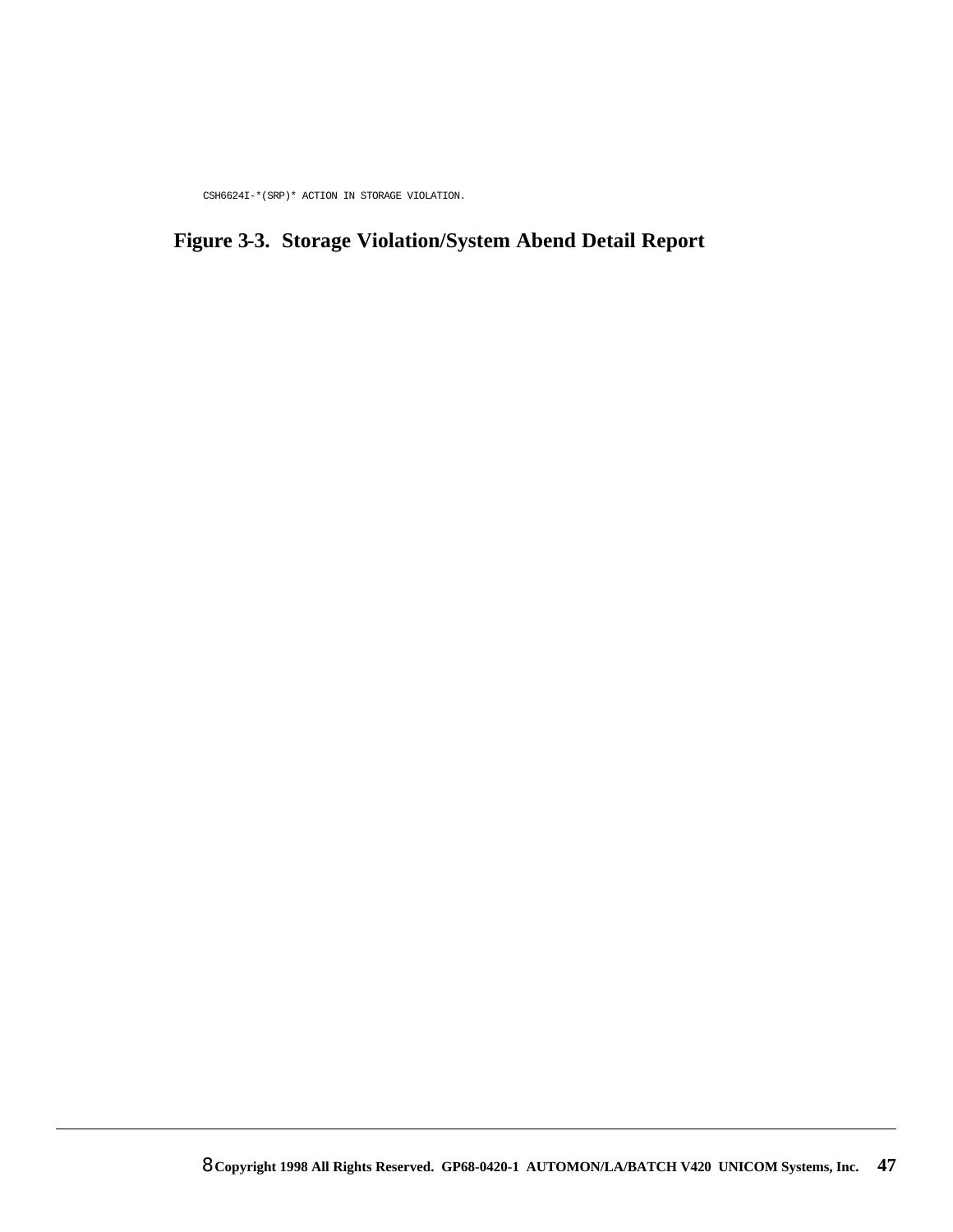```
CSH6624I-*(SRP)* ACTION IN STORAGE VIOLATION.
```

**Figure 3-3. Storage Violation/System Abend Detail Report**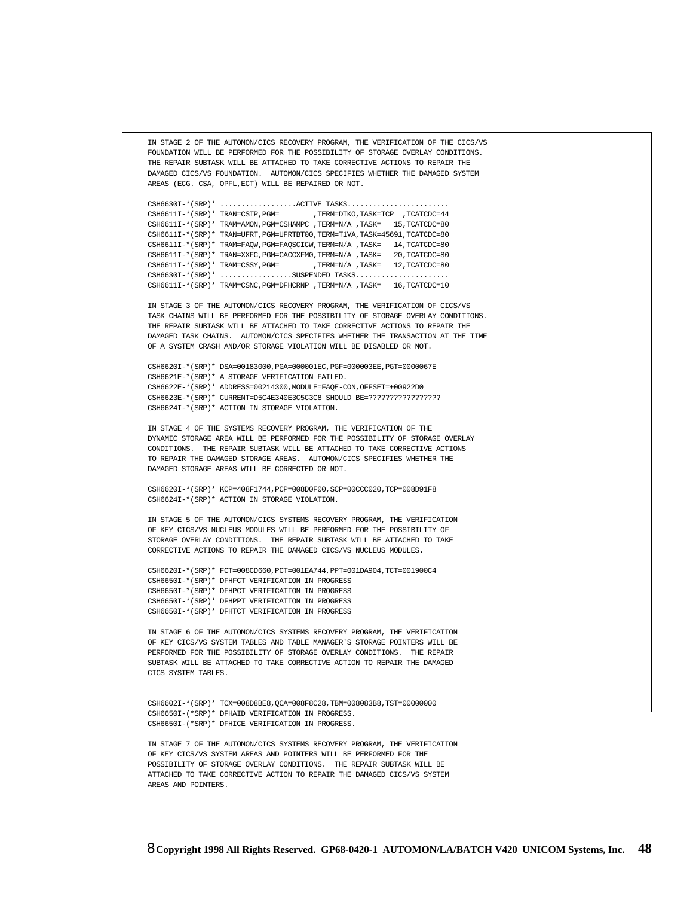IN STAGE 2 OF THE AUTOMON/CICS RECOVERY PROGRAM, THE VERIFICATION OF THE CICS/VS FOUNDATION WILL BE PERFORMED FOR THE POSSIBILITY OF STORAGE OVERLAY CONDITIONS. THE REPAIR SUBTASK WILL BE ATTACHED TO TAKE CORRECTIVE ACTIONS TO REPAIR THE DAMAGED CICS/VS FOUNDATION. AUTOMON/CICS SPECIFIES WHETHER THE DAMAGED SYSTEM AREAS (ECG. CSA, OPFL,ECT) WILL BE REPAIRED OR NOT.

```
CSH6630I-*(SRP)* ..................ACTIVE TASKS........................
CSH6611I-*(SRP)* TRAN=CSTP,PGM=        ,TERM=DTKO,TASK=TCP  ,TCATCDC=44
CSH6611I-*(SRP)* TRAM=AMON,PGM=CSHAMPC ,TERM=N/A ,TASK=   15,TCATCDC=80
CSH6611I-*(SRP)* TRAN=UFRT,PGM=UFRTBT00,TERM=T1VA,TASK=45691,TCATCDC=80
CSH6611I-*(SRP)* TRAM=FAQW,PGM=FAQSCICW,TERM=N/A ,TASK=   14,TCATCDC=80
CSH6611I-*(SRP)* TRAN=XXFC,PGM=CACCXFM0,TERM=N/A ,TASK=   20,TCATCDC=80
CSH6611I-*(SRP)* TRAM=CSSY,PGM=        ,TERM=N/A ,TASK=   12,TCATCDC=80
CSH6630I-*(SRP)* .................SUSPENDED TASKS......................
CSH6611I-*(SRP)* TRAM=CSNC,PGM=DFHCRNP ,TERM=N/A ,TASK=   16,TCATCDC=10
```

IN STAGE 3 OF THE AUTOMON/CICS RECOVERY PROGRAM, THE VERIFICATION OF CICS/VS TASK CHAINS WILL BE PERFORMED FOR THE POSSIBILITY OF STORAGE OVERLAY CONDITIONS. THE REPAIR SUBTASK WILL BE ATTACHED TO TAKE CORRECTIVE ACTIONS TO REPAIR THE DAMAGED TASK CHAINS. AUTOMON/CICS SPECIFIES WHETHER THE TRANSACTION AT THE TIME OF A SYSTEM CRASH AND/OR STORAGE VIOLATION WILL BE DISABLED OR NOT.

```
CSH6620I-*(SRP)* DSA=00183000,PGA=000001EC,PGF=000003EE,PGT=0000067E
CSH6621E-*(SRP)* A STORAGE VERIFICATION FAILED.
CSH6622E-*(SRP)* ADDRESS=00214300,MODULE=FAQE-CON,OFFSET=+00922D0
CSH6623E-*(SRP)* CURRENT=D5C4E340E3C5C3C8 SHOULD BE=?????????????????
CSH6624I-*(SRP)* ACTION IN STORAGE VIOLATION.
```

IN STAGE 4 OF THE SYSTEMS RECOVERY PROGRAM, THE VERIFICATION OF THE DYNAMIC STORAGE AREA WILL BE PERFORMED FOR THE POSSIBILITY OF STORAGE OVERLAY CONDITIONS. THE REPAIR SUBTASK WILL BE ATTACHED TO TAKE CORRECTIVE ACTIONS TO REPAIR THE DAMAGED STORAGE AREAS. AUTOMON/CICS SPECIFIES WHETHER THE DAMAGED STORAGE AREAS WILL BE CORRECTED OR NOT.

```
CSH6620I-*(SRP)* KCP=408F1744,PCP=008D0F00,SCP=00CCC020,TCP=008D91F8
CSH6624I-*(SRP)* ACTION IN STORAGE VIOLATION.
```

IN STAGE 5 OF THE AUTOMON/CICS SYSTEMS RECOVERY PROGRAM, THE VERIFICATION OF KEY CICS/VS NUCLEUS MODULES WILL BE PERFORMED FOR THE POSSIBILITY OF STORAGE OVERLAY CONDITIONS. THE REPAIR SUBTASK WILL BE ATTACHED TO TAKE CORRECTIVE ACTIONS TO REPAIR THE DAMAGED CICS/VS NUCLEUS MODULES.

```
CSH6620I-*(SRP)* FCT=008CD660,PCT=001EA744,PPT=001DA904,TCT=001900C4
CSH6650I-*(SRP)* DFHFCT VERIFICATION IN PROGRESS
CSH6650I-*(SRP)* DFHPCT VERIFICATION IN PROGRESS
CSH6650I-*(SRP)* DFHPPT VERIFICATION IN PROGRESS
CSH6650I-*(SRP)* DFHTCT VERIFICATION IN PROGRESS
```

IN STAGE 6 OF THE AUTOMON/CICS SYSTEMS RECOVERY PROGRAM, THE VERIFICATION OF KEY CICS/VS SYSTEM TABLES AND TABLE MANAGER'S STORAGE POINTERS WILL BE PERFORMED FOR THE POSSIBILITY OF STORAGE OVERLAY CONDITIONS. THE REPAIR SUBTASK WILL BE ATTACHED TO TAKE CORRECTIVE ACTION TO REPAIR THE DAMAGED CICS SYSTEM TABLES.

```
CSH6602I-*(SRP)* TCX=008D8BE8,QCA=008F8C28,TBM=008083B8,TST=00000000
CSH6650I-(*SRP)* DFHAID VERIFICATION IN PROGRESS.
CSH6650I-(*SRP)* DFHICE VERIFICATION IN PROGRESS.
```

IN STAGE 7 OF THE AUTOMON/CICS SYSTEMS RECOVERY PROGRAM, THE VERIFICATION OF KEY CICS/VS SYSTEM AREAS AND POINTERS WILL BE PERFORMED FOR THE POSSIBILITY OF STORAGE OVERLAY CONDITIONS. THE REPAIR SUBTASK WILL BE ATTACHED TO TAKE CORRECTIVE ACTION TO REPAIR THE DAMAGED CICS/VS SYSTEM AREAS AND POINTERS.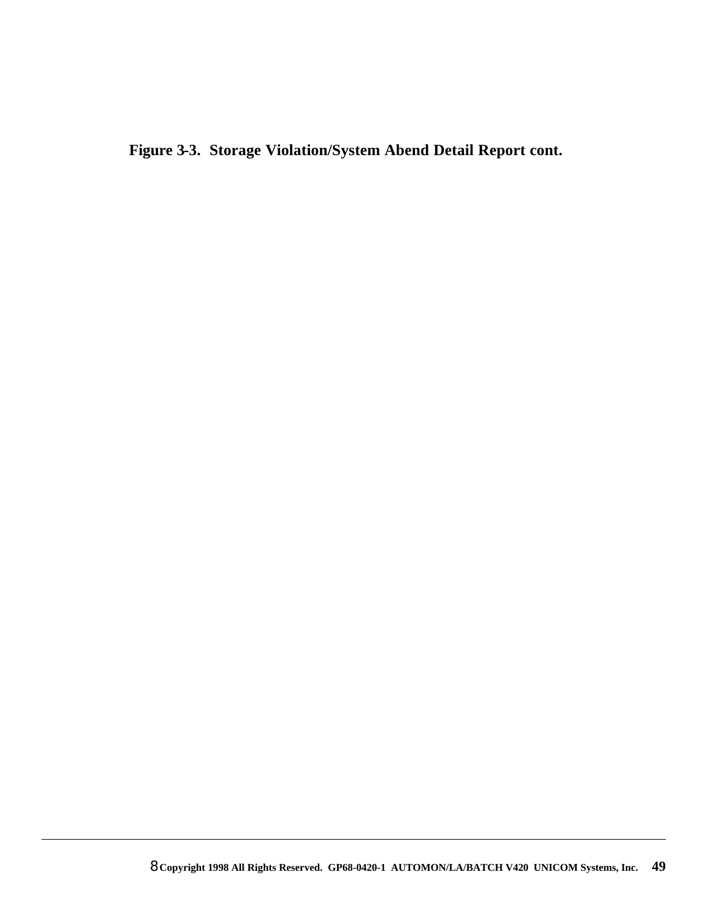**Figure 3-3. Storage Violation/System Abend Detail Report cont.**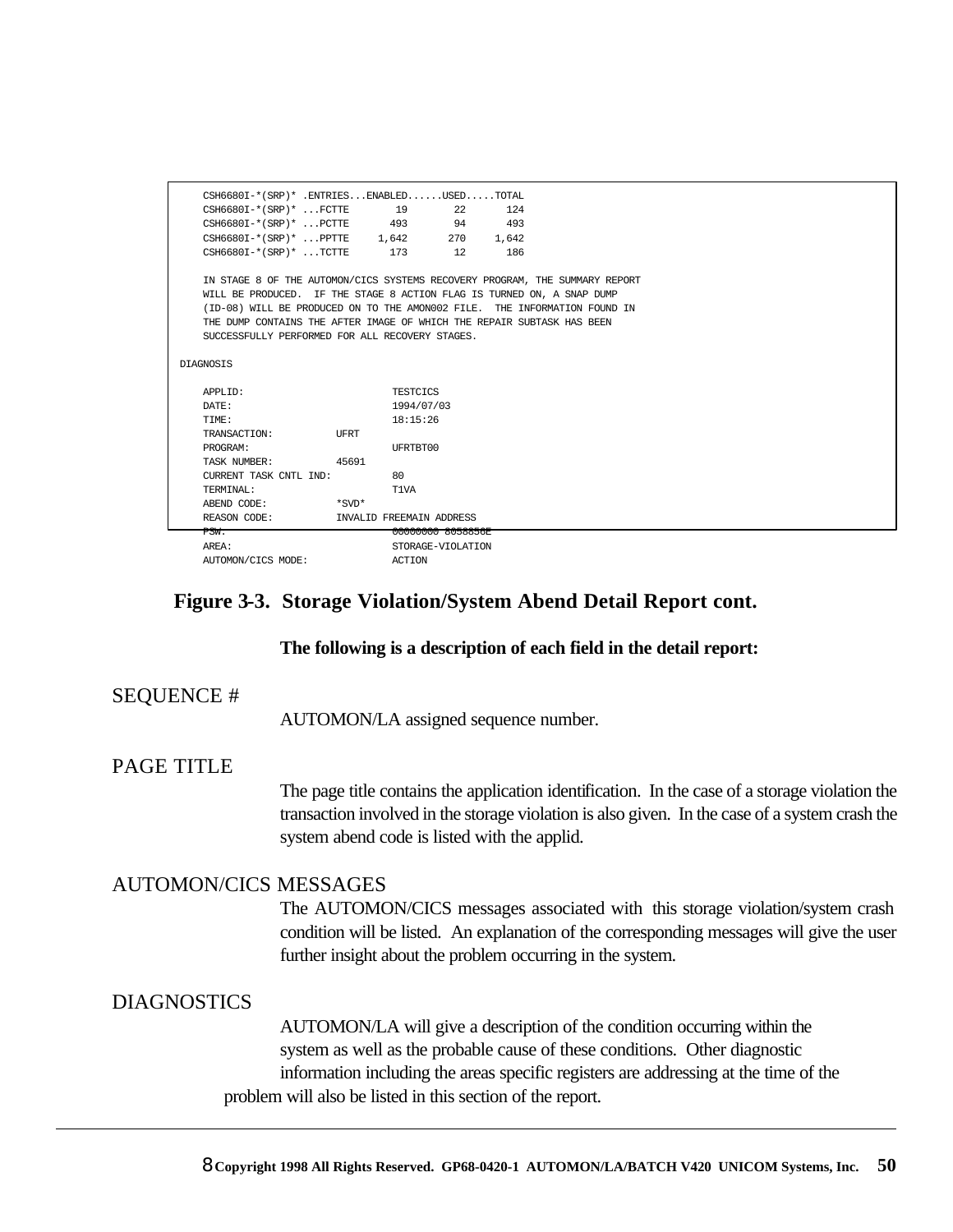```
    CSH6680I-*(SRP)* .ENTRIES...ENABLED......USED.....TOTAL
    CSH6680I-*(SRP)* ...FCTTE        19        22       124
    CSH6680I-*(SRP)* ...PCTTE       493        94       493
    CSH6680I-*(SRP)* ...PPTTE     1,642       270     1,642
    CSH6680I-*(SRP)* ...TCTTE       173        12       186

    IN STAGE 8 OF THE AUTOMON/CICS SYSTEMS RECOVERY PROGRAM, THE SUMMARY REPORT
    WILL BE PRODUCED.  IF THE STAGE 8 ACTION FLAG IS TURNED ON, A SNAP DUMP
    (ID-08) WILL BE PRODUCED ON TO THE AMON002 FILE.  THE INFORMATION FOUND IN
    THE DUMP CONTAINS THE AFTER IMAGE OF WHICH THE REPAIR SUBTASK HAS BEEN
    SUCCESSFULLY PERFORMED FOR ALL RECOVERY STAGES.

DIAGNOSIS

    APPLID:                          TESTCICS
    DATE:                            1994/07/03
    TIME:                            18:15:26
    TRANSACTION:           UFRT
    PROGRAM:                         UFRTBT00
    TASK NUMBER:           45691
    CURRENT TASK CNTL IND:           80
    TERMINAL:                        T1VA
    ABEND CODE:            *SVD*
    REASON CODE:           INVALID FREEMAIN ADDRESS
    PSW:                             00000000 8058858E
    AREA:                            STORAGE-VIOLATION
    AUTOMON/CICS MODE:               ACTION
```

**Figure 3-3. Storage Violation/System Abend Detail Report cont.**

**The following is a description of each field in the detail report:**

SEQUENCE #

AUTOMON/LA assigned sequence number.

PAGE TITLE

The page title contains the application identification. In the case of a storage violation the transaction involved in the storage violation is also given. In the case of a system crash the system abend code is listed with the applid.

AUTOMON/CICS MESSAGES

The AUTOMON/CICS messages associated with this storage violation/system crash condition will be listed. An explanation of the corresponding messages will give the user further insight about the problem occurring in the system.

DIAGNOSTICS

AUTOMON/LA will give a description of the condition occurring within the system as well as the probable cause of these conditions. Other diagnostic information including the areas specific registers are addressing at the time of the problem will also be listed in this section of the report.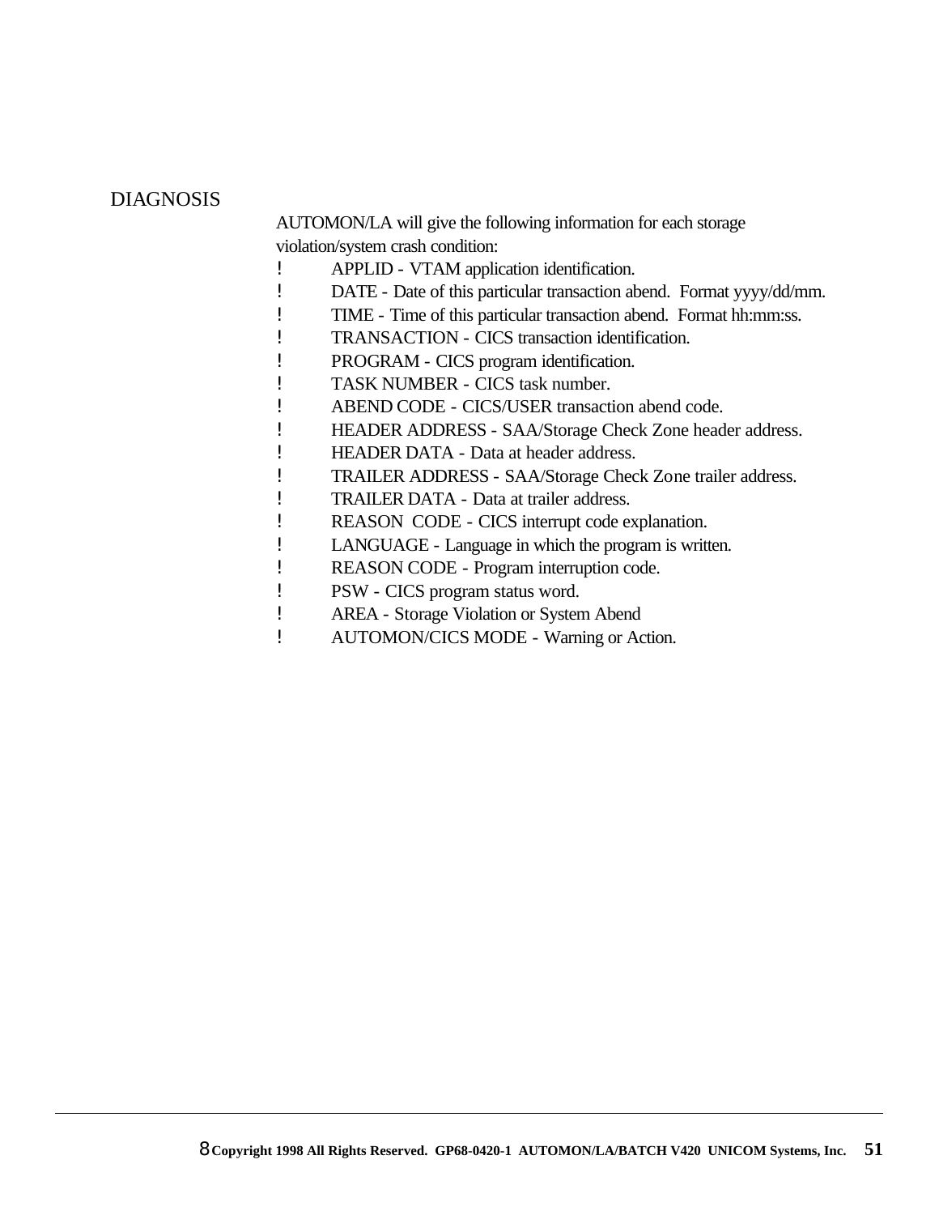## DIAGNOSIS

AUTOMON/LA will give the following information for each storage violation/system crash condition:

- APPLID - VTAM application identification.
- DATE - Date of this particular transaction abend. Format yyyy/dd/mm.
- TIME - Time of this particular transaction abend. Format hh:mm:ss.
- TRANSACTION - CICS transaction identification.
- PROGRAM - CICS program identification.
- TASK NUMBER - CICS task number.
- ABEND CODE - CICS/USER transaction abend code.
- HEADER ADDRESS - SAA/Storage Check Zone header address.
- HEADER DATA - Data at header address.
- TRAILER ADDRESS - SAA/Storage Check Zone trailer address.
- TRAILER DATA - Data at trailer address.
- REASON CODE - CICS interrupt code explanation.
- LANGUAGE - Language in which the program is written.
- REASON CODE - Program interruption code.
- PSW - CICS program status word.
- AREA - Storage Violation or System Abend
- AUTOMON/CICS MODE - Warning or Action.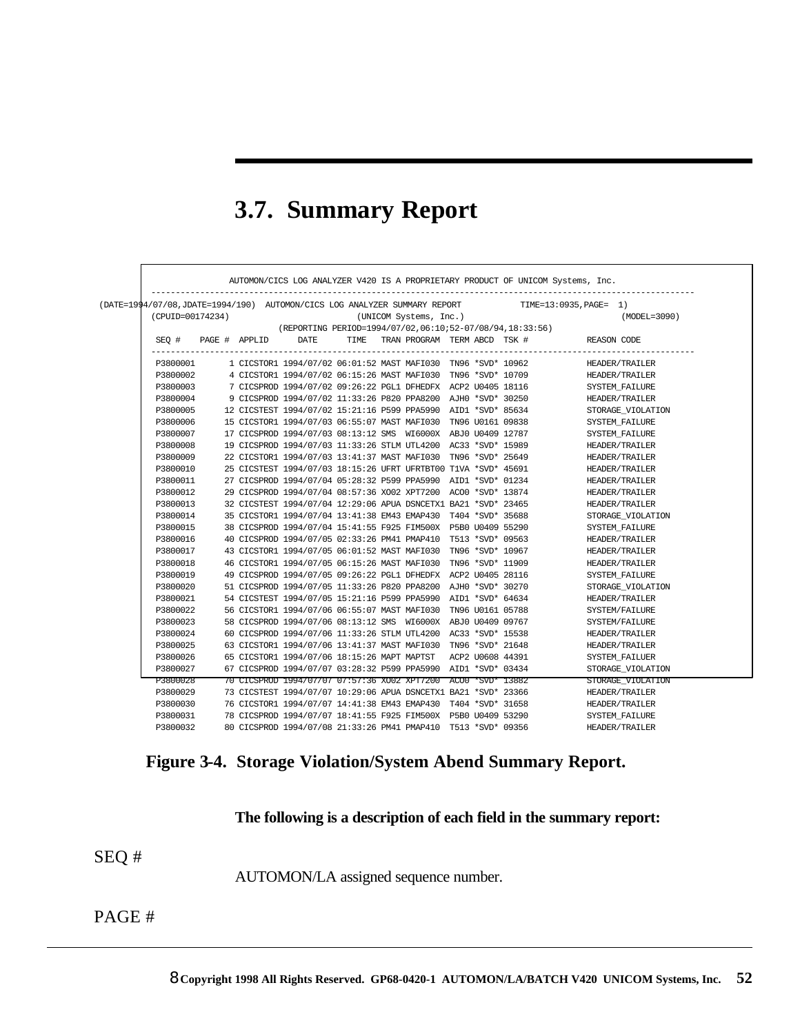# 3.7. Summary Report

```
               AUTOMON/CICS LOG ANALYZER V420 IS A PROPRIETARY PRODUCT OF UNICOM Systems, Inc.
 ---------------------------------------------------------------------------------------------------------------
(DATE=1994/07/08,JDATE=1994/190)  AUTOMON/CICS LOG ANALYZER SUMMARY REPORT          TIME=13:0935,PAGE=  1)
 (CPUID=00174234)                         (UNICOM Systems, Inc.)                                  (MODEL=3090)
                         (REPORTING PERIOD=1994/07/02,06:10;52-07/08/94,18:33:56)
 SEQ #    PAGE #  APPLID      DATE      TIME   TRAN PROGRAM  TERM ABCD  TSK #           REASON CODE
 ---------------------------------------------------------------------------------------------------------------
 P3800001      1 CICSTOR1 1994/07/02 06:01:52 MAST MAFI030  TN96 *SVD* 10962           HEADER/TRAILER
 P3800002      4 CICSTOR1 1994/07/02 06:15:26 MAST MAFI030  TN96 *SVD* 10709           HEADER/TRAILER
 P3800003      7 CICSPROD 1994/07/02 09:26:22 PGL1 DFHEDFX  ACP2 U0405 18116           SYSTEM_FAILURE
 P3800004      9 CICSPROD 1994/07/02 11:33:26 P820 PPA8200  AJH0 *SVD* 30250           HEADER/TRAILER
 P3800005     12 CICSTEST 1994/07/02 15:21:16 P599 PPA5990  AID1 *SVD* 85634           STORAGE_VIOLATION
 P3800006     15 CICSTOR1 1994/07/03 06:55:07 MAST MAFI030  TN96 U0161 09838           SYSTEM_FAILURE
 P3800007     17 CICSPROD 1994/07/03 08:13:12 SMS  WI6000X  ABJ0 U0409 12787           SYSTEM_FAILURE
 P3800008     19 CICSPROD 1994/07/03 11:33:26 STLM UTL4200  AC33 *SVD* 15989           HEADER/TRAILER
 P3800009     22 CICSTOR1 1994/07/03 13:41:37 MAST MAFI030  TN96 *SVD* 25649           HEADER/TRAILER
 P3800010     25 CICSTEST 1994/07/03 18:15:26 UFRT UFRTBT00 T1VA *SVD* 45691           HEADER/TRAILER
 P3800011     27 CICSPROD 1994/07/04 05:28:32 P599 PPA5990  AID1 *SVD* 01234           HEADER/TRAILER
 P3800012     29 CICSPROD 1994/07/04 08:57:36 XO02 XPT7200  ACO0 *SVD* 13874           HEADER/TRAILER
 P3800013     32 CICSTEST 1994/07/04 12:29:06 APUA DSNCETX1 BA21 *SVD* 23465           HEADER/TRAILER
 P3800014     35 CICSTOR1 1994/07/04 13:41:38 EM43 EMAP430  T404 *SVD* 35688           STORAGE_VIOLATION
 P3800015     38 CICSPROD 1994/07/04 15:41:55 F925 FIM500X  P5B0 U0409 55290           SYSTEM_FAILURE
 P3800016     40 CICSPROD 1994/07/05 02:33:26 PM41 PMAP410  T513 *SVD* 09563           HEADER/TRAILER
 P3800017     43 CICSTOR1 1994/07/05 06:01:52 MAST MAFI030  TN96 *SVD* 10967           HEADER/TRAILER
 P3800018     46 CICSTOR1 1994/07/05 06:15:26 MAST MAFI030  TN96 *SVD* 11909           HEADER/TRAILER
 P3800019     49 CICSPROD 1994/07/05 09:26:22 PGL1 DFHEDFX  ACP2 U0405 28116           SYSTEM_FAILURE
 P3800020     51 CICSPROD 1994/07/05 11:33:26 P820 PPA8200  AJH0 *SVD* 30270           STORAGE_VIOLATION
 P3800021     54 CICSTEST 1994/07/05 15:21:16 P599 PPA5990  AID1 *SVD* 64634           HEADER/TRAILER
 P3800022     56 CICSTOR1 1994/07/06 06:55:07 MAST MAFI030  TN96 U0161 05788           SYSTEM/FAILURE
 P3800023     58 CICSPROD 1994/07/06 08:13:12 SMS  WI6000X  ABJ0 U0409 09767           SYSTEM/FAILURE
 P3800024     60 CICSPROD 1994/07/06 11:33:26 STLM UTL4200  AC33 *SVD* 15538           HEADER/TRAILER
 P3800025     63 CICSTOR1 1994/07/06 13:41:37 MAST MAFI030  TN96 *SVD* 21648           HEADER/TRAILER
 P3800026     65 CICSTOR1 1994/07/06 18:15:26 MAPT MAPTST   ACP2 U0608 44391           SYSTEM_FAILUER
 P3800027     67 CICSPROD 1994/07/07 03:28:32 P599 PPA5990  AID1 *SVD* 03434           STORAGE_VIOLATION
 P3800028     70 CICSPROD 1994/07/07 07:57:36 XO02 XPT7200  ACO0 *SVD* 13882           STORAGE_VIOLATION
 P3800029     73 CICSTEST 1994/07/07 10:29:06 APUA DSNCETX1 BA21 *SVD* 23366           HEADER/TRAILER
 P3800030     76 CICSTOR1 1994/07/07 14:41:38 EM43 EMAP430  T404 *SVD* 31658           HEADER/TRAILER
 P3800031     78 CICSPROD 1994/07/07 18:41:55 F925 FIM500X  P5B0 U0409 53290           SYSTEM_FAILURE
 P3800032     80 CICSPROD 1994/07/08 21:33:26 PM41 PMAP410  T513 *SVD* 09356           HEADER/TRAILER
```

**Figure 3-4. Storage Violation/System Abend Summary Report.**

**The following is a description of each field in the summary report:**

SEQ #

AUTOMON/LA assigned sequence number.

PAGE #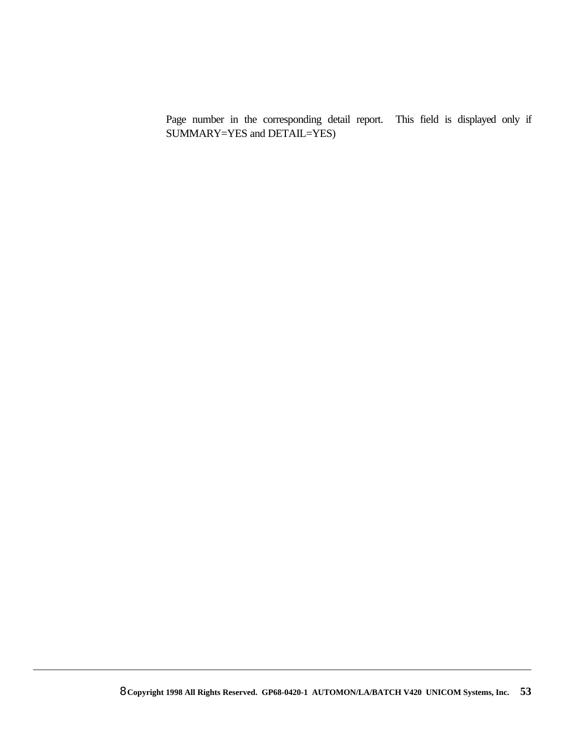Page number in the corresponding detail report.  This field is displayed only if SUMMARY=YES and DETAIL=YES)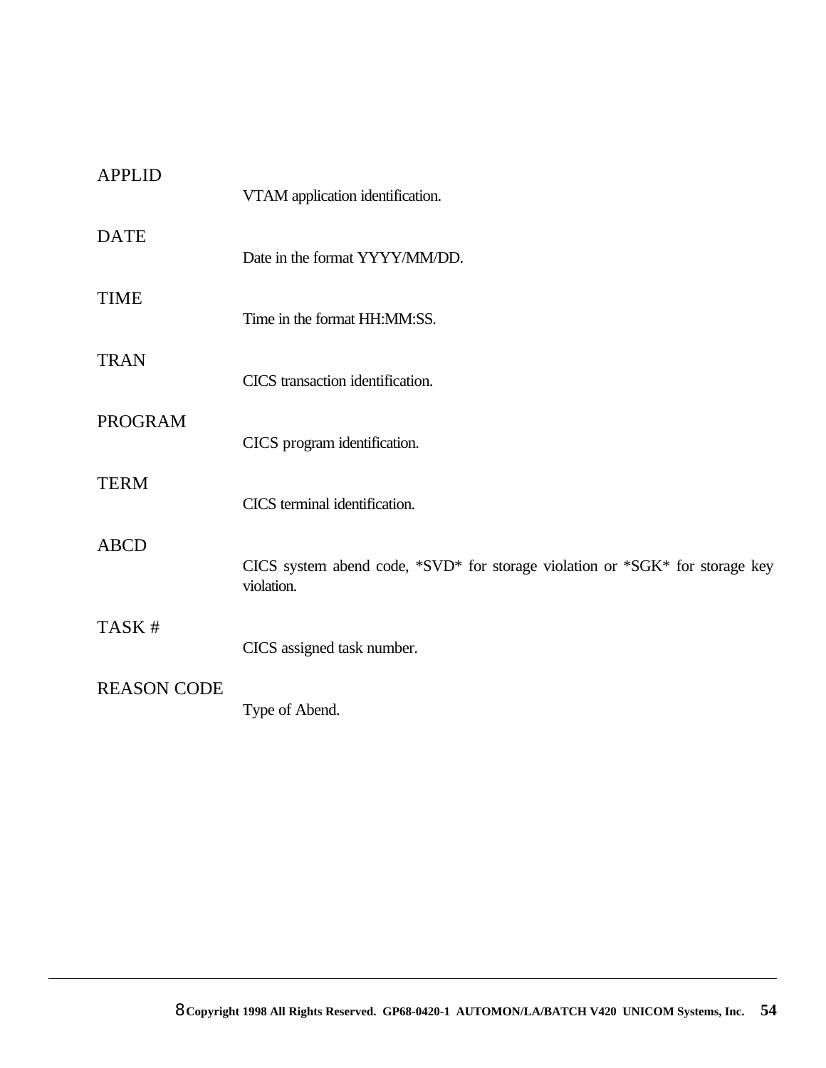APPLID

VTAM application identification.

DATE

Date in the format YYYY/MM/DD.

TIME

Time in the format HH:MM:SS.

TRAN

CICS transaction identification.

PROGRAM

CICS program identification.

TERM

CICS terminal identification.

ABCD

CICS system abend code, *SVD* for storage violation or *SGK* for storage key violation.

TASK #

CICS assigned task number.

REASON CODE

Type of Abend.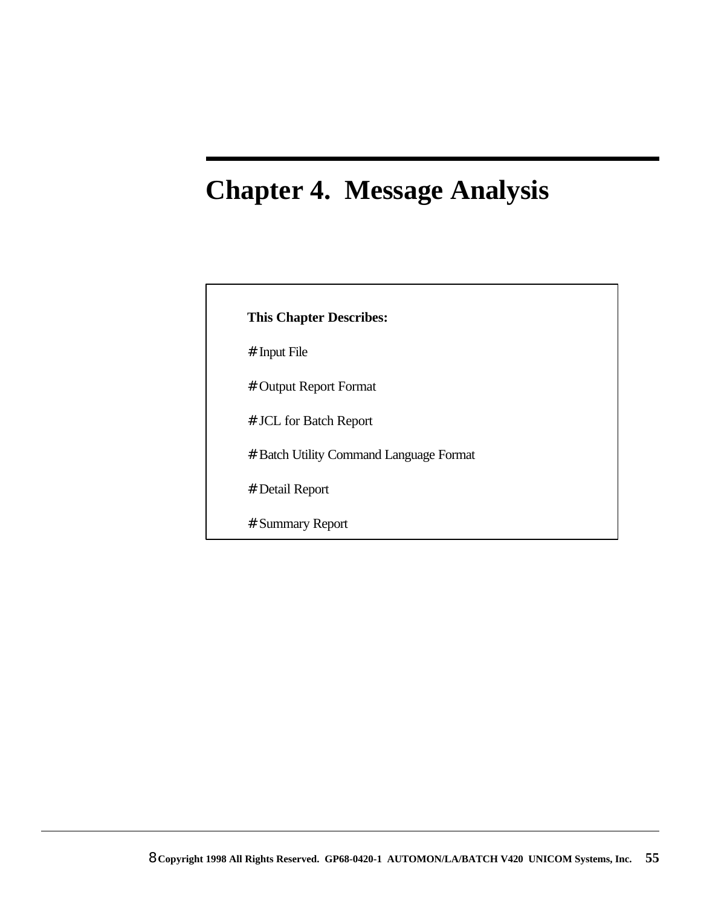# Chapter 4.  Message Analysis

**This Chapter Describes:**

- Input File
- Output Report Format
- JCL for Batch Report
- Batch Utility Command Language Format
- Detail Report
- Summary Report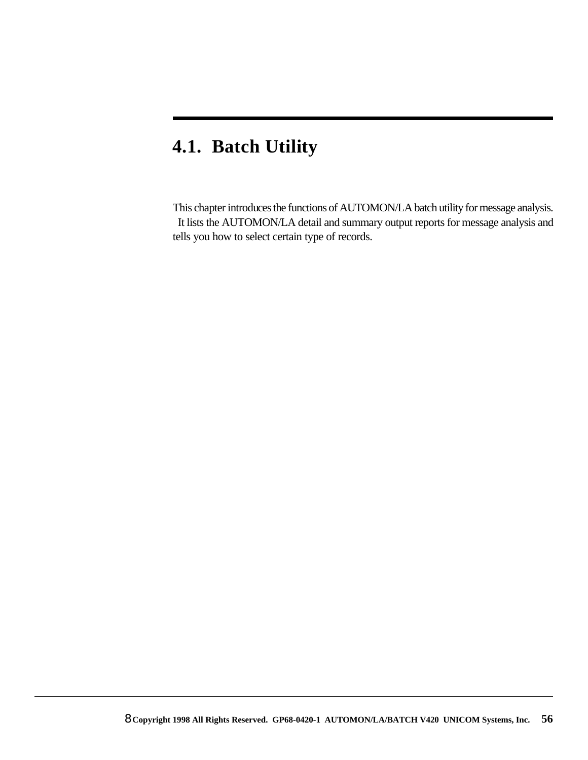# 4.1. Batch Utility

This chapter introduces the functions of AUTOMON/LA batch utility for message analysis. It lists the AUTOMON/LA detail and summary output reports for message analysis and tells you how to select certain type of records.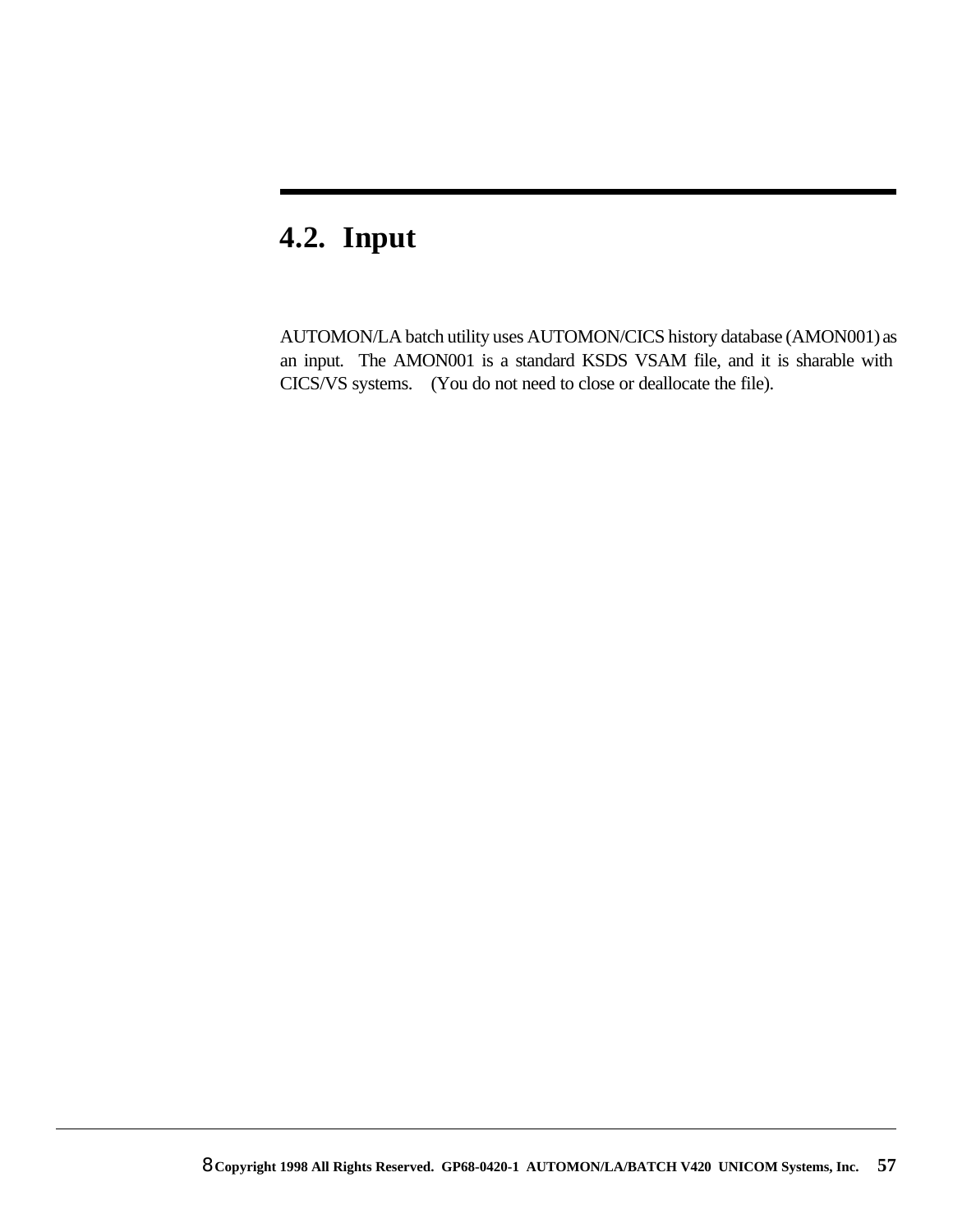## 4.2. Input

AUTOMON/LA batch utility uses AUTOMON/CICS history database (AMON001) as an input. The AMON001 is a standard KSDS VSAM file, and it is sharable with CICS/VS systems. (You do not need to close or deallocate the file).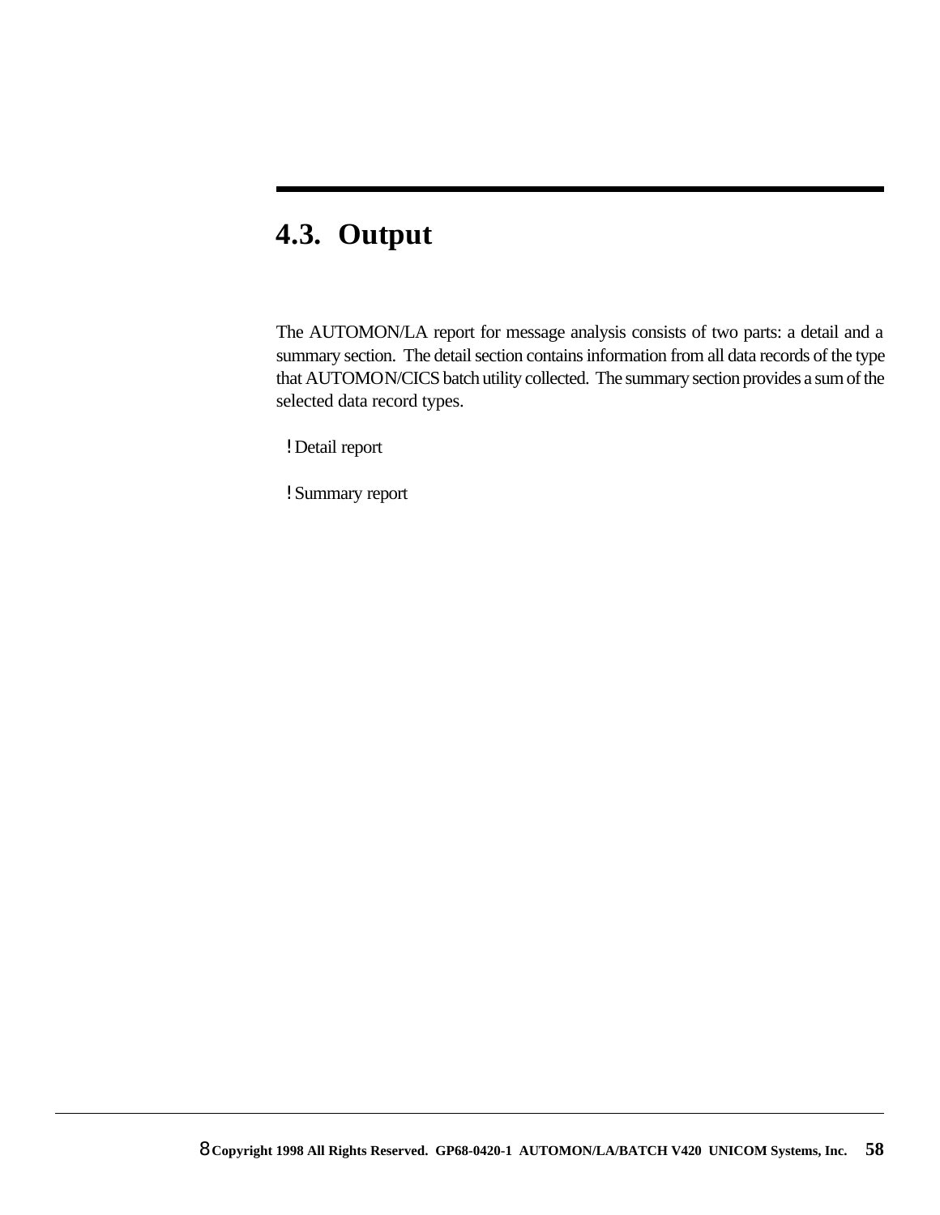## 4.3. Output

The AUTOMON/LA report for message analysis consists of two parts: a detail and a summary section. The detail section contains information from all data records of the type that AUTOMON/CICS batch utility collected. The summary section provides a sum of the selected data record types.

- Detail report
- Summary report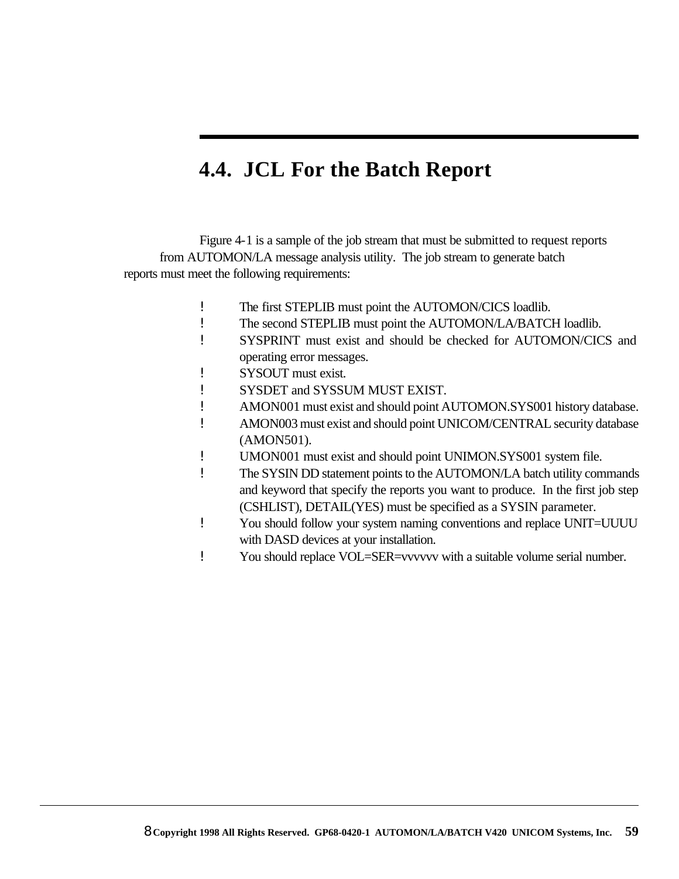## 4.4. JCL For the Batch Report

Figure 4-1 is a sample of the job stream that must be submitted to request reports from AUTOMON/LA message analysis utility. The job stream to generate batch reports must meet the following requirements:

- The first STEPLIB must point the AUTOMON/CICS loadlib.
- The second STEPLIB must point the AUTOMON/LA/BATCH loadlib.
- SYSPRINT must exist and should be checked for AUTOMON/CICS and operating error messages.
- SYSOUT must exist.
- SYSDET and SYSSUM MUST EXIST.
- AMON001 must exist and should point AUTOMON.SYS001 history database.
- AMON003 must exist and should point UNICOM/CENTRAL security database (AMON501).
- UMON001 must exist and should point UNIMON.SYS001 system file.
- The SYSIN DD statement points to the AUTOMON/LA batch utility commands and keyword that specify the reports you want to produce. In the first job step (CSHLIST), DETAIL(YES) must be specified as a SYSIN parameter.
- You should follow your system naming conventions and replace UNIT=UUUU with DASD devices at your installation.
- You should replace VOL=SER=vvvvvv with a suitable volume serial number.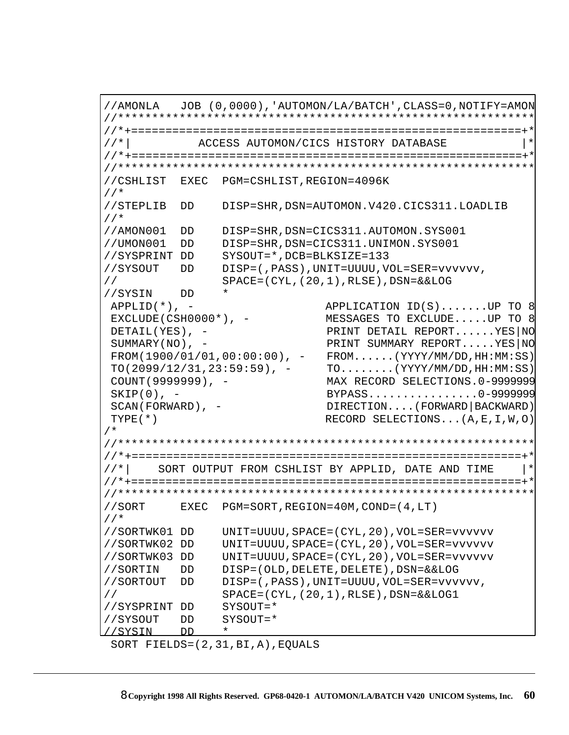```
//AMONLA   JOB (0,0000),'AUTOMON/LA/BATCH',CLASS=0,NOTIFY=AMON
//**********************************************************
//*+======================================================+*
//*|          ACCESS AUTOMON/CICS HISTORY DATABASE         |*
//*+======================================================+*
//**********************************************************
//CSHLIST  EXEC  PGM=CSHLIST,REGION=4096K
//*
//STEPLIB  DD    DISP=SHR,DSN=AUTOMON.V420.CICS311.LOADLIB
//*
//AMON001  DD    DISP=SHR,DSN=CICS311.AUTOMON.SYS001
//UMON001  DD    DISP=SHR,DSN=CICS311.UNIMON.SYS001
//SYSPRINT DD    SYSOUT=*,DCB=BLKSIZE=133
//SYSOUT   DD    DISP=(,PASS),UNIT=UUUU,VOL=SER=vvvvvv,
//               SPACE=(CYL,(20,1),RLSE),DSN=&&LOG
//SYSIN    DD    *
 APPLID(*), -                  APPLICATION ID(S).......UP TO 8
 EXCLUDE(CSH0000*), -          MESSAGES TO EXCLUDE.....UP TO 8
 DETAIL(YES), -                PRINT DETAIL REPORT......YES|NO
 SUMMARY(NO), -                PRINT SUMMARY REPORT.....YES|NO
 FROM(1900/01/01,00:00:00), -  FROM......(YYYY/MM/DD,HH:MM:SS)
 TO(2099/12/31,23:59:59), -    TO........(YYYY/MM/DD,HH:MM:SS)
 COUNT(9999999), -             MAX RECORD SELECTIONS.0-9999999
 SKIP(0), -                    BYPASS................0-9999999
 SCAN(FORWARD), -              DIRECTION....(FORWARD|BACKWARD)
 TYPE(*)                       RECORD SELECTIONS...(A,E,I,W,O)
/*
//**********************************************************
//*+======================================================+*
//*|    SORT OUTPUT FROM CSHLIST BY APPLID, DATE AND TIME   |*
//*+======================================================+*
//**********************************************************
//SORT     EXEC  PGM=SORT,REGION=40M,COND=(4,LT)
//*
//SORTWK01 DD    UNIT=UUUU,SPACE=(CYL,20),VOL=SER=vvvvvv
//SORTWK02 DD    UNIT=UUUU,SPACE=(CYL,20),VOL=SER=vvvvvv
//SORTWK03 DD    UNIT=UUUU,SPACE=(CYL,20),VOL=SER=vvvvvv
//SORTIN   DD    DISP=(OLD,DELETE,DELETE),DSN=&&LOG
//SORTOUT  DD    DISP=(,PASS),UNIT=UUUU,VOL=SER=vvvvvv,
//               SPACE=(CYL,(20,1),RLSE),DSN=&&LOG1
//SYSPRINT DD    SYSOUT=*
//SYSOUT   DD    SYSOUT=*
//SYSIN    DD    *
 SORT FIELDS=(2,31,BI,A),EQUALS
```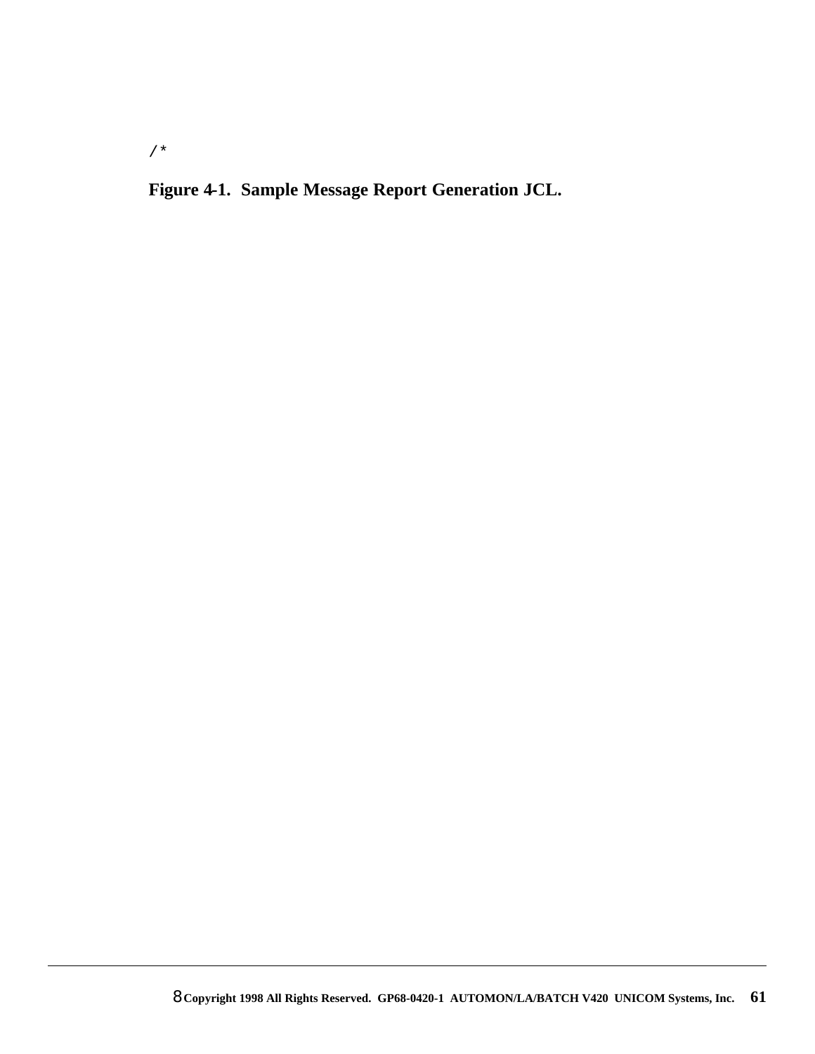```
/*
```

**Figure 4-1. Sample Message Report Generation JCL.**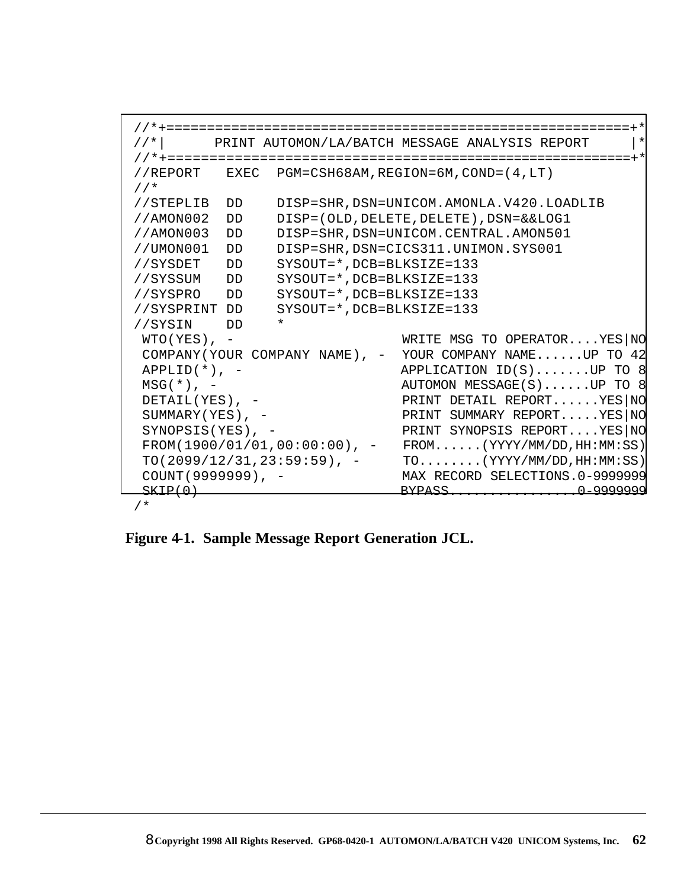```
//*+=========================================================+*
//*|      PRINT AUTOMON/LA/BATCH MESSAGE ANALYSIS REPORT     |*
//*+=========================================================+*
//REPORT   EXEC  PGM=CSH68AM,REGION=6M,COND=(4,LT)
//*
//STEPLIB  DD    DISP=SHR,DSN=UNICOM.AMONLA.V420.LOADLIB
//AMON002  DD    DISP=(OLD,DELETE,DELETE),DSN=&&LOG1
//AMON003  DD    DISP=SHR,DSN=UNICOM.CENTRAL.AMON501
//UMON001  DD    DISP=SHR,DSN=CICS311.UNIMON.SYS001
//SYSDET   DD    SYSOUT=*,DCB=BLKSIZE=133
//SYSSUM   DD    SYSOUT=*,DCB=BLKSIZE=133
//SYSPRO   DD    SYSOUT=*,DCB=BLKSIZE=133
//SYSPRINT DD    SYSOUT=*,DCB=BLKSIZE=133
//SYSIN    DD    *
 WTO(YES), -                    WRITE MSG TO OPERATOR....YES|NO
 COMPANY(YOUR COMPANY NAME), -  YOUR COMPANY NAME......UP TO 42
 APPLID(*), -                   APPLICATION ID(S).......UP TO 8
 MSG(*), -                      AUTOMON MESSAGE(S)......UP TO 8
 DETAIL(YES), -                 PRINT DETAIL REPORT......YES|NO
 SUMMARY(YES), -                PRINT SUMMARY REPORT.....YES|NO
 SYNOPSIS(YES), -               PRINT SYNOPSIS REPORT....YES|NO
 FROM(1900/01/01,00:00:00), -   FROM......(YYYY/MM/DD,HH:MM:SS)
 TO(2099/12/31,23:59:59), -     TO........(YYYY/MM/DD,HH:MM:SS)
 COUNT(9999999), -              MAX RECORD SELECTIONS.0-9999999
 SKIP(0)                        BYPASS................0-9999999
/*
```

**Figure 4-1. Sample Message Report Generation JCL.**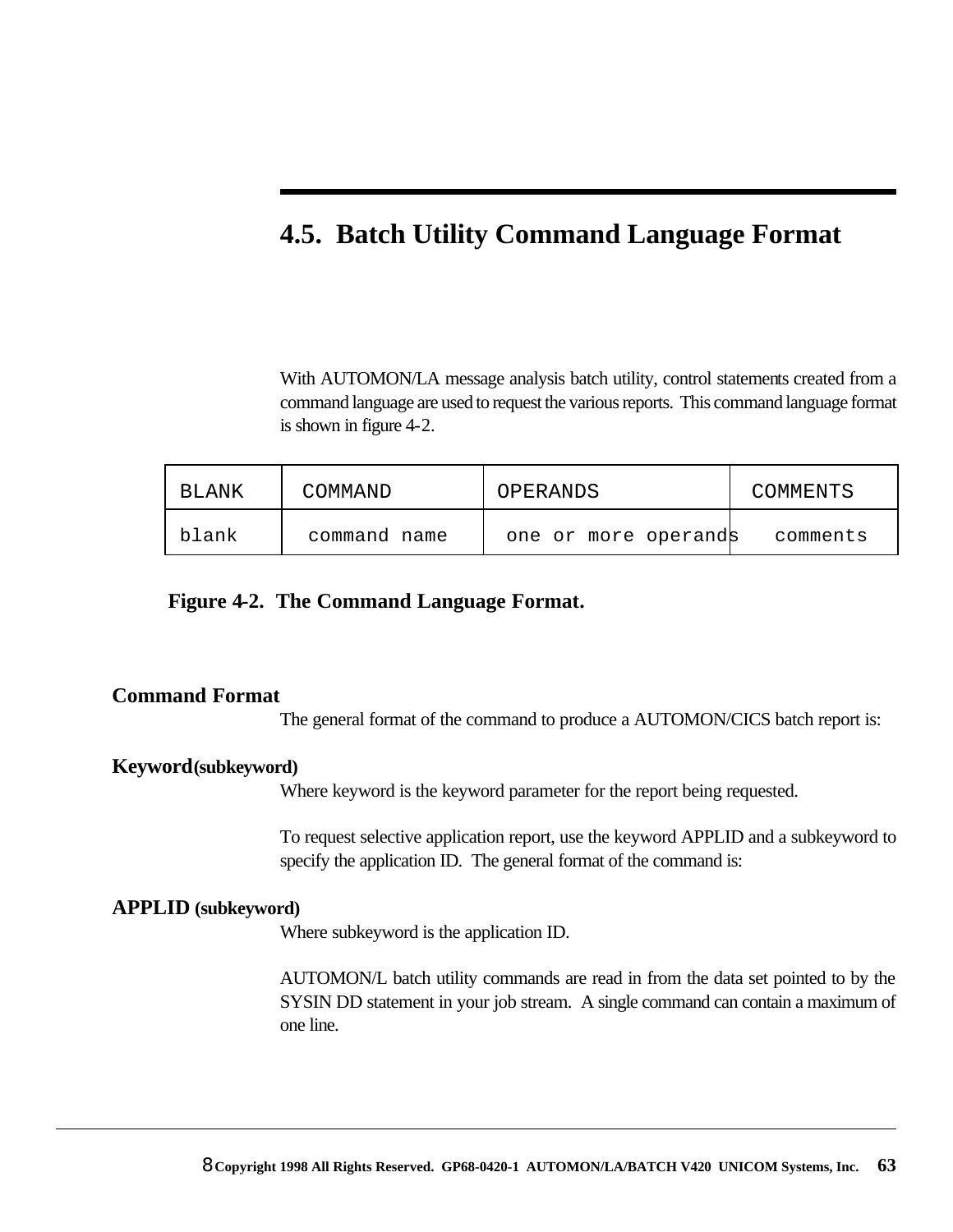## 4.5. Batch Utility Command Language Format

With AUTOMON/LA message analysis batch utility, control statements created from a command language are used to request the various reports. This command language format is shown in figure 4-2.

| BLANK | COMMAND | OPERANDS | COMMENTS |
|---|---|---|---|
| blank | command name | one or more operands | comments |

**Figure 4-2. The Command Language Format.**

**Command Format**

The general format of the command to produce a AUTOMON/CICS batch report is:

**Keyword(subkeyword)**

Where keyword is the keyword parameter for the report being requested.

To request selective application report, use the keyword APPLID and a subkeyword to specify the application ID. The general format of the command is:

**APPLID (subkeyword)**

Where subkeyword is the application ID.

AUTOMON/L batch utility commands are read in from the data set pointed to by the SYSIN DD statement in your job stream. A single command can contain a maximum of one line.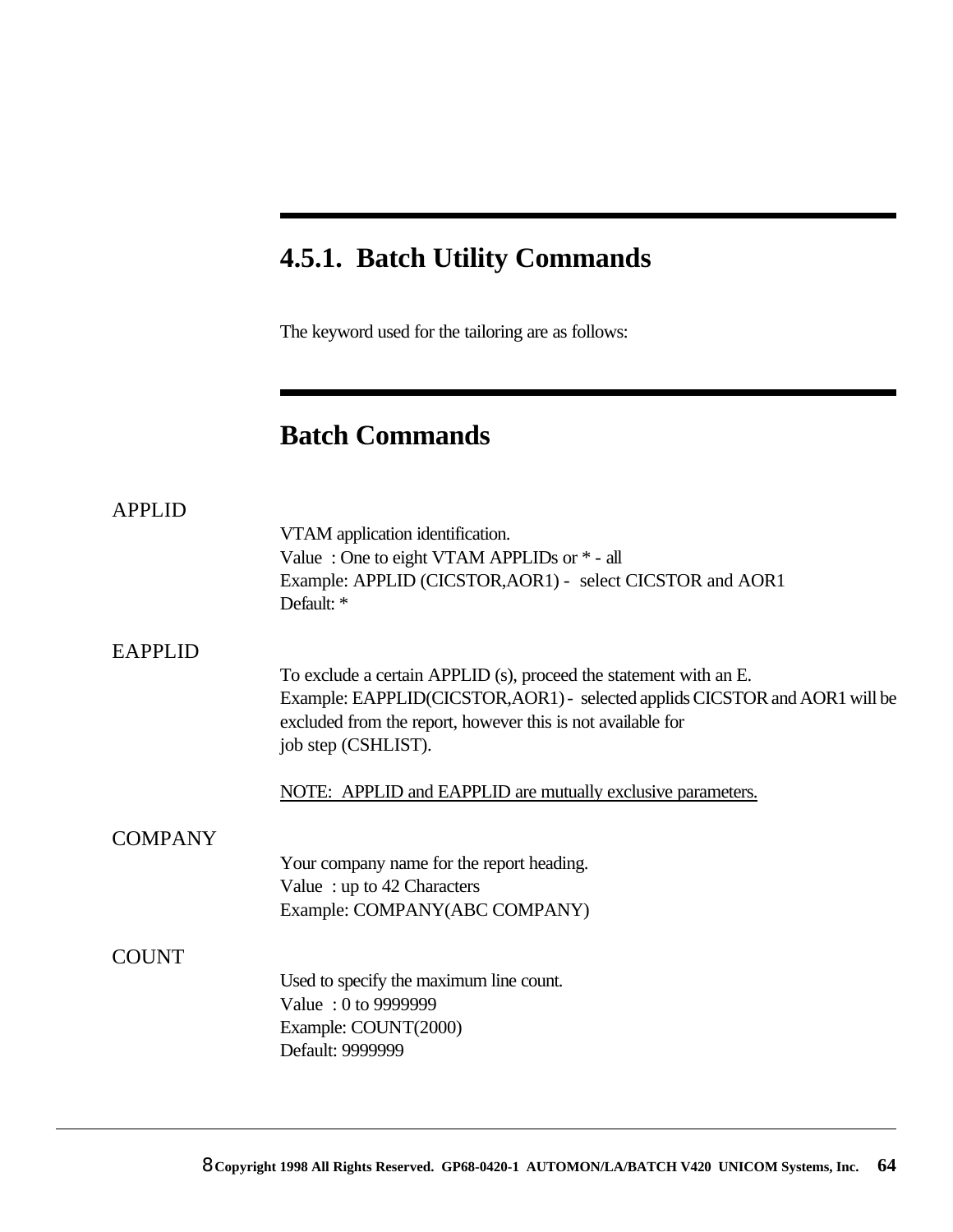## 4.5.1. Batch Utility Commands

The keyword used for the tailoring are as follows:

## Batch Commands

APPLID

VTAM application identification.
Value : One to eight VTAM APPLIDs or * - all
Example: APPLID (CICSTOR,AOR1) - select CICSTOR and AOR1
Default: *

EAPPLID

To exclude a certain APPLID (s), proceed the statement with an E.
Example: EAPPLID(CICSTOR,AOR1) - selected applids CICSTOR and AOR1 will be excluded from the report, however this is not available for job step (CSHLIST).

<u>NOTE: APPLID and EAPPLID are mutually exclusive parameters.</u>

COMPANY

Your company name for the report heading.
Value : up to 42 Characters
Example: COMPANY(ABC COMPANY)

COUNT

Used to specify the maximum line count.
Value : 0 to 9999999
Example: COUNT(2000)
Default: 9999999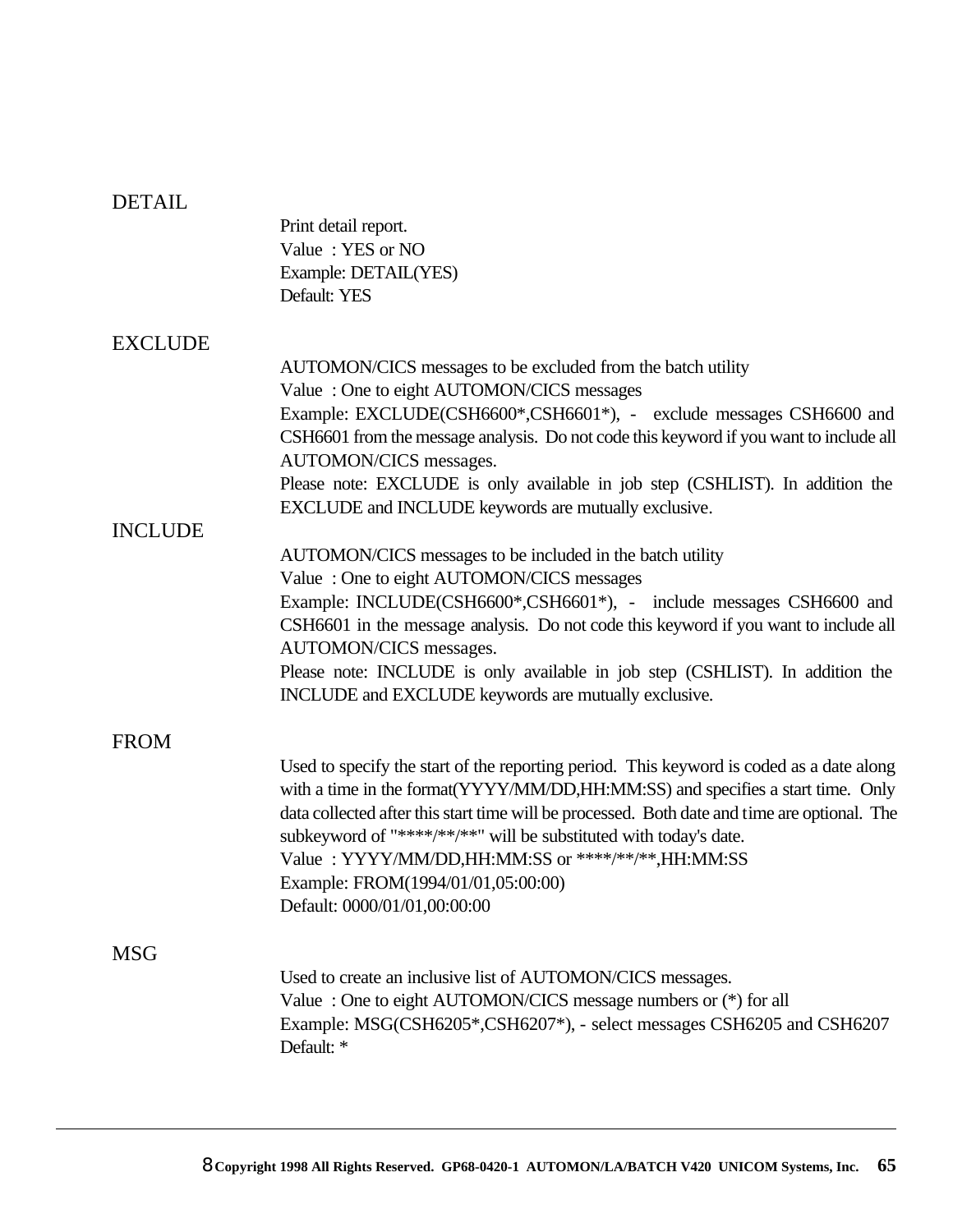DETAIL

Print detail report.
Value : YES or NO
Example: DETAIL(YES)
Default: YES

EXCLUDE

AUTOMON/CICS messages to be excluded from the batch utility
Value : One to eight AUTOMON/CICS messages
Example: EXCLUDE(CSH6600*,CSH6601*), - exclude messages CSH6600 and CSH6601 from the message analysis. Do not code this keyword if you want to include all AUTOMON/CICS messages.
Please note: EXCLUDE is only available in job step (CSHLIST). In addition the EXCLUDE and INCLUDE keywords are mutually exclusive.

INCLUDE

AUTOMON/CICS messages to be included in the batch utility
Value : One to eight AUTOMON/CICS messages
Example: INCLUDE(CSH6600*,CSH6601*), - include messages CSH6600 and CSH6601 in the message analysis. Do not code this keyword if you want to include all AUTOMON/CICS messages.
Please note: INCLUDE is only available in job step (CSHLIST). In addition the INCLUDE and EXCLUDE keywords are mutually exclusive.

FROM

Used to specify the start of the reporting period. This keyword is coded as a date along with a time in the format(YYYY/MM/DD,HH:MM:SS) and specifies a start time. Only data collected after this start time will be processed. Both date and time are optional. The subkeyword of "****/**/**" will be substituted with today's date.
Value : YYYY/MM/DD,HH:MM:SS or ****/**/**,HH:MM:SS
Example: FROM(1994/01/01,05:00:00)
Default: 0000/01/01,00:00:00

MSG

Used to create an inclusive list of AUTOMON/CICS messages.
Value : One to eight AUTOMON/CICS message numbers or (*) for all
Example: MSG(CSH6205*,CSH6207*), - select messages CSH6205 and CSH6207
Default: *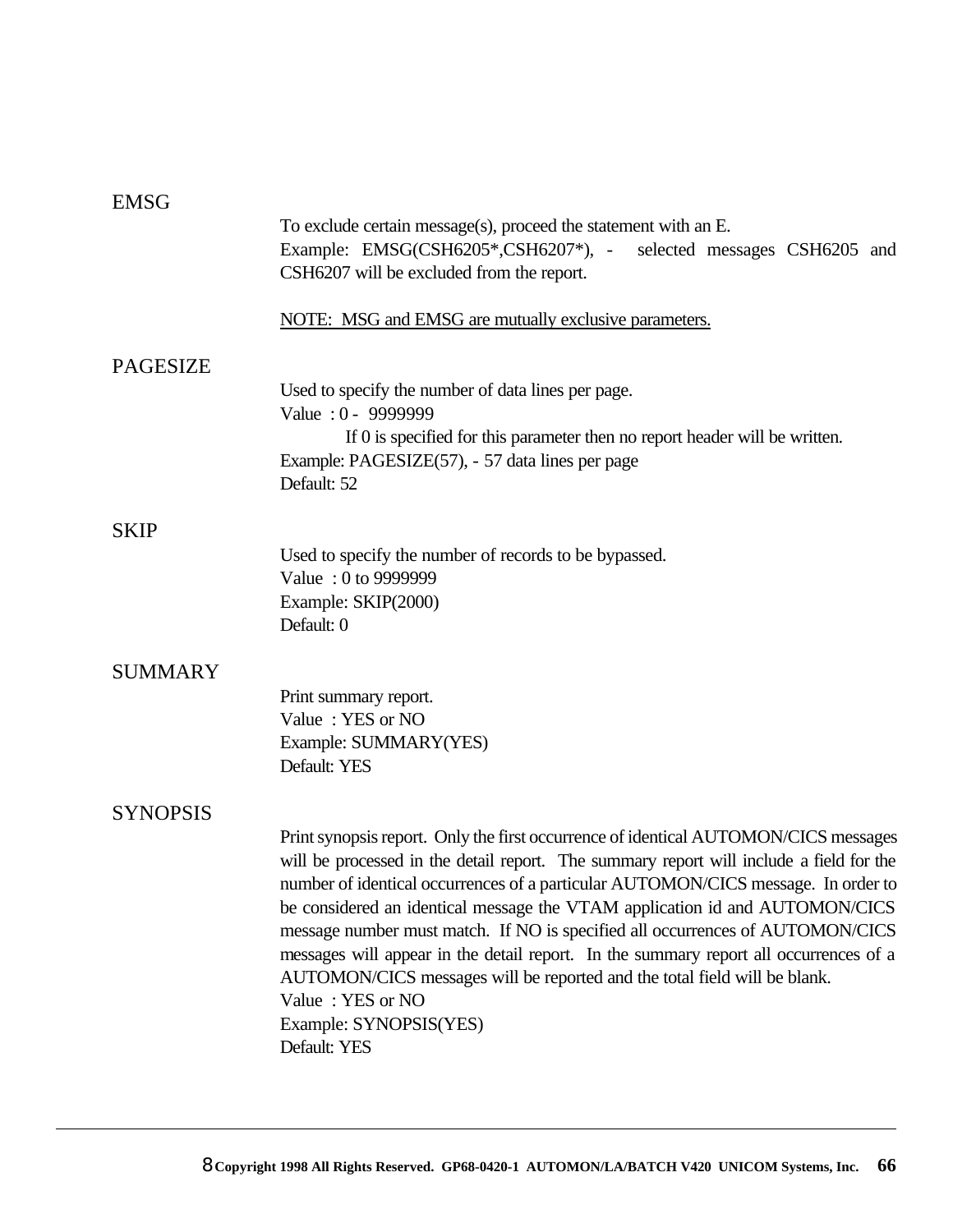### EMSG

To exclude certain message(s), proceed the statement with an E.
Example: EMSG(CSH6205*,CSH6207*), - selected messages CSH6205 and CSH6207 will be excluded from the report.

NOTE: MSG and EMSG are mutually exclusive parameters.

### PAGESIZE

Used to specify the number of data lines per page.
Value : 0 - 9999999
If 0 is specified for this parameter then no report header will be written.
Example: PAGESIZE(57), - 57 data lines per page
Default: 52

### SKIP

Used to specify the number of records to be bypassed.
Value : 0 to 9999999
Example: SKIP(2000)
Default: 0

### SUMMARY

Print summary report.
Value : YES or NO
Example: SUMMARY(YES)
Default: YES

### SYNOPSIS

Print synopsis report. Only the first occurrence of identical AUTOMON/CICS messages will be processed in the detail report. The summary report will include a field for the number of identical occurrences of a particular AUTOMON/CICS message. In order to be considered an identical message the VTAM application id and AUTOMON/CICS message number must match. If NO is specified all occurrences of AUTOMON/CICS messages will appear in the detail report. In the summary report all occurrences of a AUTOMON/CICS messages will be reported and the total field will be blank.
Value : YES or NO
Example: SYNOPSIS(YES)
Default: YES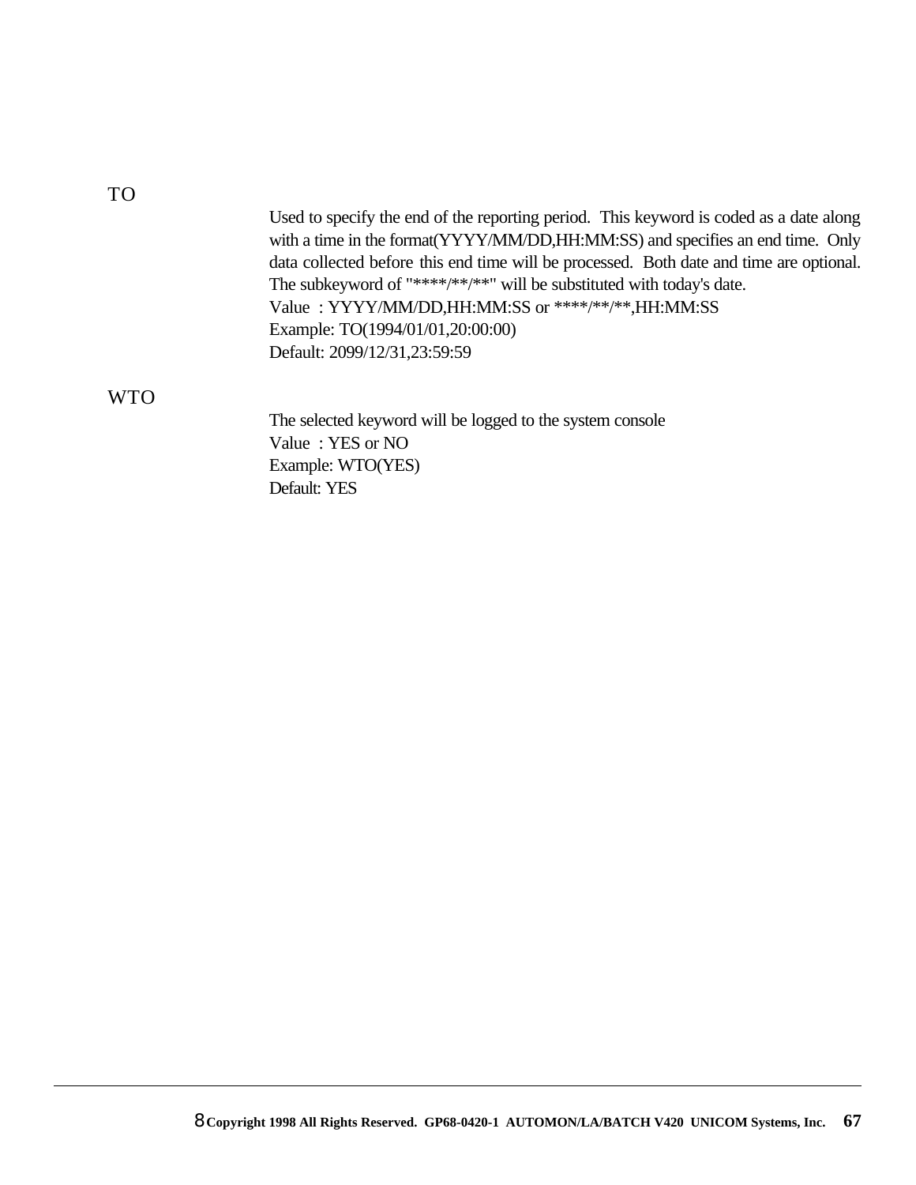TO

Used to specify the end of the reporting period.  This keyword is coded as a date along with a time in the format(YYYY/MM/DD,HH:MM:SS) and specifies an end time.  Only data collected before this end time will be processed.  Both date and time are optional.  The subkeyword of "****/**/**" will be substituted with today's date.
Value  : YYYY/MM/DD,HH:MM:SS or ****/**/**,HH:MM:SS
Example: TO(1994/01/01,20:00:00)
Default: 2099/12/31,23:59:59

WTO

The selected keyword will be logged to the system console
Value  : YES or NO
Example: WTO(YES)
Default: YES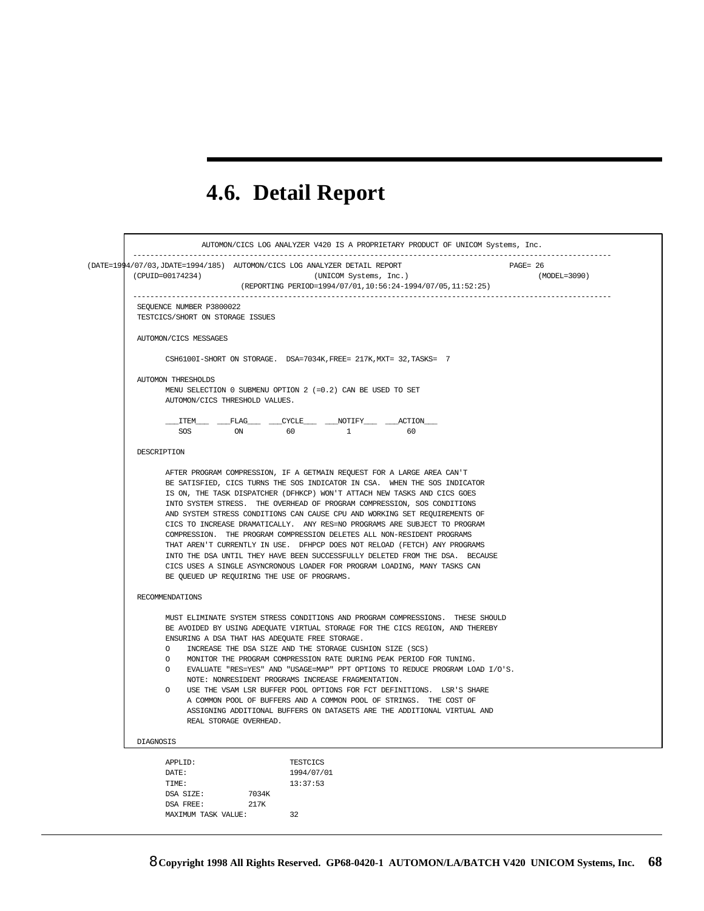## 4.6. Detail Report

```
                AUTOMON/CICS LOG ANALYZER V420 IS A PROPRIETARY PRODUCT OF UNICOM Systems, Inc.
 ----------------------------------------------------------------------------------------------------------------
(DATE=1994/07/03,JDATE=1994/185)  AUTOMON/CICS LOG ANALYZER DETAIL REPORT                       PAGE= 26
 (CPUID=00174234)                          (UNICOM Systems, Inc.)                                      (MODEL=3090)
                          (REPORTING PERIOD=1994/07/01,10:56:24-1994/07/05,11:52:25)
 ----------------------------------------------------------------------------------------------------------------
  SEQUENCE NUMBER P3800022
  TESTCICS/SHORT ON STORAGE ISSUES

  AUTOMON/CICS MESSAGES

        CSH6100I-SHORT ON STORAGE.  DSA=7034K,FREE= 217K,MXT= 32,TASKS=  7

  AUTOMON THRESHOLDS
        MENU SELECTION 0 SUBMENU OPTION 2 (=0.2) CAN BE USED TO SET
        AUTOMON/CICS THRESHOLD VALUES.

        ___ITEM___  ___FLAG___  ___CYCLE___  ___NOTIFY___  ___ACTION___
           SOS          ON          60            1             60

  DESCRIPTION

        AFTER PROGRAM COMPRESSION, IF A GETMAIN REQUEST FOR A LARGE AREA CAN'T
        BE SATISFIED, CICS TURNS THE SOS INDICATOR IN CSA.  WHEN THE SOS INDICATOR
        IS ON, THE TASK DISPATCHER (DFHKCP) WON'T ATTACH NEW TASKS AND CICS GOES
        INTO SYSTEM STRESS.  THE OVERHEAD OF PROGRAM COMPRESSION, SOS CONDITIONS
        AND SYSTEM STRESS CONDITIONS CAN CAUSE CPU AND WORKING SET REQUIREMENTS OF
        CICS TO INCREASE DRAMATICALLY.  ANY RES=NO PROGRAMS ARE SUBJECT TO PROGRAM
        COMPRESSION.  THE PROGRAM COMPRESSION DELETES ALL NON-RESIDENT PROGRAMS
        THAT AREN'T CURRENTLY IN USE.  DFHPCP DOES NOT RELOAD (FETCH) ANY PROGRAMS
        INTO THE DSA UNTIL THEY HAVE BEEN SUCCESSFULLY DELETED FROM THE DSA.  BECAUSE
        CICS USES A SINGLE ASYNCRONOUS LOADER FOR PROGRAM LOADING, MANY TASKS CAN
        BE QUEUED UP REQUIRING THE USE OF PROGRAMS.

  RECOMMENDATIONS

        MUST ELIMINATE SYSTEM STRESS CONDITIONS AND PROGRAM COMPRESSIONS.  THESE SHOULD
        BE AVOIDED BY USING ADEQUATE VIRTUAL STORAGE FOR THE CICS REGION, AND THEREBY
        ENSURING A DSA THAT HAS ADEQUATE FREE STORAGE.
        O    INCREASE THE DSA SIZE AND THE STORAGE CUSHION SIZE (SCS)
        O    MONITOR THE PROGRAM COMPRESSION RATE DURING PEAK PERIOD FOR TUNING.
        O    EVALUATE "RES=YES" AND "USAGE=MAP" PPT OPTIONS TO REDUCE PROGRAM LOAD I/O'S.
             NOTE: NONRESIDENT PROGRAMS INCREASE FRAGMENTATION.
        O    USE THE VSAM LSR BUFFER POOL OPTIONS FOR FCT DEFINITIONS.  LSR'S SHARE
             A COMMON POOL OF BUFFERS AND A COMMON POOL OF STRINGS.  THE COST OF
             ASSIGNING ADDITIONAL BUFFERS ON DATASETS ARE THE ADDITIONAL VIRTUAL AND
             REAL STORAGE OVERHEAD.

  DIAGNOSIS

        APPLID:                    TESTCICS
        DATE:                      1994/07/01
        TIME:                      13:37:53
        DSA SIZE:          7034K
        DSA FREE:          217K
        MAXIMUM TASK VALUE:        32
```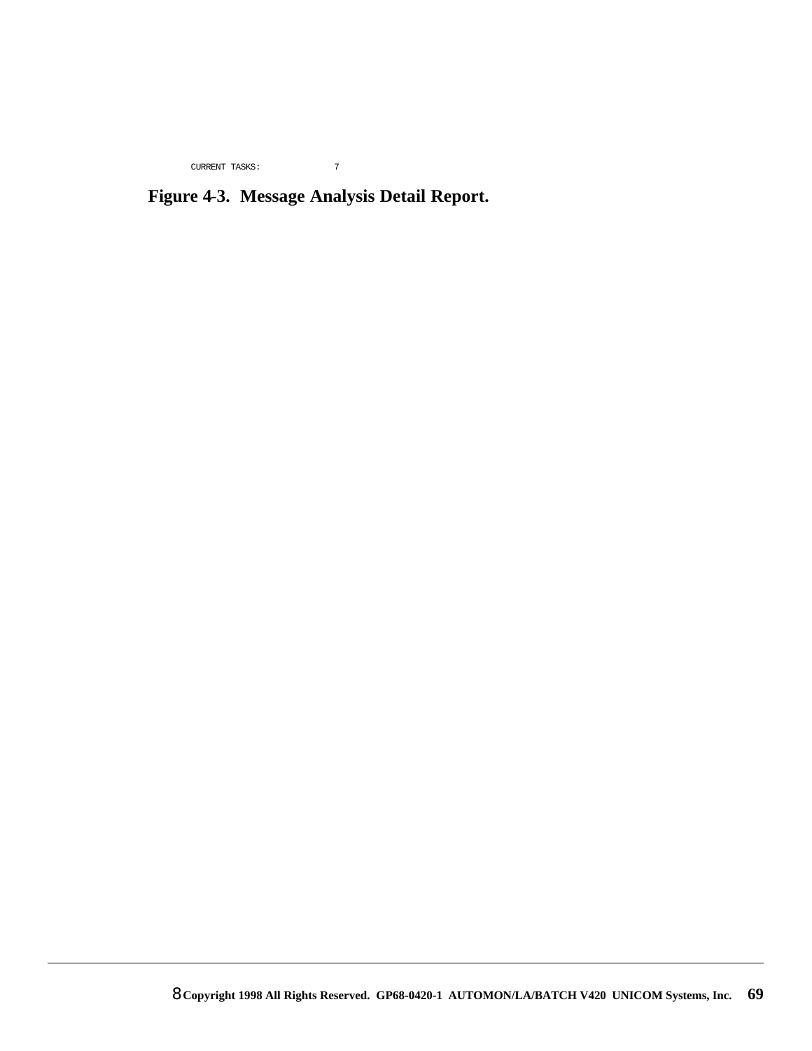```
CURRENT TASKS:              7
```

**Figure 4-3. Message Analysis Detail Report.**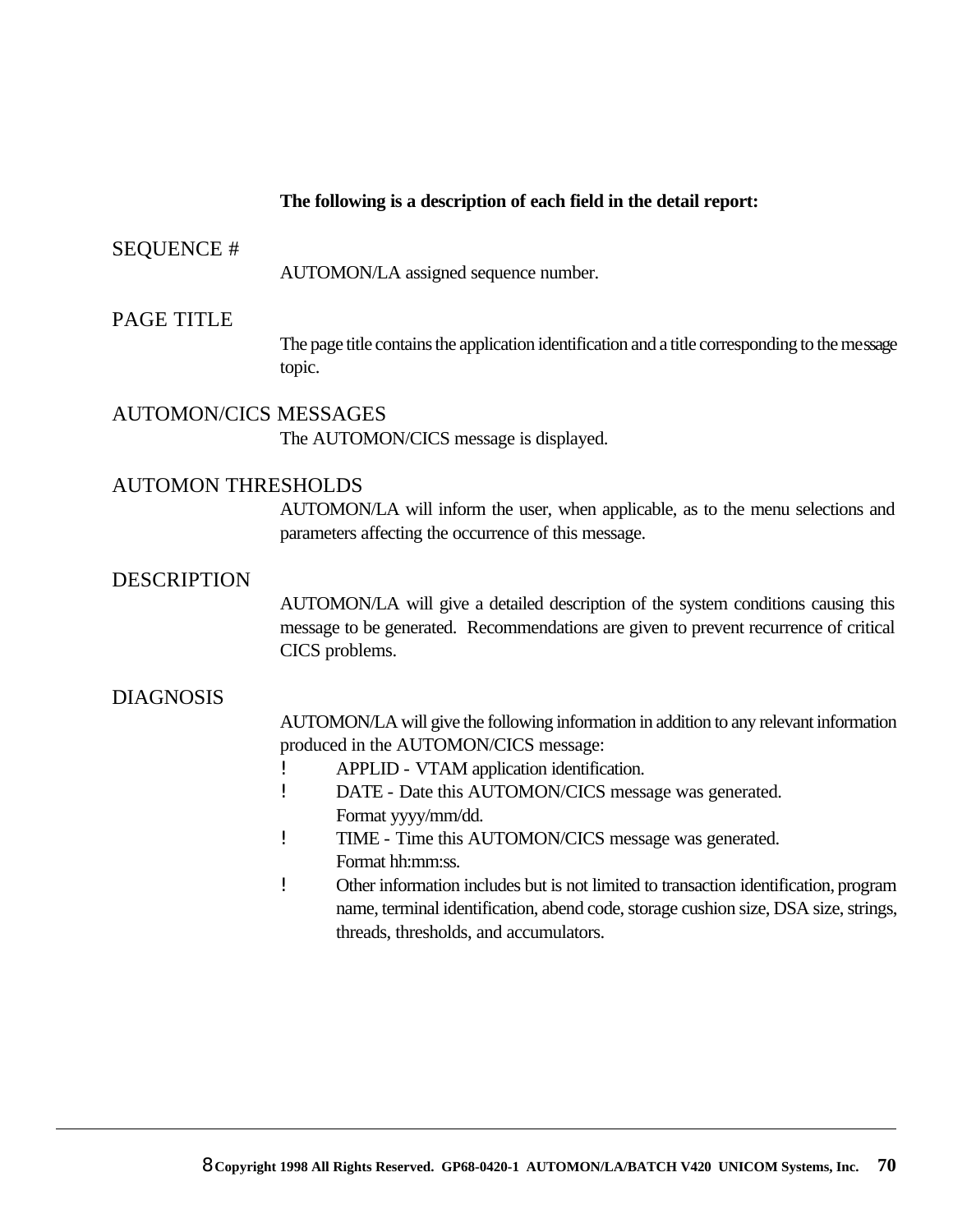**The following is a description of each field in the detail report:**

SEQUENCE #

AUTOMON/LA assigned sequence number.

PAGE TITLE

The page title contains the application identification and a title corresponding to the message topic.

AUTOMON/CICS MESSAGES

The AUTOMON/CICS message is displayed.

AUTOMON THRESHOLDS

AUTOMON/LA will inform the user, when applicable, as to the menu selections and parameters affecting the occurrence of this message.

DESCRIPTION

AUTOMON/LA will give a detailed description of the system conditions causing this message to be generated. Recommendations are given to prevent recurrence of critical CICS problems.

DIAGNOSIS

AUTOMON/LA will give the following information in addition to any relevant information produced in the AUTOMON/CICS message:

- APPLID - VTAM application identification.
- DATE - Date this AUTOMON/CICS message was generated. Format yyyy/mm/dd.
- TIME - Time this AUTOMON/CICS message was generated. Format hh:mm:ss.
- Other information includes but is not limited to transaction identification, program name, terminal identification, abend code, storage cushion size, DSA size, strings, threads, thresholds, and accumulators.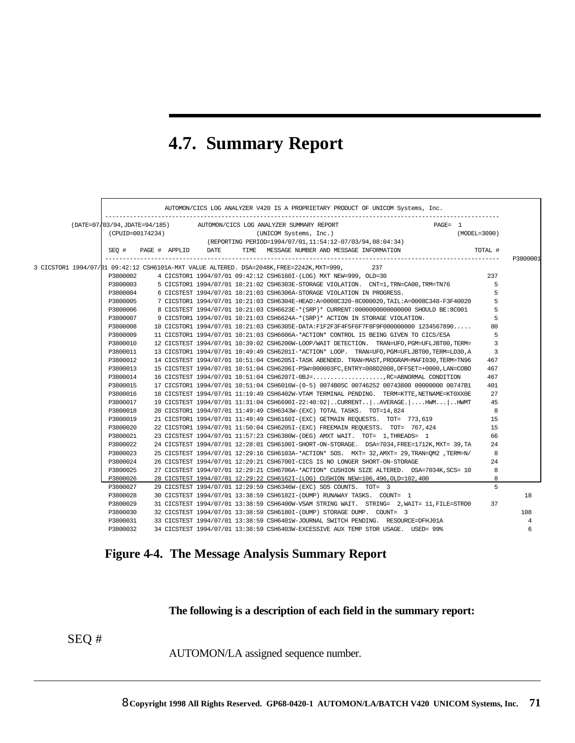## 4.7. Summary Report

```
                  AUTOMON/CICS LOG ANALYZER V420 IS A PROPRIETARY PRODUCT OF UNICOM Systems, Inc.
  -----------------------------------------------------------------------------------------------------------
(DATE=07/03/94,JDATE=94/185)        AUTOMON/CICS LOG ANALYZER SUMMARY REPORT                      PAGE=  1
  (CPUID=00174234)                             (UNICOM Systems, Inc.)                                    (MODEL=3090)
                                  (REPORTING PERIOD=1994/07/01,11:54:12-07/03/94,08:04:34)
  SEQ #    PAGE #  APPLID     DATE      TIME   MESSAGE NUMBER AND MESSAGE INFORMATION                    TOTAL #
  -----------------------------------------------------------------------------------------------------------  P3800001
3 CICSTOR1 1994/07/01 09:42:12 CSH6101A-MXT VALUE ALTERED. DSA=2048K,FREE=2242K,MXT=999,        237
  P3800002      4 CICSTOR1 1994/07/01 09:42:12 CSH6160I-(LOG) MXT NEW=999, OLD=30                          237
  P3800003      5 CICSTOR1 1994/07/01 10:21:02 CSH6303E-STORAGE VIOLATION.  CNT=1,TRN=CA00,TRM=TN76           5
  P3800004      6 CICSTEST 1994/07/01 10:21:03 CSH6306A-STORAGE VIOLATION IN PROGRESS.                        5
  P3800005      7 CICSTOR1 1994/07/01 10:21:03 CSH6304E-HEAD:A=0008C320-8C000020,TAIL:A=0008C348-F3F40020     5
  P3800006      8 CICSTEST 1994/07/01 10:21:03 CSH6623E-*(SRP)* CURRENT:0000000000000000 SHOULD BE:8C001      5
  P3800007      9 CICSTOR1 1994/07/01 10:21:03 CSH6624A-*(SRP)* ACTION IN STORAGE VIOLATION.                  5
  P3800008     10 CICSTOR1 1994/07/01 10:21:03 CSH6305E-DATA:F1F2F3F4F5F6F7F8F9F000000000 1234567890.....    80
  P3800009     11 CICSTOR1 1994/07/01 10:21:03 CSH6606A-*ACTION* CONTROL IS BEING GIVEN TO CICS/ESA           5
  P3800010     12 CICSTEST 1994/07/01 10:39:02 CSH6200W-LOOP/WAIT DETECTION.  TRAN=UFO,PGM=UFLJBT00,TERM=     3
  P3800011     13 CICSTOR1 1994/07/01 10:49:49 CSH6201I-*ACTION* LOOP.  TRAN=UFO,PGM=UFLJBT00,TERM=LD30,A     3
  P3800012     14 CICSTEST 1994/07/01 10:51:04 CSH6205I-TASK ABENDED. TRAN=MAST,PROGRAM=MAFI030,TERM=TN96   467
  P3800013     15 CICSTEST 1994/07/01 10:51:04 CSH6206I-PSW=000003FC,ENTRY=008D2008,OFFSET=+0000,LAN=COBO   467
  P3800014     16 CICSTEST 1994/07/01 10:51:04 CSH6207I-OBJ=....................,RC=ABNORMAL CONDITION      467
  P3800015     17 CICSTOR1 1994/07/01 10:51:04 CSH6016W-(0-5) 0074B05C 00746252 00743800 00000000 00747B1   401
  P3800016     18 CICSTEST 1994/07/01 11:19:49 CSH6402W-VTAM TERMINAL PENDING.  TERM=KTTE,NETNAME=KT0XX0E    27
  P3800017     19 CICSTEST 1994/07/01 11:31:04 CSH6690I-22:40:02|..CURRENT..|..AVERAGE.|....HWM...|..HWMT    45
  P3800018     20 CICSTOR1 1994/07/01 11:49:49 CSH6343W-(EXC) TOTAL TASKS.  TOT=14,824                        8
  P3800019     21 CICSTOR1 1994/07/01 11:49:49 CSH6160I-(EXC) GETMAIN REQUESTS.  TOT=  773,619               15
  P3800020     22 CICSTOR1 1994/07/01 11:50:04 CSH6205I-(EXC) FREEMAIN REQUESTS.  TOT=  767,424              15
  P3800021     23 CICSTEST 1994/07/01 11:57:23 CSH6380W-(DEG) AMXT WAIT.  TOT=  1,THREADS=  1                66
  P3800022     24 CICSTEST 1994/07/01 12:28:01 CSH6100I-SHORT-ON-STORAGE.  DSA=7034,FREE=1712K,MXT= 39,TA    24
  P3800023     25 CICSTEST 1994/07/01 12:29:16 CSH6103A-*ACTION* SOS.  MXT= 32,AMXT= 29,TRAN=QM2 ,TERM=N/     8
  P3800024     26 CICSTEST 1994/07/01 12:29:21 CSH6700I-CICS IS NO LONGER SHORT-ON-STORAGE                   24
  P3800025     27 CICSTEST 1994/07/01 12:29:21 CSH6706A-*ACTION* CUSHION SIZE ALTERED.  DSA=7034K,SCS= 10     8
  P3800026     28 CICSTEST 1994/07/01 12:29:22 CSH6162I-(LOG) CUSHION NEW=106,496,OLD=102,400                 8
  P3800027     29 CICSTEST 1994/07/01 12:29:59 CSH6346W-(EXC) SOS COUNTS.  TOT=  3                            5
  P3800028     30 CICSTEST 1994/07/01 13:38:59 CSH6182I-(DUMP) RUNAWAY TASKS.  COUNT=  1                             18
  P3800029     31 CICSTEST 1994/07/01 13:38:59 CSH6400W-VSAM STRING WAIT.  STRING=  2,WAIT= 11,FILE=STRD0    37
  P3800030     32 CICSTEST 1994/07/01 13:38:59 CSH6180I-(DUMP) STORAGE DUMP.  COUNT=  3                             108
  P3800031     33 CICSTEST 1994/07/01 13:38:59 CSH6401W-JOURNAL SWITCH PENDING.  RESOURCE=DFHJ01A                     4
  P3800032     34 CICSTEST 1994/07/01 13:38:59 CSH6403W-EXCESSIVE AUX TEMP STOR USAGE.  USED= 99%                     6
```

**Figure 4-4. The Message Analysis Summary Report**

**The following is a description of each field in the summary report:**

SEQ #

AUTOMON/LA assigned sequence number.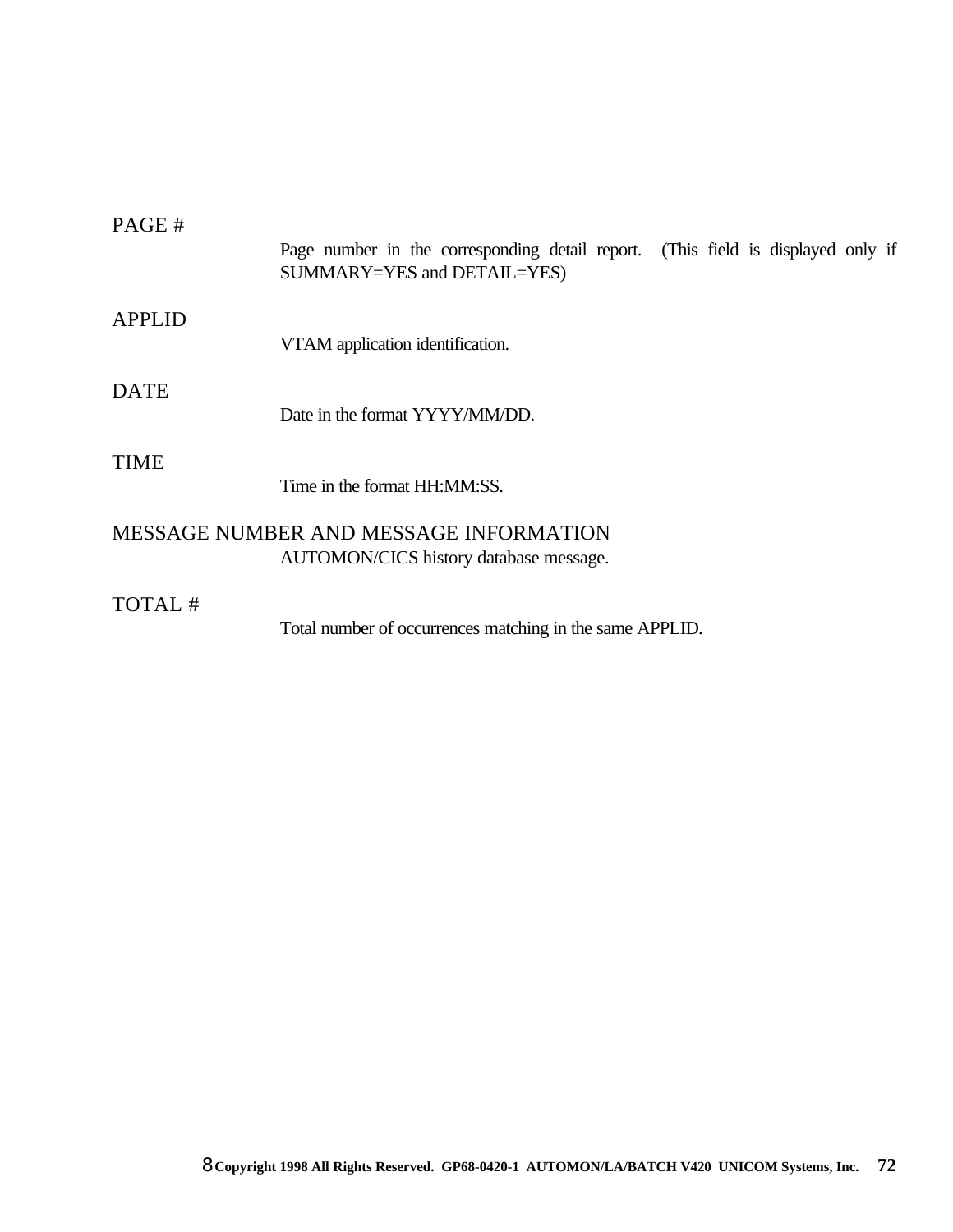PAGE #

Page number in the corresponding detail report. (This field is displayed only if SUMMARY=YES and DETAIL=YES)

APPLID

VTAM application identification.

DATE

Date in the format YYYY/MM/DD.

TIME

Time in the format HH:MM:SS.

MESSAGE NUMBER AND MESSAGE INFORMATION

AUTOMON/CICS history database message.

TOTAL #

Total number of occurrences matching in the same APPLID.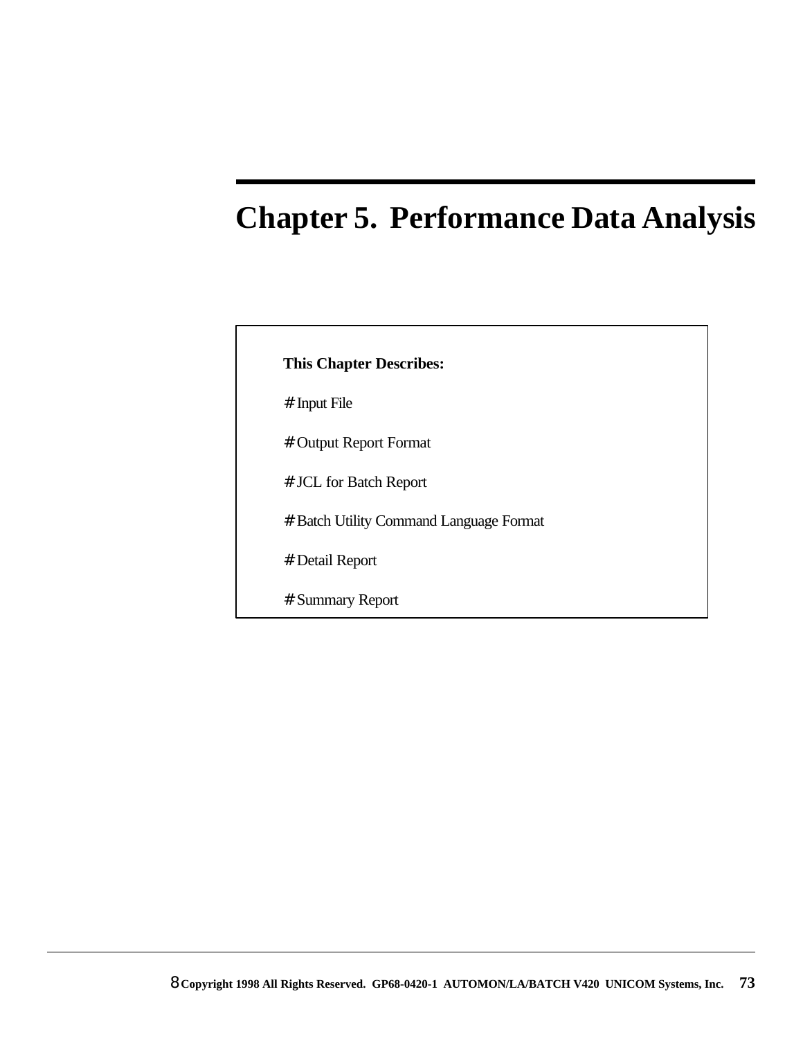# Chapter 5. Performance Data Analysis

**This Chapter Describes:**

# Input File

# Output Report Format

# JCL for Batch Report

# Batch Utility Command Language Format

# Detail Report

# Summary Report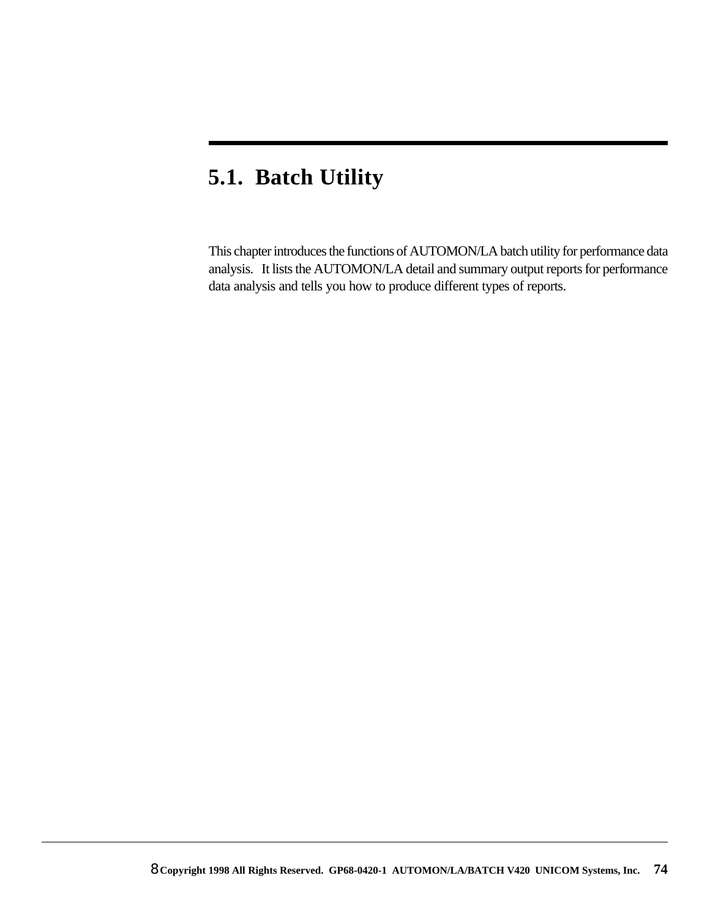## 5.1. Batch Utility

This chapter introduces the functions of AUTOMON/LA batch utility for performance data analysis. It lists the AUTOMON/LA detail and summary output reports for performance data analysis and tells you how to produce different types of reports.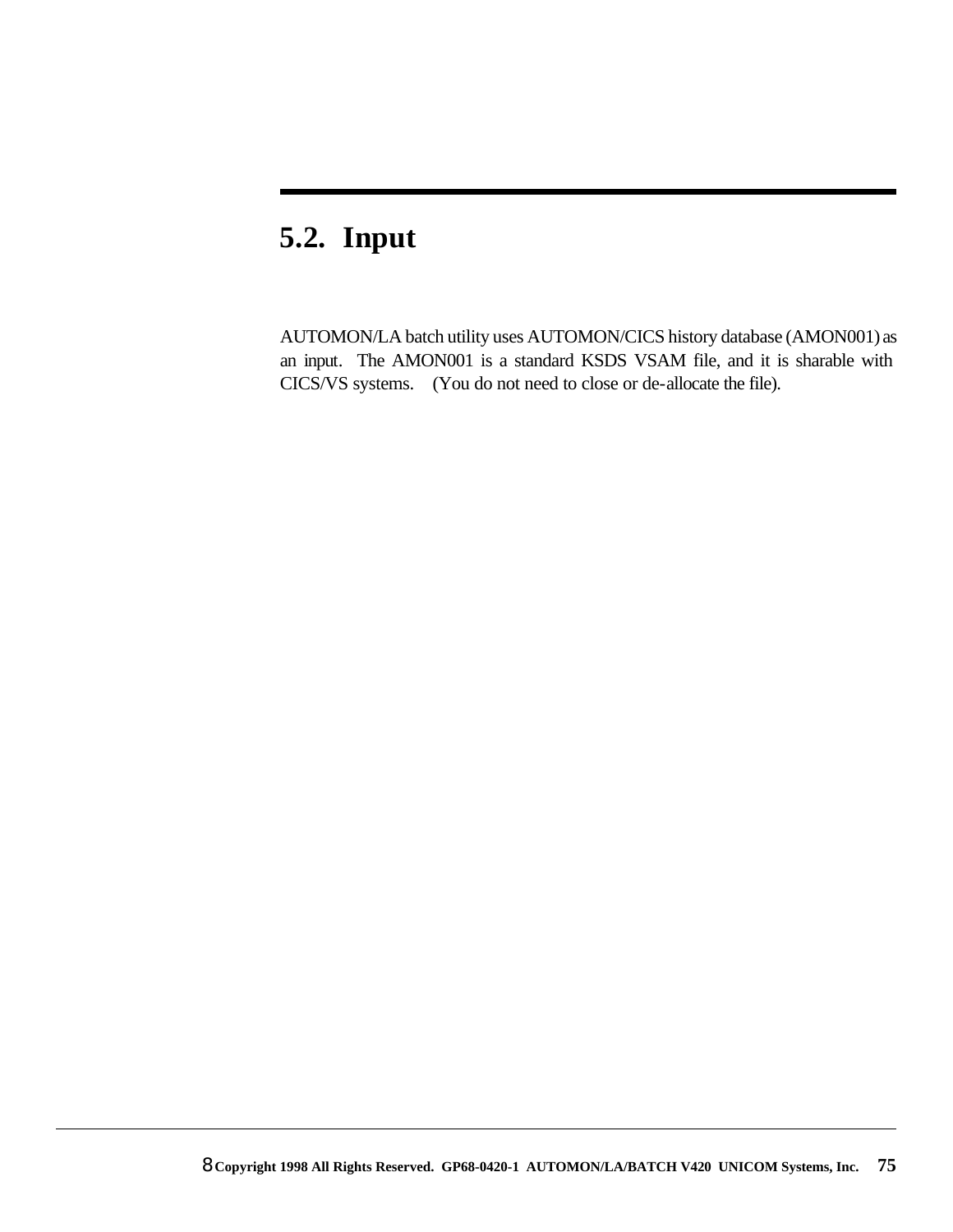## 5.2. Input

AUTOMON/LA batch utility uses AUTOMON/CICS history database (AMON001) as an input. The AMON001 is a standard KSDS VSAM file, and it is sharable with CICS/VS systems. (You do not need to close or de-allocate the file).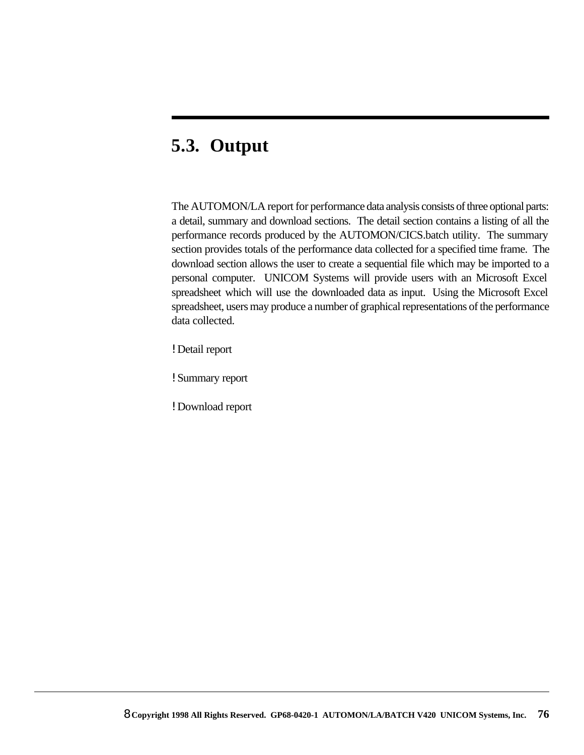## 5.3. Output

The AUTOMON/LA report for performance data analysis consists of three optional parts: a detail, summary and download sections. The detail section contains a listing of all the performance records produced by the AUTOMON/CICS.batch utility. The summary section provides totals of the performance data collected for a specified time frame. The download section allows the user to create a sequential file which may be imported to a personal computer. UNICOM Systems will provide users with an Microsoft Excel spreadsheet which will use the downloaded data as input. Using the Microsoft Excel spreadsheet, users may produce a number of graphical representations of the performance data collected.

- Detail report
- Summary report
- Download report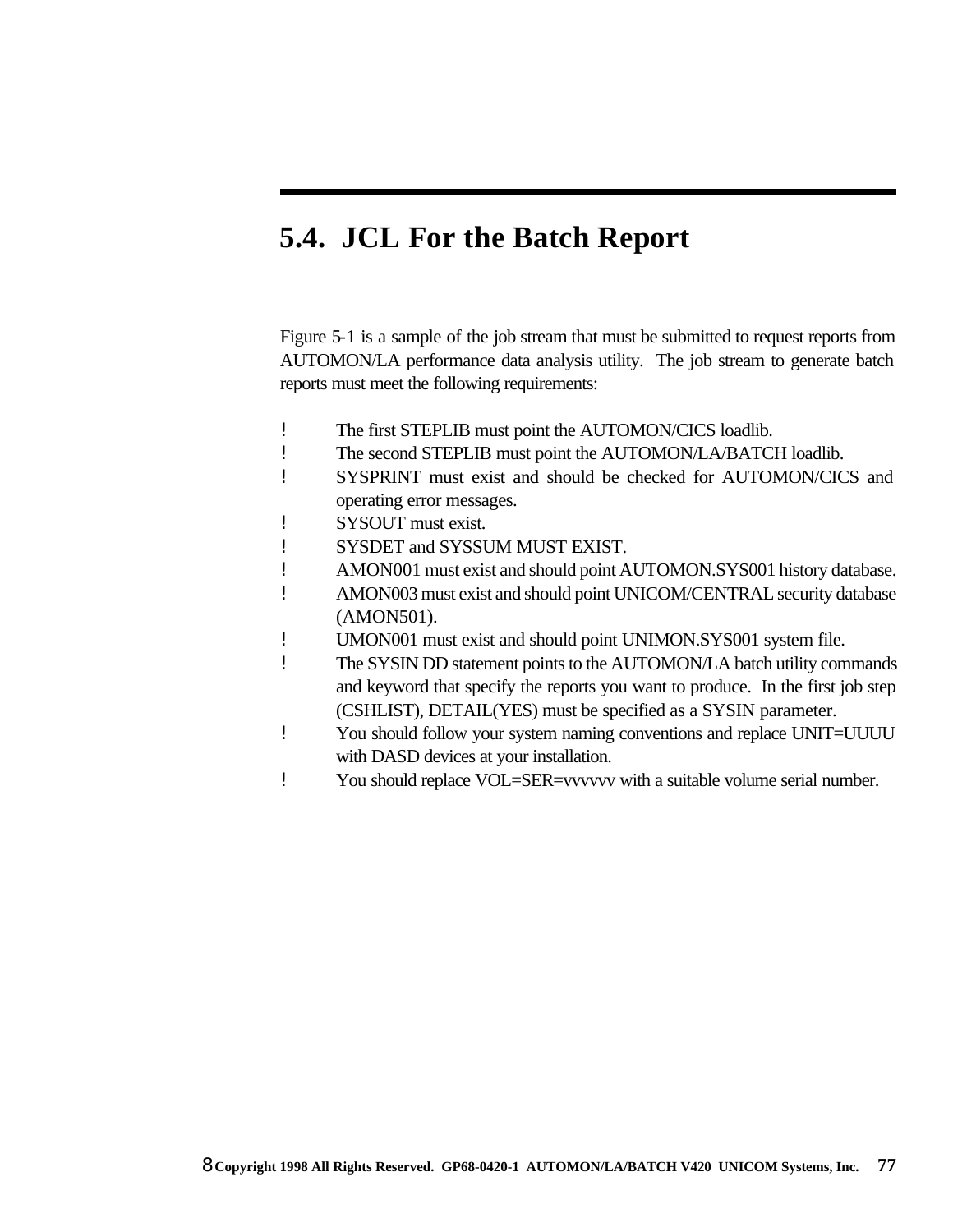## 5.4. JCL For the Batch Report

Figure 5-1 is a sample of the job stream that must be submitted to request reports from AUTOMON/LA performance data analysis utility. The job stream to generate batch reports must meet the following requirements:

- The first STEPLIB must point the AUTOMON/CICS loadlib.
- The second STEPLIB must point the AUTOMON/LA/BATCH loadlib.
- SYSPRINT must exist and should be checked for AUTOMON/CICS and operating error messages.
- SYSOUT must exist.
- SYSDET and SYSSUM MUST EXIST.
- AMON001 must exist and should point AUTOMON.SYS001 history database.
- AMON003 must exist and should point UNICOM/CENTRAL security database (AMON501).
- UMON001 must exist and should point UNIMON.SYS001 system file.
- The SYSIN DD statement points to the AUTOMON/LA batch utility commands and keyword that specify the reports you want to produce. In the first job step (CSHLIST), DETAIL(YES) must be specified as a SYSIN parameter.
- You should follow your system naming conventions and replace UNIT=UUUU with DASD devices at your installation.
- You should replace VOL=SER=vvvvvv with a suitable volume serial number.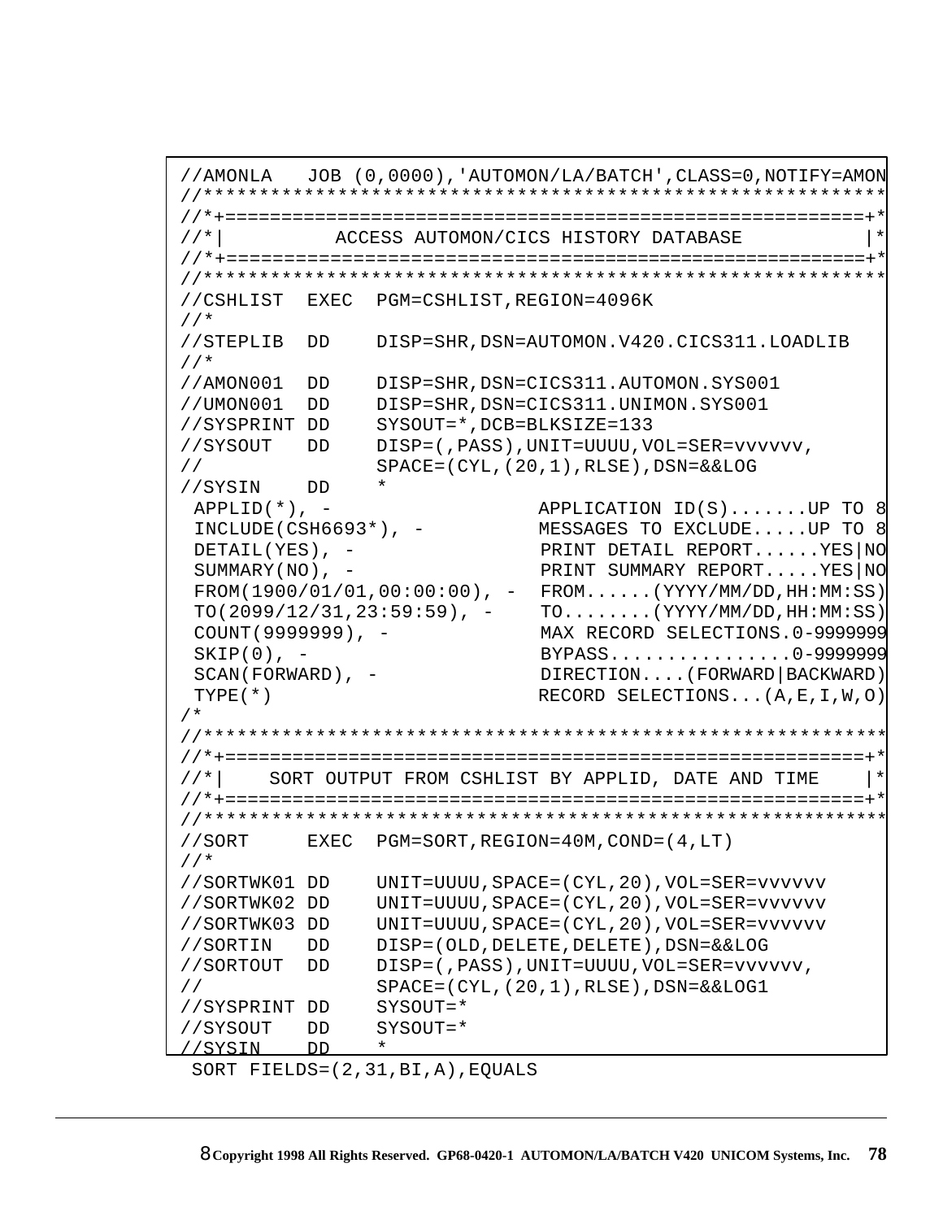```
//AMONLA   JOB (0,0000),'AUTOMON/LA/BATCH',CLASS=0,NOTIFY=AMON
//************************************************************
//*+=========================================================+*
//*|          ACCESS AUTOMON/CICS HISTORY DATABASE           |*
//*+=========================================================+*
//************************************************************
//CSHLIST  EXEC  PGM=CSHLIST,REGION=4096K
//*
//STEPLIB  DD    DISP=SHR,DSN=AUTOMON.V420.CICS311.LOADLIB
//*
//AMON001  DD    DISP=SHR,DSN=CICS311.AUTOMON.SYS001
//UMON001  DD    DISP=SHR,DSN=CICS311.UNIMON.SYS001
//SYSPRINT DD    SYSOUT=*,DCB=BLKSIZE=133
//SYSOUT   DD    DISP=(,PASS),UNIT=UUUU,VOL=SER=vvvvvv,
//               SPACE=(CYL,(20,1),RLSE),DSN=&&LOG
//SYSIN    DD    *
 APPLID(*), -                  APPLICATION ID(S).......UP TO 8
 INCLUDE(CSH6693*), -          MESSAGES TO EXCLUDE.....UP TO 8
 DETAIL(YES), -                PRINT DETAIL REPORT......YES|NO
 SUMMARY(NO), -                PRINT SUMMARY REPORT.....YES|NO
 FROM(1900/01/01,00:00:00), -  FROM......(YYYY/MM/DD,HH:MM:SS)
 TO(2099/12/31,23:59:59), -    TO........(YYYY/MM/DD,HH:MM:SS)
 COUNT(9999999), -             MAX RECORD SELECTIONS.0-9999999
 SKIP(0), -                    BYPASS................0-9999999
 SCAN(FORWARD), -              DIRECTION....(FORWARD|BACKWARD)
 TYPE(*)                       RECORD SELECTIONS...(A,E,I,W,O)
/*
//************************************************************
//*+=========================================================+*
//*|    SORT OUTPUT FROM CSHLIST BY APPLID, DATE AND TIME    |*
//*+=========================================================+*
//************************************************************
//SORT     EXEC  PGM=SORT,REGION=40M,COND=(4,LT)
//*
//SORTWK01 DD    UNIT=UUUU,SPACE=(CYL,20),VOL=SER=vvvvvv
//SORTWK02 DD    UNIT=UUUU,SPACE=(CYL,20),VOL=SER=vvvvvv
//SORTWK03 DD    UNIT=UUUU,SPACE=(CYL,20),VOL=SER=vvvvvv
//SORTIN   DD    DISP=(OLD,DELETE,DELETE),DSN=&&LOG
//SORTOUT  DD    DISP=(,PASS),UNIT=UUUU,VOL=SER=vvvvvv,
//               SPACE=(CYL,(20,1),RLSE),DSN=&&LOG1
//SYSPRINT DD    SYSOUT=*
//SYSOUT   DD    SYSOUT=*
//SYSIN    DD    *
 SORT FIELDS=(2,31,BI,A),EQUALS
```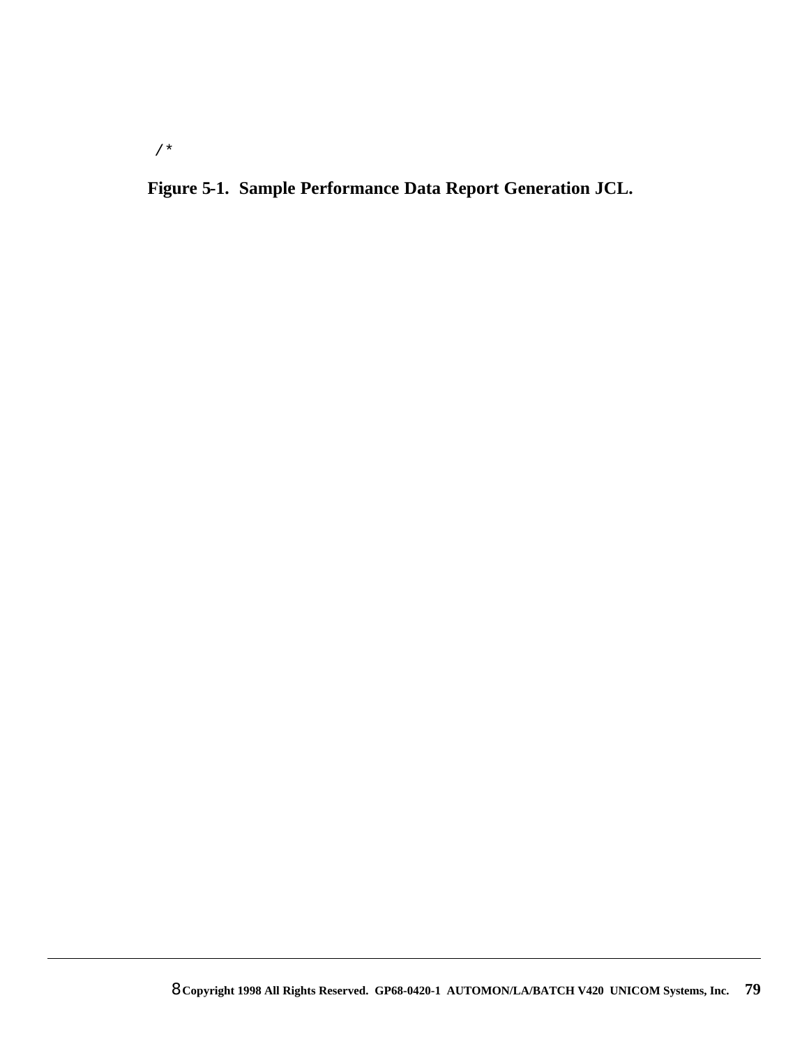```
/*
```

**Figure 5-1. Sample Performance Data Report Generation JCL.**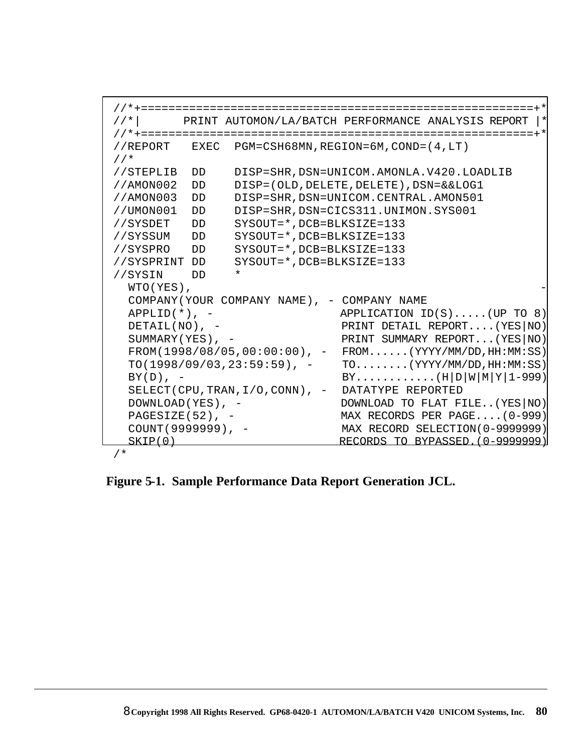```
//*+=========================================================+*
//*|      PRINT AUTOMON/LA/BATCH PERFORMANCE ANALYSIS REPORT |*
//*+=========================================================+*
//REPORT   EXEC  PGM=CSH68MN,REGION=6M,COND=(4,LT)
//*
//STEPLIB  DD    DISP=SHR,DSN=UNICOM.AMONLA.V420.LOADLIB
//AMON002  DD    DISP=(OLD,DELETE,DELETE),DSN=&&LOG1
//AMON003  DD    DISP=SHR,DSN=UNICOM.CENTRAL.AMON501
//UMON001  DD    DISP=SHR,DSN=CICS311.UNIMON.SYS001
//SYSDET   DD    SYSOUT=*,DCB=BLKSIZE=133
//SYSSUM   DD    SYSOUT=*,DCB=BLKSIZE=133
//SYSPRO   DD    SYSOUT=*,DCB=BLKSIZE=133
//SYSPRINT DD    SYSOUT=*,DCB=BLKSIZE=133
//SYSIN    DD    *
  WTO(YES),                                                  -
  COMPANY(YOUR COMPANY NAME), - COMPANY NAME
  APPLID(*), -                  APPLICATION ID(S).....(UP TO 8)
  DETAIL(NO), -                 PRINT DETAIL REPORT....(YES|NO)
  SUMMARY(YES), -               PRINT SUMMARY REPORT...(YES|NO)
  FROM(1998/08/05,00:00:00), -  FROM......(YYYY/MM/DD,HH:MM:SS)
  TO(1998/09/03,23:59:59), -    TO........(YYYY/MM/DD,HH:MM:SS)
  BY(D), -                      BY............(H|D|W|M|Y|1-999)
  SELECT(CPU,TRAN,I/O,CONN), -  DATATYPE REPORTED
  DOWNLOAD(YES), -              DOWNLOAD TO FLAT FILE..(YES|NO)
  PAGESIZE(52), -               MAX RECORDS PER PAGE....(0-999)
  COUNT(9999999), -             MAX RECORD SELECTION(0-9999999)
  SKIP(0)                       RECORDS TO BYPASSED.(0-9999999)
/*
```

**Figure 5-1. Sample Performance Data Report Generation JCL.**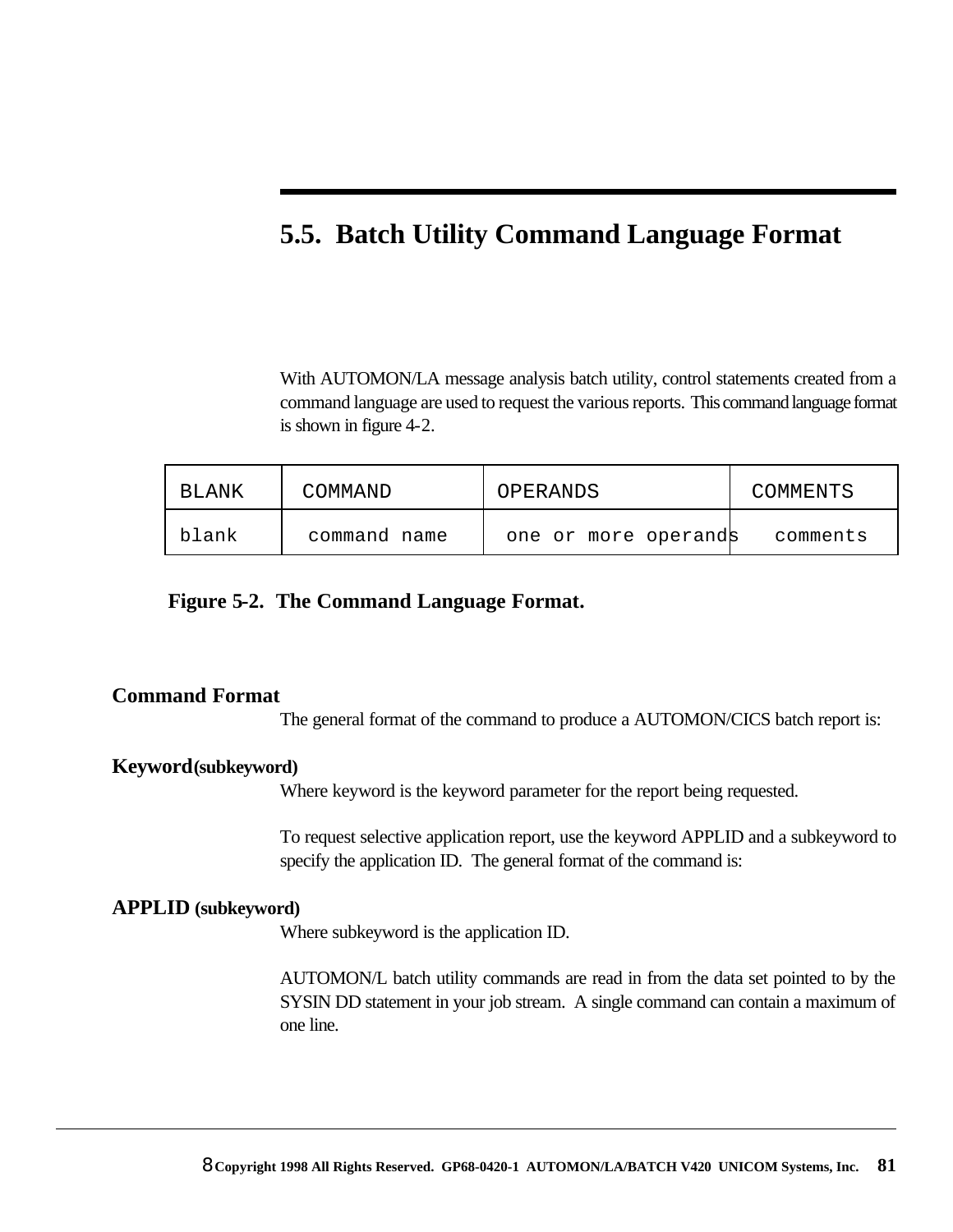## 5.5. Batch Utility Command Language Format

With AUTOMON/LA message analysis batch utility, control statements created from a command language are used to request the various reports. This command language format is shown in figure 4-2.

| BLANK | COMMAND | OPERANDS | COMMENTS |
|---|---|---|---|
| blank | command name | one or more operands | comments |

**Figure 5-2. The Command Language Format.**

**Command Format**

The general format of the command to produce a AUTOMON/CICS batch report is:

**Keyword(subkeyword)**

Where keyword is the keyword parameter for the report being requested.

To request selective application report, use the keyword APPLID and a subkeyword to specify the application ID. The general format of the command is:

**APPLID (subkeyword)**

Where subkeyword is the application ID.

AUTOMON/L batch utility commands are read in from the data set pointed to by the SYSIN DD statement in your job stream. A single command can contain a maximum of one line.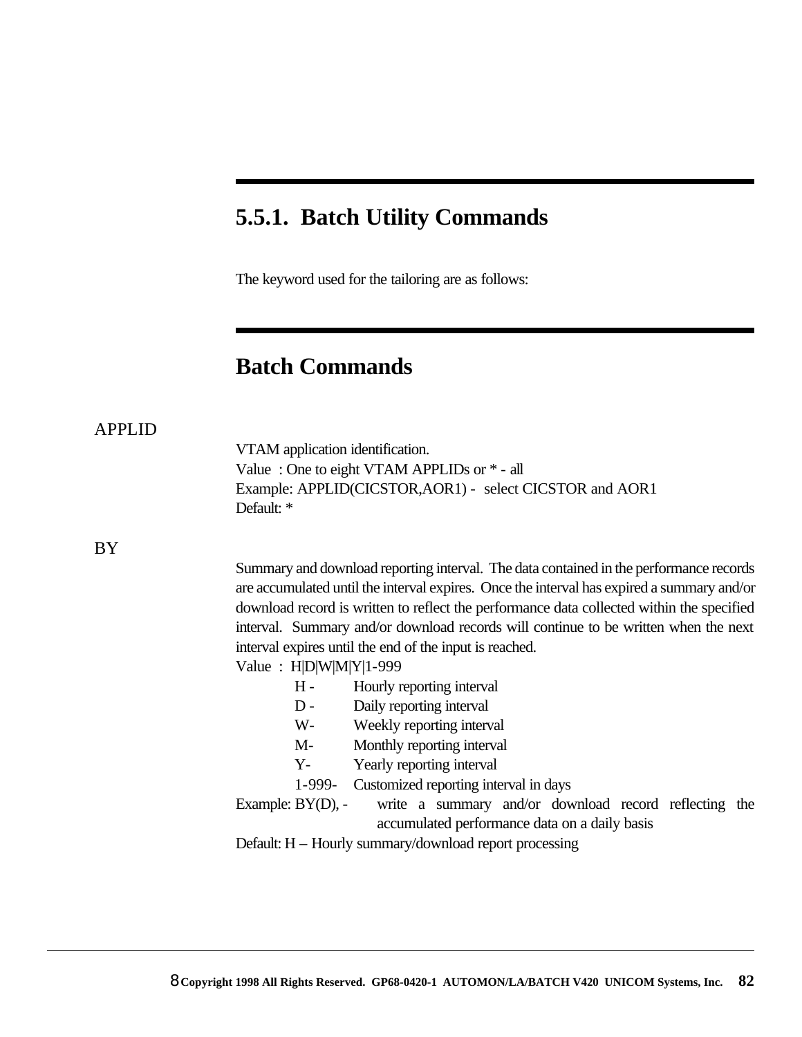## 5.5.1. Batch Utility Commands

The keyword used for the tailoring are as follows:

## Batch Commands

APPLID

VTAM application identification.
Value : One to eight VTAM APPLIDs or * - all
Example: APPLID(CICSTOR,AOR1) - select CICSTOR and AOR1
Default: *

BY

Summary and download reporting interval. The data contained in the performance records are accumulated until the interval expires. Once the interval has expired a summary and/or download record is written to reflect the performance data collected within the specified interval. Summary and/or download records will continue to be written when the next interval expires until the end of the input is reached.
Value : H|D|W|M|Y|1-999

- H - Hourly reporting interval
- D - Daily reporting interval
- W- Weekly reporting interval
- M- Monthly reporting interval
- Y- Yearly reporting interval
- 1-999- Customized reporting interval in days

Example: BY(D), - write a summary and/or download record reflecting the accumulated performance data on a daily basis
Default: H – Hourly summary/download report processing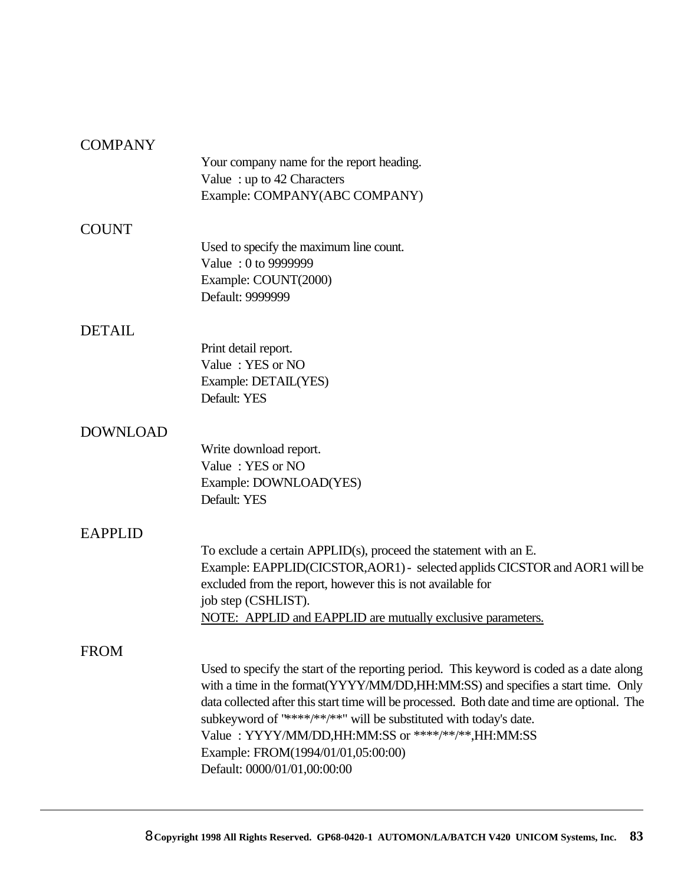### COMPANY

Your company name for the report heading.
Value : up to 42 Characters
Example: COMPANY(ABC COMPANY)

### COUNT

Used to specify the maximum line count.
Value : 0 to 9999999
Example: COUNT(2000)
Default: 9999999

### DETAIL

Print detail report.
Value : YES or NO
Example: DETAIL(YES)
Default: YES

### DOWNLOAD

Write download report.
Value : YES or NO
Example: DOWNLOAD(YES)
Default: YES

### EAPPLID

To exclude a certain APPLID(s), proceed the statement with an E.
Example: EAPPLID(CICSTOR,AOR1) - selected applids CICSTOR and AOR1 will be excluded from the report, however this is not available for job step (CSHLIST).
<u>NOTE: APPLID and EAPPLID are mutually exclusive parameters.</u>

### FROM

Used to specify the start of the reporting period. This keyword is coded as a date along with a time in the format(YYYY/MM/DD,HH:MM:SS) and specifies a start time. Only data collected after this start time will be processed. Both date and time are optional. The subkeyword of "****/**/**" will be substituted with today's date.
Value : YYYY/MM/DD,HH:MM:SS or ****/**/**,HH:MM:SS
Example: FROM(1994/01/01,05:00:00)
Default: 0000/01/01,00:00:00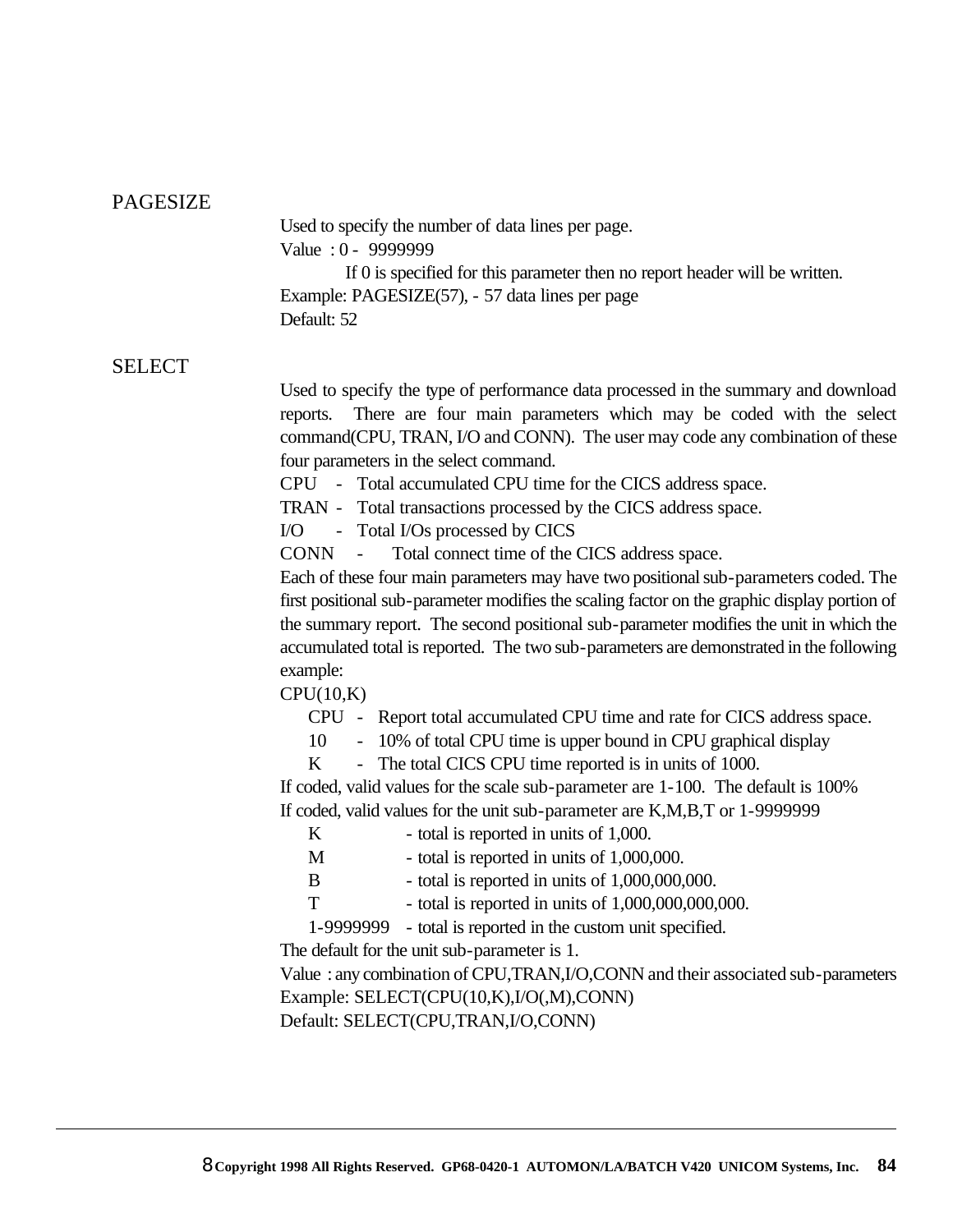## PAGESIZE

Used to specify the number of data lines per page.

Value : 0 - 9999999

If 0 is specified for this parameter then no report header will be written.

Example: PAGESIZE(57), - 57 data lines per page

Default: 52

## SELECT

Used to specify the type of performance data processed in the summary and download reports. There are four main parameters which may be coded with the select command(CPU, TRAN, I/O and CONN). The user may code any combination of these four parameters in the select command.

CPU - Total accumulated CPU time for the CICS address space.
TRAN - Total transactions processed by the CICS address space.
I/O - Total I/Os processed by CICS
CONN - Total connect time of the CICS address space.

Each of these four main parameters may have two positional sub-parameters coded. The first positional sub-parameter modifies the scaling factor on the graphic display portion of the summary report. The second positional sub-parameter modifies the unit in which the accumulated total is reported. The two sub-parameters are demonstrated in the following example:

CPU(10,K)

- CPU - Report total accumulated CPU time and rate for CICS address space.
- 10 - 10% of total CPU time is upper bound in CPU graphical display
- K - The total CICS CPU time reported is in units of 1000.

If coded, valid values for the scale sub-parameter are 1-100. The default is 100%

If coded, valid values for the unit sub-parameter are K,M,B,T or 1-9999999

- K - total is reported in units of 1,000.
- M - total is reported in units of 1,000,000.
- B - total is reported in units of 1,000,000,000.
- T - total is reported in units of 1,000,000,000,000.
- 1-9999999 - total is reported in the custom unit specified.

The default for the unit sub-parameter is 1.

Value : any combination of CPU,TRAN,I/O,CONN and their associated sub-parameters

Example: SELECT(CPU(10,K),I/O(,M),CONN)

Default: SELECT(CPU,TRAN,I/O,CONN)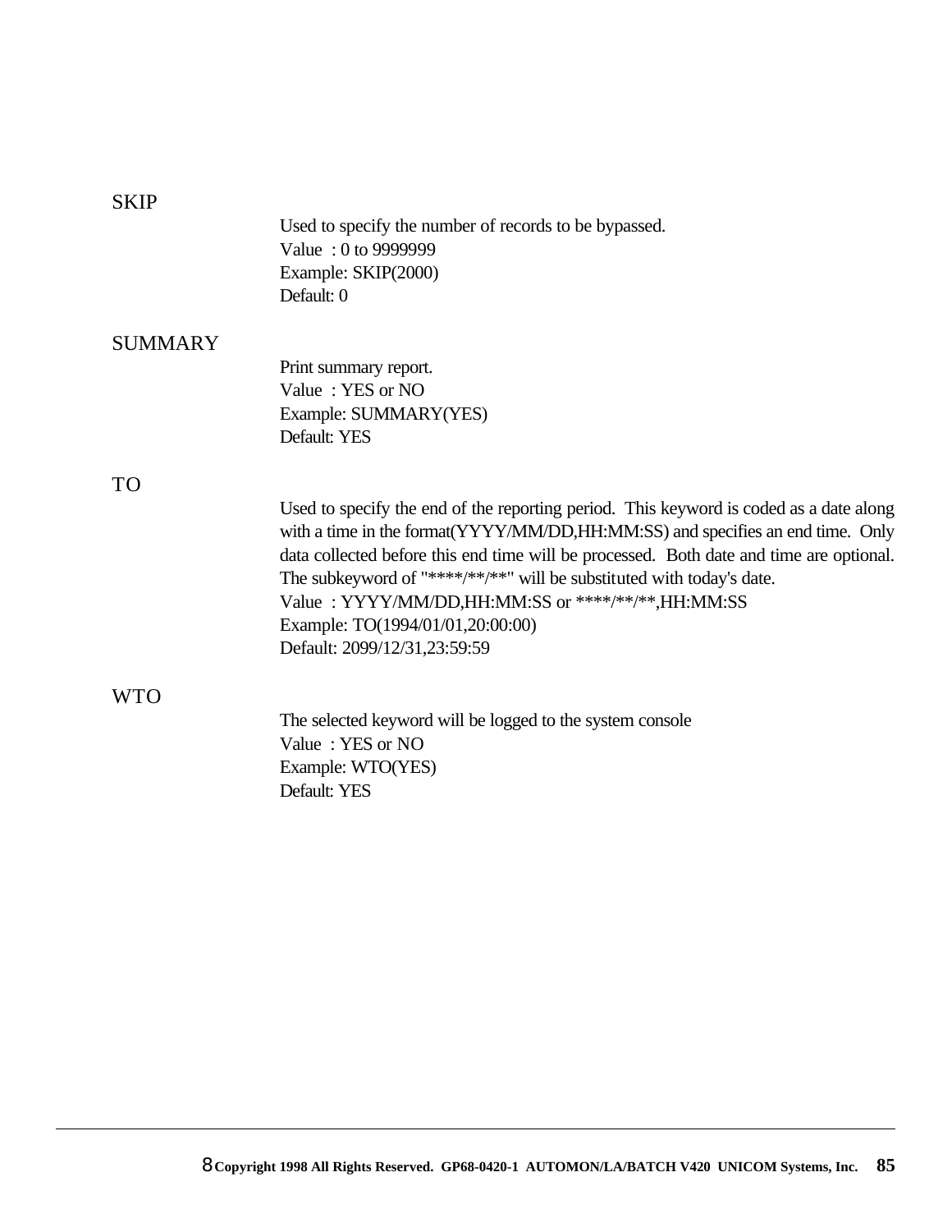SKIP

Used to specify the number of records to be bypassed.
Value : 0 to 9999999
Example: SKIP(2000)
Default: 0

SUMMARY

Print summary report.
Value : YES or NO
Example: SUMMARY(YES)
Default: YES

TO

Used to specify the end of the reporting period. This keyword is coded as a date along with a time in the format(YYYY/MM/DD,HH:MM:SS) and specifies an end time. Only data collected before this end time will be processed. Both date and time are optional. The subkeyword of "****/**/**" will be substituted with today's date.
Value : YYYY/MM/DD,HH:MM:SS or ****/**/**,HH:MM:SS
Example: TO(1994/01/01,20:00:00)
Default: 2099/12/31,23:59:59

WTO

The selected keyword will be logged to the system console
Value : YES or NO
Example: WTO(YES)
Default: YES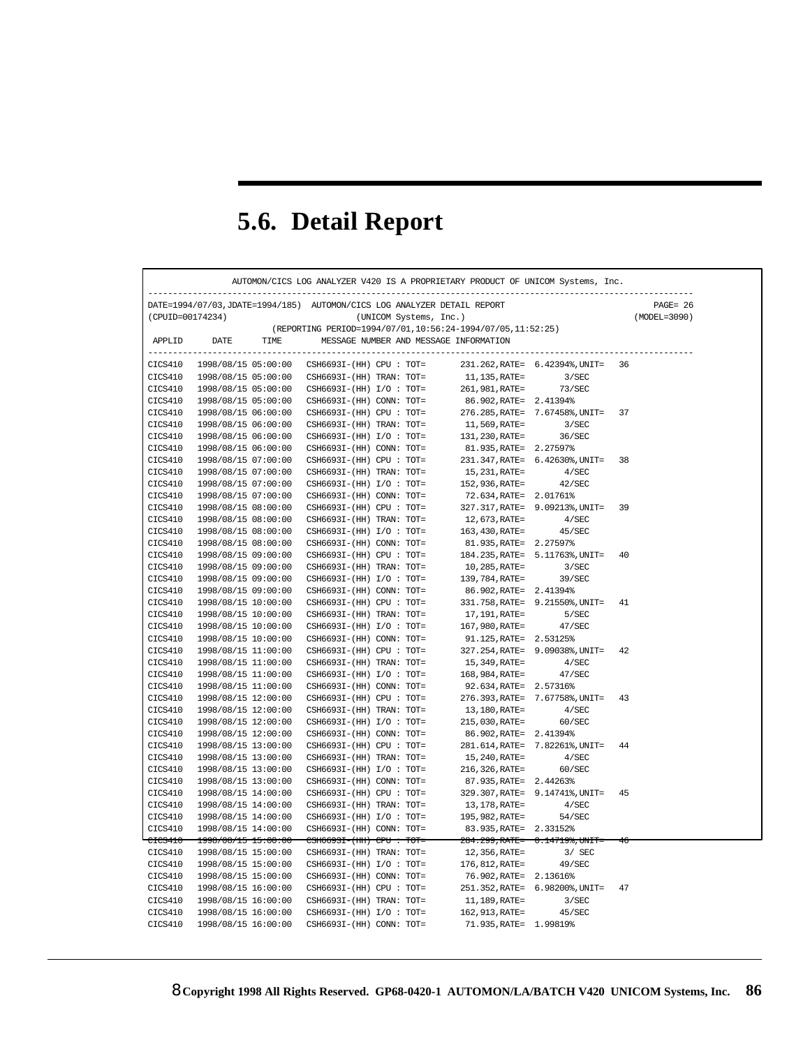## 5.6. Detail Report

```
              AUTOMON/CICS LOG ANALYZER V420 IS A PROPRIETARY PRODUCT OF UNICOM Systems, Inc.
---------------------------------------------------------------------------------------------------------
DATE=1994/07/03,JDATE=1994/185)  AUTOMON/CICS LOG ANALYZER DETAIL REPORT                         PAGE= 26
(CPUID=00174234)                        (UNICOM Systems, Inc.)                                (MODEL=3090)
                      (REPORTING PERIOD=1994/07/01,10:56:24-1994/07/05,11:52:25)
 APPLID     DATE      TIME       MESSAGE NUMBER AND MESSAGE INFORMATION
---------------------------------------------------------------------------------------------------------
CICS410   1998/08/15 05:00:00   CSH6693I-(HH) CPU : TOT=       231.262,RATE=  6.42394%,UNIT=   36
CICS410   1998/08/15 05:00:00   CSH6693I-(HH) TRAN: TOT=        11,135,RATE=        3/SEC
CICS410   1998/08/15 05:00:00   CSH6693I-(HH) I/O : TOT=       261,981,RATE=       73/SEC
CICS410   1998/08/15 05:00:00   CSH6693I-(HH) CONN: TOT=        86.902,RATE=  2.41394%
CICS410   1998/08/15 06:00:00   CSH6693I-(HH) CPU : TOT=       276.285,RATE=  7.67458%,UNIT=   37
CICS410   1998/08/15 06:00:00   CSH6693I-(HH) TRAN: TOT=        11,569,RATE=        3/SEC
CICS410   1998/08/15 06:00:00   CSH6693I-(HH) I/O : TOT=       131,230,RATE=       36/SEC
CICS410   1998/08/15 06:00:00   CSH6693I-(HH) CONN: TOT=        81.935,RATE=  2.27597%
CICS410   1998/08/15 07:00:00   CSH6693I-(HH) CPU : TOT=       231.347,RATE=  6.42630%,UNIT=   38
CICS410   1998/08/15 07:00:00   CSH6693I-(HH) TRAN: TOT=        15,231,RATE=        4/SEC
CICS410   1998/08/15 07:00:00   CSH6693I-(HH) I/O : TOT=       152,936,RATE=       42/SEC
CICS410   1998/08/15 07:00:00   CSH6693I-(HH) CONN: TOT=        72.634,RATE=  2.01761%
CICS410   1998/08/15 08:00:00   CSH6693I-(HH) CPU : TOT=       327.317,RATE=  9.09213%,UNIT=   39
CICS410   1998/08/15 08:00:00   CSH6693I-(HH) TRAN: TOT=        12,673,RATE=        4/SEC
CICS410   1998/08/15 08:00:00   CSH6693I-(HH) I/O : TOT=       163,430,RATE=       45/SEC
CICS410   1998/08/15 08:00:00   CSH6693I-(HH) CONN: TOT=        81.935,RATE=  2.27597%
CICS410   1998/08/15 09:00:00   CSH6693I-(HH) CPU : TOT=       184.235,RATE=  5.11763%,UNIT=   40
CICS410   1998/08/15 09:00:00   CSH6693I-(HH) TRAN: TOT=        10,285,RATE=        3/SEC
CICS410   1998/08/15 09:00:00   CSH6693I-(HH) I/O : TOT=       139,784,RATE=       39/SEC
CICS410   1998/08/15 09:00:00   CSH6693I-(HH) CONN: TOT=        86.902,RATE=  2.41394%
CICS410   1998/08/15 10:00:00   CSH6693I-(HH) CPU : TOT=       331.758,RATE=  9.21550%,UNIT=   41
CICS410   1998/08/15 10:00:00   CSH6693I-(HH) TRAN: TOT=        17,191,RATE=        5/SEC
CICS410   1998/08/15 10:00:00   CSH6693I-(HH) I/O : TOT=       167,980,RATE=       47/SEC
CICS410   1998/08/15 10:00:00   CSH6693I-(HH) CONN: TOT=        91.125,RATE=  2.53125%
CICS410   1998/08/15 11:00:00   CSH6693I-(HH) CPU : TOT=       327.254,RATE=  9.09038%,UNIT=   42
CICS410   1998/08/15 11:00:00   CSH6693I-(HH) TRAN: TOT=        15,349,RATE=        4/SEC
CICS410   1998/08/15 11:00:00   CSH6693I-(HH) I/O : TOT=       168,984,RATE=       47/SEC
CICS410   1998/08/15 11:00:00   CSH6693I-(HH) CONN: TOT=        92.634,RATE=  2.57316%
CICS410   1998/08/15 12:00:00   CSH6693I-(HH) CPU : TOT=       276.393,RATE=  7.67758%,UNIT=   43
CICS410   1998/08/15 12:00:00   CSH6693I-(HH) TRAN: TOT=        13,180,RATE=        4/SEC
CICS410   1998/08/15 12:00:00   CSH6693I-(HH) I/O : TOT=       215,030,RATE=       60/SEC
CICS410   1998/08/15 12:00:00   CSH6693I-(HH) CONN: TOT=        86.902,RATE=  2.41394%
CICS410   1998/08/15 13:00:00   CSH6693I-(HH) CPU : TOT=       281.614,RATE=  7.82261%,UNIT=   44
CICS410   1998/08/15 13:00:00   CSH6693I-(HH) TRAN: TOT=        15,240,RATE=        4/SEC
CICS410   1998/08/15 13:00:00   CSH6693I-(HH) I/O : TOT=       216,326,RATE=       60/SEC
CICS410   1998/08/15 13:00:00   CSH6693I-(HH) CONN: TOT=        87.935,RATE=  2.44263%
CICS410   1998/08/15 14:00:00   CSH6693I-(HH) CPU : TOT=       329.307,RATE=  9.14741%,UNIT=   45
CICS410   1998/08/15 14:00:00   CSH6693I-(HH) TRAN: TOT=        13,178,RATE=        4/SEC
CICS410   1998/08/15 14:00:00   CSH6693I-(HH) I/O : TOT=       195,982,RATE=       54/SEC
CICS410   1998/08/15 14:00:00   CSH6693I-(HH) CONN: TOT=        83.935,RATE=  2.33152%
CICS410   1998/08/15 15:00:00   CSH6693I-(HH) CPU : TOT=       284.299,RATE=  8.14719%,UNIT=   46
CICS410   1998/08/15 15:00:00   CSH6693I-(HH) TRAN: TOT=        12,356,RATE=        3/ SEC
CICS410   1998/08/15 15:00:00   CSH6693I-(HH) I/O : TOT=       176,812,RATE=       49/SEC
CICS410   1998/08/15 15:00:00   CSH6693I-(HH) CONN: TOT=        76.902,RATE=  2.13616%
CICS410   1998/08/15 16:00:00   CSH6693I-(HH) CPU : TOT=       251.352,RATE=  6.98200%,UNIT=   47
CICS410   1998/08/15 16:00:00   CSH6693I-(HH) TRAN: TOT=        11,189,RATE=        3/SEC
CICS410   1998/08/15 16:00:00   CSH6693I-(HH) I/O : TOT=       162,913,RATE=       45/SEC
CICS410   1998/08/15 16:00:00   CSH6693I-(HH) CONN: TOT=        71.935,RATE=  1.99819%
```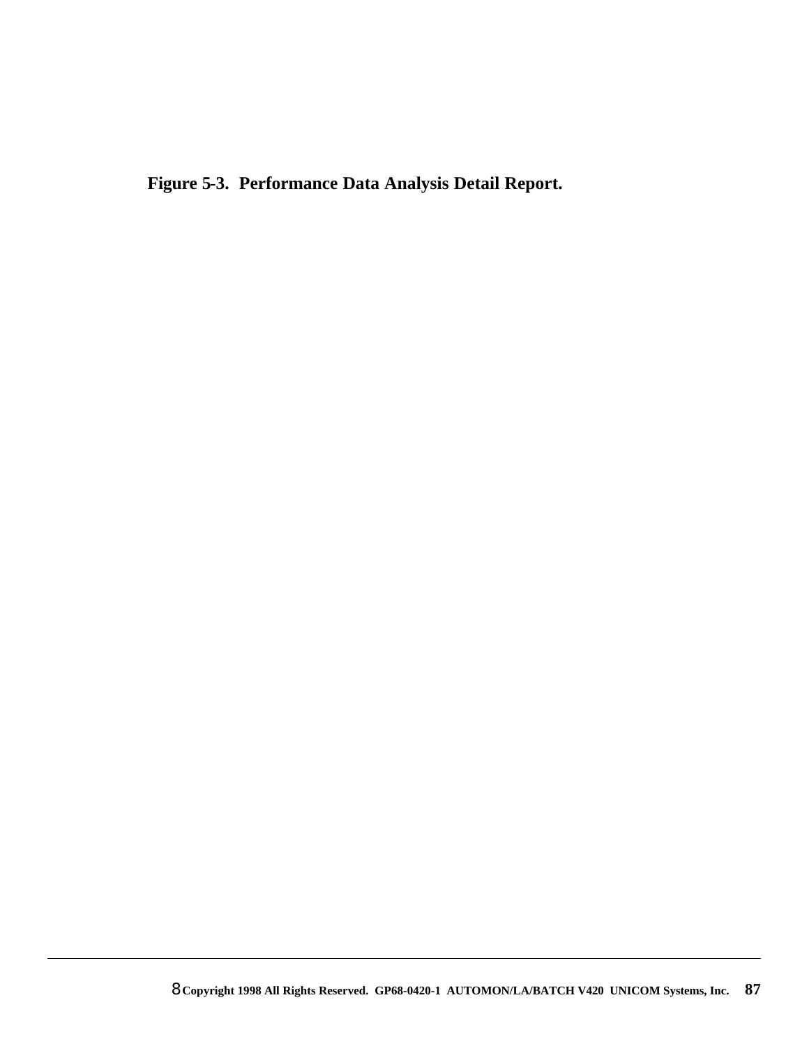**Figure 5-3.  Performance Data Analysis Detail Report.**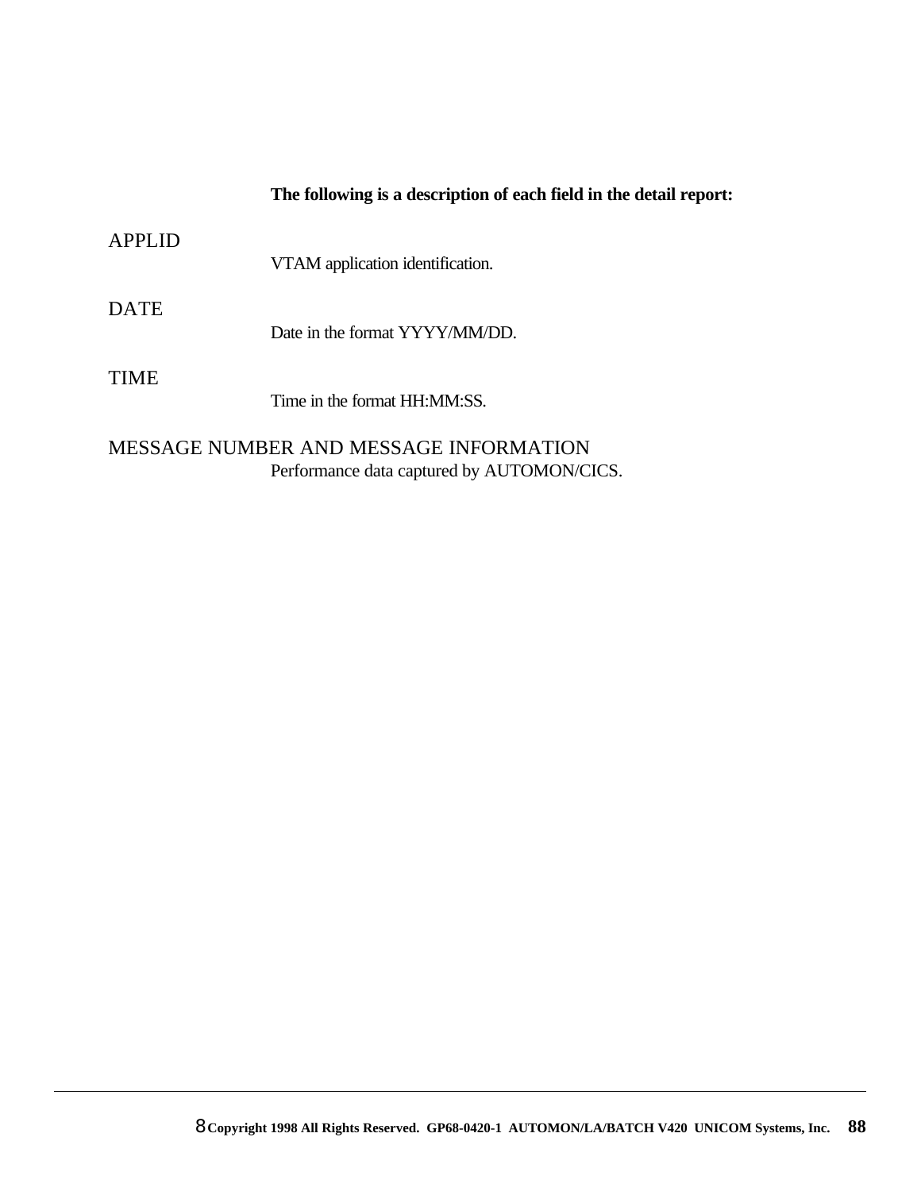**The following is a description of each field in the detail report:**

APPLID

VTAM application identification.

DATE

Date in the format YYYY/MM/DD.

TIME

Time in the format HH:MM:SS.

MESSAGE NUMBER AND MESSAGE INFORMATION

Performance data captured by AUTOMON/CICS.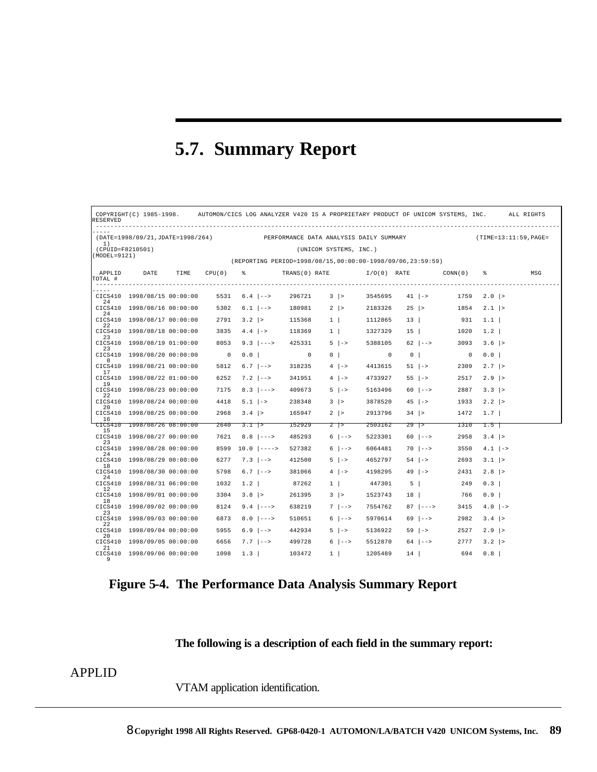## 5.7. Summary Report

```
 COPYRIGHT(C) 1985-1998.    AUTOMON/CICS LOG ANALYZER V420 IS A PROPRIETARY PRODUCT OF UNICOM SYSTEMS, INC.     ALL RIGHTS
RESERVED
 ---------------------------------------------------------------------------------------------------------------------------
-----
 (DATE=1998/09/21,JDATE=1998/264)            PERFORMANCE DATA ANALYSIS DAILY SUMMARY                 (TIME=13:11:59,PAGE=
  1)
 (CPUID=F8210501)                                      (UNICOM SYSTEMS, INC.)
(MODEL=9121)
                                        (REPORTING PERIOD=1998/08/15,00:00:00-1998/09/06,23:59:59)

 APPLID      DATE     TIME   CPU(0)   %          TRANS(0) RATE         I/O(0)  RATE        CONN(0)   %            MSG
TOTAL #
 ---------------------------------------------------------------------------------------------------------------------------
-----
 CICS410  1998/08/15 00:00:00    5531   6.4 |-->     296721    3 |>      3545695    41 |->       1759   2.0 |>
   24
 CICS410  1998/08/16 00:00:00    5302   6.1 |-->     180981    2 |>      2183326    25 |>        1854   2.1 |>
   24
 CICS410  1998/08/17 00:00:00    2791   3.2 |>       115368    1 |       1112865    13 |          931   1.1 |
   22
 CICS410  1998/08/18 00:00:00    3835   4.4 |->      118369    1 |       1327329    15 |         1020   1.2 |
   23
 CICS410  1998/08/19 01:00:00    8053   9.3 |--->    425331    5 |->     5388105    62 |-->      3093   3.6 |>
   23
 CICS410  1998/08/20 00:00:00       0   0.0 |             0    0 |             0     0 |            0   0.0 |
   0
 CICS410  1998/08/21 00:00:00    5812   6.7 |-->     318235    4 |->     4413615    51 |->       2309   2.7 |>
   17
 CICS410  1998/08/22 01:00:00    6252   7.2 |-->     341951    4 |->     4733927    55 |->       2517   2.9 |>
   19
 CICS410  1998/08/23 00:00:00    7175   8.3 |--->    409673    5 |->     5163496    60 |-->      2887   3.3 |>
   22
 CICS410  1998/08/24 00:00:00    4418   5.1 |->      238348    3 |>      3878520    45 |->       1933   2.2 |>
   20
 CICS410  1998/08/25 00:00:00    2968   3.4 |>       165947    2 |>      2913796    34 |>        1472   1.7 |
   16
 CICS410  1998/08/26 08:00:00    2640   3.1 |>       152929    2 |>      2503162    29 |>        1310   1.5 |
   15
 CICS410  1998/08/27 00:00:00    7621   8.8 |--->    485293    6 |-->    5223301    60 |-->      2958   3.4 |>
   23
 CICS410  1998/08/28 00:00:00    8599  10.0 |---->   527382    6 |-->    6064481    70 |-->      3550   4.1 |->
   24
 CICS410  1998/08/29 00:00:00    6277   7.3 |-->     412500    5 |->     4652797    54 |->       2693   3.1 |>
   18
 CICS410  1998/08/30 00:00:00    5798   6.7 |-->     381066    4 |->     4198295    49 |->       2431   2.8 |>
   24
 CICS410  1998/08/31 06:00:00    1032   1.2 |         87262    1 |        447301     5 |          249   0.3 |
   12
 CICS410  1998/09/01 00:00:00    3304   3.8 |>       261395    3 |>      1523743    18 |          766   0.9 |
   18
 CICS410  1998/09/02 00:00:00    8124   9.4 |--->    638219    7 |-->    7554762    87 |--->     3415   4.0 |->
   23
 CICS410  1998/09/03 00:00:00    6873   8.0 |--->    510651    6 |-->    5970614    69 |-->      2982   3.4 |>
   22
 CICS410  1998/09/04 00:00:00    5955   6.9 |-->     442934    5 |->     5136922    59 |->       2527   2.9 |>
   20
 CICS410  1998/09/05 00:00:00    6656   7.7 |-->     499728    6 |-->    5512870    64 |-->      2777   3.2 |>
   21
 CICS410  1998/09/06 00:00:00    1098   1.3 |        103472    1 |       1205489    14 |          694   0.8 |
   9
```

**Figure 5-4. The Performance Data Analysis Summary Report**

**The following is a description of each field in the summary report:**

APPLID

VTAM application identification.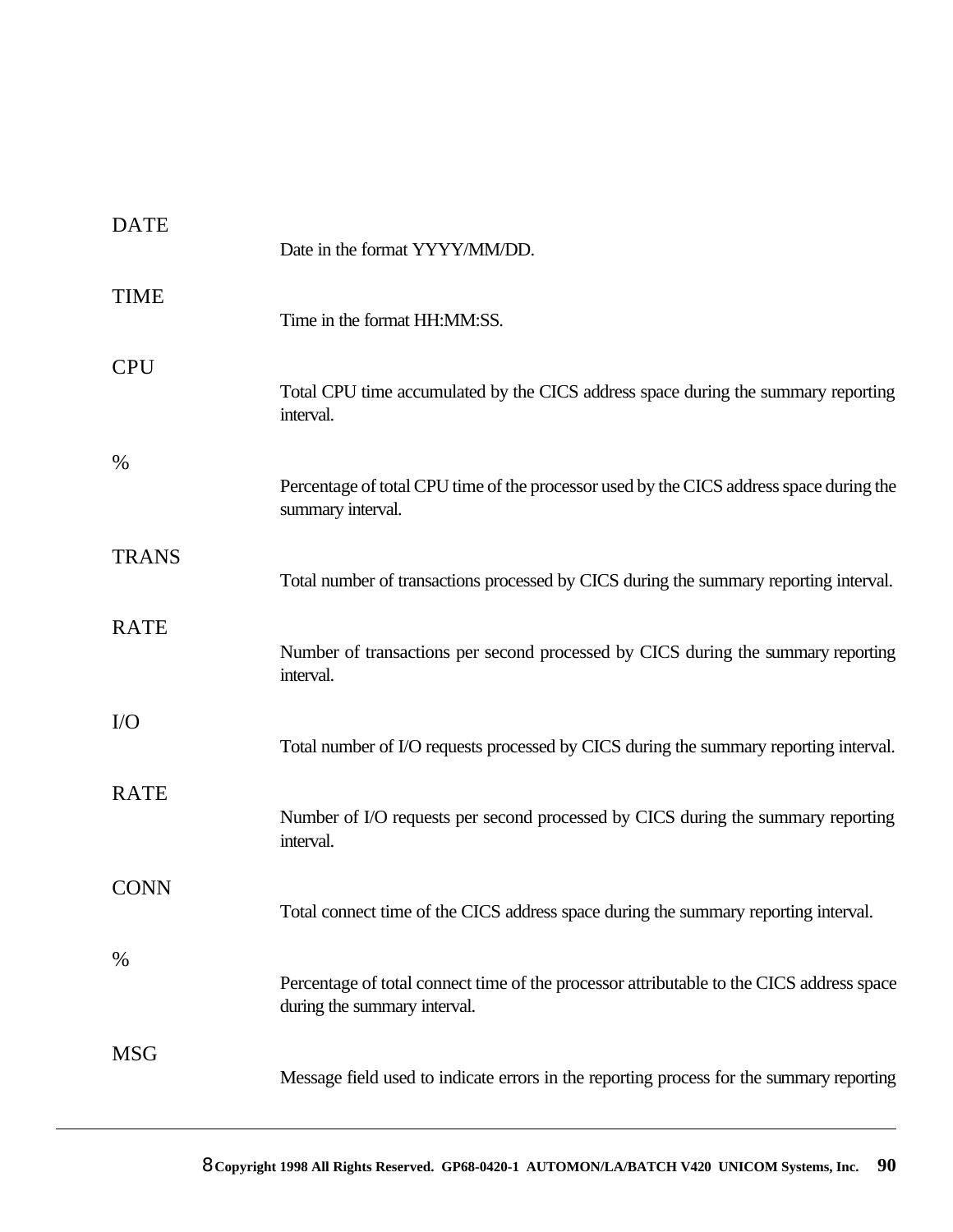DATE

Date in the format YYYY/MM/DD.

TIME

Time in the format HH:MM:SS.

CPU

Total CPU time accumulated by the CICS address space during the summary reporting interval.

%

Percentage of total CPU time of the processor used by the CICS address space during the summary interval.

TRANS

Total number of transactions processed by CICS during the summary reporting interval.

RATE

Number of transactions per second processed by CICS during the summary reporting interval.

I/O

Total number of I/O requests processed by CICS during the summary reporting interval.

RATE

Number of I/O requests per second processed by CICS during the summary reporting interval.

CONN

Total connect time of the CICS address space during the summary reporting interval.

%

Percentage of total connect time of the processor attributable to the CICS address space during the summary interval.

MSG

Message field used to indicate errors in the reporting process for the summary reporting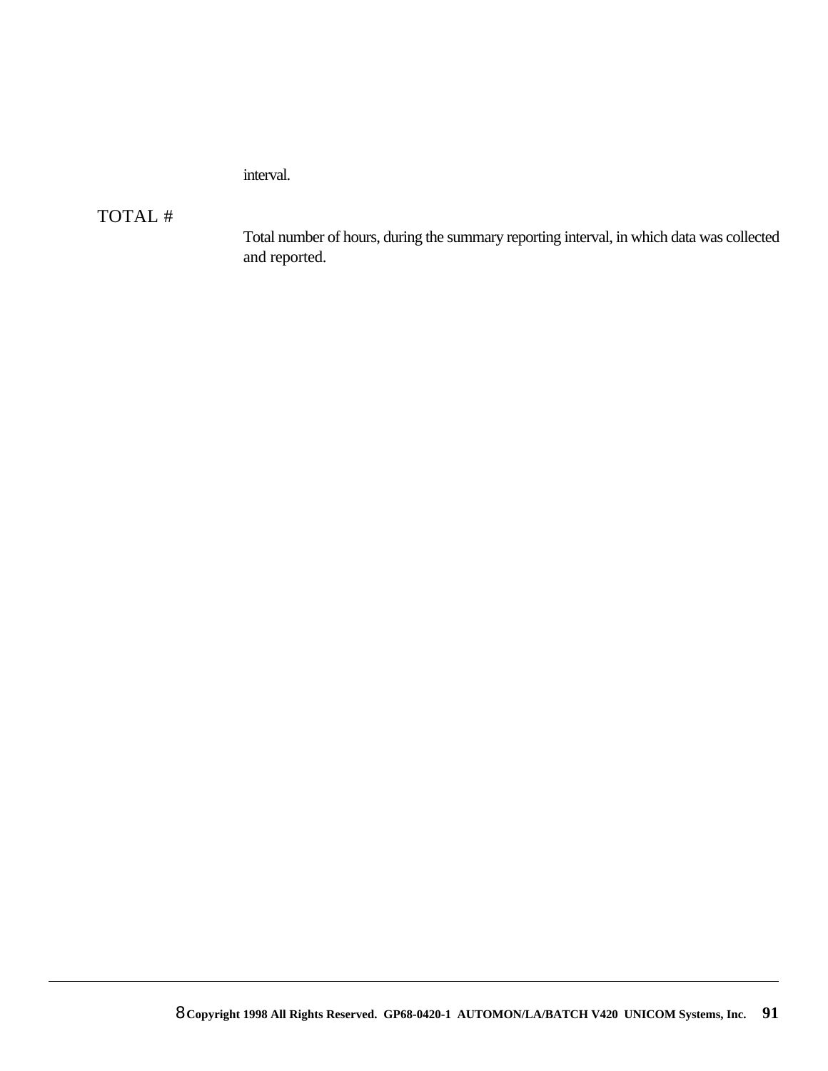interval.

TOTAL #

Total number of hours, during the summary reporting interval, in which data was collected and reported.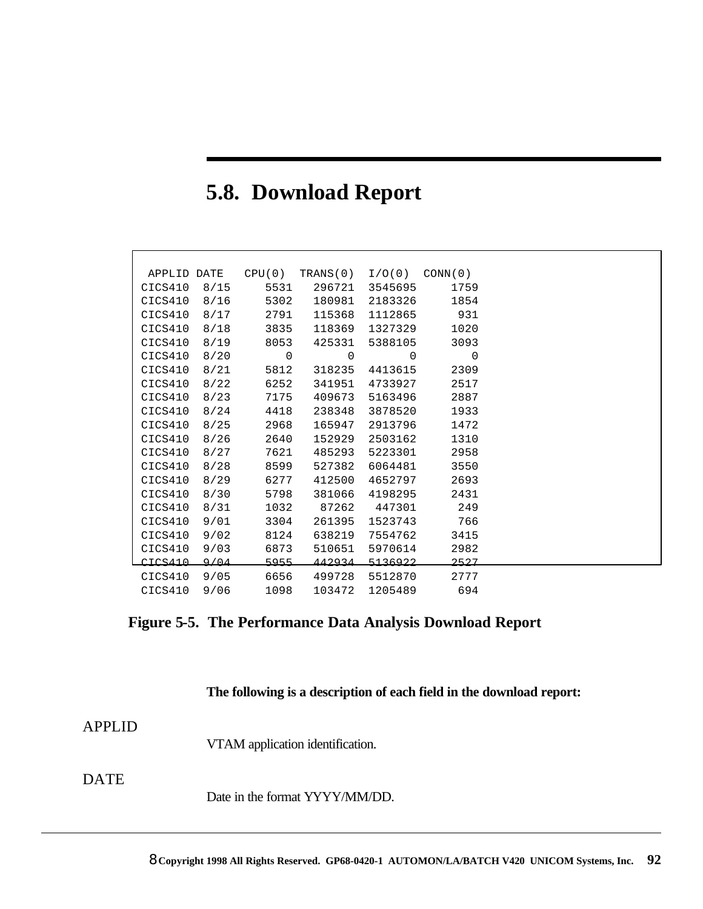## 5.8. Download Report

```
 APPLID DATE   CPU(0)  TRANS(0)  I/O(0)  CONN(0)
CICS410  8/15     5531   296721  3545695     1759
CICS410  8/16     5302   180981  2183326     1854
CICS410  8/17     2791   115368  1112865      931
CICS410  8/18     3835   118369  1327329     1020
CICS410  8/19     8053   425331  5388105     3093
CICS410  8/20        0        0        0        0
CICS410  8/21     5812   318235  4413615     2309
CICS410  8/22     6252   341951  4733927     2517
CICS410  8/23     7175   409673  5163496     2887
CICS410  8/24     4418   238348  3878520     1933
CICS410  8/25     2968   165947  2913796     1472
CICS410  8/26     2640   152929  2503162     1310
CICS410  8/27     7621   485293  5223301     2958
CICS410  8/28     8599   527382  6064481     3550
CICS410  8/29     6277   412500  4652797     2693
CICS410  8/30     5798   381066  4198295     2431
CICS410  8/31     1032    87262   447301      249
CICS410  9/01     3304   261395  1523743      766
CICS410  9/02     8124   638219  7554762     3415
CICS410  9/03     6873   510651  5970614     2982
CICS410  9/04     5955   442934  5136922     2527
CICS410  9/05     6656   499728  5512870     2777
CICS410  9/06     1098   103472  1205489      694
```

**Figure 5-5. The Performance Data Analysis Download Report**

**The following is a description of each field in the download report:**

APPLID

VTAM application identification.

DATE

Date in the format YYYY/MM/DD.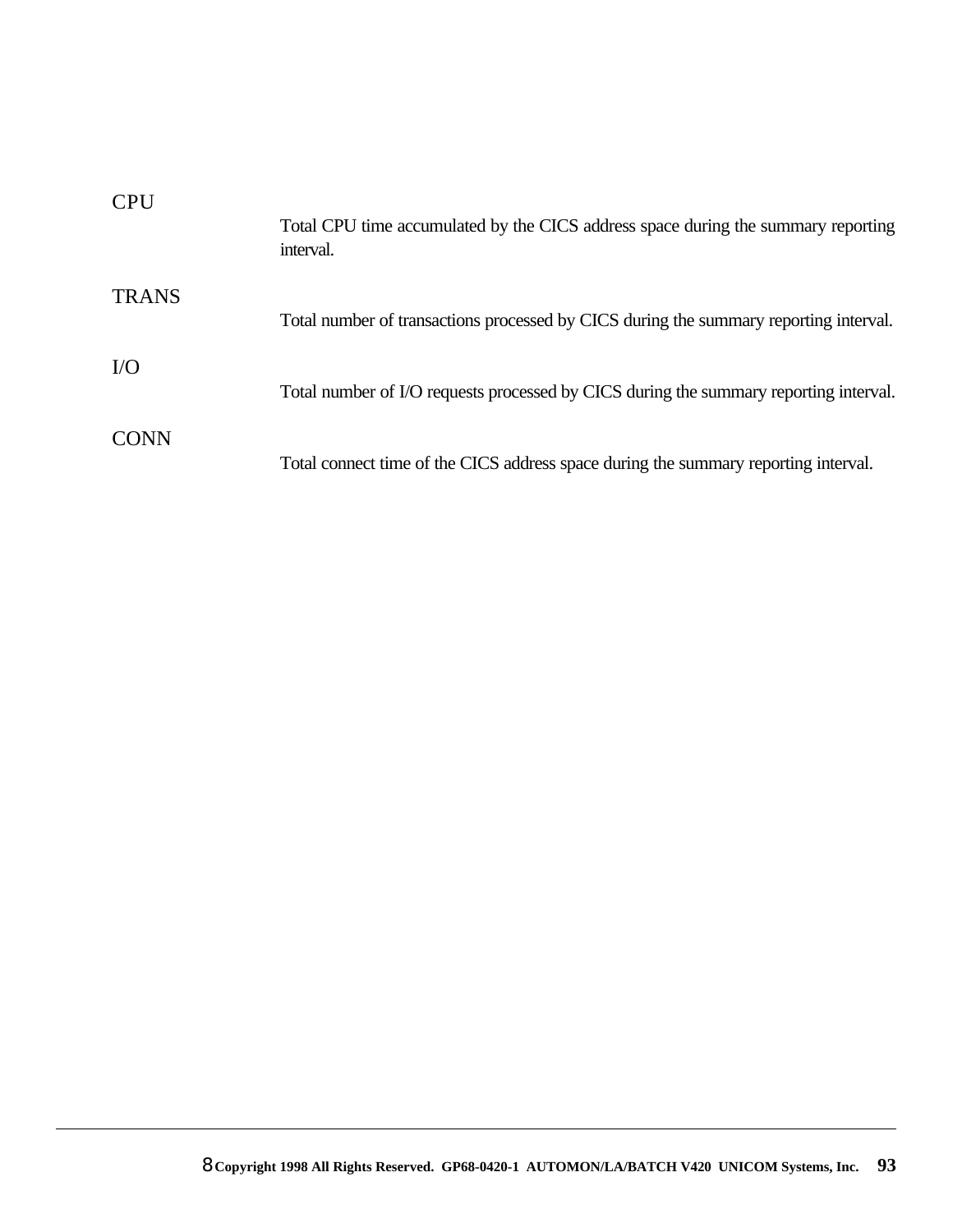CPU

Total CPU time accumulated by the CICS address space during the summary reporting interval.

TRANS

Total number of transactions processed by CICS during the summary reporting interval.

I/O

Total number of I/O requests processed by CICS during the summary reporting interval.

CONN

Total connect time of the CICS address space during the summary reporting interval.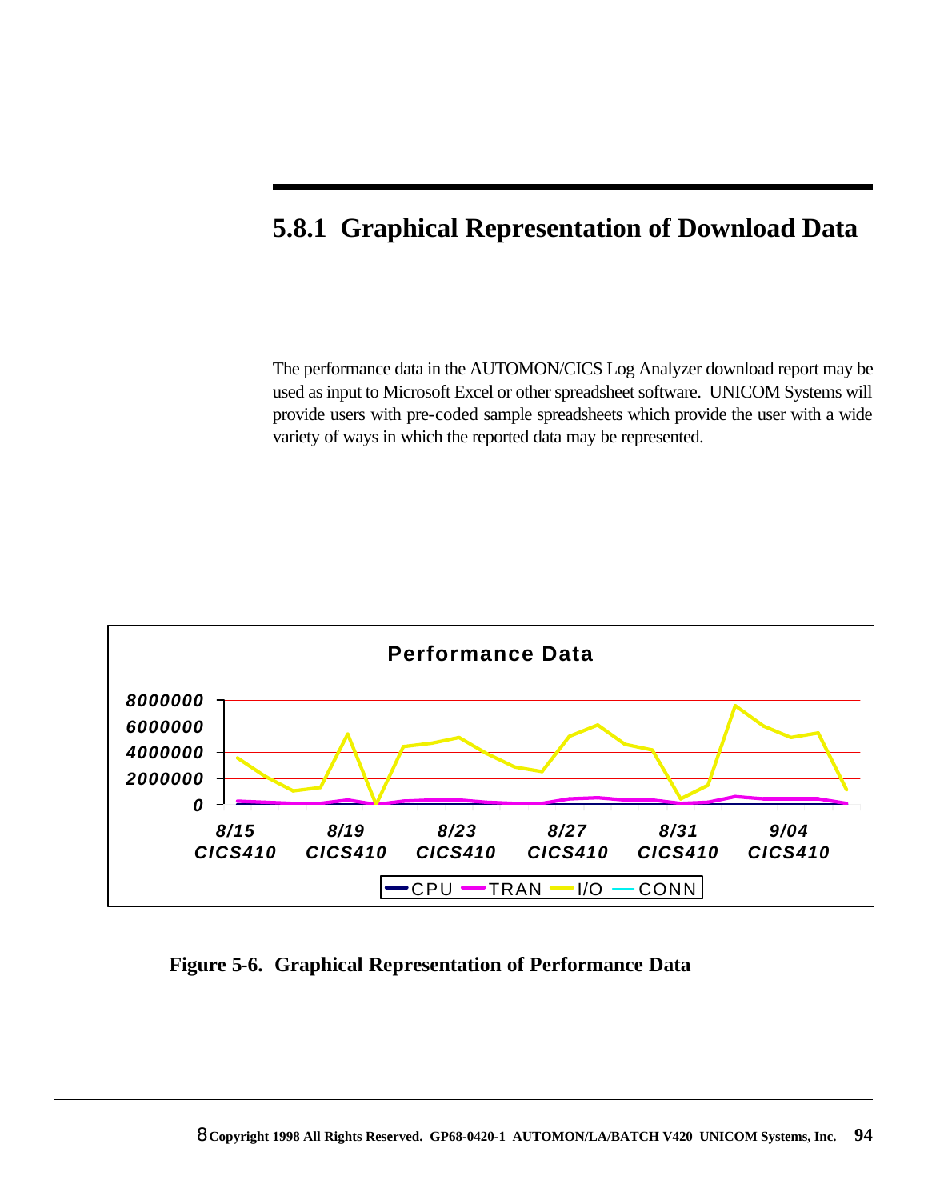## 5.8.1 Graphical Representation of Download Data

The performance data in the AUTOMON/CICS Log Analyzer download report may be used as input to Microsoft Excel or other spreadsheet software. UNICOM Systems will provide users with pre-coded sample spreadsheets which provide the user with a wide variety of ways in which the reported data may be represented.

**Figure 5-6. Graphical Representation of Performance Data**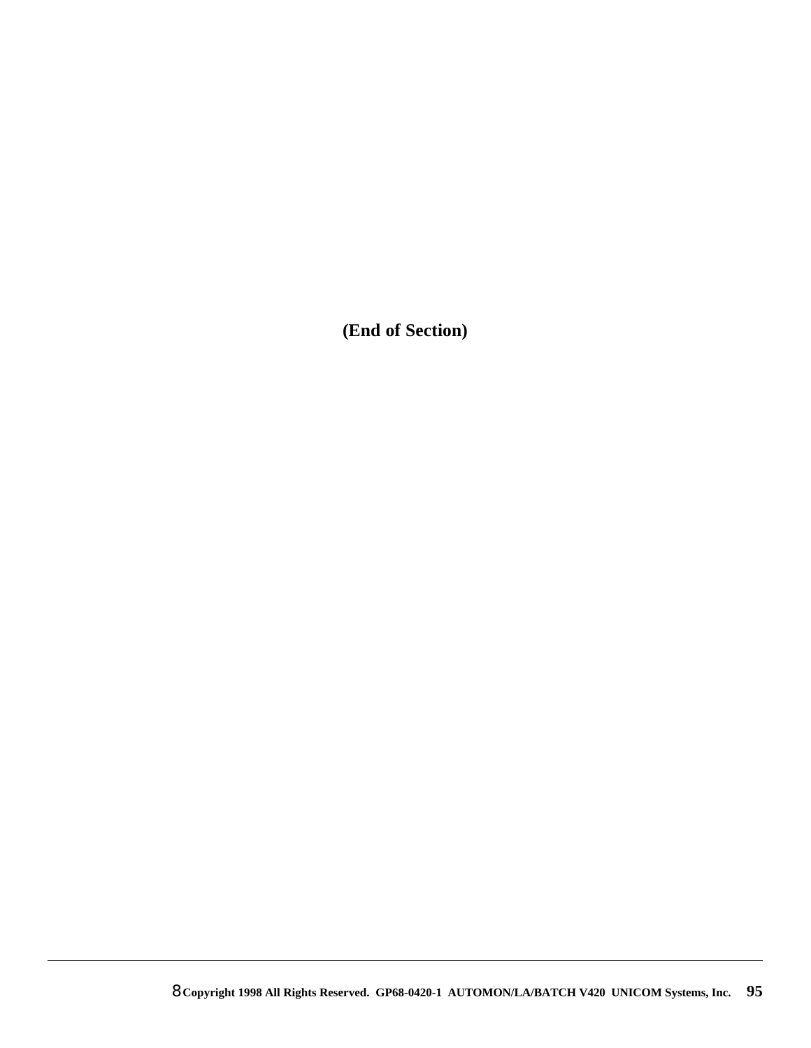**(End of Section)**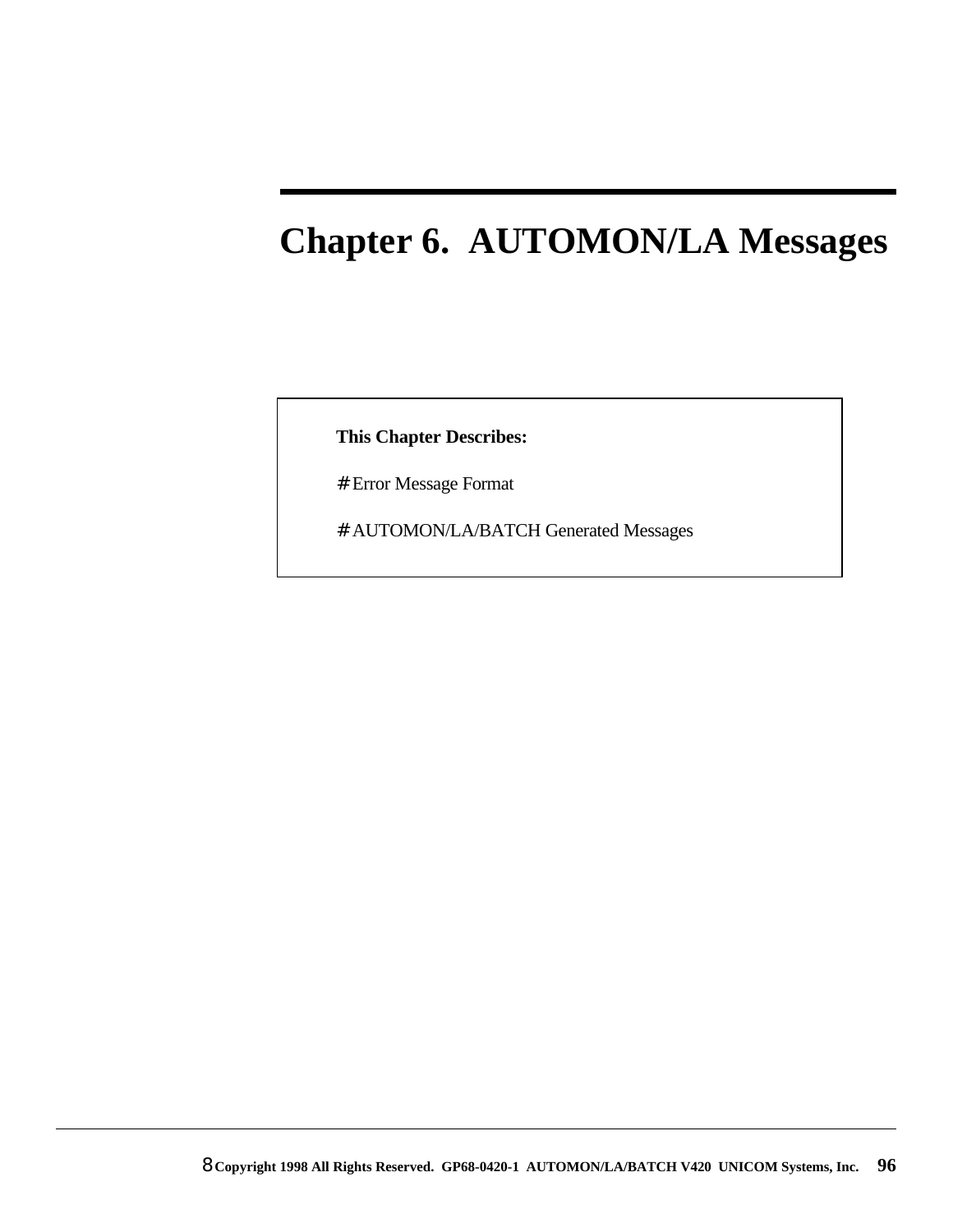# Chapter 6. AUTOMON/LA Messages

**This Chapter Describes:**

- Error Message Format
- AUTOMON/LA/BATCH Generated Messages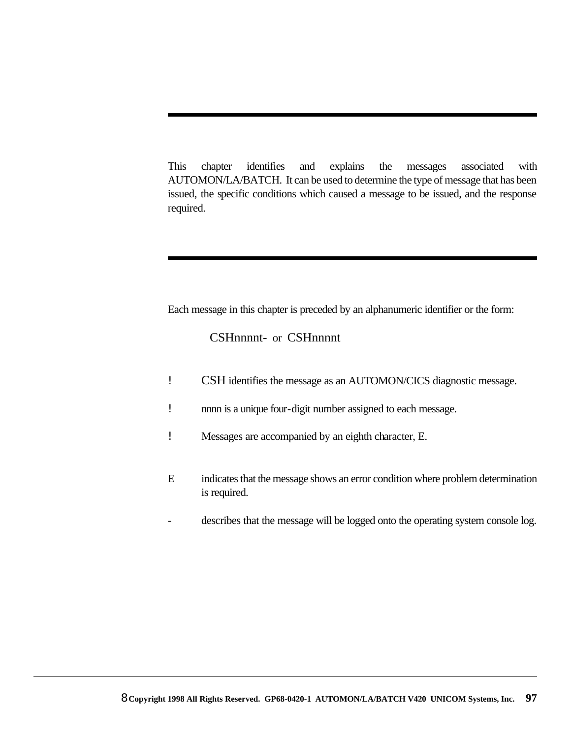This chapter identifies and explains the messages associated with AUTOMON/LA/BATCH. It can be used to determine the type of message that has been issued, the specific conditions which caused a message to be issued, and the response required.

Each message in this chapter is preceded by an alphanumeric identifier or the form:

CSHnnnnt- or CSHnnnnt

- CSH identifies the message as an AUTOMON/CICS diagnostic message.
- nnnn is a unique four-digit number assigned to each message.
- Messages are accompanied by an eighth character, E.

E indicates that the message shows an error condition where problem determination is required.

\- describes that the message will be logged onto the operating system console log.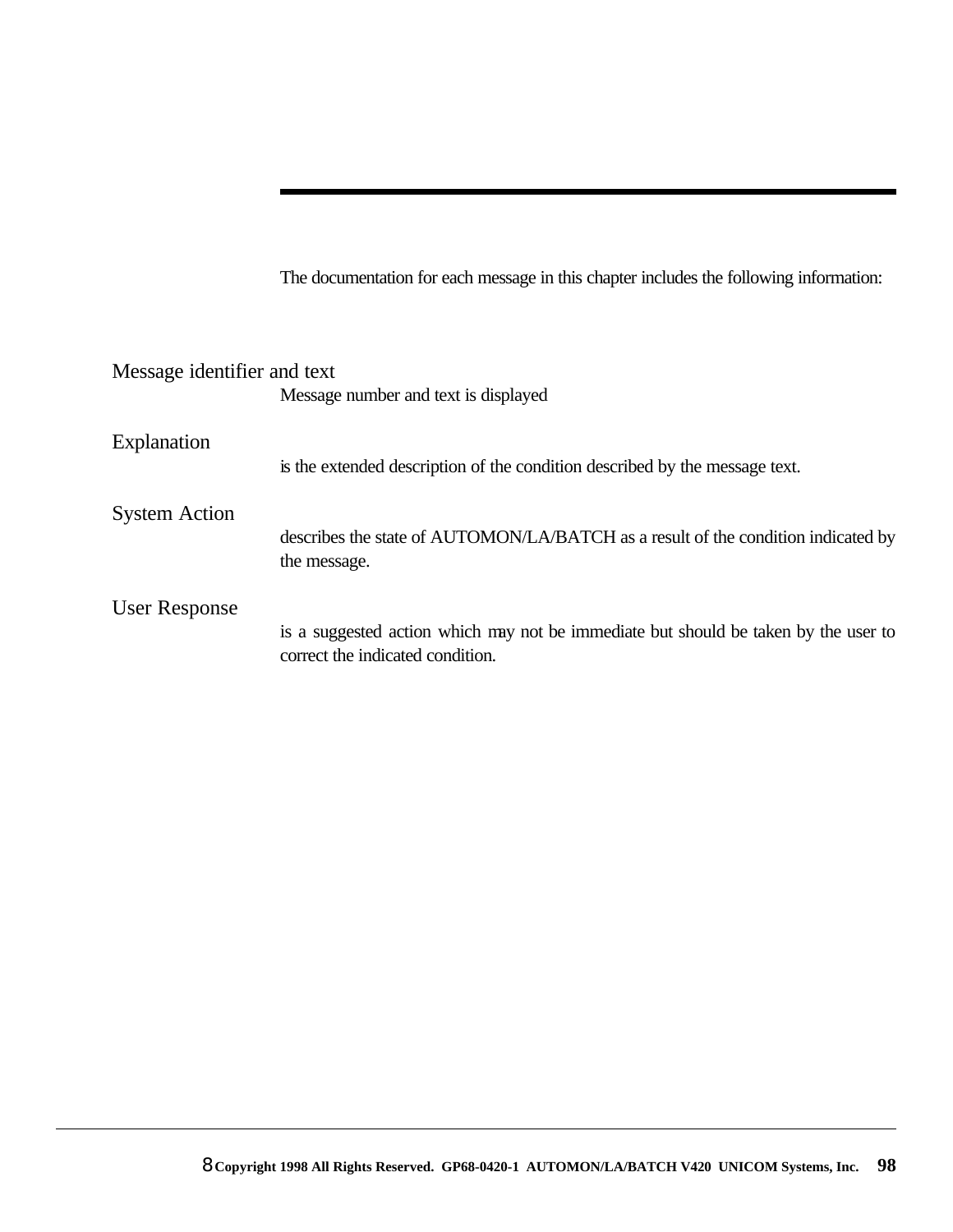---

The documentation for each message in this chapter includes the following information:

**Message identifier and text**

Message number and text is displayed

**Explanation**

is the extended description of the condition described by the message text.

**System Action**

describes the state of AUTOMON/LA/BATCH as a result of the condition indicated by the message.

**User Response**

is a suggested action which may not be immediate but should be taken by the user to correct the indicated condition.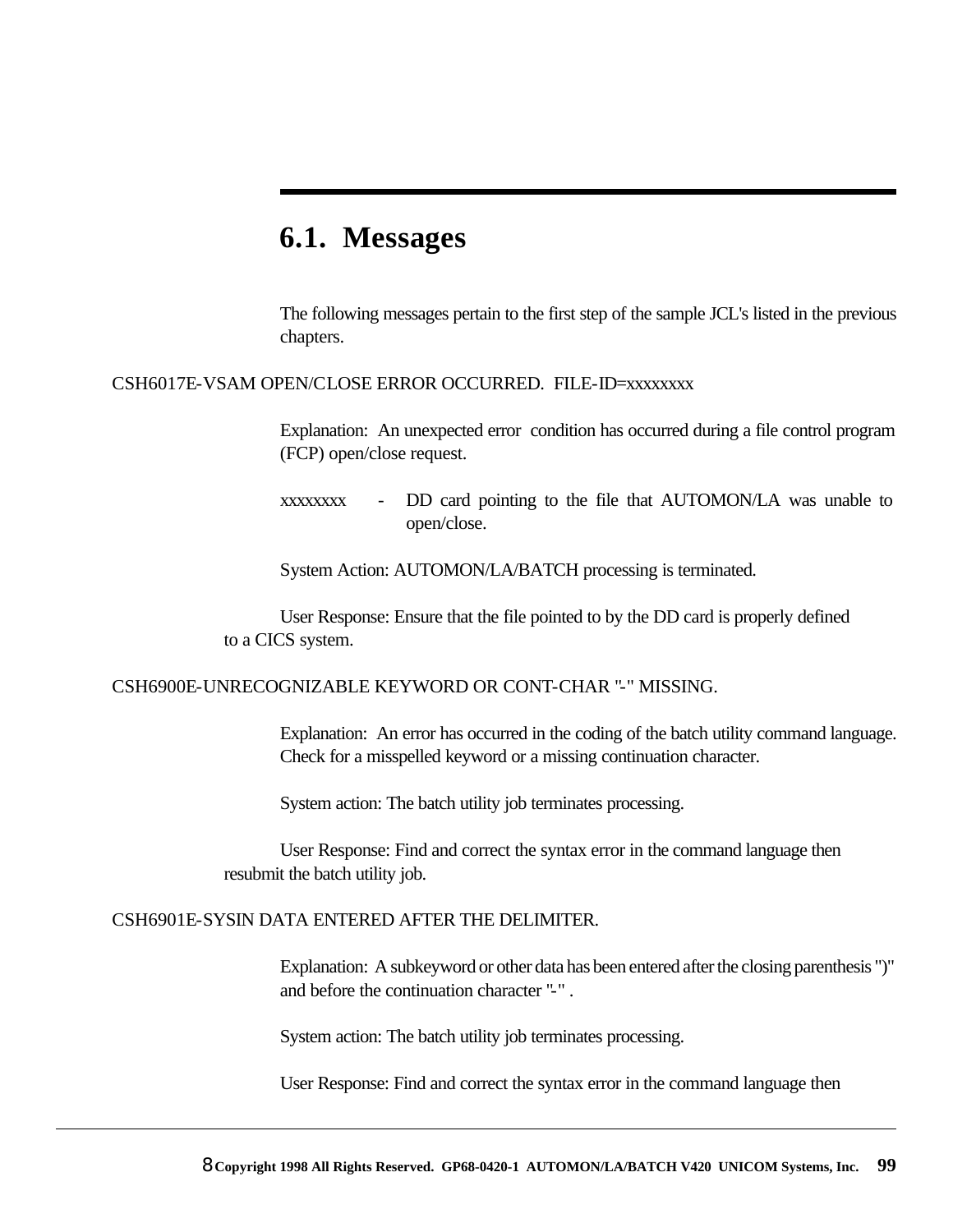## 6.1. Messages

The following messages pertain to the first step of the sample JCL's listed in the previous chapters.

CSH6017E-VSAM OPEN/CLOSE ERROR OCCURRED.  FILE-ID=xxxxxxxx

Explanation:  An unexpected error condition has occurred during a file control program (FCP) open/close request.

xxxxxxxx - DD card pointing to the file that AUTOMON/LA was unable to open/close.

System Action: AUTOMON/LA/BATCH processing is terminated.

User Response: Ensure that the file pointed to by the DD card is properly defined to a CICS system.

CSH6900E-UNRECOGNIZABLE KEYWORD OR CONT-CHAR "-" MISSING.

Explanation:  An error has occurred in the coding of the batch utility command language. Check for a misspelled keyword or a missing continuation character.

System action: The batch utility job terminates processing.

User Response: Find and correct the syntax error in the command language then resubmit the batch utility job.

CSH6901E-SYSIN DATA ENTERED AFTER THE DELIMITER.

Explanation:  A subkeyword or other data has been entered after the closing parenthesis ")" and before the continuation character "-" .

System action: The batch utility job terminates processing.

User Response: Find and correct the syntax error in the command language then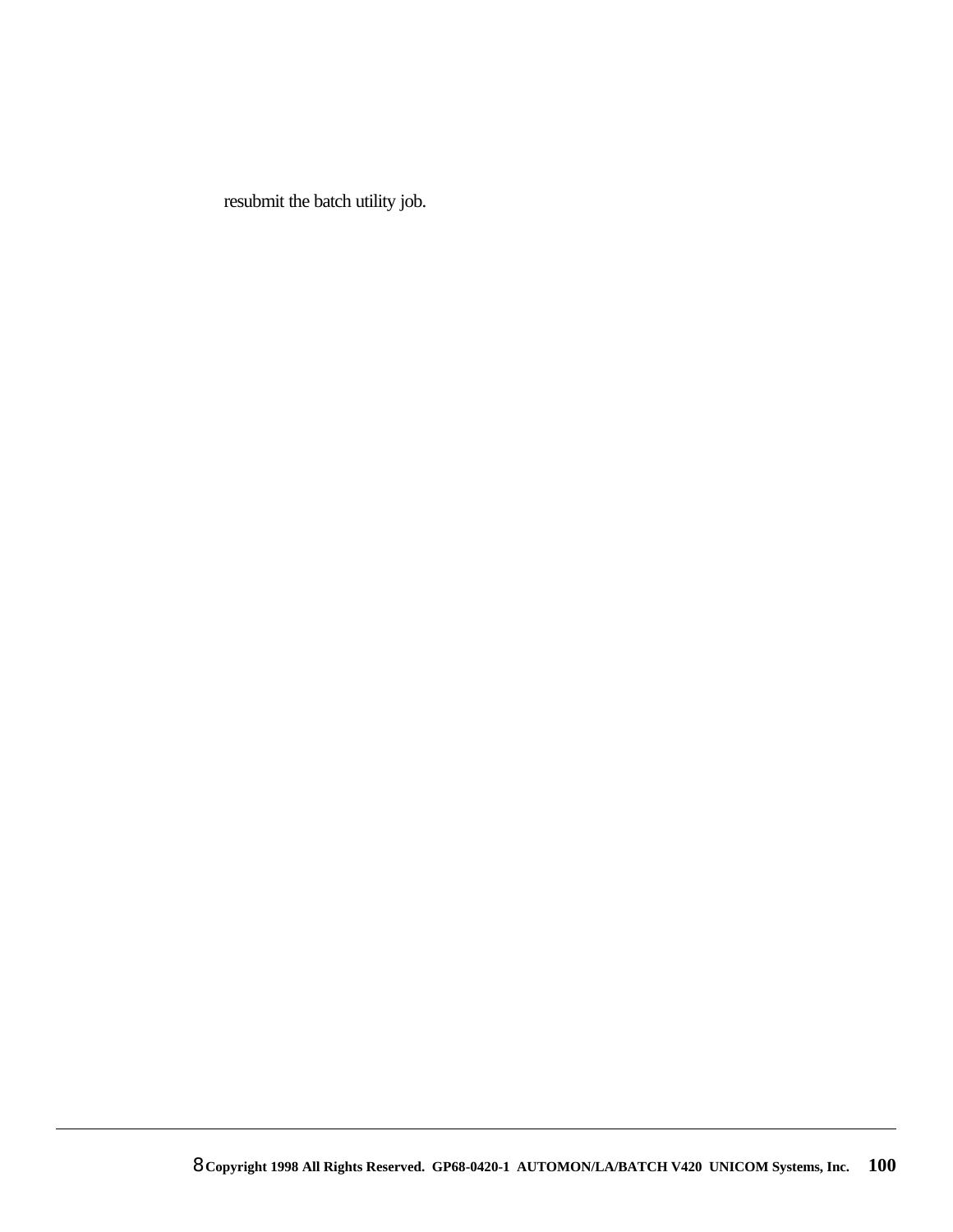resubmit the batch utility job.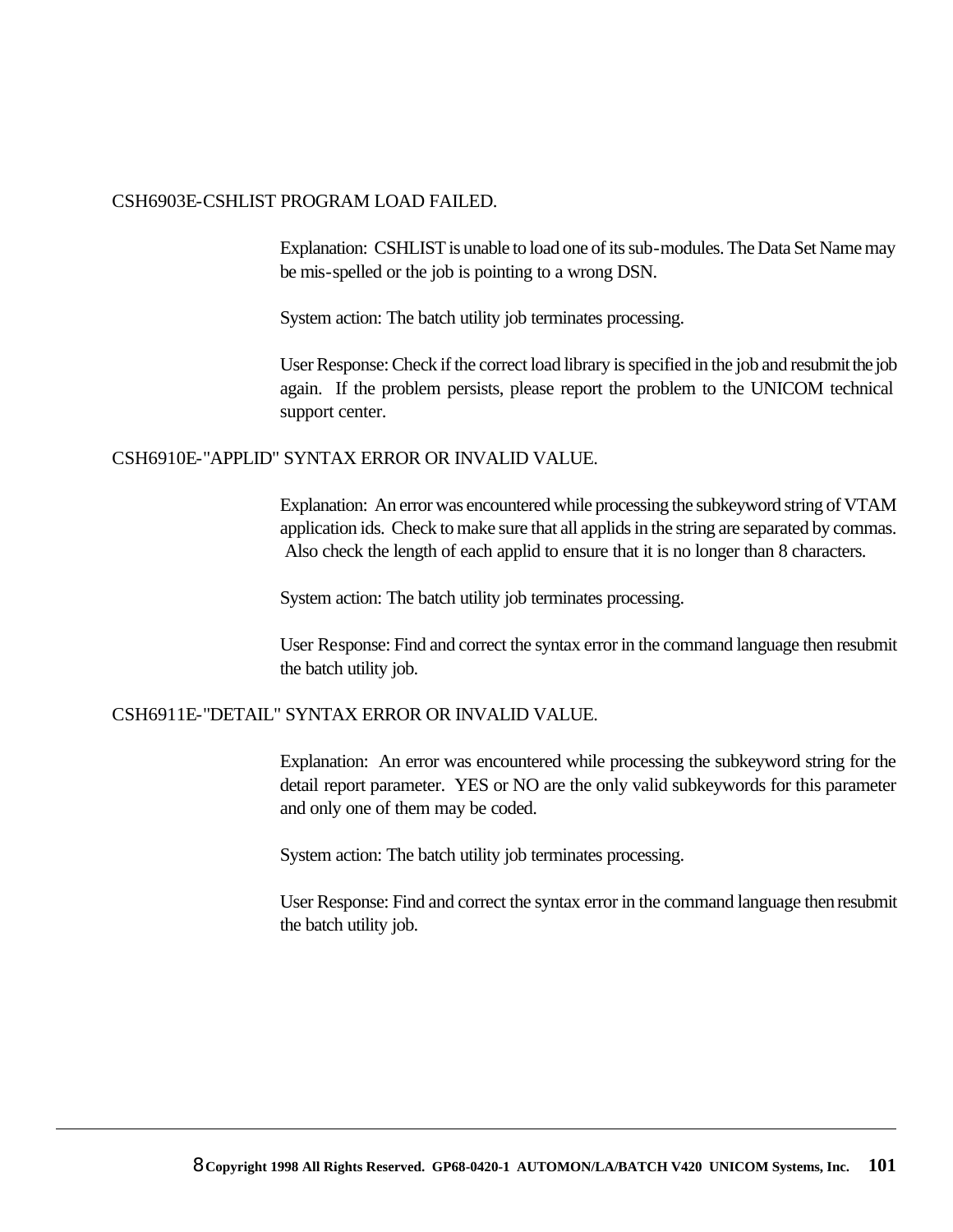CSH6903E-CSHLIST PROGRAM LOAD FAILED.

Explanation: CSHLIST is unable to load one of its sub-modules. The Data Set Name may be mis-spelled or the job is pointing to a wrong DSN.

System action: The batch utility job terminates processing.

User Response: Check if the correct load library is specified in the job and resubmit the job again. If the problem persists, please report the problem to the UNICOM technical support center.

CSH6910E-"APPLID" SYNTAX ERROR OR INVALID VALUE.

Explanation: An error was encountered while processing the subkeyword string of VTAM application ids. Check to make sure that all applids in the string are separated by commas. Also check the length of each applid to ensure that it is no longer than 8 characters.

System action: The batch utility job terminates processing.

User Response: Find and correct the syntax error in the command language then resubmit the batch utility job.

CSH6911E-"DETAIL" SYNTAX ERROR OR INVALID VALUE.

Explanation: An error was encountered while processing the subkeyword string for the detail report parameter. YES or NO are the only valid subkeywords for this parameter and only one of them may be coded.

System action: The batch utility job terminates processing.

User Response: Find and correct the syntax error in the command language then resubmit the batch utility job.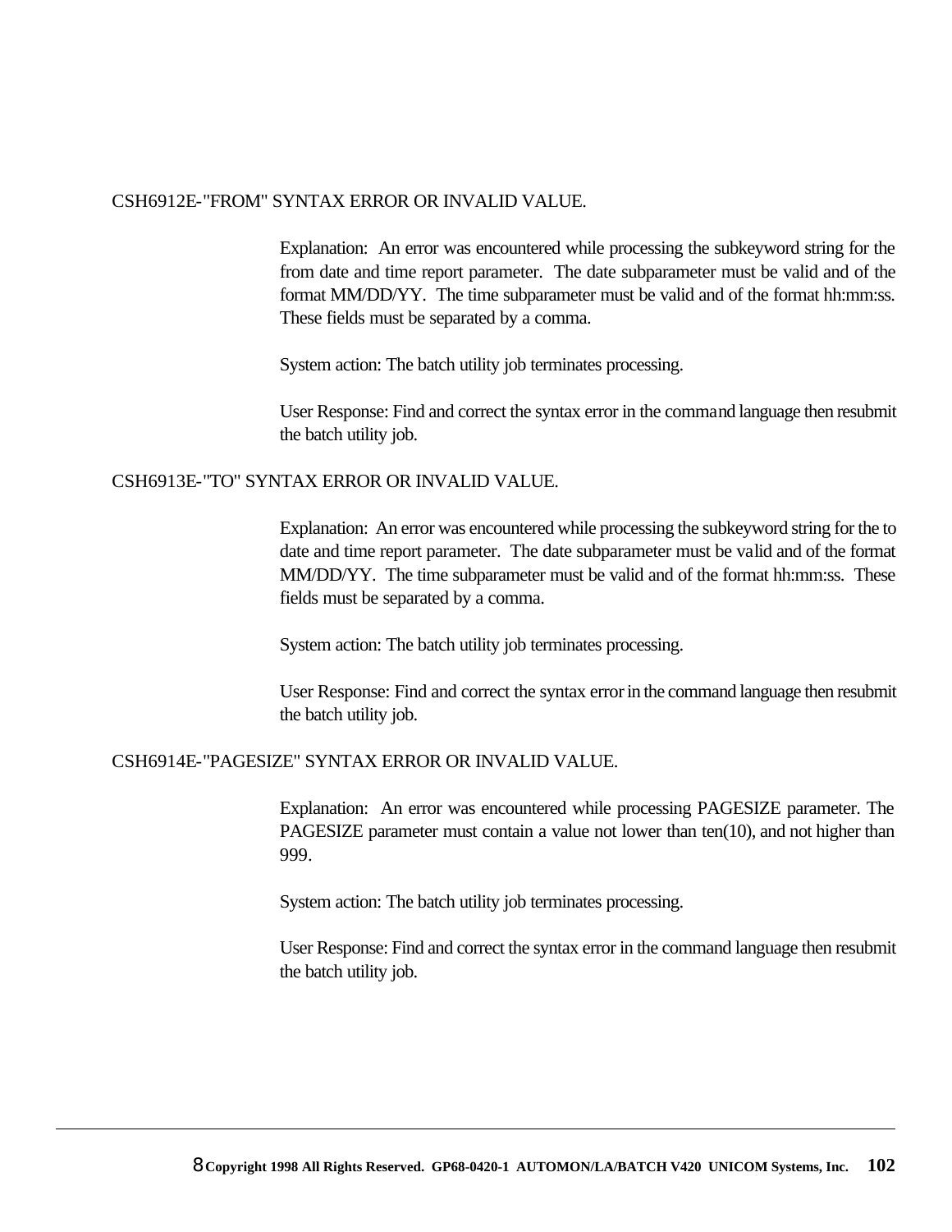CSH6912E-"FROM" SYNTAX ERROR OR INVALID VALUE.

Explanation: An error was encountered while processing the subkeyword string for the from date and time report parameter. The date subparameter must be valid and of the format MM/DD/YY. The time subparameter must be valid and of the format hh:mm:ss. These fields must be separated by a comma.

System action: The batch utility job terminates processing.

User Response: Find and correct the syntax error in the command language then resubmit the batch utility job.

CSH6913E-"TO" SYNTAX ERROR OR INVALID VALUE.

Explanation: An error was encountered while processing the subkeyword string for the to date and time report parameter. The date subparameter must be valid and of the format MM/DD/YY. The time subparameter must be valid and of the format hh:mm:ss. These fields must be separated by a comma.

System action: The batch utility job terminates processing.

User Response: Find and correct the syntax error in the command language then resubmit the batch utility job.

CSH6914E-"PAGESIZE" SYNTAX ERROR OR INVALID VALUE.

Explanation: An error was encountered while processing PAGESIZE parameter. The PAGESIZE parameter must contain a value not lower than ten(10), and not higher than 999.

System action: The batch utility job terminates processing.

User Response: Find and correct the syntax error in the command language then resubmit the batch utility job.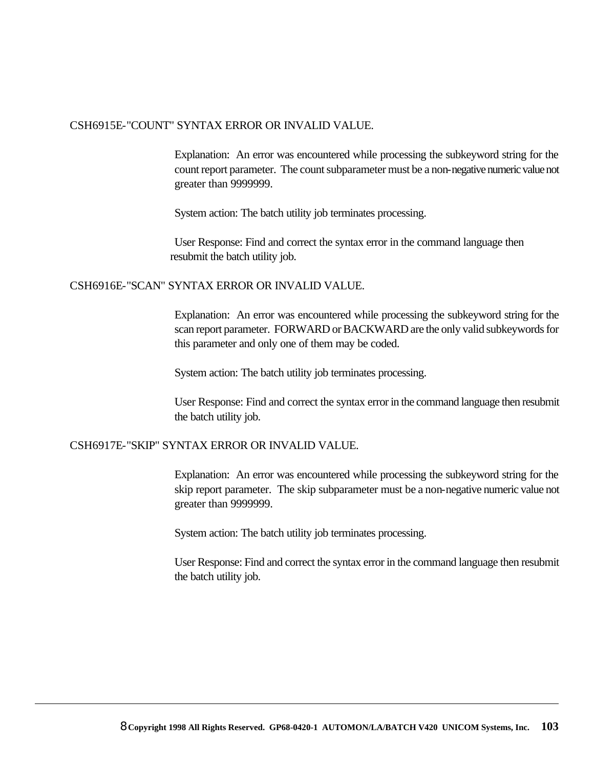CSH6915E-"COUNT" SYNTAX ERROR OR INVALID VALUE.

Explanation: An error was encountered while processing the subkeyword string for the count report parameter. The count subparameter must be a non-negative numeric value not greater than 9999999.

System action: The batch utility job terminates processing.

User Response: Find and correct the syntax error in the command language then resubmit the batch utility job.

CSH6916E-"SCAN" SYNTAX ERROR OR INVALID VALUE.

Explanation: An error was encountered while processing the subkeyword string for the scan report parameter. FORWARD or BACKWARD are the only valid subkeywords for this parameter and only one of them may be coded.

System action: The batch utility job terminates processing.

User Response: Find and correct the syntax error in the command language then resubmit the batch utility job.

CSH6917E-"SKIP" SYNTAX ERROR OR INVALID VALUE.

Explanation: An error was encountered while processing the subkeyword string for the skip report parameter. The skip subparameter must be a non-negative numeric value not greater than 9999999.

System action: The batch utility job terminates processing.

User Response: Find and correct the syntax error in the command language then resubmit the batch utility job.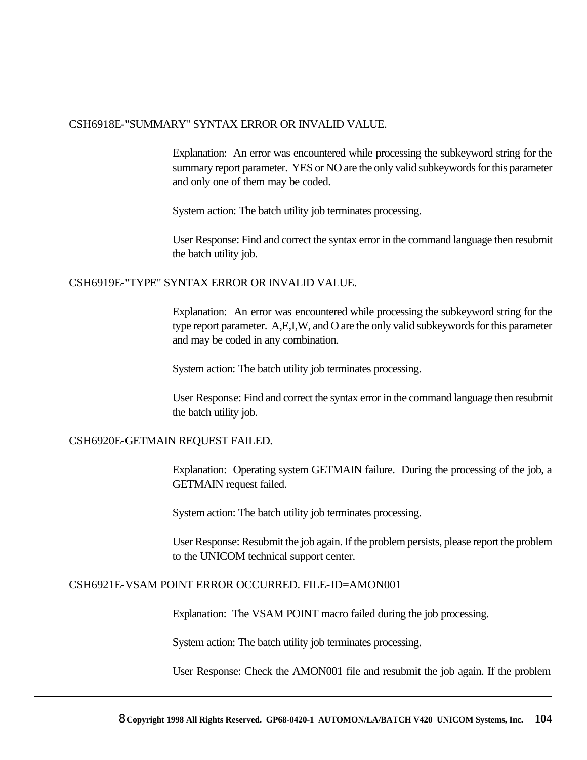CSH6918E-"SUMMARY" SYNTAX ERROR OR INVALID VALUE.

Explanation: An error was encountered while processing the subkeyword string for the summary report parameter. YES or NO are the only valid subkeywords for this parameter and only one of them may be coded.

System action: The batch utility job terminates processing.

User Response: Find and correct the syntax error in the command language then resubmit the batch utility job.

CSH6919E-"TYPE" SYNTAX ERROR OR INVALID VALUE.

Explanation: An error was encountered while processing the subkeyword string for the type report parameter. A,E,I,W, and O are the only valid subkeywords for this parameter and may be coded in any combination.

System action: The batch utility job terminates processing.

User Response: Find and correct the syntax error in the command language then resubmit the batch utility job.

CSH6920E-GETMAIN REQUEST FAILED.

Explanation: Operating system GETMAIN failure. During the processing of the job, a GETMAIN request failed.

System action: The batch utility job terminates processing.

User Response: Resubmit the job again. If the problem persists, please report the problem to the UNICOM technical support center.

CSH6921E-VSAM POINT ERROR OCCURRED. FILE-ID=AMON001

Explanation: The VSAM POINT macro failed during the job processing.

System action: The batch utility job terminates processing.

User Response: Check the AMON001 file and resubmit the job again. If the problem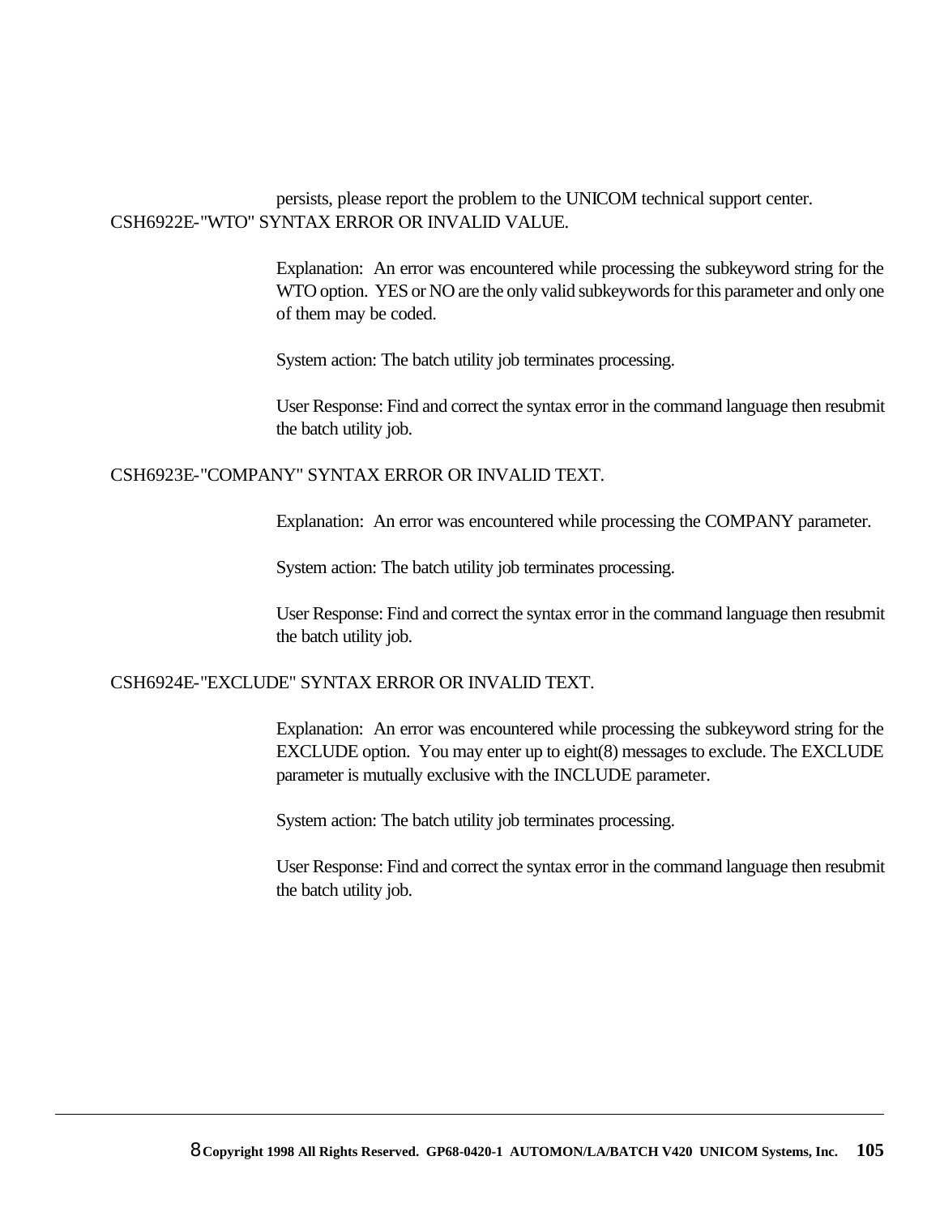persists, please report the problem to the UNICOM technical support center.

CSH6922E-"WTO" SYNTAX ERROR OR INVALID VALUE.

Explanation: An error was encountered while processing the subkeyword string for the WTO option. YES or NO are the only valid subkeywords for this parameter and only one of them may be coded.

System action: The batch utility job terminates processing.

User Response: Find and correct the syntax error in the command language then resubmit the batch utility job.

CSH6923E-"COMPANY" SYNTAX ERROR OR INVALID TEXT.

Explanation: An error was encountered while processing the COMPANY parameter.

System action: The batch utility job terminates processing.

User Response: Find and correct the syntax error in the command language then resubmit the batch utility job.

CSH6924E-"EXCLUDE" SYNTAX ERROR OR INVALID TEXT.

Explanation: An error was encountered while processing the subkeyword string for the EXCLUDE option. You may enter up to eight(8) messages to exclude. The EXCLUDE parameter is mutually exclusive with the INCLUDE parameter.

System action: The batch utility job terminates processing.

User Response: Find and correct the syntax error in the command language then resubmit the batch utility job.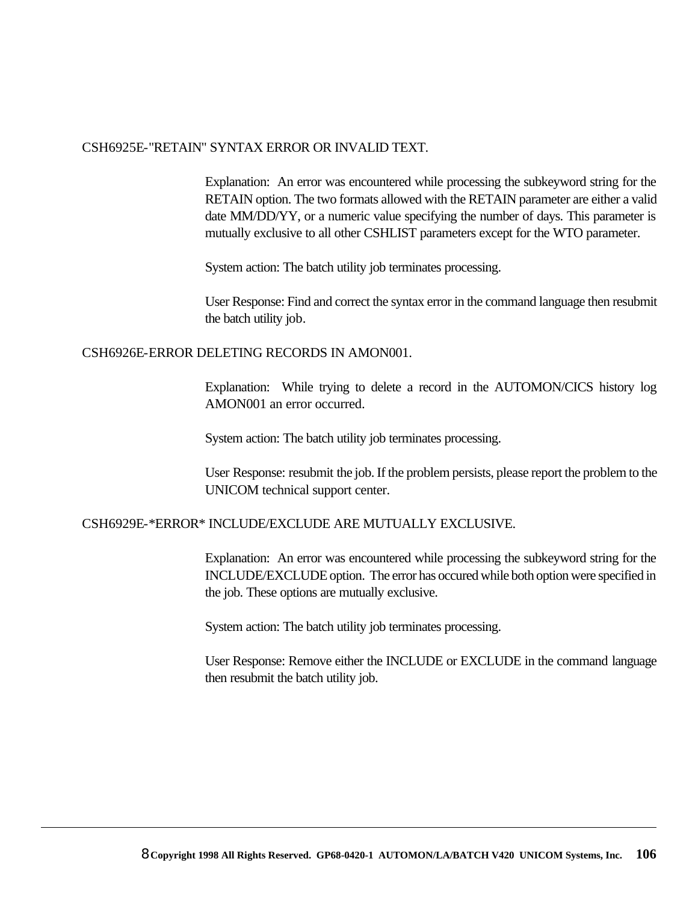CSH6925E-"RETAIN" SYNTAX ERROR OR INVALID TEXT.

Explanation: An error was encountered while processing the subkeyword string for the RETAIN option. The two formats allowed with the RETAIN parameter are either a valid date MM/DD/YY, or a numeric value specifying the number of days. This parameter is mutually exclusive to all other CSHLIST parameters except for the WTO parameter.

System action: The batch utility job terminates processing.

User Response: Find and correct the syntax error in the command language then resubmit the batch utility job.

CSH6926E-ERROR DELETING RECORDS IN AMON001.

Explanation: While trying to delete a record in the AUTOMON/CICS history log AMON001 an error occurred.

System action: The batch utility job terminates processing.

User Response: resubmit the job. If the problem persists, please report the problem to the UNICOM technical support center.

CSH6929E-*ERROR* INCLUDE/EXCLUDE ARE MUTUALLY EXCLUSIVE.

Explanation: An error was encountered while processing the subkeyword string for the INCLUDE/EXCLUDE option. The error has occured while both option were specified in the job. These options are mutually exclusive.

System action: The batch utility job terminates processing.

User Response: Remove either the INCLUDE or EXCLUDE in the command language then resubmit the batch utility job.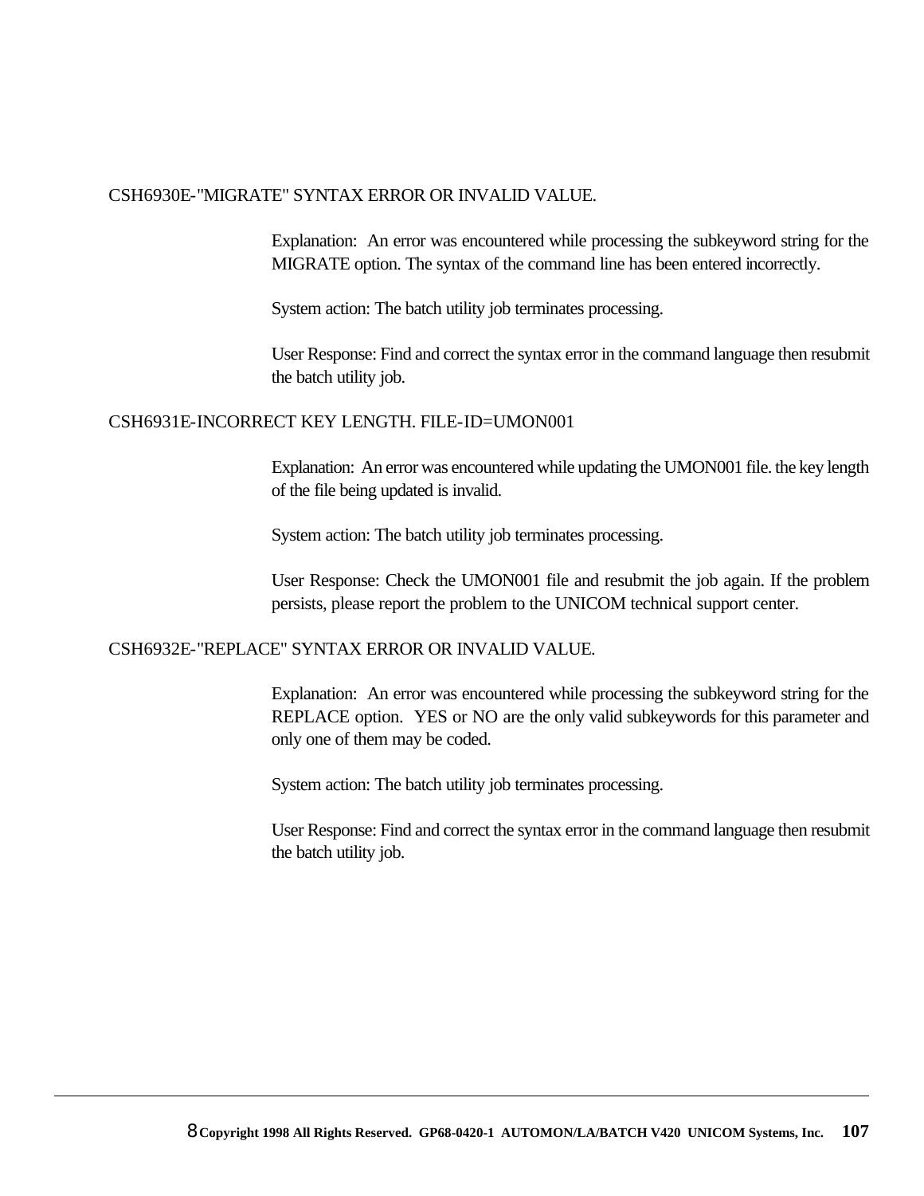CSH6930E-"MIGRATE" SYNTAX ERROR OR INVALID VALUE.

Explanation: An error was encountered while processing the subkeyword string for the MIGRATE option. The syntax of the command line has been entered incorrectly.

System action: The batch utility job terminates processing.

User Response: Find and correct the syntax error in the command language then resubmit the batch utility job.

CSH6931E-INCORRECT KEY LENGTH. FILE-ID=UMON001

Explanation: An error was encountered while updating the UMON001 file. the key length of the file being updated is invalid.

System action: The batch utility job terminates processing.

User Response: Check the UMON001 file and resubmit the job again. If the problem persists, please report the problem to the UNICOM technical support center.

CSH6932E-"REPLACE" SYNTAX ERROR OR INVALID VALUE.

Explanation: An error was encountered while processing the subkeyword string for the REPLACE option. YES or NO are the only valid subkeywords for this parameter and only one of them may be coded.

System action: The batch utility job terminates processing.

User Response: Find and correct the syntax error in the command language then resubmit the batch utility job.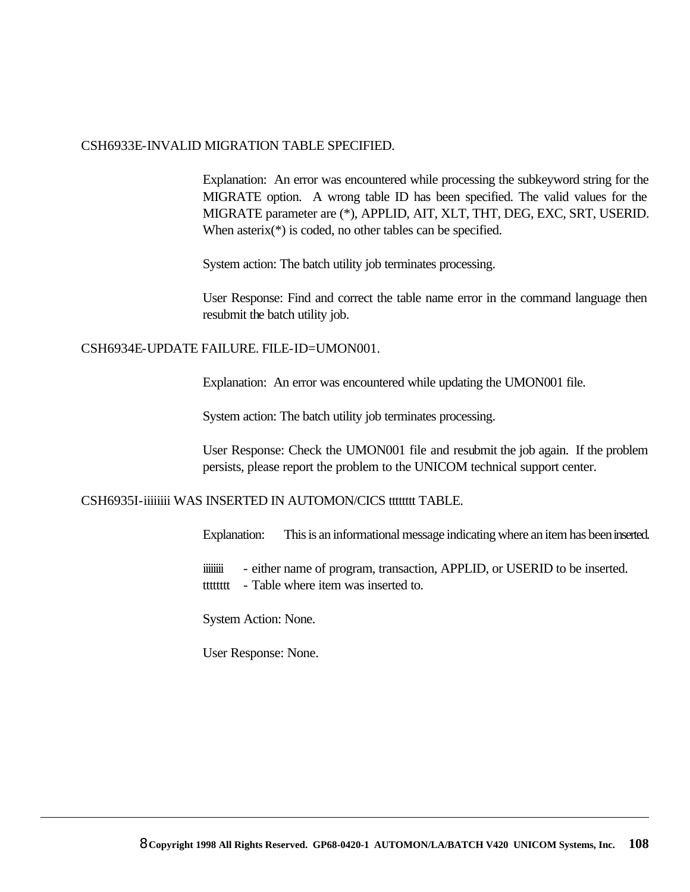CSH6933E-INVALID MIGRATION TABLE SPECIFIED.

Explanation: An error was encountered while processing the subkeyword string for the MIGRATE option. A wrong table ID has been specified. The valid values for the MIGRATE parameter are (*), APPLID, AIT, XLT, THT, DEG, EXC, SRT, USERID. When asterix(*) is coded, no other tables can be specified.

System action: The batch utility job terminates processing.

User Response: Find and correct the table name error in the command language then resubmit the batch utility job.

CSH6934E-UPDATE FAILURE. FILE-ID=UMON001.

Explanation: An error was encountered while updating the UMON001 file.

System action: The batch utility job terminates processing.

User Response: Check the UMON001 file and resubmit the job again. If the problem persists, please report the problem to the UNICOM technical support center.

CSH6935I-iiiiiii WAS INSERTED IN AUTOMON/CICS ttttttt TABLE.

Explanation: This is an informational message indicating where an item has been inserted.

iiiiiii - either name of program, transaction, APPLID, or USERID to be inserted.
ttttttt - Table where item was inserted to.

System Action: None.

User Response: None.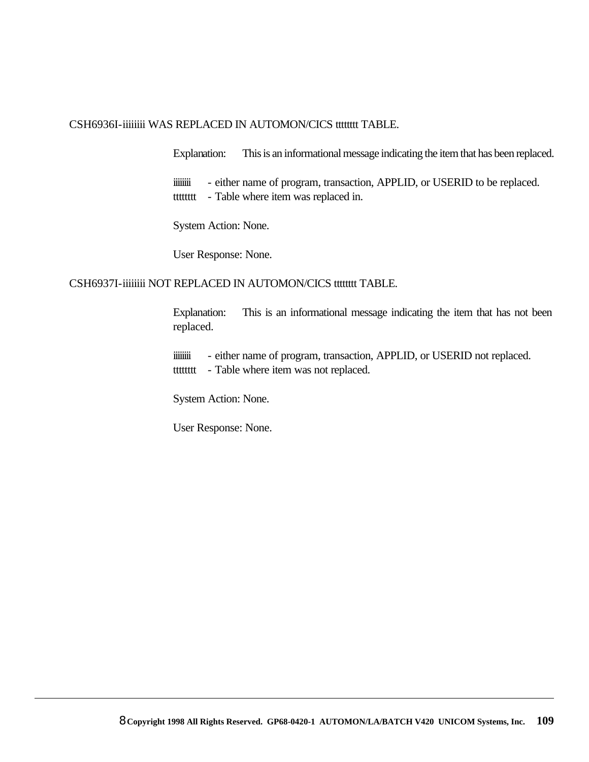CSH6936I-iiiiiii WAS REPLACED IN AUTOMON/CICS ttttttt TABLE.

Explanation: This is an informational message indicating the item that has been replaced.

iiiiiii - either name of program, transaction, APPLID, or USERID to be replaced.
ttttttt - Table where item was replaced in.

System Action: None.

User Response: None.

CSH6937I-iiiiiii NOT REPLACED IN AUTOMON/CICS ttttttt TABLE.

Explanation: This is an informational message indicating the item that has not been replaced.

iiiiiii - either name of program, transaction, APPLID, or USERID not replaced.
ttttttt - Table where item was not replaced.

System Action: None.

User Response: None.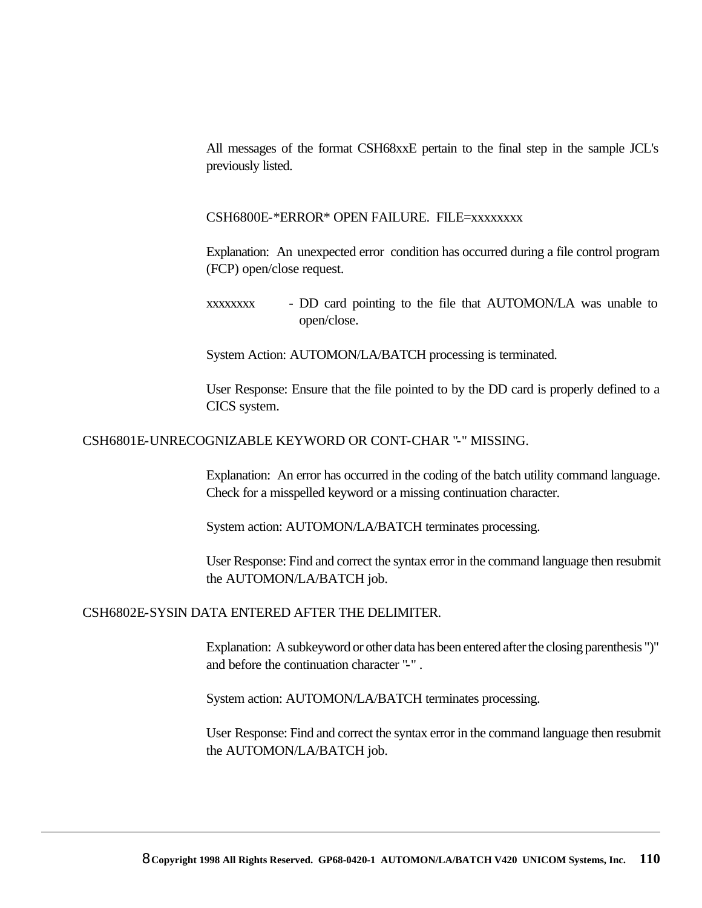All messages of the format CSH68xxE pertain to the final step in the sample JCL's previously listed.

CSH6800E-*ERROR* OPEN FAILURE. FILE=xxxxxxxx

Explanation: An unexpected error condition has occurred during a file control program (FCP) open/close request.

xxxxxxxx - DD card pointing to the file that AUTOMON/LA was unable to open/close.

System Action: AUTOMON/LA/BATCH processing is terminated.

User Response: Ensure that the file pointed to by the DD card is properly defined to a CICS system.

CSH6801E-UNRECOGNIZABLE KEYWORD OR CONT-CHAR "-" MISSING.

Explanation: An error has occurred in the coding of the batch utility command language. Check for a misspelled keyword or a missing continuation character.

System action: AUTOMON/LA/BATCH terminates processing.

User Response: Find and correct the syntax error in the command language then resubmit the AUTOMON/LA/BATCH job.

CSH6802E-SYSIN DATA ENTERED AFTER THE DELIMITER.

Explanation: A subkeyword or other data has been entered after the closing parenthesis ")" and before the continuation character "-" .

System action: AUTOMON/LA/BATCH terminates processing.

User Response: Find and correct the syntax error in the command language then resubmit the AUTOMON/LA/BATCH job.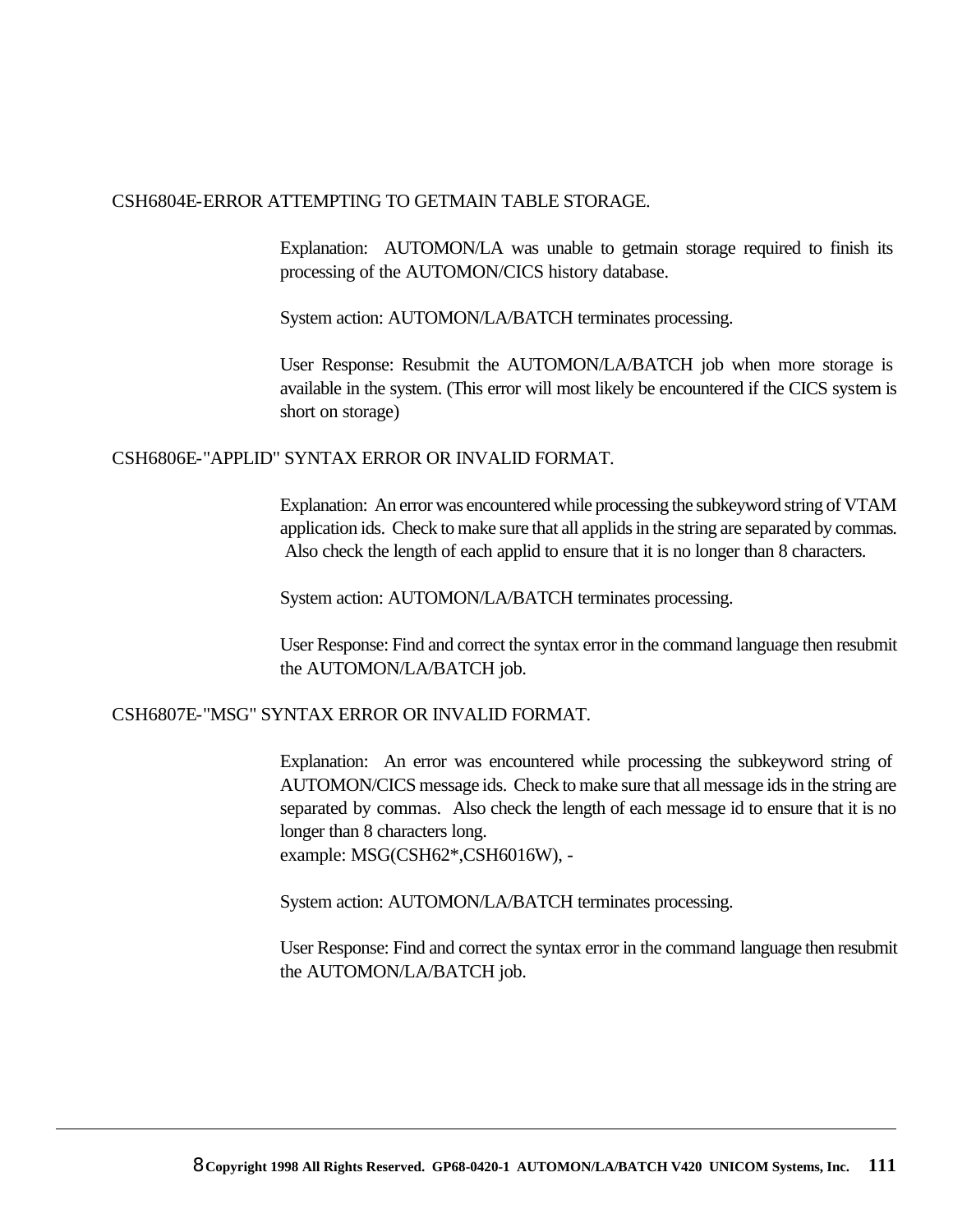CSH6804E-ERROR ATTEMPTING TO GETMAIN TABLE STORAGE.

Explanation: AUTOMON/LA was unable to getmain storage required to finish its processing of the AUTOMON/CICS history database.

System action: AUTOMON/LA/BATCH terminates processing.

User Response: Resubmit the AUTOMON/LA/BATCH job when more storage is available in the system. (This error will most likely be encountered if the CICS system is short on storage)

CSH6806E-"APPLID" SYNTAX ERROR OR INVALID FORMAT.

Explanation: An error was encountered while processing the subkeyword string of VTAM application ids. Check to make sure that all applids in the string are separated by commas. Also check the length of each applid to ensure that it is no longer than 8 characters.

System action: AUTOMON/LA/BATCH terminates processing.

User Response: Find and correct the syntax error in the command language then resubmit the AUTOMON/LA/BATCH job.

CSH6807E-"MSG" SYNTAX ERROR OR INVALID FORMAT.

Explanation: An error was encountered while processing the subkeyword string of AUTOMON/CICS message ids. Check to make sure that all message ids in the string are separated by commas. Also check the length of each message id to ensure that it is no longer than 8 characters long.
example: MSG(CSH62*,CSH6016W), -

System action: AUTOMON/LA/BATCH terminates processing.

User Response: Find and correct the syntax error in the command language then resubmit the AUTOMON/LA/BATCH job.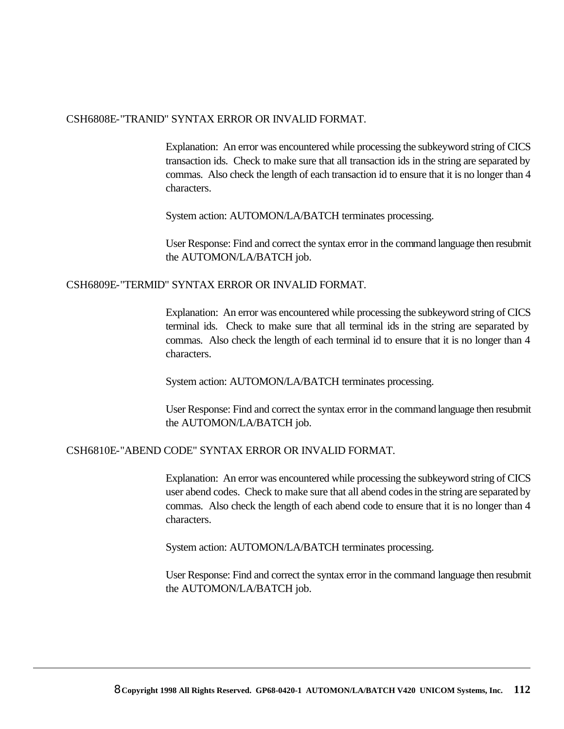CSH6808E-"TRANID" SYNTAX ERROR OR INVALID FORMAT.

Explanation: An error was encountered while processing the subkeyword string of CICS transaction ids. Check to make sure that all transaction ids in the string are separated by commas. Also check the length of each transaction id to ensure that it is no longer than 4 characters.

System action: AUTOMON/LA/BATCH terminates processing.

User Response: Find and correct the syntax error in the command language then resubmit the AUTOMON/LA/BATCH job.

CSH6809E-"TERMID" SYNTAX ERROR OR INVALID FORMAT.

Explanation: An error was encountered while processing the subkeyword string of CICS terminal ids. Check to make sure that all terminal ids in the string are separated by commas. Also check the length of each terminal id to ensure that it is no longer than 4 characters.

System action: AUTOMON/LA/BATCH terminates processing.

User Response: Find and correct the syntax error in the command language then resubmit the AUTOMON/LA/BATCH job.

CSH6810E-"ABEND CODE" SYNTAX ERROR OR INVALID FORMAT.

Explanation: An error was encountered while processing the subkeyword string of CICS user abend codes. Check to make sure that all abend codes in the string are separated by commas. Also check the length of each abend code to ensure that it is no longer than 4 characters.

System action: AUTOMON/LA/BATCH terminates processing.

User Response: Find and correct the syntax error in the command language then resubmit the AUTOMON/LA/BATCH job.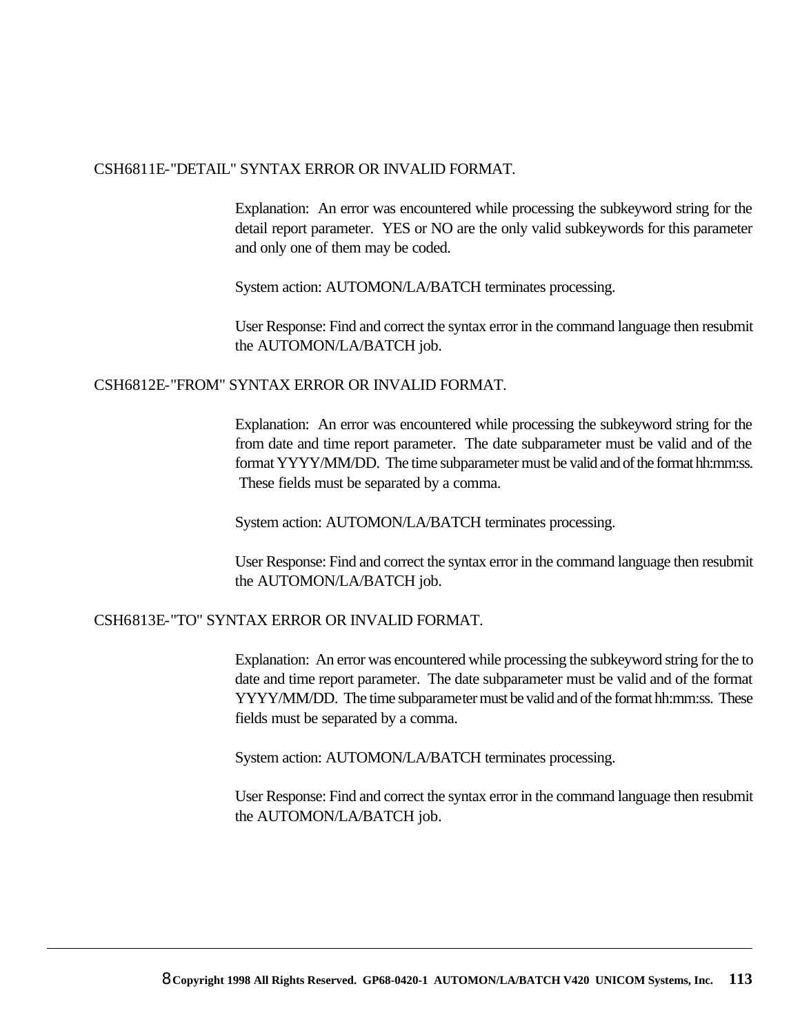CSH6811E-"DETAIL" SYNTAX ERROR OR INVALID FORMAT.

Explanation: An error was encountered while processing the subkeyword string for the detail report parameter. YES or NO are the only valid subkeywords for this parameter and only one of them may be coded.

System action: AUTOMON/LA/BATCH terminates processing.

User Response: Find and correct the syntax error in the command language then resubmit the AUTOMON/LA/BATCH job.

CSH6812E-"FROM" SYNTAX ERROR OR INVALID FORMAT.

Explanation: An error was encountered while processing the subkeyword string for the from date and time report parameter. The date subparameter must be valid and of the format YYYY/MM/DD. The time subparameter must be valid and of the format hh:mm:ss. These fields must be separated by a comma.

System action: AUTOMON/LA/BATCH terminates processing.

User Response: Find and correct the syntax error in the command language then resubmit the AUTOMON/LA/BATCH job.

CSH6813E-"TO" SYNTAX ERROR OR INVALID FORMAT.

Explanation: An error was encountered while processing the subkeyword string for the to date and time report parameter. The date subparameter must be valid and of the format YYYY/MM/DD. The time subparameter must be valid and of the format hh:mm:ss. These fields must be separated by a comma.

System action: AUTOMON/LA/BATCH terminates processing.

User Response: Find and correct the syntax error in the command language then resubmit the AUTOMON/LA/BATCH job.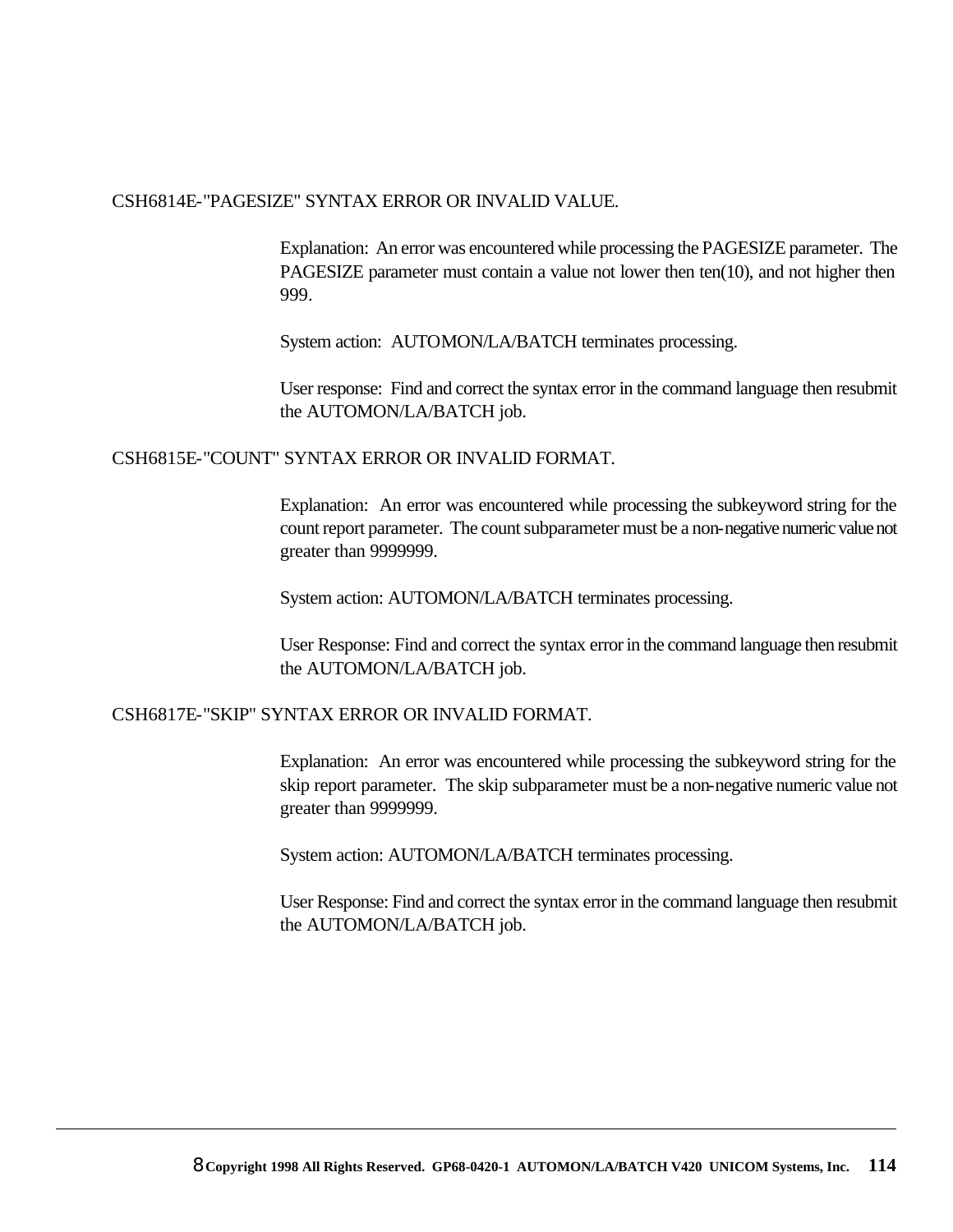CSH6814E-"PAGESIZE" SYNTAX ERROR OR INVALID VALUE.

Explanation: An error was encountered while processing the PAGESIZE parameter. The PAGESIZE parameter must contain a value not lower then ten(10), and not higher then 999.

System action: AUTOMON/LA/BATCH terminates processing.

User response: Find and correct the syntax error in the command language then resubmit the AUTOMON/LA/BATCH job.

CSH6815E-"COUNT" SYNTAX ERROR OR INVALID FORMAT.

Explanation: An error was encountered while processing the subkeyword string for the count report parameter. The count subparameter must be a non-negative numeric value not greater than 9999999.

System action: AUTOMON/LA/BATCH terminates processing.

User Response: Find and correct the syntax error in the command language then resubmit the AUTOMON/LA/BATCH job.

CSH6817E-"SKIP" SYNTAX ERROR OR INVALID FORMAT.

Explanation: An error was encountered while processing the subkeyword string for the skip report parameter. The skip subparameter must be a non-negative numeric value not greater than 9999999.

System action: AUTOMON/LA/BATCH terminates processing.

User Response: Find and correct the syntax error in the command language then resubmit the AUTOMON/LA/BATCH job.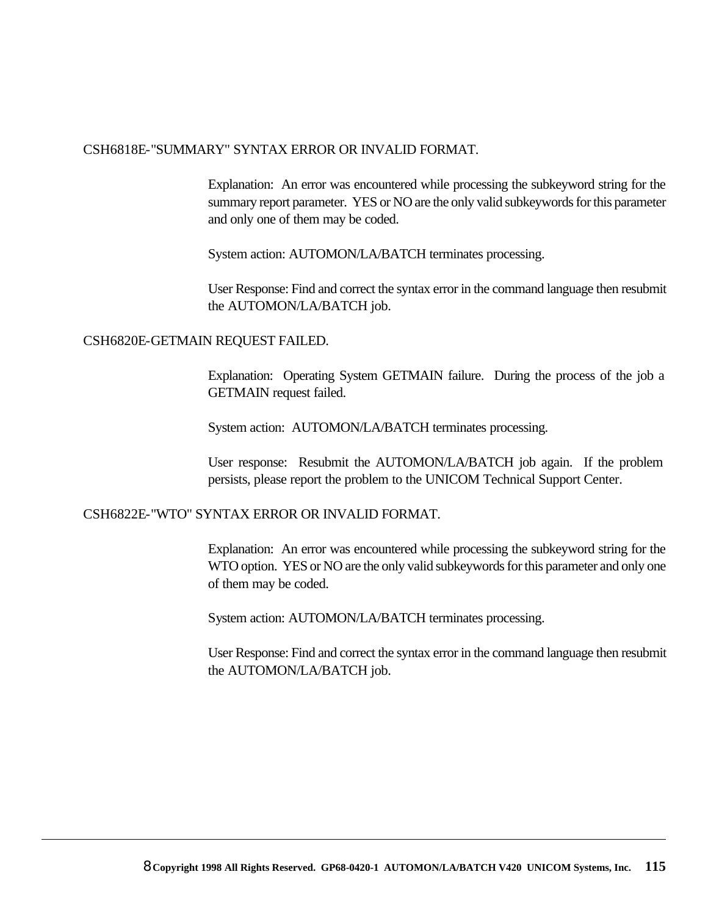CSH6818E-"SUMMARY" SYNTAX ERROR OR INVALID FORMAT.

Explanation: An error was encountered while processing the subkeyword string for the summary report parameter. YES or NO are the only valid subkeywords for this parameter and only one of them may be coded.

System action: AUTOMON/LA/BATCH terminates processing.

User Response: Find and correct the syntax error in the command language then resubmit the AUTOMON/LA/BATCH job.

CSH6820E-GETMAIN REQUEST FAILED.

Explanation: Operating System GETMAIN failure. During the process of the job a GETMAIN request failed.

System action: AUTOMON/LA/BATCH terminates processing.

User response: Resubmit the AUTOMON/LA/BATCH job again. If the problem persists, please report the problem to the UNICOM Technical Support Center.

CSH6822E-"WTO" SYNTAX ERROR OR INVALID FORMAT.

Explanation: An error was encountered while processing the subkeyword string for the WTO option. YES or NO are the only valid subkeywords for this parameter and only one of them may be coded.

System action: AUTOMON/LA/BATCH terminates processing.

User Response: Find and correct the syntax error in the command language then resubmit the AUTOMON/LA/BATCH job.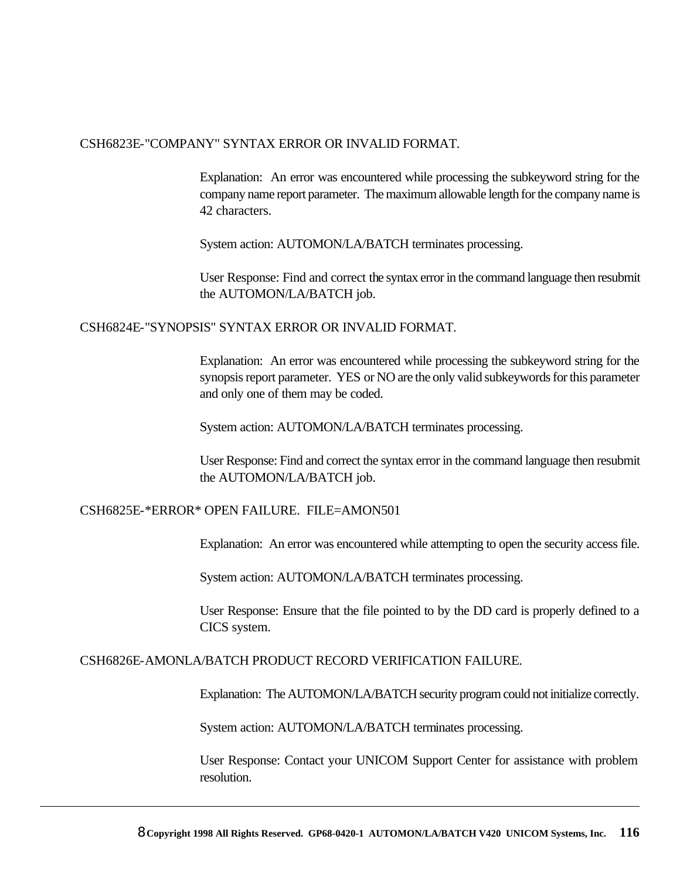CSH6823E-"COMPANY" SYNTAX ERROR OR INVALID FORMAT.

Explanation: An error was encountered while processing the subkeyword string for the company name report parameter. The maximum allowable length for the company name is 42 characters.

System action: AUTOMON/LA/BATCH terminates processing.

User Response: Find and correct the syntax error in the command language then resubmit the AUTOMON/LA/BATCH job.

CSH6824E-"SYNOPSIS" SYNTAX ERROR OR INVALID FORMAT.

Explanation: An error was encountered while processing the subkeyword string for the synopsis report parameter. YES or NO are the only valid subkeywords for this parameter and only one of them may be coded.

System action: AUTOMON/LA/BATCH terminates processing.

User Response: Find and correct the syntax error in the command language then resubmit the AUTOMON/LA/BATCH job.

CSH6825E-*ERROR* OPEN FAILURE. FILE=AMON501

Explanation: An error was encountered while attempting to open the security access file.

System action: AUTOMON/LA/BATCH terminates processing.

User Response: Ensure that the file pointed to by the DD card is properly defined to a CICS system.

CSH6826E-AMONLA/BATCH PRODUCT RECORD VERIFICATION FAILURE.

Explanation: The AUTOMON/LA/BATCH security program could not initialize correctly.

System action: AUTOMON/LA/BATCH terminates processing.

User Response: Contact your UNICOM Support Center for assistance with problem resolution.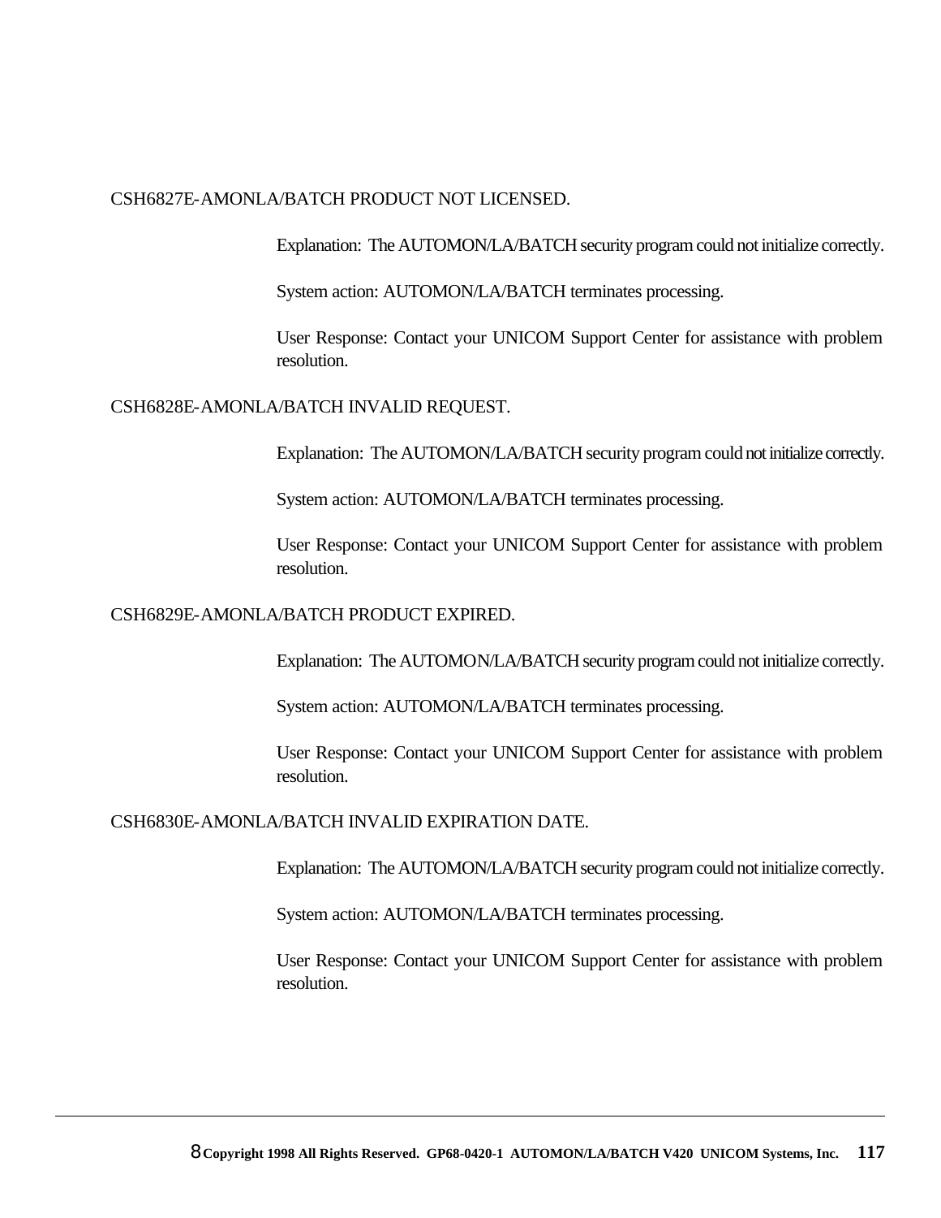CSH6827E-AMONLA/BATCH PRODUCT NOT LICENSED.

Explanation: The AUTOMON/LA/BATCH security program could not initialize correctly.

System action: AUTOMON/LA/BATCH terminates processing.

User Response: Contact your UNICOM Support Center for assistance with problem resolution.

CSH6828E-AMONLA/BATCH INVALID REQUEST.

Explanation: The AUTOMON/LA/BATCH security program could not initialize correctly.

System action: AUTOMON/LA/BATCH terminates processing.

User Response: Contact your UNICOM Support Center for assistance with problem resolution.

CSH6829E-AMONLA/BATCH PRODUCT EXPIRED.

Explanation: The AUTOMON/LA/BATCH security program could not initialize correctly.

System action: AUTOMON/LA/BATCH terminates processing.

User Response: Contact your UNICOM Support Center for assistance with problem resolution.

CSH6830E-AMONLA/BATCH INVALID EXPIRATION DATE.

Explanation: The AUTOMON/LA/BATCH security program could not initialize correctly.

System action: AUTOMON/LA/BATCH terminates processing.

User Response: Contact your UNICOM Support Center for assistance with problem resolution.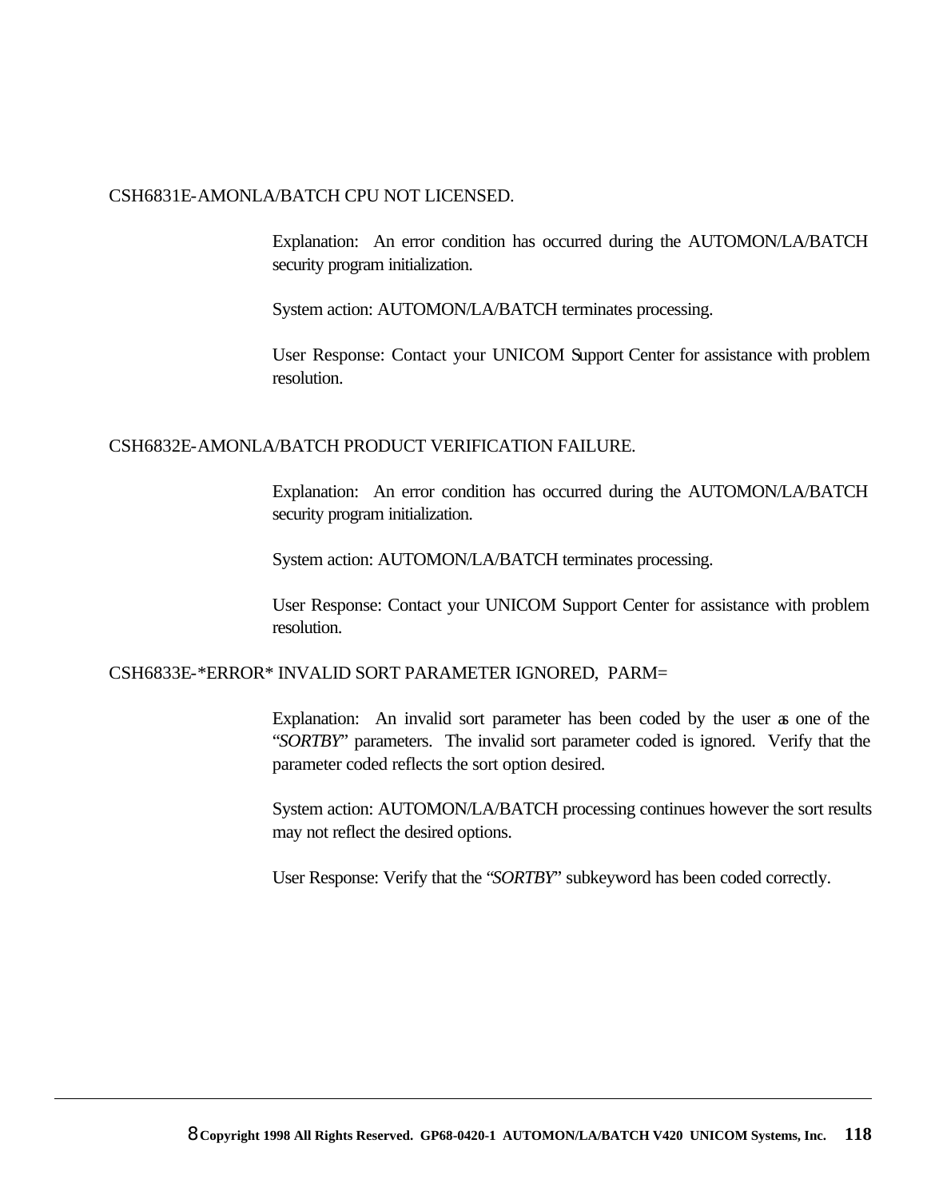CSH6831E-AMONLA/BATCH CPU NOT LICENSED.

Explanation: An error condition has occurred during the AUTOMON/LA/BATCH security program initialization.

System action: AUTOMON/LA/BATCH terminates processing.

User Response: Contact your UNICOM Support Center for assistance with problem resolution.

CSH6832E-AMONLA/BATCH PRODUCT VERIFICATION FAILURE.

Explanation: An error condition has occurred during the AUTOMON/LA/BATCH security program initialization.

System action: AUTOMON/LA/BATCH terminates processing.

User Response: Contact your UNICOM Support Center for assistance with problem resolution.

CSH6833E-*ERROR* INVALID SORT PARAMETER IGNORED, PARM=

Explanation: An invalid sort parameter has been coded by the user as one of the "*SORTBY*" parameters. The invalid sort parameter coded is ignored. Verify that the parameter coded reflects the sort option desired.

System action: AUTOMON/LA/BATCH processing continues however the sort results may not reflect the desired options.

User Response: Verify that the "*SORTBY*" subkeyword has been coded correctly.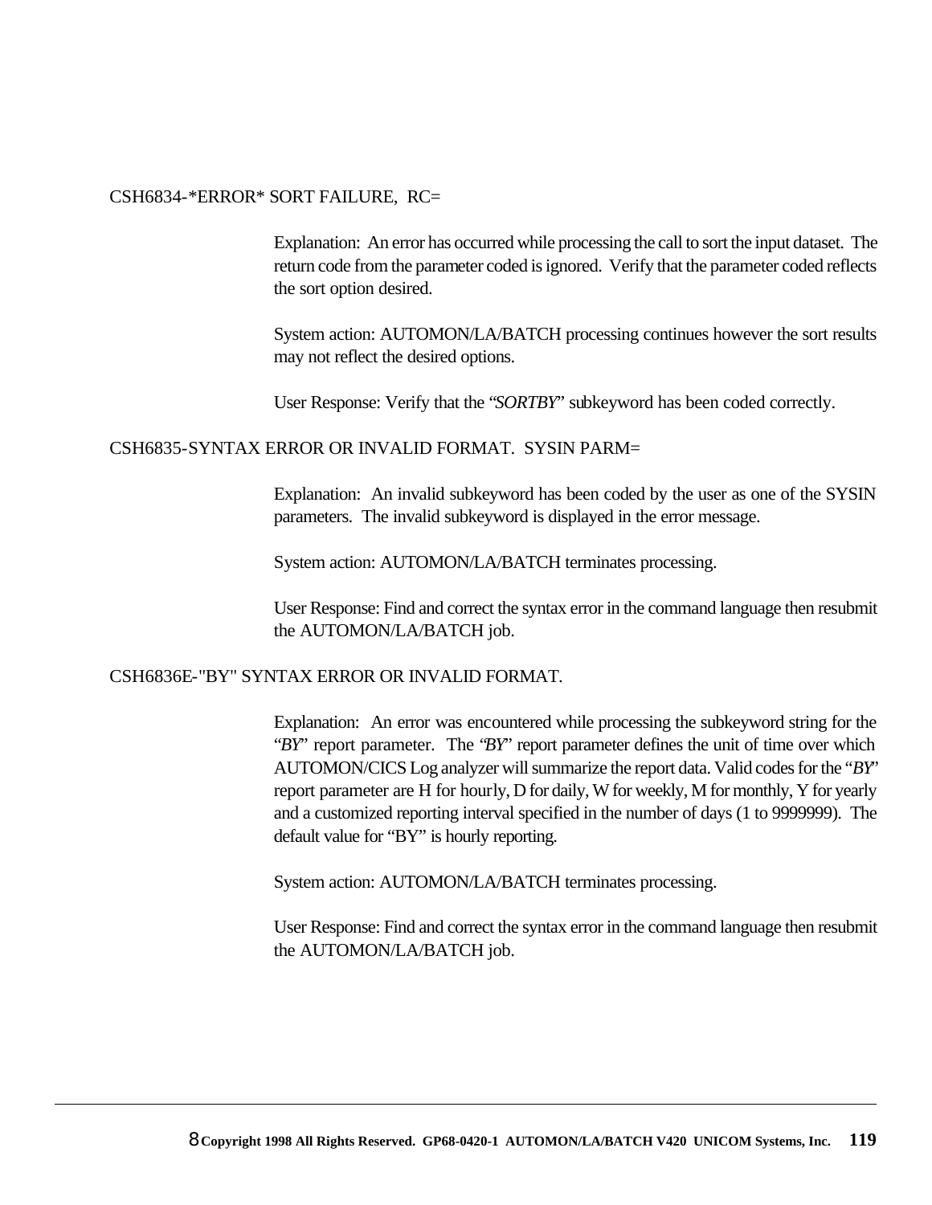CSH6834-*ERROR* SORT FAILURE, RC=

Explanation: An error has occurred while processing the call to sort the input dataset. The return code from the parameter coded is ignored. Verify that the parameter coded reflects the sort option desired.

System action: AUTOMON/LA/BATCH processing continues however the sort results may not reflect the desired options.

User Response: Verify that the "*SORTBY*" subkeyword has been coded correctly.

CSH6835-SYNTAX ERROR OR INVALID FORMAT. SYSIN PARM=

Explanation: An invalid subkeyword has been coded by the user as one of the SYSIN parameters. The invalid subkeyword is displayed in the error message.

System action: AUTOMON/LA/BATCH terminates processing.

User Response: Find and correct the syntax error in the command language then resubmit the AUTOMON/LA/BATCH job.

CSH6836E-"BY" SYNTAX ERROR OR INVALID FORMAT.

Explanation: An error was encountered while processing the subkeyword string for the "*BY*" report parameter. The "*BY*" report parameter defines the unit of time over which AUTOMON/CICS Log analyzer will summarize the report data. Valid codes for the "*BY*" report parameter are H for hourly, D for daily, W for weekly, M for monthly, Y for yearly and a customized reporting interval specified in the number of days (1 to 9999999). The default value for "BY" is hourly reporting.

System action: AUTOMON/LA/BATCH terminates processing.

User Response: Find and correct the syntax error in the command language then resubmit the AUTOMON/LA/BATCH job.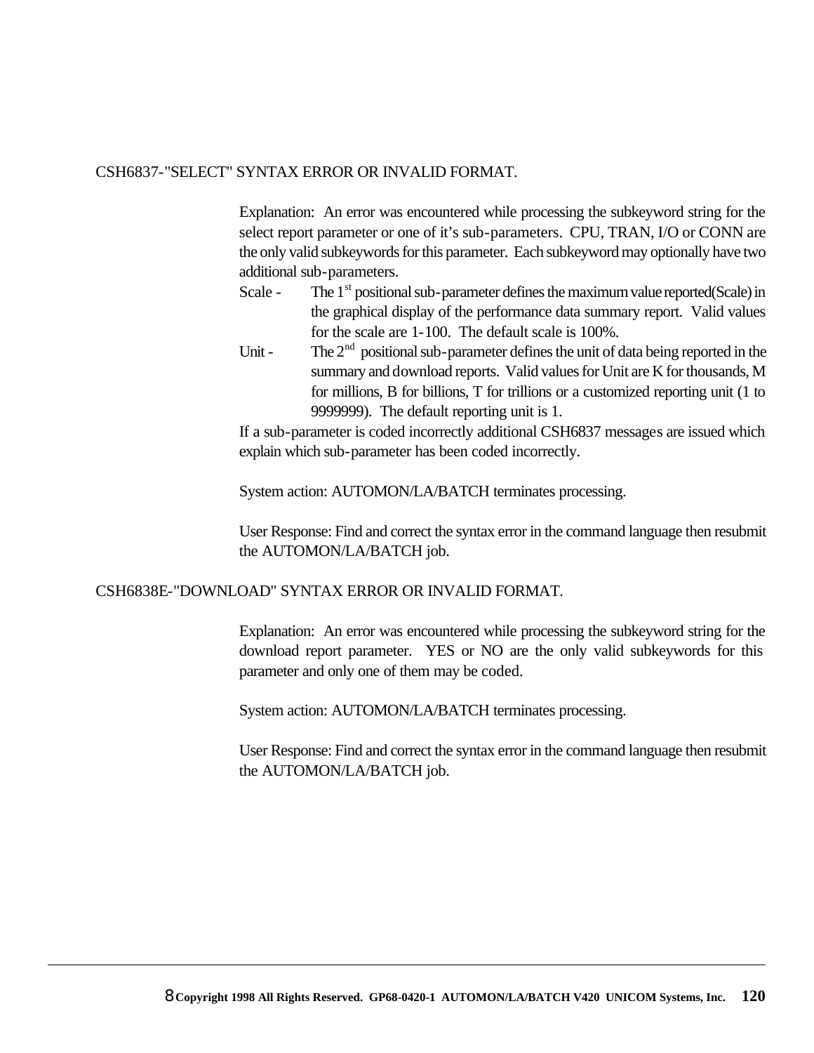CSH6837-"SELECT" SYNTAX ERROR OR INVALID FORMAT.

Explanation: An error was encountered while processing the subkeyword string for the select report parameter or one of it's sub-parameters. CPU, TRAN, I/O or CONN are the only valid subkeywords for this parameter. Each subkeyword may optionally have two additional sub-parameters.

Scale - The 1st positional sub-parameter defines the maximum value reported(Scale) in the graphical display of the performance data summary report. Valid values for the scale are 1-100. The default scale is 100%.

Unit - The 2nd positional sub-parameter defines the unit of data being reported in the summary and download reports. Valid values for Unit are K for thousands, M for millions, B for billions, T for trillions or a customized reporting unit (1 to 9999999). The default reporting unit is 1.

If a sub-parameter is coded incorrectly additional CSH6837 messages are issued which explain which sub-parameter has been coded incorrectly.

System action: AUTOMON/LA/BATCH terminates processing.

User Response: Find and correct the syntax error in the command language then resubmit the AUTOMON/LA/BATCH job.

CSH6838E-"DOWNLOAD" SYNTAX ERROR OR INVALID FORMAT.

Explanation: An error was encountered while processing the subkeyword string for the download report parameter. YES or NO are the only valid subkeywords for this parameter and only one of them may be coded.

System action: AUTOMON/LA/BATCH terminates processing.

User Response: Find and correct the syntax error in the command language then resubmit the AUTOMON/LA/BATCH job.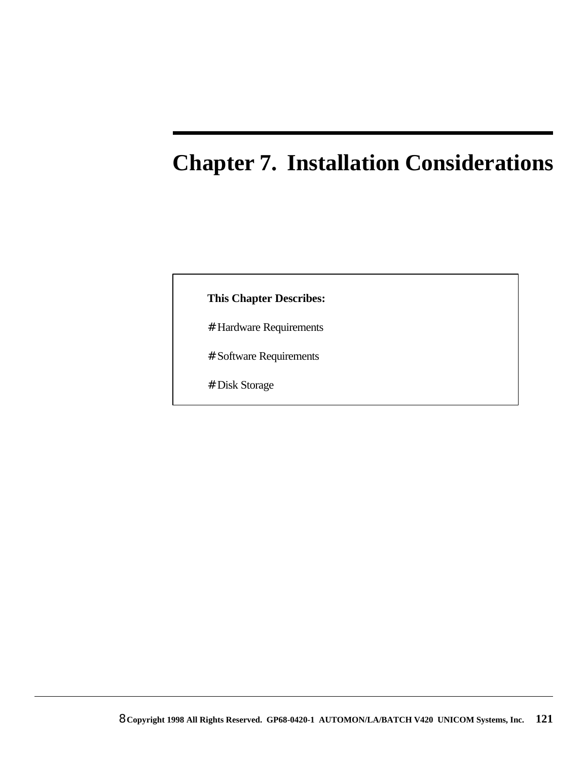# Chapter 7. Installation Considerations

**This Chapter Describes:**

- Hardware Requirements
- Software Requirements
- Disk Storage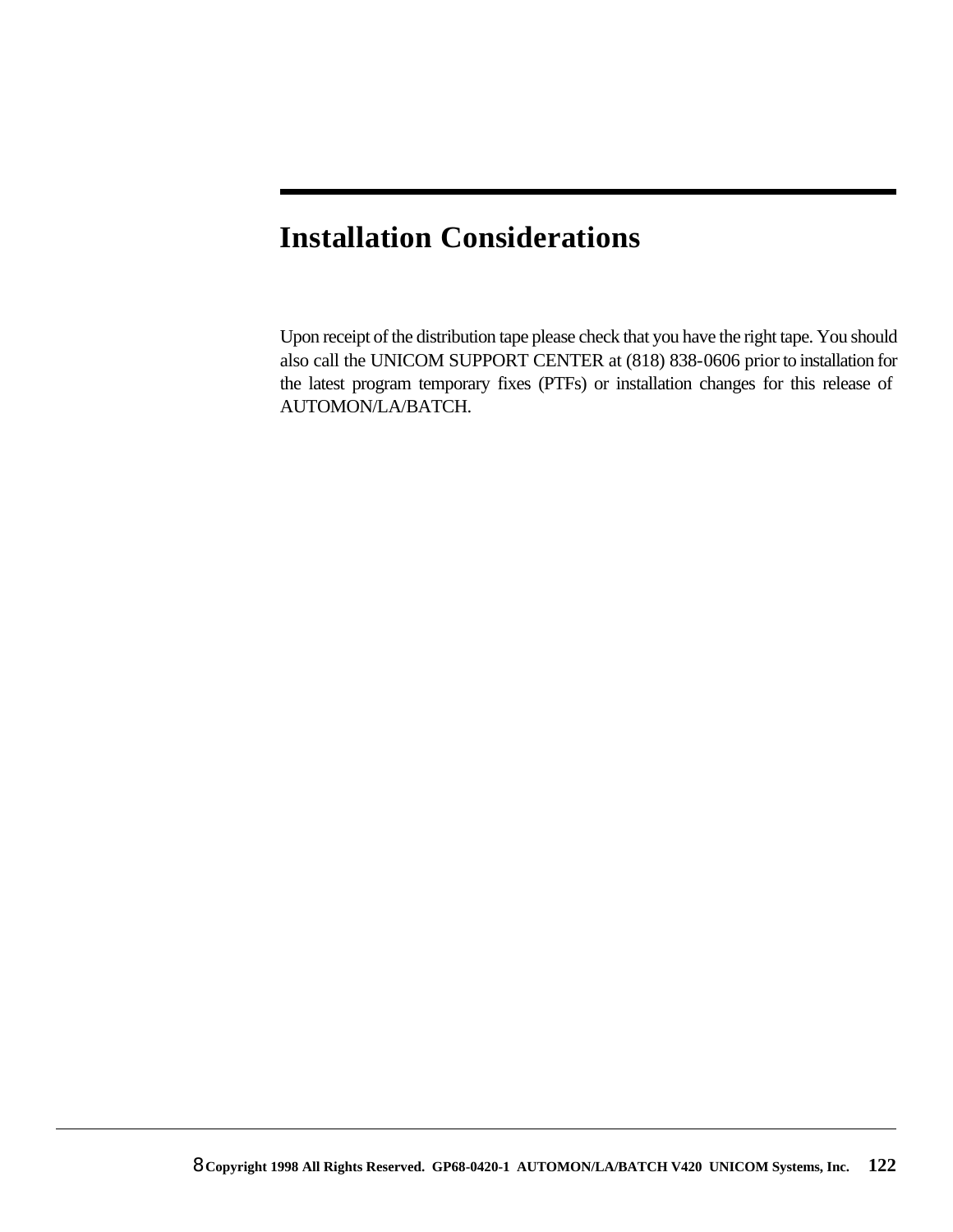# Installation Considerations

Upon receipt of the distribution tape please check that you have the right tape. You should also call the UNICOM SUPPORT CENTER at (818) 838-0606 prior to installation for the latest program temporary fixes (PTFs) or installation changes for this release of AUTOMON/LA/BATCH.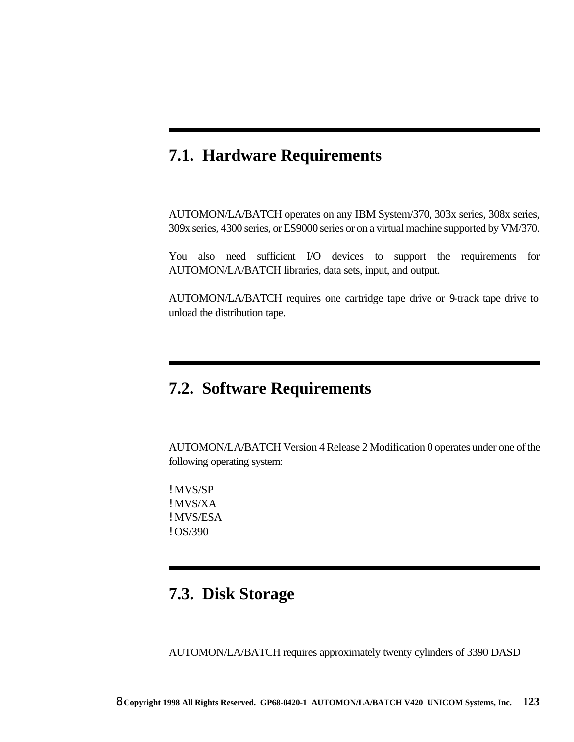## 7.1. Hardware Requirements

AUTOMON/LA/BATCH operates on any IBM System/370, 303x series, 308x series, 309x series, 4300 series, or ES9000 series or on a virtual machine supported by VM/370.

You also need sufficient I/O devices to support the requirements for AUTOMON/LA/BATCH libraries, data sets, input, and output.

AUTOMON/LA/BATCH requires one cartridge tape drive or 9-track tape drive to unload the distribution tape.

## 7.2. Software Requirements

AUTOMON/LA/BATCH Version 4 Release 2 Modification 0 operates under one of the following operating system:

- MVS/SP
- MVS/XA
- MVS/ESA
- OS/390

## 7.3. Disk Storage

AUTOMON/LA/BATCH requires approximately twenty cylinders of 3390 DASD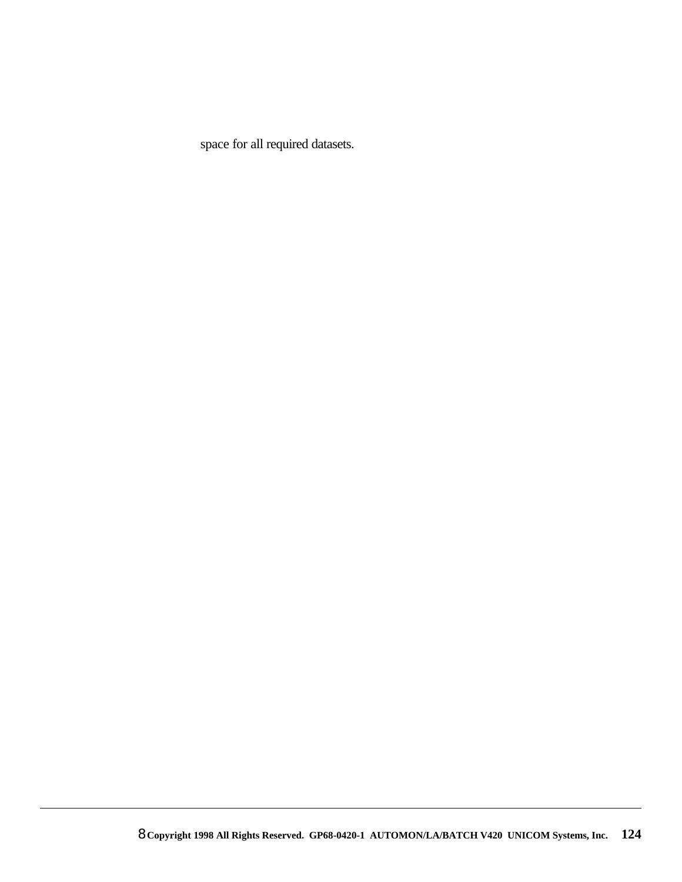space for all required datasets.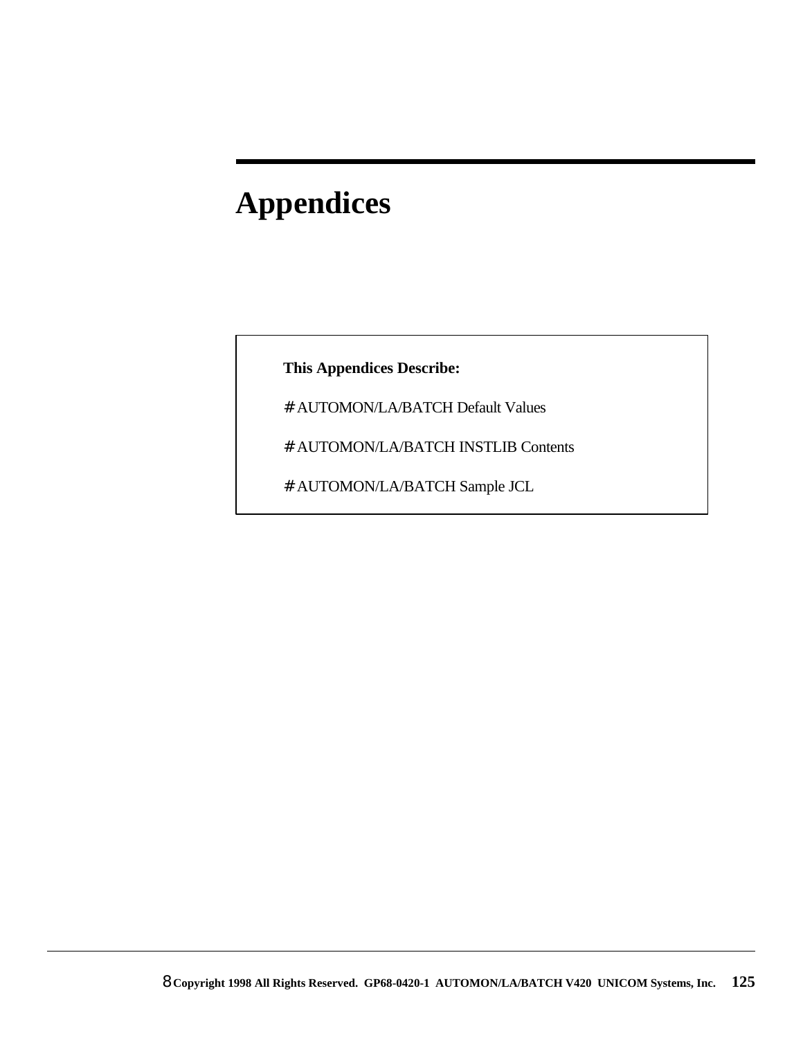# Appendices

**This Appendices Describe:**

- AUTOMON/LA/BATCH Default Values
- AUTOMON/LA/BATCH INSTLIB Contents
- AUTOMON/LA/BATCH Sample JCL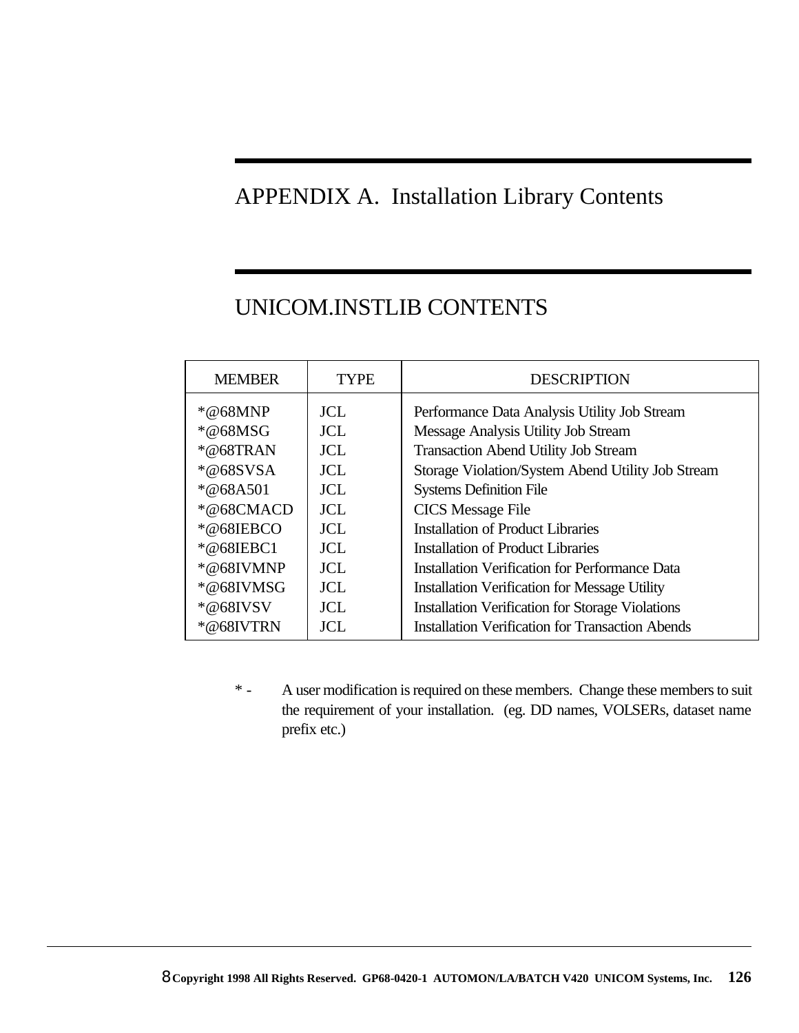# APPENDIX A. Installation Library Contents

## UNICOM.INSTLIB CONTENTS

| MEMBER | TYPE | DESCRIPTION |
| --- | --- | --- |
| *@68MNP | JCL | Performance Data Analysis Utility Job Stream |
| *@68MSG | JCL | Message Analysis Utility Job Stream |
| *@68TRAN | JCL | Transaction Abend Utility Job Stream |
| *@68SVSA | JCL | Storage Violation/System Abend Utility Job Stream |
| *@68A501 | JCL | Systems Definition File |
| *@68CMACD | JCL | CICS Message File |
| *@68IEBCO | JCL | Installation of Product Libraries |
| *@68IEBC1 | JCL | Installation of Product Libraries |
| *@68IVMNP | JCL | Installation Verification for Performance Data |
| *@68IVMSG | JCL | Installation Verification for Message Utility |
| *@68IVSV | JCL | Installation Verification for Storage Violations |
| *@68IVTRN | JCL | Installation Verification for Transaction Abends |

\* - A user modification is required on these members. Change these members to suit the requirement of your installation. (eg. DD names, VOLSERs, dataset name prefix etc.)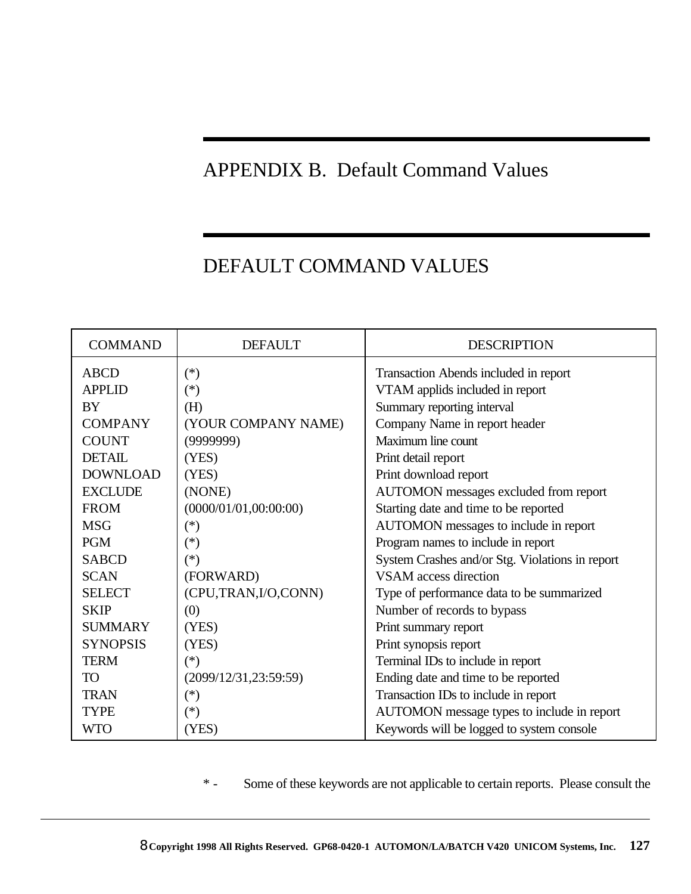# APPENDIX B. Default Command Values

## DEFAULT COMMAND VALUES

| COMMAND | DEFAULT | DESCRIPTION |
| --- | --- | --- |
| ABCD | (*) | Transaction Abends included in report |
| APPLID | (*) | VTAM applids included in report |
| BY | (H) | Summary reporting interval |
| COMPANY | (YOUR COMPANY NAME) | Company Name in report header |
| COUNT | (9999999) | Maximum line count |
| DETAIL | (YES) | Print detail report |
| DOWNLOAD | (YES) | Print download report |
| EXCLUDE | (NONE) | AUTOMON messages excluded from report |
| FROM | (0000/01/01,00:00:00) | Starting date and time to be reported |
| MSG | (*) | AUTOMON messages to include in report |
| PGM | (*) | Program names to include in report |
| SABCD | (*) | System Crashes and/or Stg. Violations in report |
| SCAN | (FORWARD) | VSAM access direction |
| SELECT | (CPU,TRAN,I/O,CONN) | Type of performance data to be summarized |
| SKIP | (0) | Number of records to bypass |
| SUMMARY | (YES) | Print summary report |
| SYNOPSIS | (YES) | Print synopsis report |
| TERM | (*) | Terminal IDs to include in report |
| TO | (2099/12/31,23:59:59) | Ending date and time to be reported |
| TRAN | (*) | Transaction IDs to include in report |
| TYPE | (*) | AUTOMON message types to include in report |
| WTO | (YES) | Keywords will be logged to system console |

* - Some of these keywords are not applicable to certain reports. Please consult the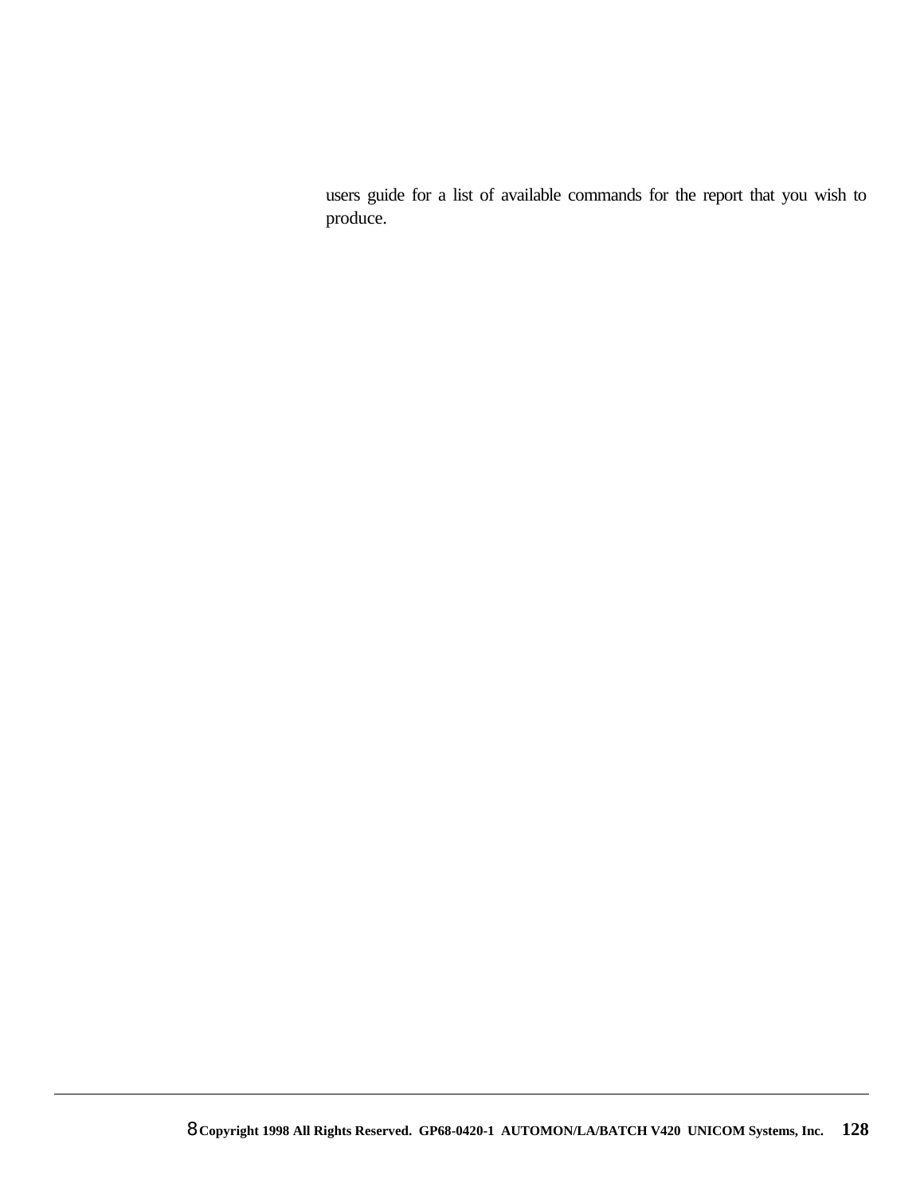users guide for a list of available commands for the report that you wish to produce.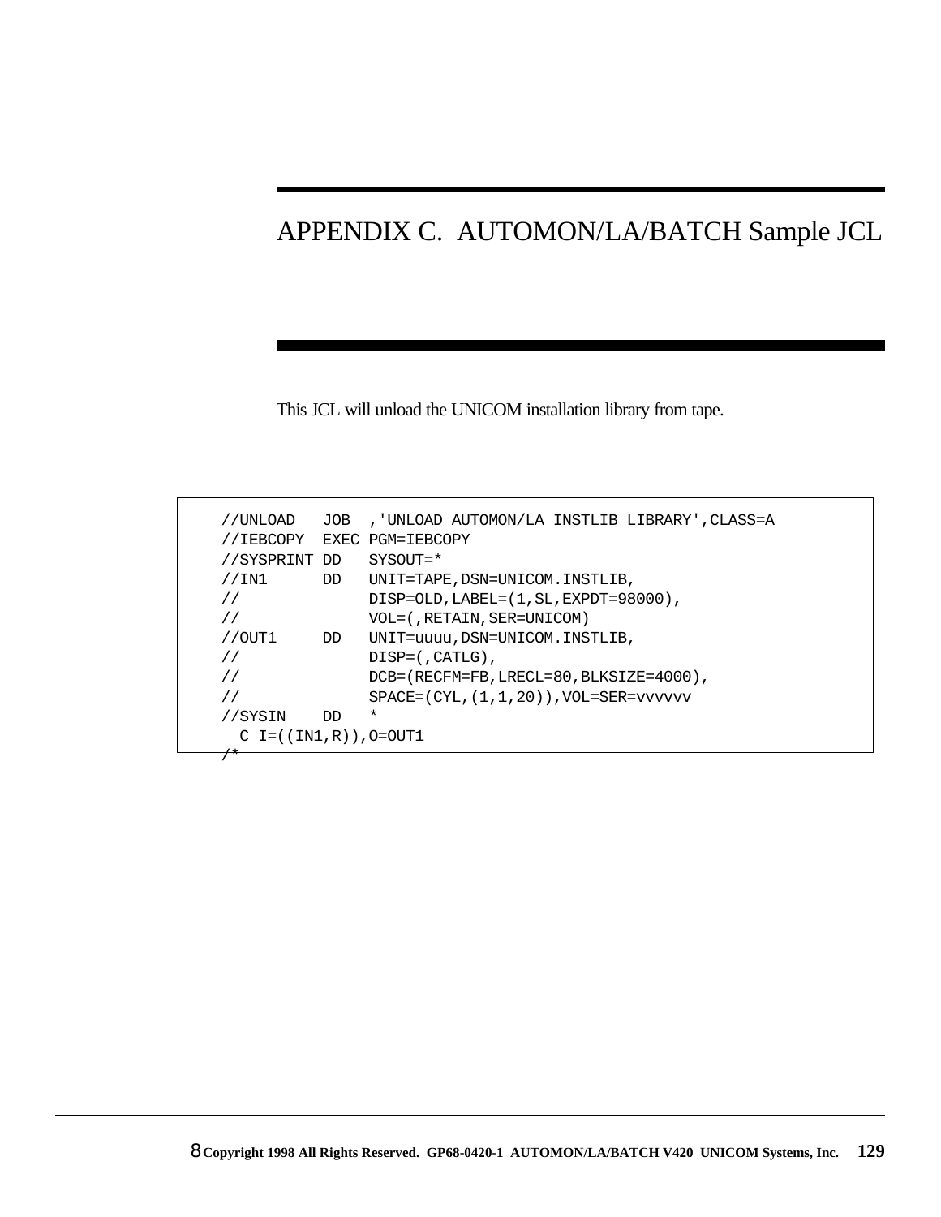# APPENDIX C. AUTOMON/LA/BATCH Sample JCL

This JCL will unload the UNICOM installation library from tape.

```
//UNLOAD   JOB  ,'UNLOAD AUTOMON/LA INSTLIB LIBRARY',CLASS=A
//IEBCOPY  EXEC PGM=IEBCOPY
//SYSPRINT DD   SYSOUT=*
//IN1      DD   UNIT=TAPE,DSN=UNICOM.INSTLIB,
//              DISP=OLD,LABEL=(1,SL,EXPDT=98000),
//              VOL=(,RETAIN,SER=UNICOM)
//OUT1     DD   UNIT=uuuu,DSN=UNICOM.INSTLIB,
//              DISP=(,CATLG),
//              DCB=(RECFM=FB,LRECL=80,BLKSIZE=4000),
//              SPACE=(CYL,(1,1,20)),VOL=SER=vvvvvv
//SYSIN    DD   *
  C I=((IN1,R)),O=OUT1
/*
```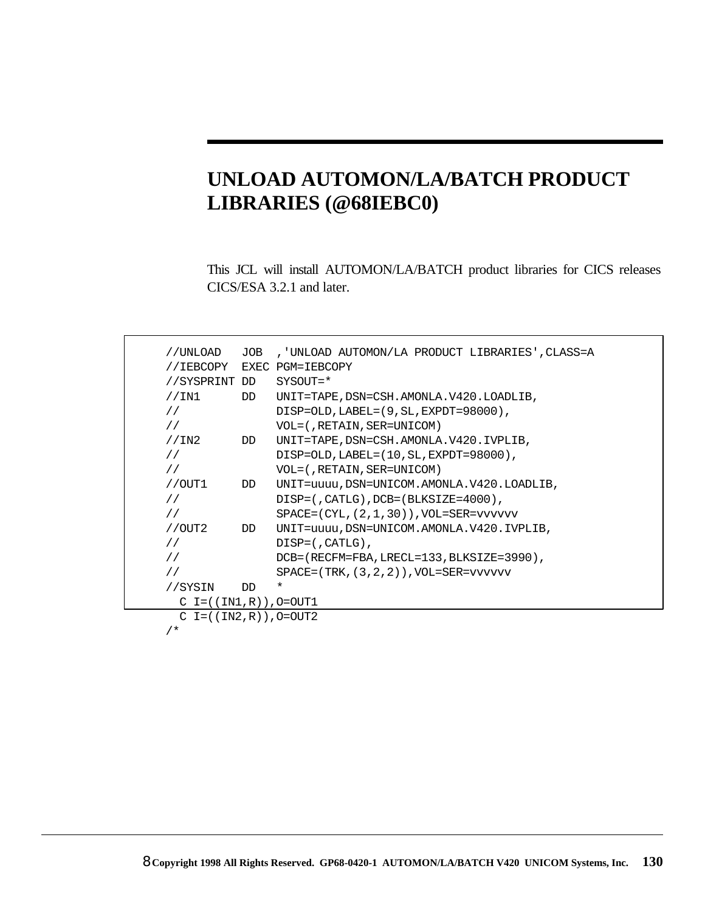# UNLOAD AUTOMON/LA/BATCH PRODUCT LIBRARIES (@68IEBC0)

This JCL will install AUTOMON/LA/BATCH product libraries for CICS releases CICS/ESA 3.2.1 and later.

```
//UNLOAD   JOB  ,'UNLOAD AUTOMON/LA PRODUCT LIBRARIES',CLASS=A
//IEBCOPY  EXEC PGM=IEBCOPY
//SYSPRINT DD   SYSOUT=*
//IN1      DD   UNIT=TAPE,DSN=CSH.AMONLA.V420.LOADLIB,
//              DISP=OLD,LABEL=(9,SL,EXPDT=98000),
//              VOL=(,RETAIN,SER=UNICOM)
//IN2      DD   UNIT=TAPE,DSN=CSH.AMONLA.V420.IVPLIB,
//              DISP=OLD,LABEL=(10,SL,EXPDT=98000),
//              VOL=(,RETAIN,SER=UNICOM)
//OUT1     DD   UNIT=uuuu,DSN=UNICOM.AMONLA.V420.LOADLIB,
//              DISP=(,CATLG),DCB=(BLKSIZE=4000),
//              SPACE=(CYL,(2,1,30)),VOL=SER=vvvvvv
//OUT2     DD   UNIT=uuuu,DSN=UNICOM.AMONLA.V420.IVPLIB,
//              DISP=(,CATLG),
//              DCB=(RECFM=FBA,LRECL=133,BLKSIZE=3990),
//              SPACE=(TRK,(3,2,2)),VOL=SER=vvvvvv
//SYSIN    DD   *
  C I=((IN1,R)),O=OUT1
  C I=((IN2,R)),O=OUT2
/*
```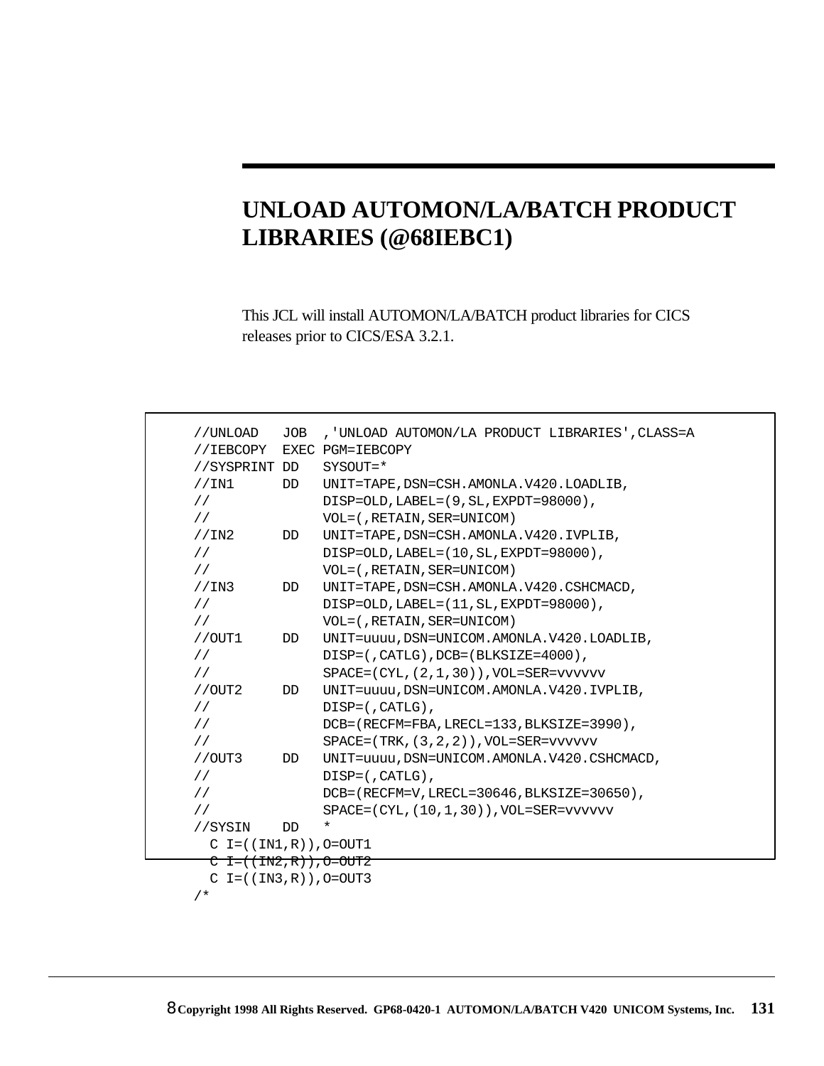# UNLOAD AUTOMON/LA/BATCH PRODUCT LIBRARIES (@68IEBC1)

This JCL will install AUTOMON/LA/BATCH product libraries for CICS releases prior to CICS/ESA 3.2.1.

```
//UNLOAD   JOB  ,'UNLOAD AUTOMON/LA PRODUCT LIBRARIES',CLASS=A
//IEBCOPY  EXEC PGM=IEBCOPY
//SYSPRINT DD   SYSOUT=*
//IN1      DD   UNIT=TAPE,DSN=CSH.AMONLA.V420.LOADLIB,
//              DISP=OLD,LABEL=(9,SL,EXPDT=98000),
//              VOL=(,RETAIN,SER=UNICOM)
//IN2      DD   UNIT=TAPE,DSN=CSH.AMONLA.V420.IVPLIB,
//              DISP=OLD,LABEL=(10,SL,EXPDT=98000),
//              VOL=(,RETAIN,SER=UNICOM)
//IN3      DD   UNIT=TAPE,DSN=CSH.AMONLA.V420.CSHCMACD,
//              DISP=OLD,LABEL=(11,SL,EXPDT=98000),
//              VOL=(,RETAIN,SER=UNICOM)
//OUT1     DD   UNIT=uuuu,DSN=UNICOM.AMONLA.V420.LOADLIB,
//              DISP=(,CATLG),DCB=(BLKSIZE=4000),
//              SPACE=(CYL,(2,1,30)),VOL=SER=vvvvvv
//OUT2     DD   UNIT=uuuu,DSN=UNICOM.AMONLA.V420.IVPLIB,
//              DISP=(,CATLG),
//              DCB=(RECFM=FBA,LRECL=133,BLKSIZE=3990),
//              SPACE=(TRK,(3,2,2)),VOL=SER=vvvvvv
//OUT3     DD   UNIT=uuuu,DSN=UNICOM.AMONLA.V420.CSHCMACD,
//              DISP=(,CATLG),
//              DCB=(RECFM=V,LRECL=30646,BLKSIZE=30650),
//              SPACE=(CYL,(10,1,30)),VOL=SER=vvvvvv
//SYSIN    DD   *
  C I=((IN1,R)),O=OUT1
  C I=((IN2,R)),O=OUT2
  C I=((IN3,R)),O=OUT3
/*
```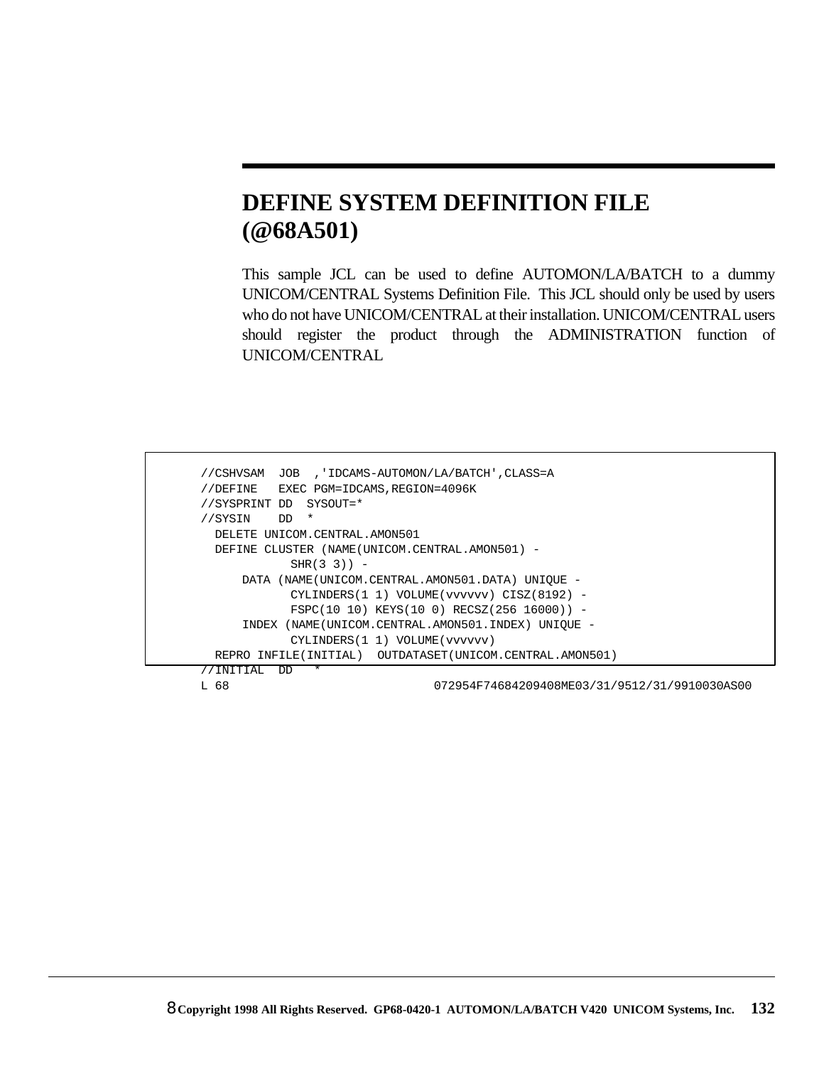# DEFINE SYSTEM DEFINITION FILE (@68A501)

This sample JCL can be used to define AUTOMON/LA/BATCH to a dummy UNICOM/CENTRAL Systems Definition File. This JCL should only be used by users who do not have UNICOM/CENTRAL at their installation. UNICOM/CENTRAL users should register the product through the ADMINISTRATION function of UNICOM/CENTRAL

```
//CSHVSAM  JOB  ,'IDCAMS-AUTOMON/LA/BATCH',CLASS=A
//DEFINE   EXEC PGM=IDCAMS,REGION=4096K
//SYSPRINT DD  SYSOUT=*
//SYSIN    DD  *
  DELETE UNICOM.CENTRAL.AMON501
  DEFINE CLUSTER (NAME(UNICOM.CENTRAL.AMON501) -
           SHR(3 3)) -
      DATA (NAME(UNICOM.CENTRAL.AMON501.DATA) UNIQUE -
           CYLINDERS(1 1) VOLUME(vvvvvv) CISZ(8192) -
           FSPC(10 10) KEYS(10 0) RECSZ(256 16000)) -
      INDEX (NAME(UNICOM.CENTRAL.AMON501.INDEX) UNIQUE -
           CYLINDERS(1 1) VOLUME(vvvvvv)
  REPRO INFILE(INITIAL)  OUTDATASET(UNICOM.CENTRAL.AMON501)
//INITIAL  DD   *
L 68                         072954F74684209408ME03/31/9512/31/9910030AS00
```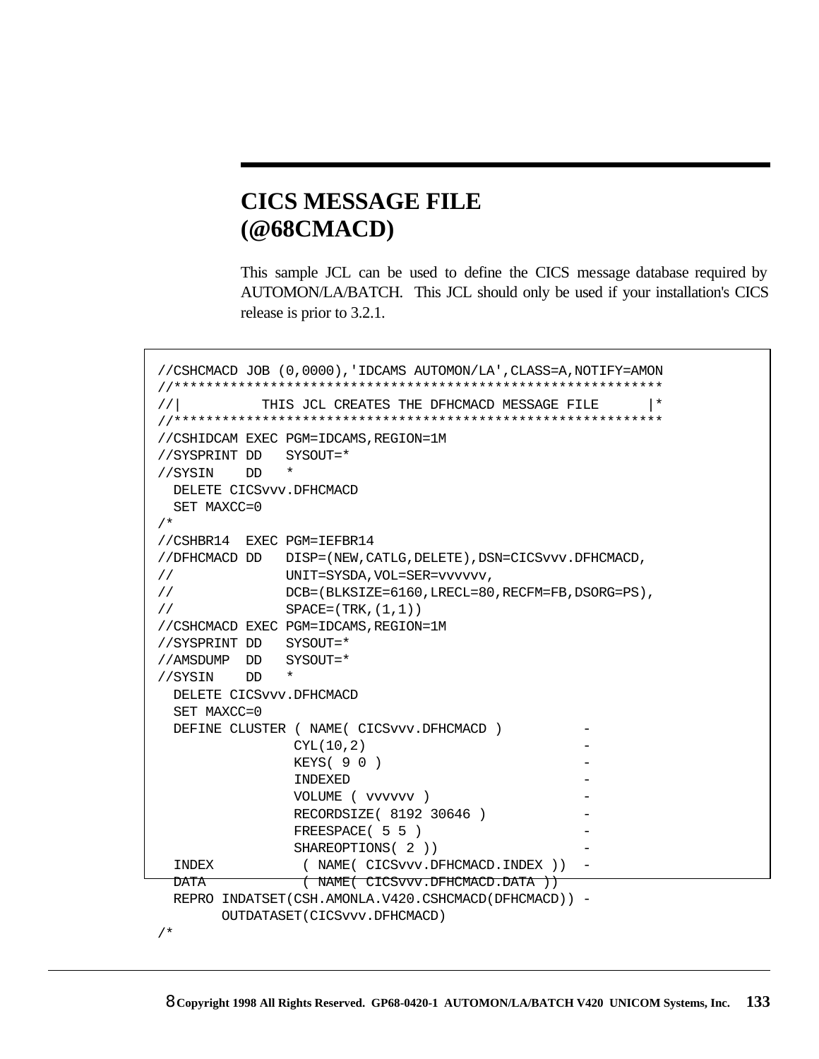# CICS MESSAGE FILE (@68CMACD)

This sample JCL can be used to define the CICS message database required by AUTOMON/LA/BATCH. This JCL should only be used if your installation's CICS release is prior to 3.2.1.

```
//CSHCMACD JOB (0,0000),'IDCAMS AUTOMON/LA',CLASS=A,NOTIFY=AMON
//************************************************************
//|          THIS JCL CREATES THE DFHCMACD MESSAGE FILE      |*
//************************************************************
//CSHIDCAM EXEC PGM=IDCAMS,REGION=1M
//SYSPRINT DD   SYSOUT=*
//SYSIN    DD   *
  DELETE CICSvvv.DFHCMACD
  SET MAXCC=0
/*
//CSHBR14  EXEC PGM=IEFBR14
//DFHCMACD DD   DISP=(NEW,CATLG,DELETE),DSN=CICSvvv.DFHCMACD,
//              UNIT=SYSDA,VOL=SER=vvvvvv,
//              DCB=(BLKSIZE=6160,LRECL=80,RECFM=FB,DSORG=PS),
//              SPACE=(TRK,(1,1))
//CSHCMACD EXEC PGM=IDCAMS,REGION=1M
//SYSPRINT DD   SYSOUT=*
//AMSDUMP  DD   SYSOUT=*
//SYSIN    DD   *
  DELETE CICSvvv.DFHCMACD
  SET MAXCC=0
  DEFINE CLUSTER ( NAME( CICSvvv.DFHCMACD )          -
                 CYL(10,2)                           -
                 KEYS( 9 0 )                         -
                 INDEXED                             -
                 VOLUME ( vvvvvv )                   -
                 RECORDSIZE( 8192 30646 )            -
                 FREESPACE( 5 5 )                    -
                 SHAREOPTIONS( 2 ))                  -
  INDEX           ( NAME( CICSvvv.DFHCMACD.INDEX ))  -
  DATA            ( NAME( CICSvvv.DFHCMACD.DATA ))
  REPRO INDATSET(CSH.AMONLA.V420.CSHCMACD(DFHCMACD)) -
        OUTDATASET(CICSvvv.DFHCMACD)
/*
```

8Copyright 1998 All Rights Reserved. GP68-0420-1 AUTOMON/LA/BATCH V420 UNICOM Systems, Inc.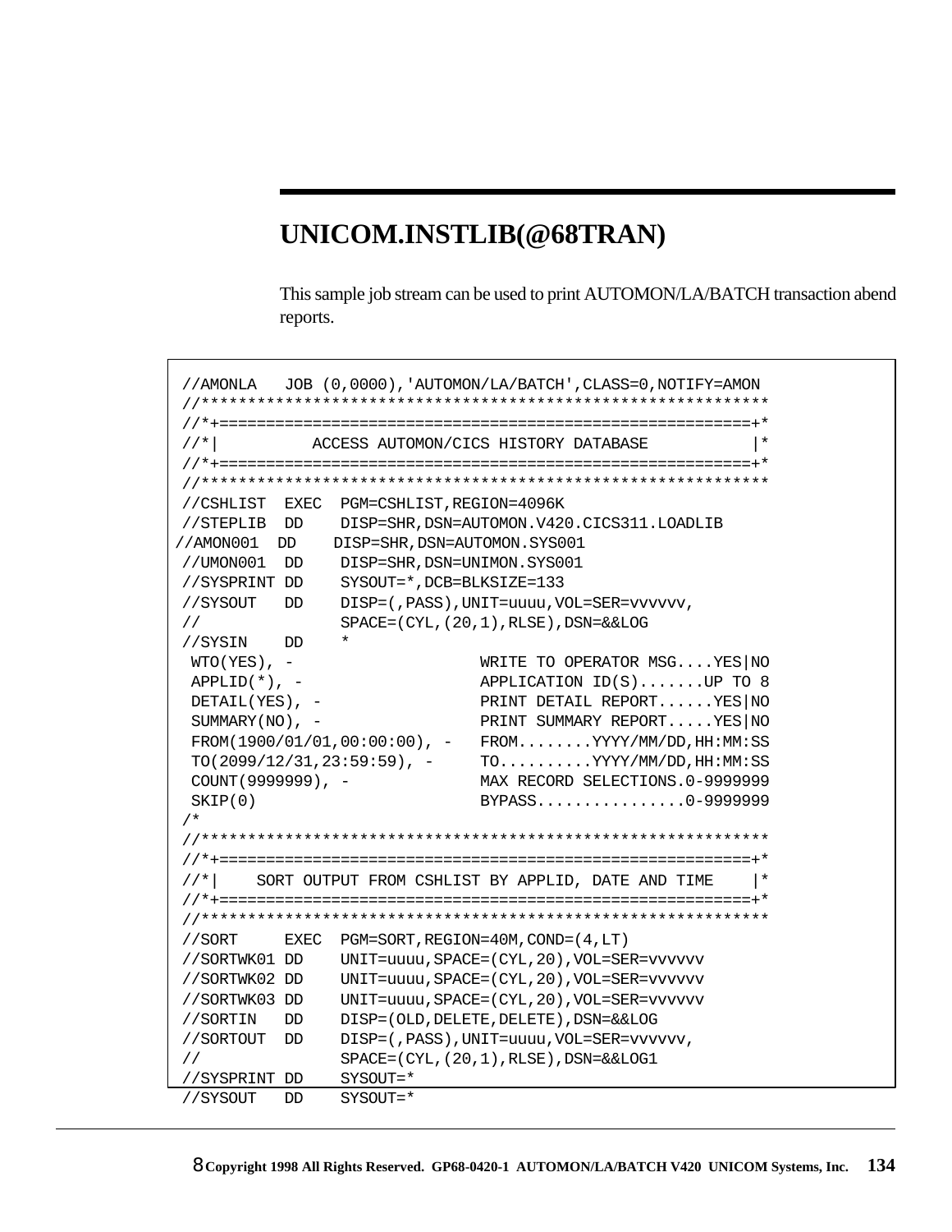# UNICOM.INSTLIB(@68TRAN)

This sample job stream can be used to print AUTOMON/LA/BATCH transaction abend reports.

```
//AMONLA   JOB (0,0000),'AUTOMON/LA/BATCH',CLASS=0,NOTIFY=AMON
//*************************************************************
//*+=========================================================+*
//*|          ACCESS AUTOMON/CICS HISTORY DATABASE           |*
//*+=========================================================+*
//*************************************************************
//CSHLIST  EXEC  PGM=CSHLIST,REGION=4096K
//STEPLIB  DD    DISP=SHR,DSN=AUTOMON.V420.CICS311.LOADLIB
//AMON001  DD    DISP=SHR,DSN=AUTOMON.SYS001
//UMON001  DD    DISP=SHR,DSN=UNIMON.SYS001
//SYSPRINT DD    SYSOUT=*,DCB=BLKSIZE=133
//SYSOUT   DD    DISP=(,PASS),UNIT=uuuu,VOL=SER=vvvvvv,
//               SPACE=(CYL,(20,1),RLSE),DSN=&&LOG
//SYSIN    DD    *
 WTO(YES), -                   WRITE TO OPERATOR MSG....YES|NO
 APPLID(*), -                  APPLICATION ID(S).......UP TO 8
 DETAIL(YES), -                PRINT DETAIL REPORT......YES|NO
 SUMMARY(NO), -                PRINT SUMMARY REPORT.....YES|NO
 FROM(1900/01/01,00:00:00), -  FROM........YYYY/MM/DD,HH:MM:SS
 TO(2099/12/31,23:59:59), -    TO..........YYYY/MM/DD,HH:MM:SS
 COUNT(9999999), -             MAX RECORD SELECTIONS.0-9999999
 SKIP(0)                       BYPASS................0-9999999
/*
//*************************************************************
//*+=========================================================+*
//*|    SORT OUTPUT FROM CSHLIST BY APPLID, DATE AND TIME    |*
//*+=========================================================+*
//*************************************************************
//SORT     EXEC  PGM=SORT,REGION=40M,COND=(4,LT)
//SORTWK01 DD    UNIT=uuuu,SPACE=(CYL,20),VOL=SER=vvvvvv
//SORTWK02 DD    UNIT=uuuu,SPACE=(CYL,20),VOL=SER=vvvvvv
//SORTWK03 DD    UNIT=uuuu,SPACE=(CYL,20),VOL=SER=vvvvvv
//SORTIN   DD    DISP=(OLD,DELETE,DELETE),DSN=&&LOG
//SORTOUT  DD    DISP=(,PASS),UNIT=uuuu,VOL=SER=vvvvvv,
//               SPACE=(CYL,(20,1),RLSE),DSN=&&LOG1
//SYSPRINT DD    SYSOUT=*
//SYSOUT   DD    SYSOUT=*
```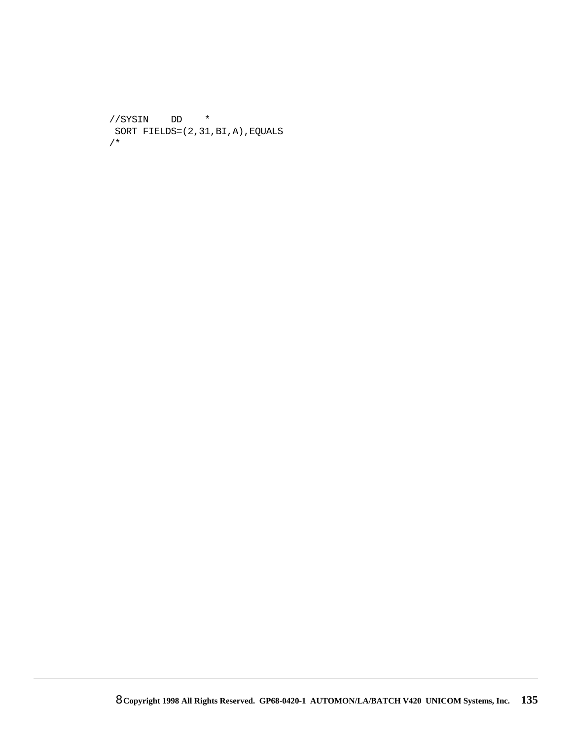```
//SYSIN    DD    *
 SORT FIELDS=(2,31,BI,A),EQUALS
/*
```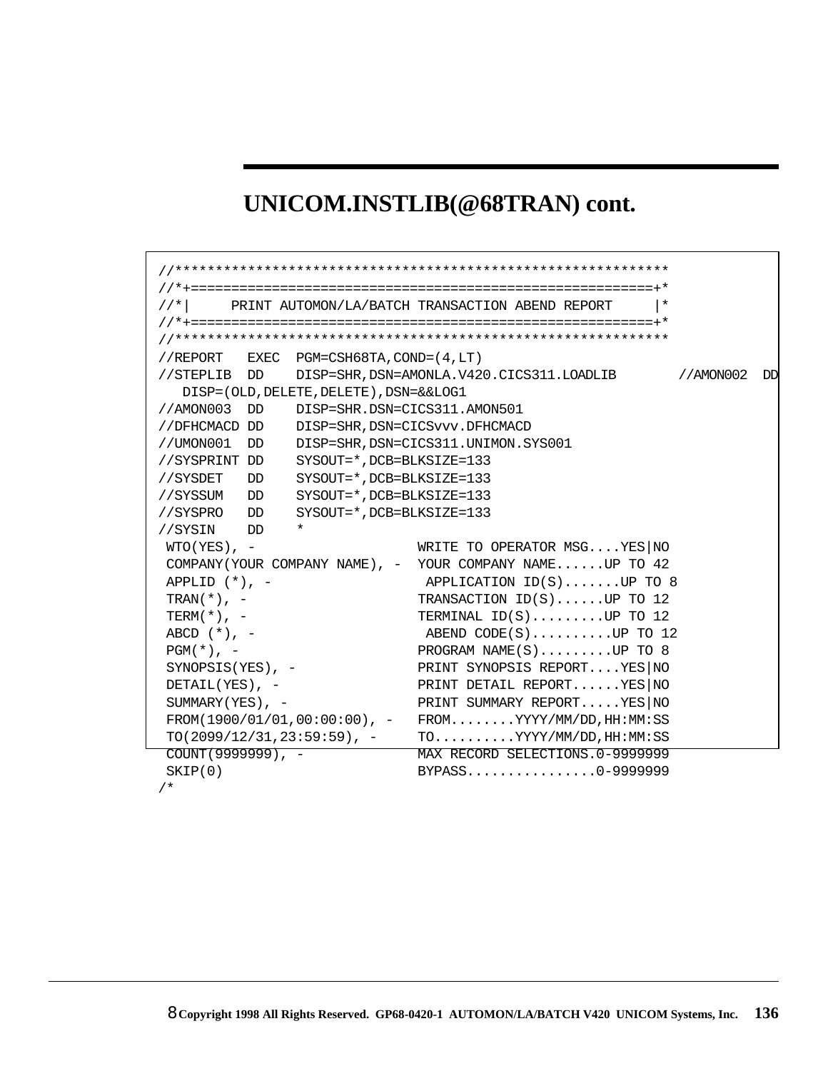## UNICOM.INSTLIB(@68TRAN) cont.

```
//***************************************************************
//*+=========================================================+*
//*|     PRINT AUTOMON/LA/BATCH TRANSACTION ABEND REPORT     |*
//*+=========================================================+*
//***************************************************************
//REPORT   EXEC  PGM=CSH68TA,COND=(4,LT)
//STEPLIB  DD    DISP=SHR,DSN=AMONLA.V420.CICS311.LOADLIB       //AMON002  DD
   DISP=(OLD,DELETE,DELETE),DSN=&&LOG1
//AMON003  DD    DISP=SHR.DSN=CICS311.AMON501
//DFHCMACD DD    DISP=SHR,DSN=CICSvvv.DFHCMACD
//UMON001  DD    DISP=SHR,DSN=CICS311.UNIMON.SYS001
//SYSPRINT DD    SYSOUT=*,DCB=BLKSIZE=133
//SYSDET   DD    SYSOUT=*,DCB=BLKSIZE=133
//SYSSUM   DD    SYSOUT=*,DCB=BLKSIZE=133
//SYSPRO   DD    SYSOUT=*,DCB=BLKSIZE=133
//SYSIN    DD    *
 WTO(YES), -                    WRITE TO OPERATOR MSG....YES|NO
 COMPANY(YOUR COMPANY NAME), -  YOUR COMPANY NAME......UP TO 42
 APPLID (*), -                   APPLICATION ID(S).......UP TO 8
 TRAN(*), -                     TRANSACTION ID(S)......UP TO 12
 TERM(*), -                     TERMINAL ID(S).........UP TO 12
 ABCD (*), -                     ABEND CODE(S)..........UP TO 12
 PGM(*), -                      PROGRAM NAME(S).........UP TO 8
 SYNOPSIS(YES), -               PRINT SYNOPSIS REPORT....YES|NO
 DETAIL(YES), -                 PRINT DETAIL REPORT......YES|NO
 SUMMARY(YES), -                PRINT SUMMARY REPORT.....YES|NO
 FROM(1900/01/01,00:00:00), -   FROM........YYYY/MM/DD,HH:MM:SS
 TO(2099/12/31,23:59:59), -     TO..........YYYY/MM/DD,HH:MM:SS
 COUNT(9999999), -              MAX RECORD SELECTIONS.0-9999999
 SKIP(0)                        BYPASS................0-9999999
/*
```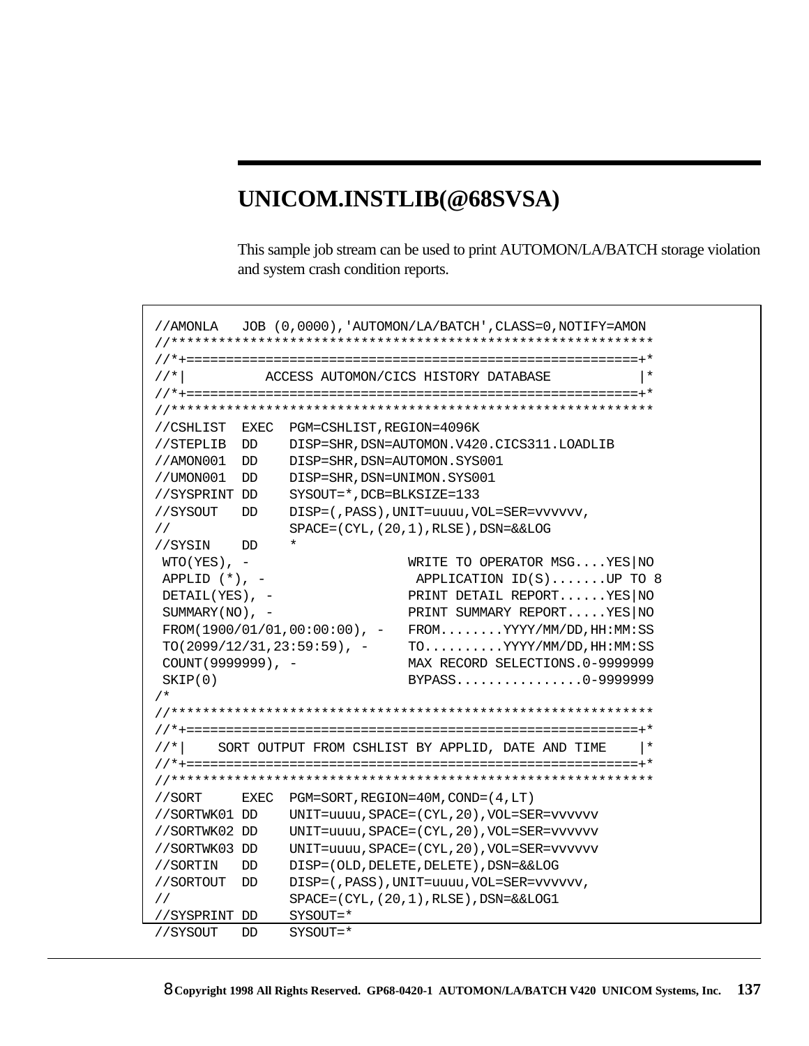## UNICOM.INSTLIB(@68SVSA)

This sample job stream can be used to print AUTOMON/LA/BATCH storage violation and system crash condition reports.

```
//AMONLA   JOB (0,0000),'AUTOMON/LA/BATCH',CLASS=0,NOTIFY=AMON
//**************************************************************
//*+==========================================================+*
//*|          ACCESS AUTOMON/CICS HISTORY DATABASE            |*
//*+==========================================================+*
//**************************************************************
//CSHLIST  EXEC  PGM=CSHLIST,REGION=4096K
//STEPLIB  DD    DISP=SHR,DSN=AUTOMON.V420.CICS311.LOADLIB
//AMON001  DD    DISP=SHR,DSN=AUTOMON.SYS001
//UMON001  DD    DISP=SHR,DSN=UNIMON.SYS001
//SYSPRINT DD    SYSOUT=*,DCB=BLKSIZE=133
//SYSOUT   DD    DISP=(,PASS),UNIT=uuuu,VOL=SER=vvvvvv,
//               SPACE=(CYL,(20,1),RLSE),DSN=&&LOG
//SYSIN    DD    *
 WTO(YES), -                   WRITE TO OPERATOR MSG....YES|NO
 APPLID (*), -                  APPLICATION ID(S).......UP TO 8
 DETAIL(YES), -                PRINT DETAIL REPORT......YES|NO
 SUMMARY(NO), -                PRINT SUMMARY REPORT.....YES|NO
 FROM(1900/01/01,00:00:00), -   FROM........YYYY/MM/DD,HH:MM:SS
 TO(2099/12/31,23:59:59), -     TO..........YYYY/MM/DD,HH:MM:SS
 COUNT(9999999), -             MAX RECORD SELECTIONS.0-9999999
 SKIP(0)                       BYPASS................0-9999999
/*
//**************************************************************
//*+==========================================================+*
//*|    SORT OUTPUT FROM CSHLIST BY APPLID, DATE AND TIME    |*
//*+==========================================================+*
//**************************************************************
//SORT     EXEC  PGM=SORT,REGION=40M,COND=(4,LT)
//SORTWK01 DD    UNIT=uuuu,SPACE=(CYL,20),VOL=SER=vvvvvv
//SORTWK02 DD    UNIT=uuuu,SPACE=(CYL,20),VOL=SER=vvvvvv
//SORTWK03 DD    UNIT=uuuu,SPACE=(CYL,20),VOL=SER=vvvvvv
//SORTIN   DD    DISP=(OLD,DELETE,DELETE),DSN=&&LOG
//SORTOUT  DD    DISP=(,PASS),UNIT=uuuu,VOL=SER=vvvvvv,
//               SPACE=(CYL,(20,1),RLSE),DSN=&&LOG1
//SYSPRINT DD    SYSOUT=*
//SYSOUT   DD    SYSOUT=*
```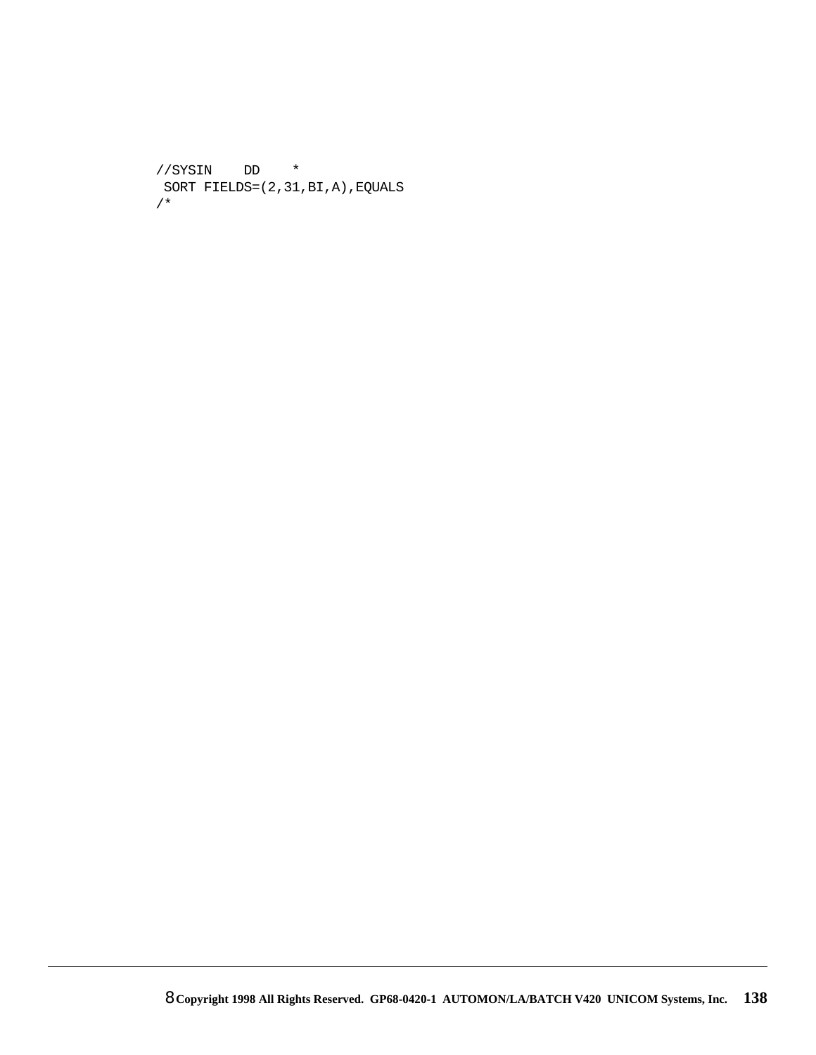```
//SYSIN    DD    *
 SORT FIELDS=(2,31,BI,A),EQUALS
/*
```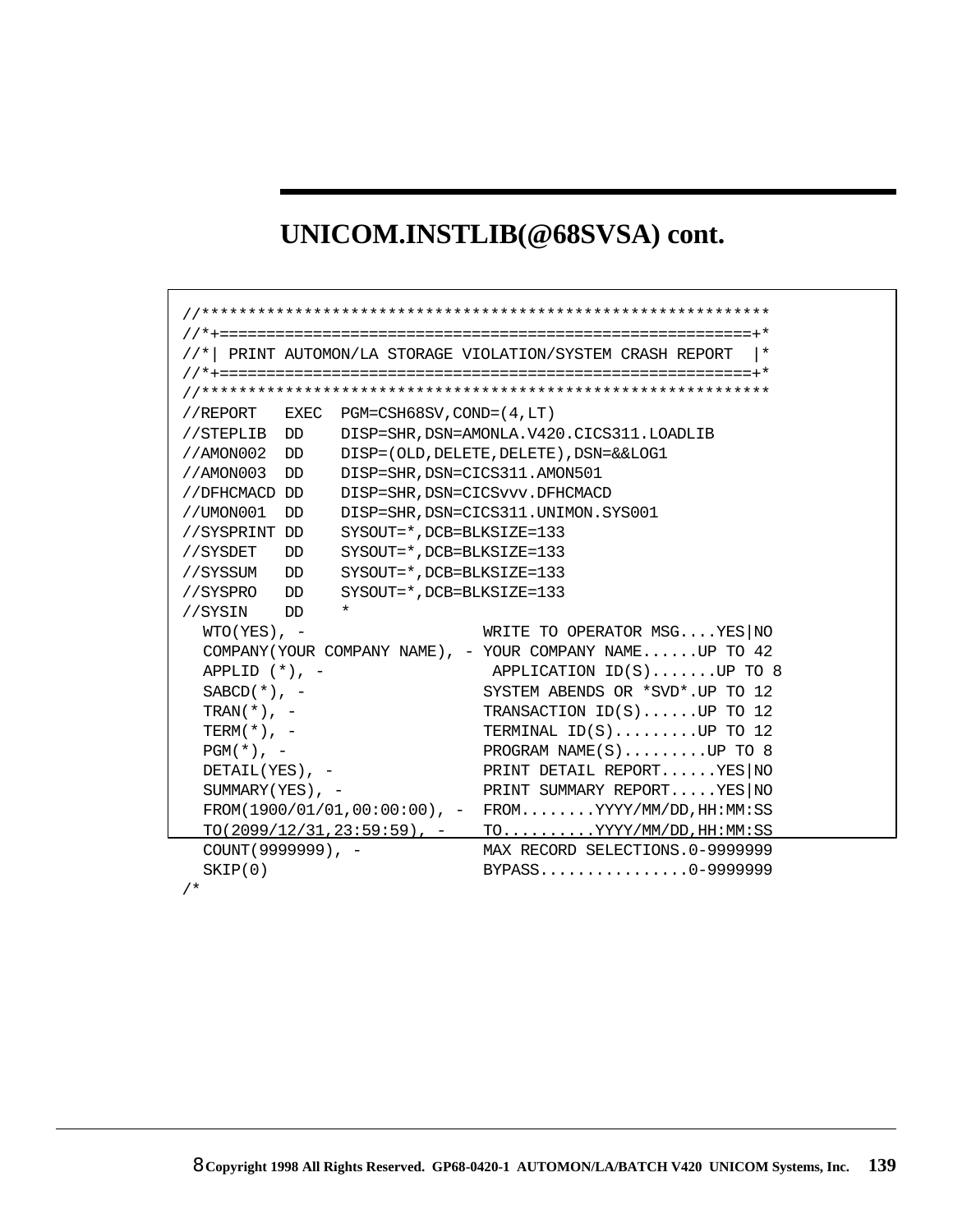## UNICOM.INSTLIB(@68SVSA) cont.

```
//**************************************************************
//*+========================================================+*
//*| PRINT AUTOMON/LA STORAGE VIOLATION/SYSTEM CRASH REPORT  |*
//*+========================================================+*
//**************************************************************
//REPORT   EXEC  PGM=CSH68SV,COND=(4,LT)
//STEPLIB  DD    DISP=SHR,DSN=AMONLA.V420.CICS311.LOADLIB
//AMON002  DD    DISP=(OLD,DELETE,DELETE),DSN=&&LOG1
//AMON003  DD    DISP=SHR,DSN=CICS311.AMON501
//DFHCMACD DD    DISP=SHR,DSN=CICSvvv.DFHCMACD
//UMON001  DD    DISP=SHR,DSN=CICS311.UNIMON.SYS001
//SYSPRINT DD    SYSOUT=*,DCB=BLKSIZE=133
//SYSDET   DD    SYSOUT=*,DCB=BLKSIZE=133
//SYSSUM   DD    SYSOUT=*,DCB=BLKSIZE=133
//SYSPRO   DD    SYSOUT=*,DCB=BLKSIZE=133
//SYSIN    DD    *
  WTO(YES), -                  WRITE TO OPERATOR MSG....YES|NO
  COMPANY(YOUR COMPANY NAME), - YOUR COMPANY NAME......UP TO 42
  APPLID (*), -                 APPLICATION ID(S).......UP TO 8
  SABCD(*), -                  SYSTEM ABENDS OR *SVD*.UP TO 12
  TRAN(*), -                   TRANSACTION ID(S)......UP TO 12
  TERM(*), -                   TERMINAL ID(S).........UP TO 12
  PGM(*), -                    PROGRAM NAME(S).........UP TO 8
  DETAIL(YES), -               PRINT DETAIL REPORT......YES|NO
  SUMMARY(YES), -              PRINT SUMMARY REPORT.....YES|NO
  FROM(1900/01/01,00:00:00), -  FROM........YYYY/MM/DD,HH:MM:SS
  TO(2099/12/31,23:59:59), -    TO..........YYYY/MM/DD,HH:MM:SS
  COUNT(9999999), -            MAX RECORD SELECTIONS.0-9999999
  SKIP(0)                      BYPASS................0-9999999
/*
```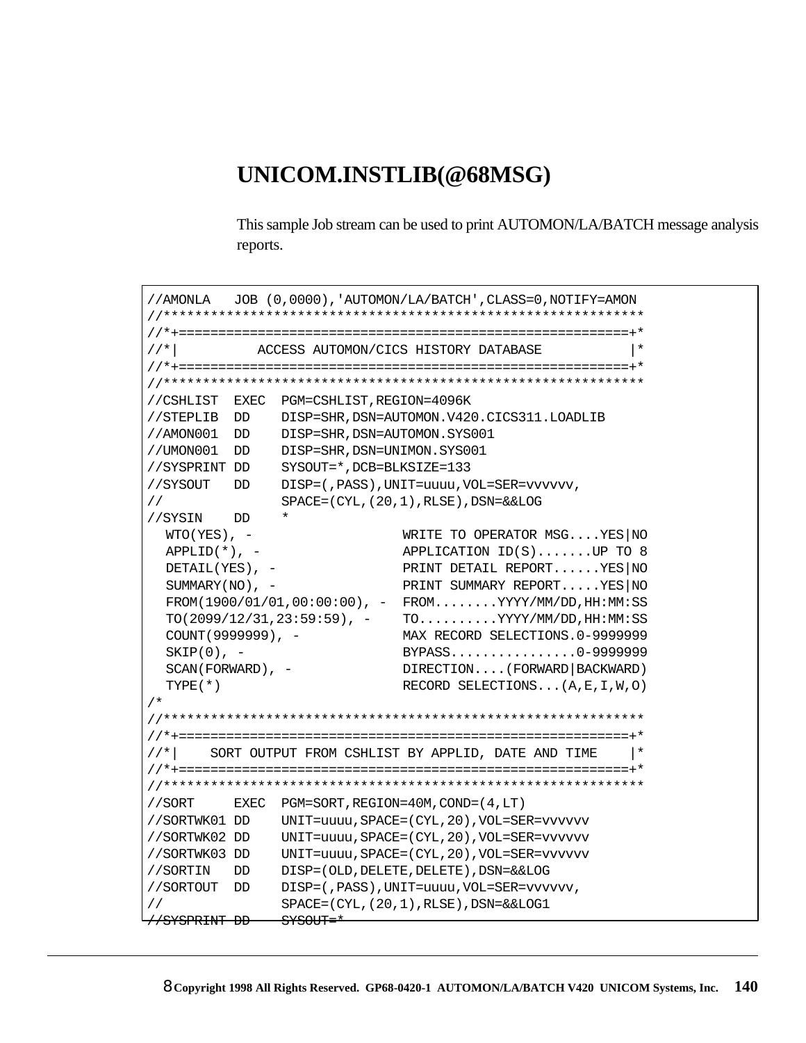## UNICOM.INSTLIB(@68MSG)

This sample Job stream can be used to print AUTOMON/LA/BATCH message analysis reports.

```
//AMONLA   JOB (0,0000),'AUTOMON/LA/BATCH',CLASS=0,NOTIFY=AMON
//*************************************************************
//*+=========================================================+*
//*|          ACCESS AUTOMON/CICS HISTORY DATABASE           |*
//*+=========================================================+*
//*************************************************************
//CSHLIST  EXEC  PGM=CSHLIST,REGION=4096K
//STEPLIB  DD    DISP=SHR,DSN=AUTOMON.V420.CICS311.LOADLIB
//AMON001  DD    DISP=SHR,DSN=AUTOMON.SYS001
//UMON001  DD    DISP=SHR,DSN=UNIMON.SYS001
//SYSPRINT DD    SYSOUT=*,DCB=BLKSIZE=133
//SYSOUT   DD    DISP=(,PASS),UNIT=uuuu,VOL=SER=vvvvvv,
//               SPACE=(CYL,(20,1),RLSE),DSN=&&LOG
//SYSIN    DD    *
  WTO(YES), -                   WRITE TO OPERATOR MSG....YES|NO
  APPLID(*), -                  APPLICATION ID(S).......UP TO 8
  DETAIL(YES), -                PRINT DETAIL REPORT......YES|NO
  SUMMARY(NO), -                PRINT SUMMARY REPORT.....YES|NO
  FROM(1900/01/01,00:00:00), -  FROM........YYYY/MM/DD,HH:MM:SS
  TO(2099/12/31,23:59:59), -    TO..........YYYY/MM/DD,HH:MM:SS
  COUNT(9999999), -             MAX RECORD SELECTIONS.0-9999999
  SKIP(0), -                    BYPASS................0-9999999
  SCAN(FORWARD), -              DIRECTION....(FORWARD|BACKWARD)
  TYPE(*)                       RECORD SELECTIONS...(A,E,I,W,O)
/*
//*************************************************************
//*+=========================================================+*
//*|    SORT OUTPUT FROM CSHLIST BY APPLID, DATE AND TIME    |*
//*+=========================================================+*
//*************************************************************
//SORT     EXEC  PGM=SORT,REGION=40M,COND=(4,LT)
//SORTWK01 DD    UNIT=uuuu,SPACE=(CYL,20),VOL=SER=vvvvvv
//SORTWK02 DD    UNIT=uuuu,SPACE=(CYL,20),VOL=SER=vvvvvv
//SORTWK03 DD    UNIT=uuuu,SPACE=(CYL,20),VOL=SER=vvvvvv
//SORTIN   DD    DISP=(OLD,DELETE,DELETE),DSN=&&LOG
//SORTOUT  DD    DISP=(,PASS),UNIT=uuuu,VOL=SER=vvvvvv,
//               SPACE=(CYL,(20,1),RLSE),DSN=&&LOG1
//SYSPRINT DD    SYSOUT=*
```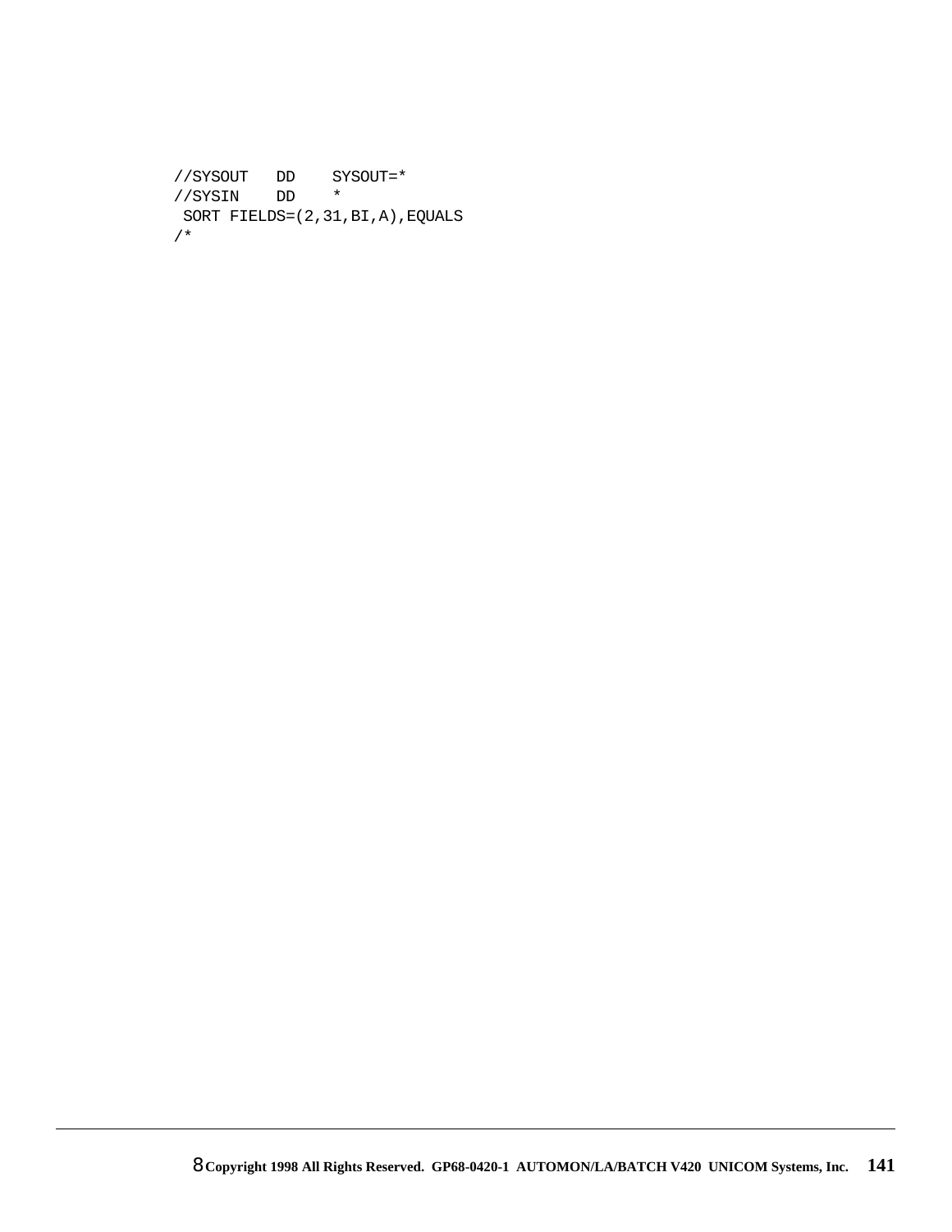```
//SYSOUT   DD    SYSOUT=*
//SYSIN    DD    *
 SORT FIELDS=(2,31,BI,A),EQUALS
/*
```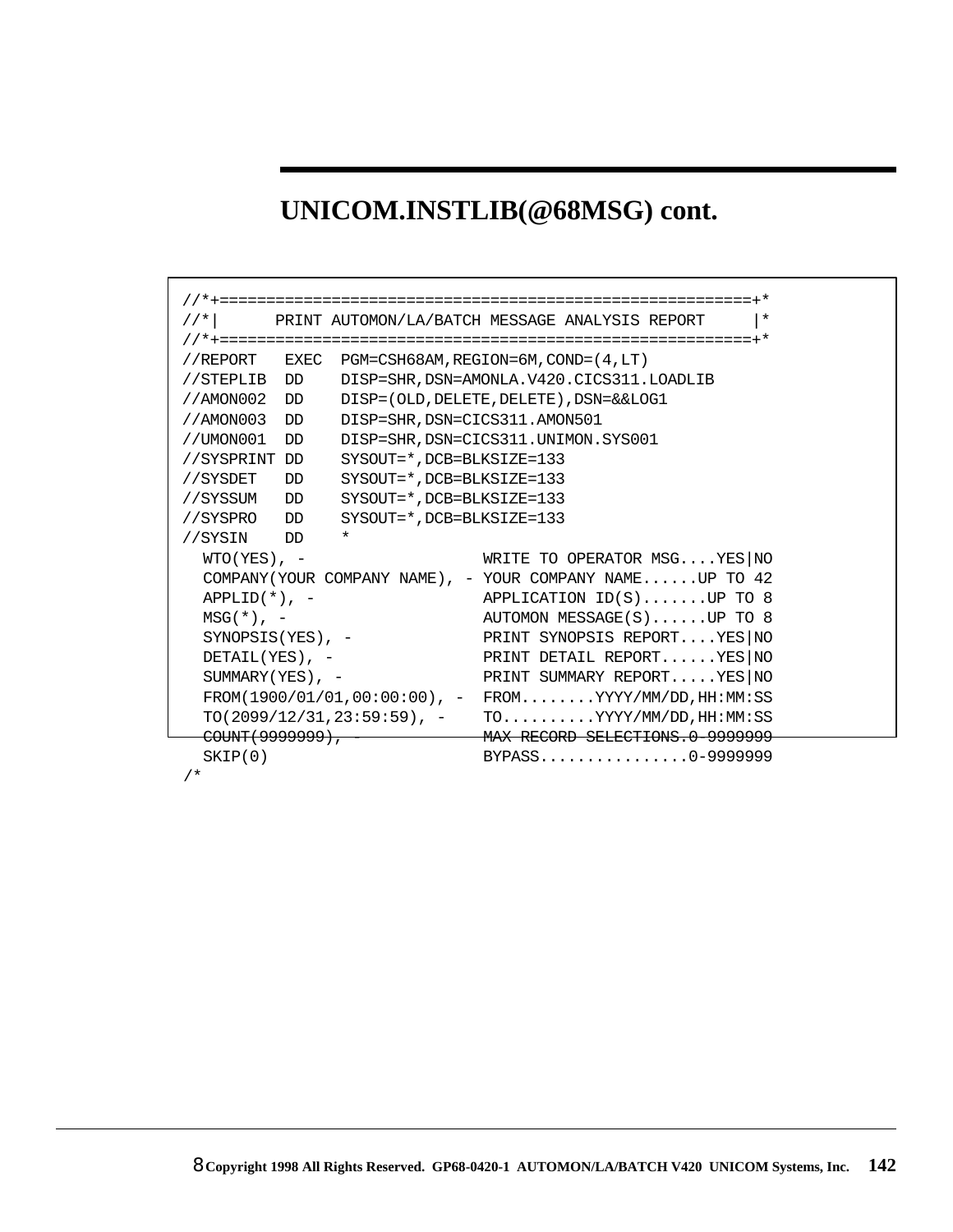## UNICOM.INSTLIB(@68MSG) cont.

```
//*+=========================================================+*
//*|      PRINT AUTOMON/LA/BATCH MESSAGE ANALYSIS REPORT     |*
//*+=========================================================+*
//REPORT   EXEC  PGM=CSH68AM,REGION=6M,COND=(4,LT)
//STEPLIB  DD    DISP=SHR,DSN=AMONLA.V420.CICS311.LOADLIB
//AMON002  DD    DISP=(OLD,DELETE,DELETE),DSN=&&LOG1
//AMON003  DD    DISP=SHR,DSN=CICS311.AMON501
//UMON001  DD    DISP=SHR,DSN=CICS311.UNIMON.SYS001
//SYSPRINT DD    SYSOUT=*,DCB=BLKSIZE=133
//SYSDET   DD    SYSOUT=*,DCB=BLKSIZE=133
//SYSSUM   DD    SYSOUT=*,DCB=BLKSIZE=133
//SYSPRO   DD    SYSOUT=*,DCB=BLKSIZE=133
//SYSIN    DD    *
  WTO(YES), -                  WRITE TO OPERATOR MSG....YES|NO
  COMPANY(YOUR COMPANY NAME), - YOUR COMPANY NAME......UP TO 42
  APPLID(*), -                 APPLICATION ID(S).......UP TO 8
  MSG(*), -                    AUTOMON MESSAGE(S)......UP TO 8
  SYNOPSIS(YES), -             PRINT SYNOPSIS REPORT....YES|NO
  DETAIL(YES), -               PRINT DETAIL REPORT......YES|NO
  SUMMARY(YES), -              PRINT SUMMARY REPORT.....YES|NO
  FROM(1900/01/01,00:00:00), -  FROM........YYYY/MM/DD,HH:MM:SS
  TO(2099/12/31,23:59:59), -    TO..........YYYY/MM/DD,HH:MM:SS
  COUNT(9999999), -            MAX RECORD SELECTIONS.0-9999999
  SKIP(0)                      BYPASS................0-9999999
/*
```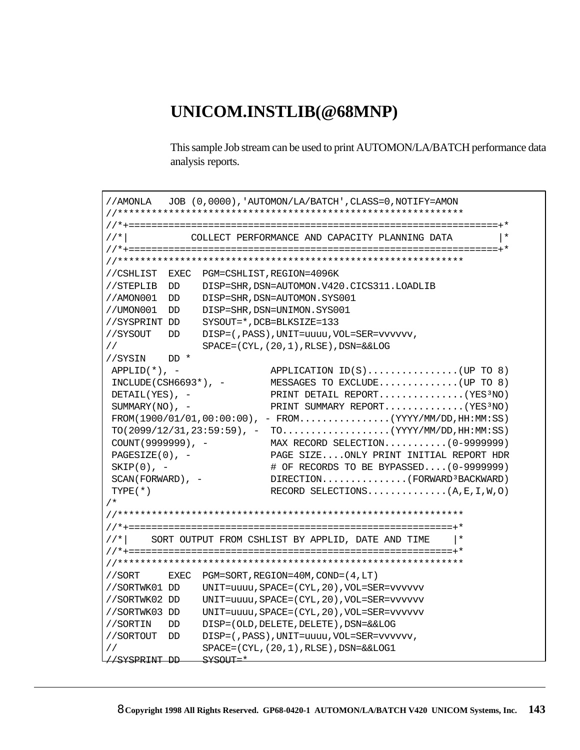# UNICOM.INSTLIB(@68MNP)

This sample Job stream can be used to print AUTOMON/LA/BATCH performance data analysis reports.

```
//AMONLA   JOB (0,0000),'AUTOMON/LA/BATCH',CLASS=0,NOTIFY=AMON
//*************************************************************
//*+==============================================================+*
//*|           COLLECT PERFORMANCE AND CAPACITY PLANNING DATA        |*
//*+==============================================================+*
//*************************************************************
//CSHLIST  EXEC  PGM=CSHLIST,REGION=4096K
//STEPLIB  DD    DISP=SHR,DSN=AUTOMON.V420.CICS311.LOADLIB
//AMON001  DD    DISP=SHR,DSN=AUTOMON.SYS001
//UMON001  DD    DISP=SHR,DSN=UNIMON.SYS001
//SYSPRINT DD    SYSOUT=*,DCB=BLKSIZE=133
//SYSOUT   DD    DISP=(,PASS),UNIT=uuuu,VOL=SER=vvvvvv,
//               SPACE=(CYL,(20,1),RLSE),DSN=&&LOG
//SYSIN    DD *
 APPLID(*), -                 APPLICATION ID(S)................(UP TO 8)
 INCLUDE(CSH6693*), -         MESSAGES TO EXCLUDE..............(UP TO 8)
 DETAIL(YES), -               PRINT DETAIL REPORT...............(YES³NO)
 SUMMARY(NO), -               PRINT SUMMARY REPORT..............(YES³NO)
 FROM(1900/01/01,00:00:00), - FROM................(YYYY/MM/DD,HH:MM:SS)
 TO(2099/12/31,23:59:59), -  TO...................(YYYY/MM/DD,HH:MM:SS)
 COUNT(9999999), -            MAX RECORD SELECTION...........(0-9999999)
 PAGESIZE(0), -               PAGE SIZE....ONLY PRINT INITIAL REPORT HDR
 SKIP(0), -                   # OF RECORDS TO BE BYPASSED....(0-9999999)
 SCAN(FORWARD), -             DIRECTION...............(FORWARD³BACKWARD)
 TYPE(*)                      RECORD SELECTIONS..............(A,E,I,W,O)
/*
//*************************************************************
//*+=========================================================+*
//*|    SORT OUTPUT FROM CSHLIST BY APPLID, DATE AND TIME    |*
//*+=========================================================+*
//*************************************************************
//SORT     EXEC  PGM=SORT,REGION=40M,COND=(4,LT)
//SORTWK01 DD    UNIT=uuuu,SPACE=(CYL,20),VOL=SER=vvvvvv
//SORTWK02 DD    UNIT=uuuu,SPACE=(CYL,20),VOL=SER=vvvvvv
//SORTWK03 DD    UNIT=uuuu,SPACE=(CYL,20),VOL=SER=vvvvvv
//SORTIN   DD    DISP=(OLD,DELETE,DELETE),DSN=&&LOG
//SORTOUT  DD    DISP=(,PASS),UNIT=uuuu,VOL=SER=vvvvvv,
//               SPACE=(CYL,(20,1),RLSE),DSN=&&LOG1
//SYSPRINT DD    SYSOUT=*
```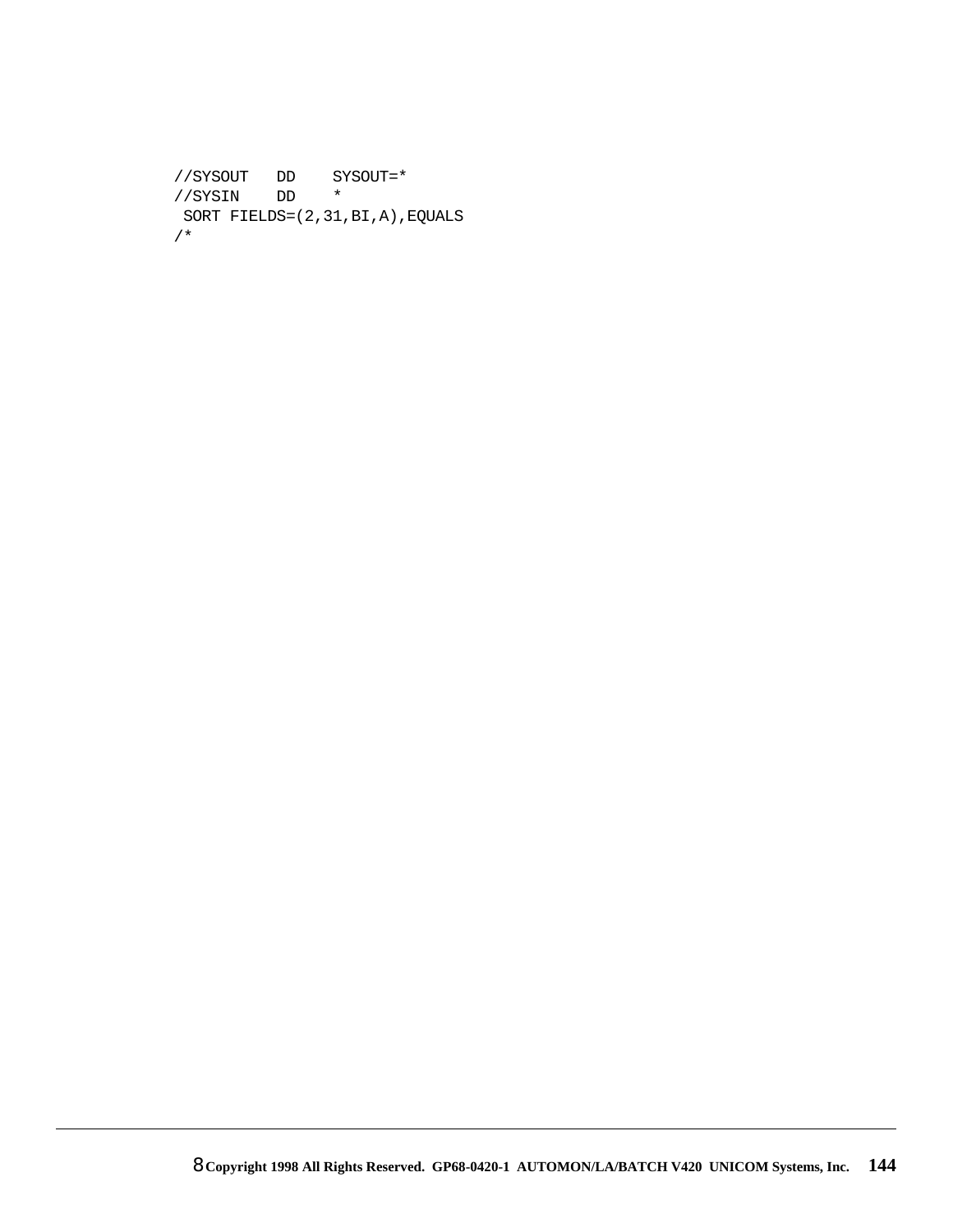```
//SYSOUT   DD    SYSOUT=*
//SYSIN    DD    *
 SORT FIELDS=(2,31,BI,A),EQUALS
/*
```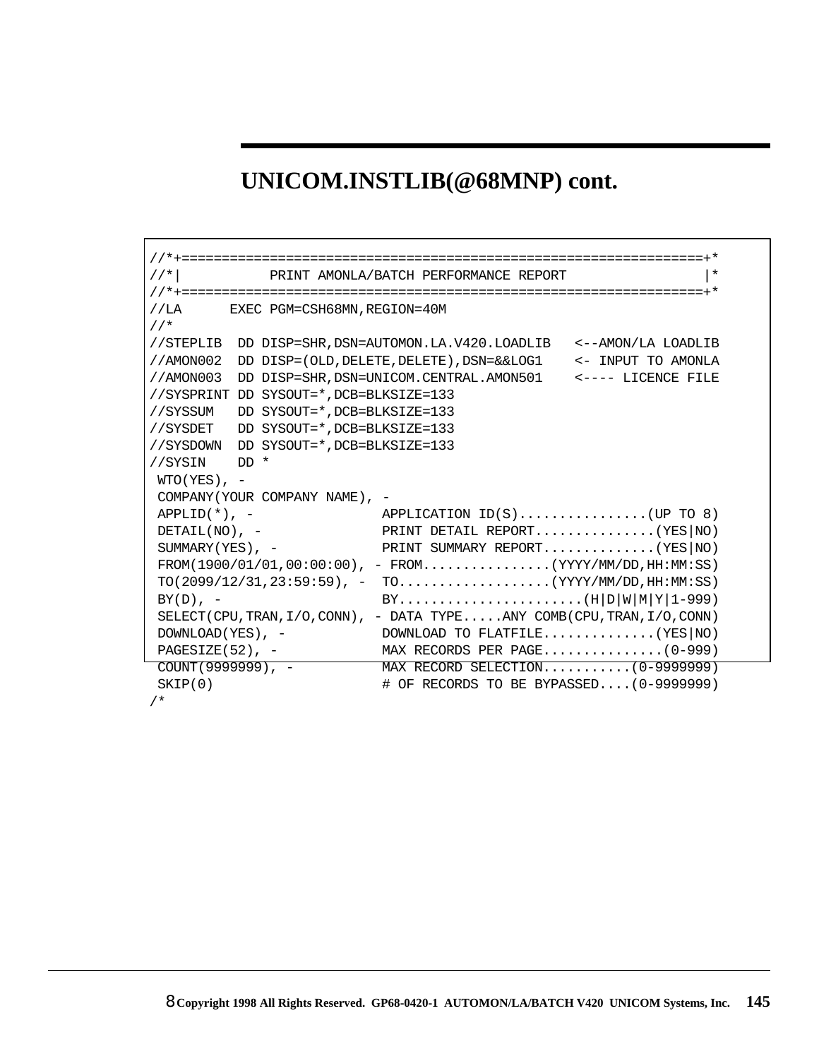## UNICOM.INSTLIB(@68MNP) cont.

```
//*+================================================================+*
//*|           PRINT AMONLA/BATCH PERFORMANCE REPORT                |*
//*+================================================================+*
//LA      EXEC PGM=CSH68MN,REGION=40M
//*
//STEPLIB  DD DISP=SHR,DSN=AUTOMON.LA.V420.LOADLIB   <--AMON/LA LOADLIB
//AMON002  DD DISP=(OLD,DELETE,DELETE),DSN=&&LOG1    <- INPUT TO AMONLA
//AMON003  DD DISP=SHR,DSN=UNICOM.CENTRAL.AMON501    <---- LICENCE FILE
//SYSPRINT DD SYSOUT=*,DCB=BLKSIZE=133
//SYSSUM   DD SYSOUT=*,DCB=BLKSIZE=133
//SYSDET   DD SYSOUT=*,DCB=BLKSIZE=133
//SYSDOWN  DD SYSOUT=*,DCB=BLKSIZE=133
//SYSIN    DD *
 WTO(YES), -
 COMPANY(YOUR COMPANY NAME), -
 APPLID(*), -                APPLICATION ID(S)................(UP TO 8)
 DETAIL(NO), -               PRINT DETAIL REPORT...............(YES|NO)
 SUMMARY(YES), -             PRINT SUMMARY REPORT..............(YES|NO)
 FROM(1900/01/01,00:00:00), - FROM................(YYYY/MM/DD,HH:MM:SS)
 TO(2099/12/31,23:59:59), -  TO...................(YYYY/MM/DD,HH:MM:SS)
 BY(D), -                    BY.......................(H|D|W|M|Y|1-999)
 SELECT(CPU,TRAN,I/O,CONN), - DATA TYPE.....ANY COMB(CPU,TRAN,I/O,CONN)
 DOWNLOAD(YES), -            DOWNLOAD TO FLATFILE..............(YES|NO)
 PAGESIZE(52), -             MAX RECORDS PER PAGE...............(0-999)
 COUNT(9999999), -           MAX RECORD SELECTION...........(0-9999999)
 SKIP(0)                     # OF RECORDS TO BE BYPASSED....(0-9999999)
/*
```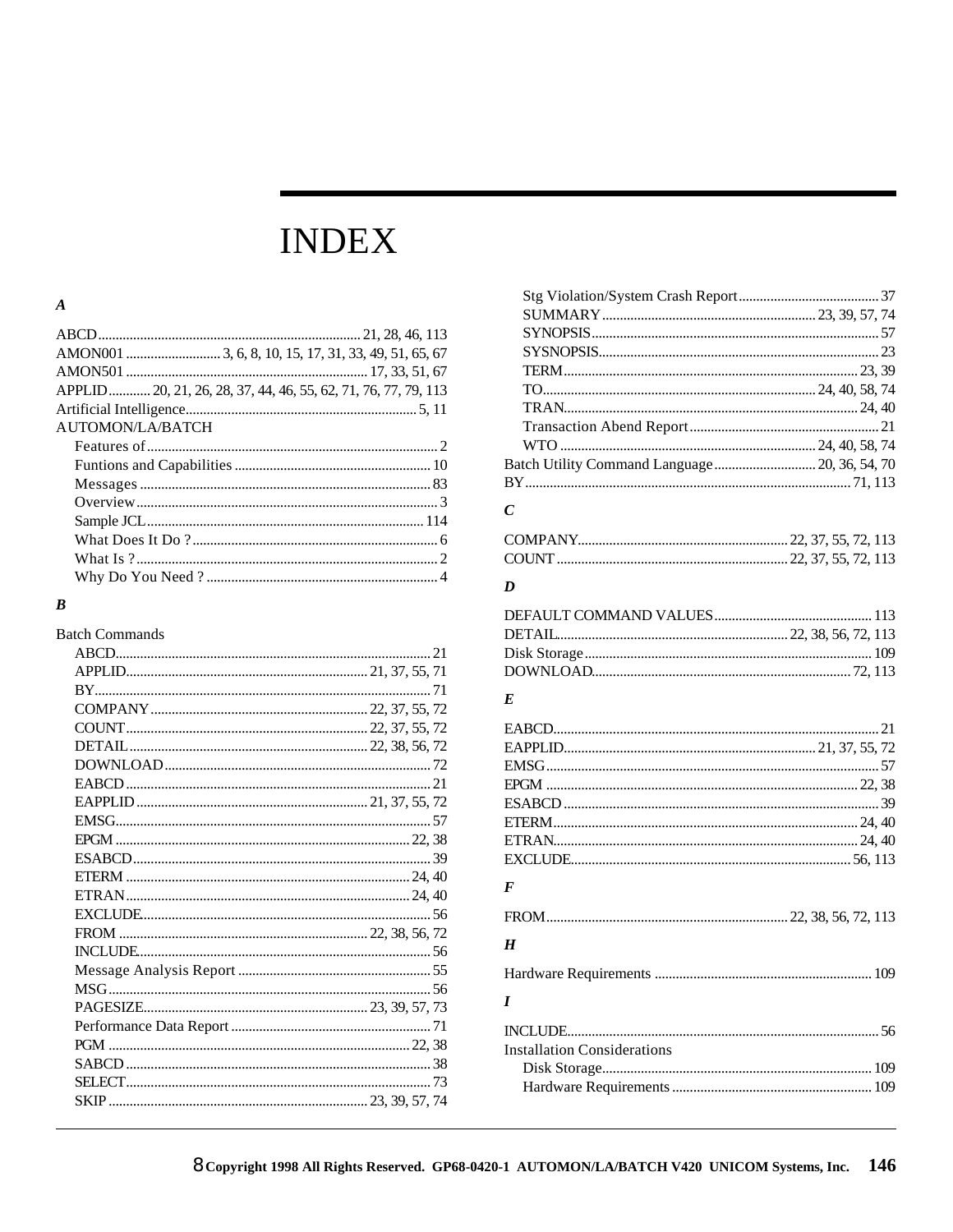# INDEX

### *A*

ABCD ... 21, 28, 46, 113
AMON001 ... 3, 6, 8, 10, 15, 17, 31, 33, 49, 51, 65, 67
AMON501 ... 17, 33, 51, 67
APPLID ... 20, 21, 26, 28, 37, 44, 46, 55, 62, 71, 76, 77, 79, 113
Artificial Intelligence ... 5, 11
AUTOMON/LA/BATCH
- Features of ... 2
- Funtions and Capabilities ... 10
- Messages ... 83
- Overview ... 3
- Sample JCL ... 114
- What Does It Do ? ... 6
- What Is ? ... 2
- Why Do You Need ? ... 4

### *B*

Batch Commands
- ABCD ... 21
- APPLID ... 21, 37, 55, 71
- BY ... 71
- COMPANY ... 22, 37, 55, 72
- COUNT ... 22, 37, 55, 72
- DETAIL ... 22, 38, 56, 72
- DOWNLOAD ... 72
- EABCD ... 21
- EAPPLID ... 21, 37, 55, 72
- EMSG ... 57
- EPGM ... 22, 38
- ESABCD ... 39
- ETERM ... 24, 40
- ETRAN ... 24, 40
- EXCLUDE ... 56
- FROM ... 22, 38, 56, 72
- INCLUDE ... 56
- Message Analysis Report ... 55
- MSG ... 56
- PAGESIZE ... 23, 39, 57, 73
- Performance Data Report ... 71
- PGM ... 22, 38
- SABCD ... 38
- SELECT ... 73
- SKIP ... 23, 39, 57, 74
- Stg Violation/System Crash Report ... 37
- SUMMARY ... 23, 39, 57, 74
- SYNOPSIS ... 57
- SYSNOPSIS ... 23
- TERM ... 23, 39
- TO ... 24, 40, 58, 74
- TRAN ... 24, 40
- Transaction Abend Report ... 21
- WTO ... 24, 40, 58, 74

Batch Utility Command Language ... 20, 36, 54, 70
BY ... 71, 113

### *C*

COMPANY ... 22, 37, 55, 72, 113
COUNT ... 22, 37, 55, 72, 113

### *D*

DEFAULT COMMAND VALUES ... 113
DETAIL ... 22, 38, 56, 72, 113
Disk Storage ... 109
DOWNLOAD ... 72, 113

### *E*

EABCD ... 21
EAPPLID ... 21, 37, 55, 72
EMSG ... 57
EPGM ... 22, 38
ESABCD ... 39
ETERM ... 24, 40
ETRAN ... 24, 40
EXCLUDE ... 56, 113

### *F*

FROM ... 22, 38, 56, 72, 113

### *H*

Hardware Requirements ... 109

### *I*

INCLUDE ... 56
Installation Considerations
- Disk Storage ... 109
- Hardware Requirements ... 109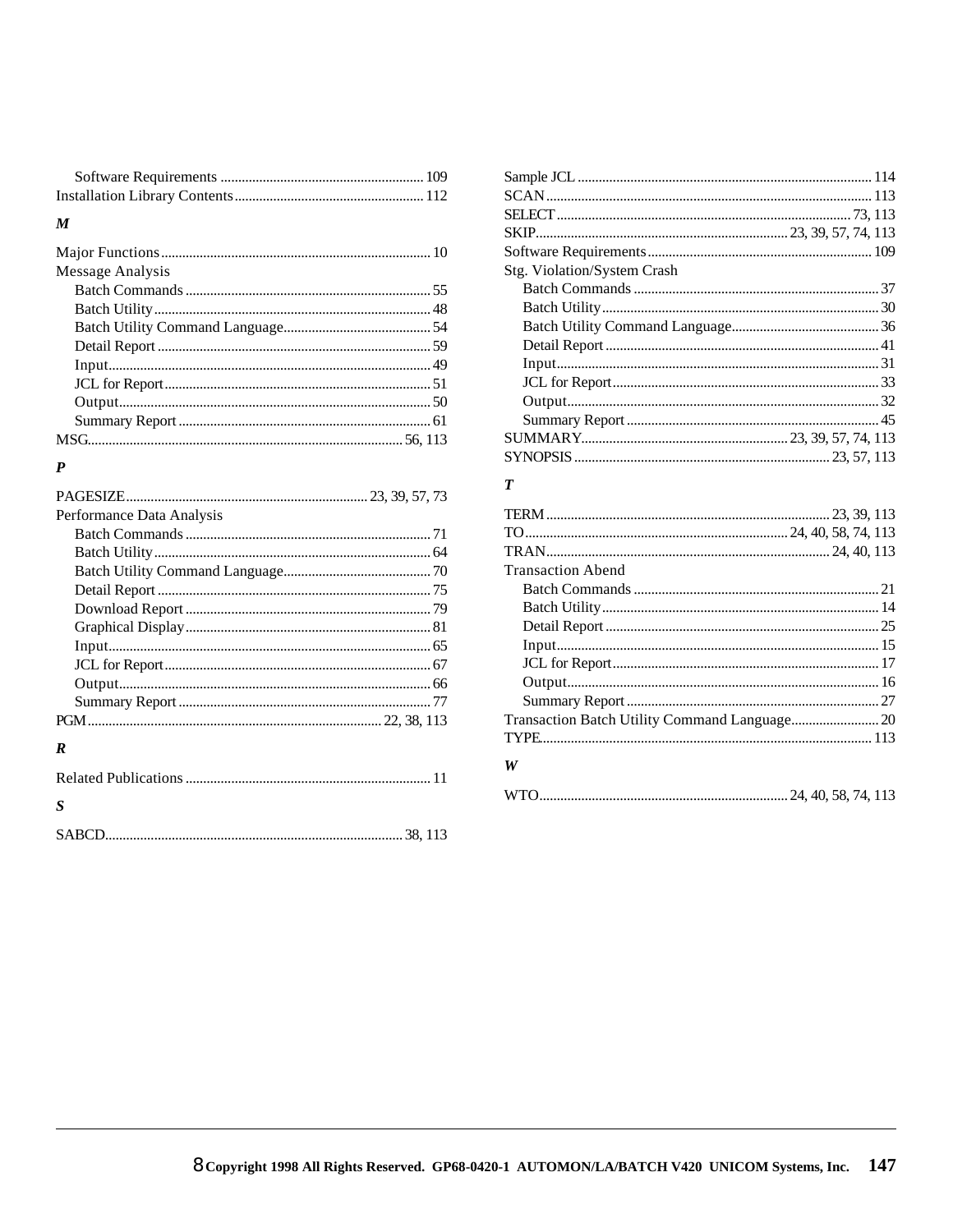Software Requirements ............................................................ 109
Installation Library Contents.................................................... 112

### M

Major Functions............................................................................ 10
Message Analysis
Batch Commands ..................................................................... 55
Batch Utility.............................................................................. 48
Batch Utility Command Language.......................................... 54
Detail Report ............................................................................ 59
Input.......................................................................................... 49
JCL for Report.......................................................................... 51
Output....................................................................................... 50
Summary Report ...................................................................... 61
MSG.......................................................................................... 56, 113

### P

PAGESIZE.................................................................... 23, 39, 57, 73
Performance Data Analysis
Batch Commands ..................................................................... 71
Batch Utility.............................................................................. 64
Batch Utility Command Language.......................................... 70
Detail Report ............................................................................ 75
Download Report ..................................................................... 79
Graphical Display..................................................................... 81
Input.......................................................................................... 65
JCL for Report.......................................................................... 67
Output....................................................................................... 66
Summary Report ...................................................................... 77
PGM.................................................................................. 22, 38, 113

### R

Related Publications ..................................................................... 11

### S

SABCD.................................................................................... 38, 113
Sample JCL .................................................................................. 114
SCAN........................................................................................... 113
SELECT.................................................................................. 73, 113
SKIP........................................................................ 23, 39, 57, 74, 113
Software Requirements ............................................................... 109
Stg. Violation/System Crash
Batch Commands ..................................................................... 37
Batch Utility.............................................................................. 30
Batch Utility Command Language.......................................... 36
Detail Report ............................................................................ 41
Input.......................................................................................... 31
JCL for Report.......................................................................... 33
Output....................................................................................... 32
Summary Report ...................................................................... 45
SUMMARY.............................................................. 23, 39, 57, 74, 113
SYNOPSIS ........................................................................ 23, 57, 113

### T

TERM ............................................................................... 23, 39, 113
TO.......................................................................... 24, 40, 58, 74, 113
TRAN................................................................................ 24, 40, 113
Transaction Abend
Batch Commands ..................................................................... 21
Batch Utility.............................................................................. 14
Detail Report ............................................................................ 25
Input.......................................................................................... 15
JCL for Report.......................................................................... 17
Output....................................................................................... 16
Summary Report ...................................................................... 27
Transaction Batch Utility Command Language......................... 20
TYPE............................................................................................ 113

### W

WTO...................................................................... 24, 40, 58, 74, 113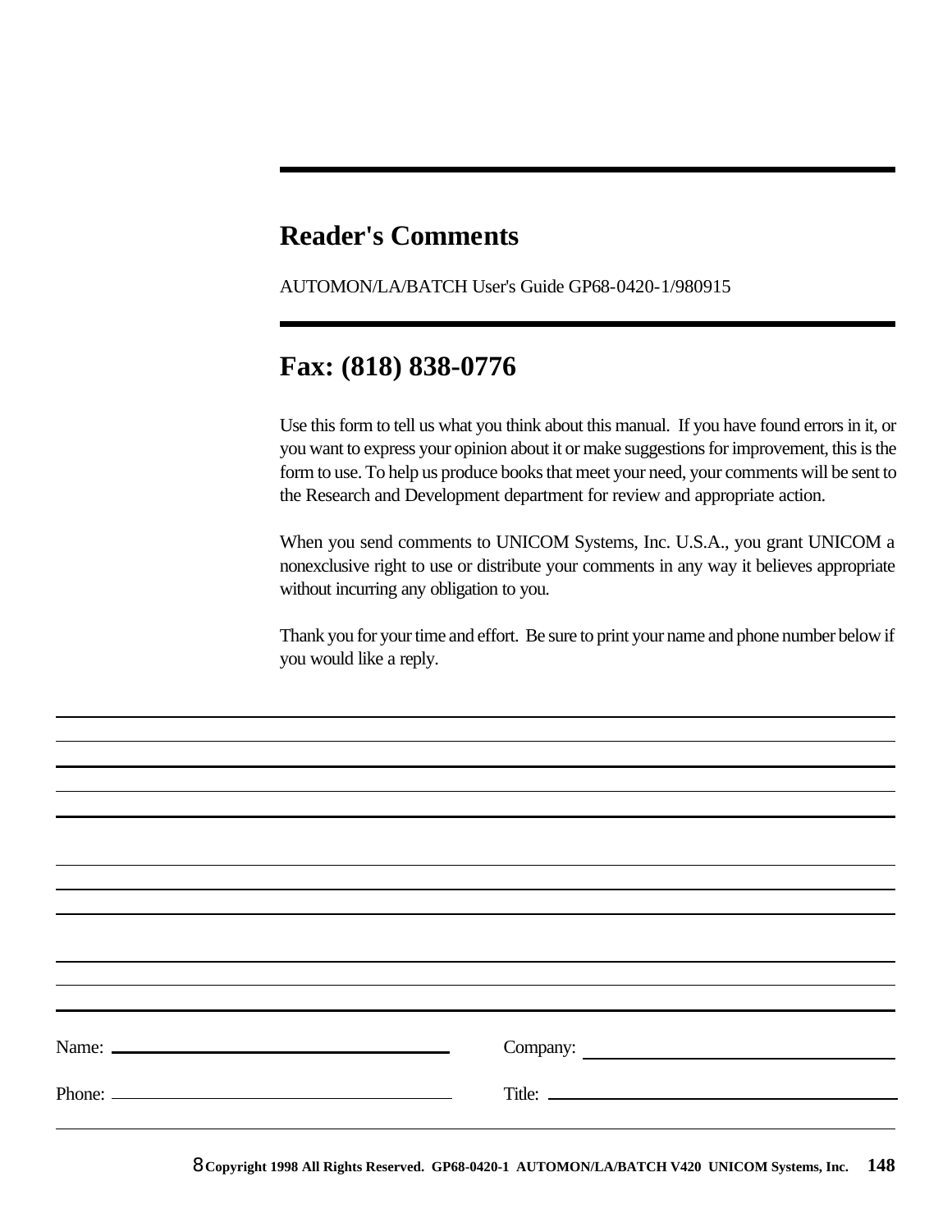## Reader's Comments

AUTOMON/LA/BATCH User's Guide GP68-0420-1/980915

## Fax: (818) 838-0776

Use this form to tell us what you think about this manual. If you have found errors in it, or you want to express your opinion about it or make suggestions for improvement, this is the form to use. To help us produce books that meet your need, your comments will be sent to the Research and Development department for review and appropriate action.

When you send comments to UNICOM Systems, Inc. U.S.A., you grant UNICOM a nonexclusive right to use or distribute your comments in any way it believes appropriate without incurring any obligation to you.

Thank you for your time and effort. Be sure to print your name and phone number below if you would like a reply.

Name: ____________________ Company: ____________________

Phone: ____________________ Title: ____________________